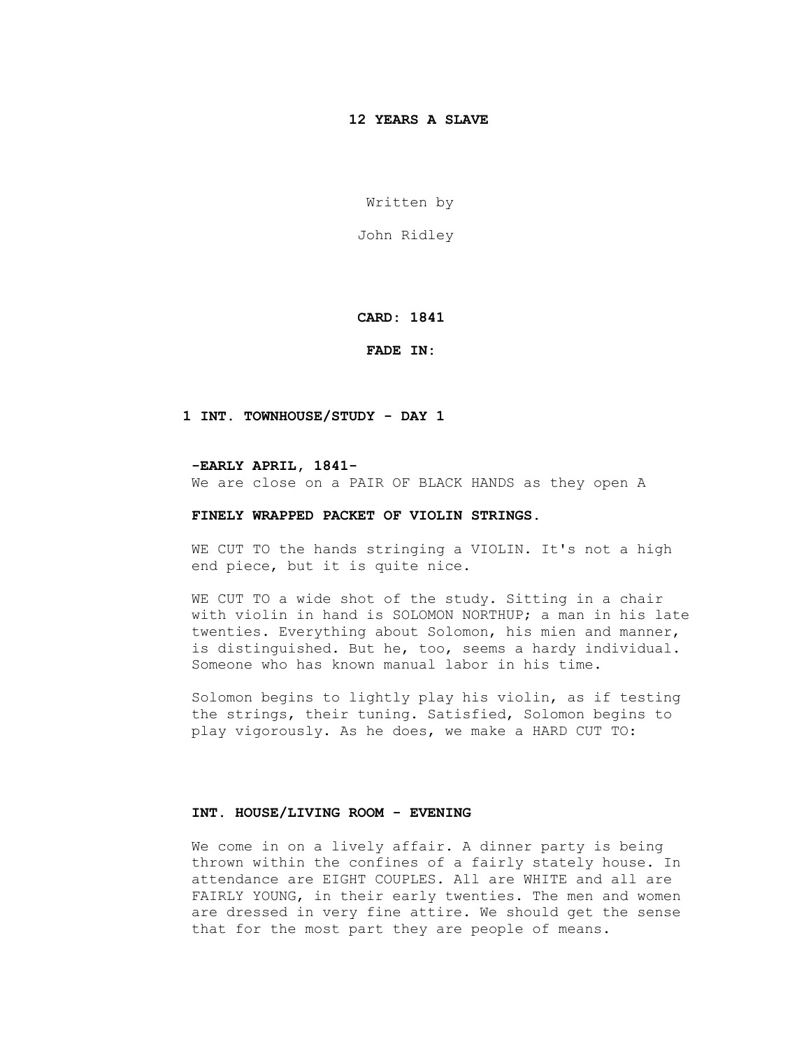**12 YEARS A SLAVE**

Written by

John Ridley

**CARD: 1841**

**FADE IN:**

**1 INT. TOWNHOUSE/STUDY - DAY 1**

**-EARLY APRIL, 1841-**
We are close on a PAIR OF BLACK HANDS as they open A

**FINELY WRAPPED PACKET OF VIOLIN STRINGS.**

WE CUT TO the hands stringing a VIOLIN. It's not a high end piece, but it is quite nice.

WE CUT TO a wide shot of the study. Sitting in a chair with violin in hand is SOLOMON NORTHUP; a man in his late twenties. Everything about Solomon, his mien and manner, is distinguished. But he, too, seems a hardy individual. Someone who has known manual labor in his time.

Solomon begins to lightly play his violin, as if testing the strings, their tuning. Satisfied, Solomon begins to play vigorously. As he does, we make a HARD CUT TO:

**INT. HOUSE/LIVING ROOM - EVENING**

We come in on a lively affair. A dinner party is being thrown within the confines of a fairly stately house. In attendance are EIGHT COUPLES. All are WHITE and all are FAIRLY YOUNG, in their early twenties. The men and women are dressed in very fine attire. We should get the sense that for the most part they are people of means.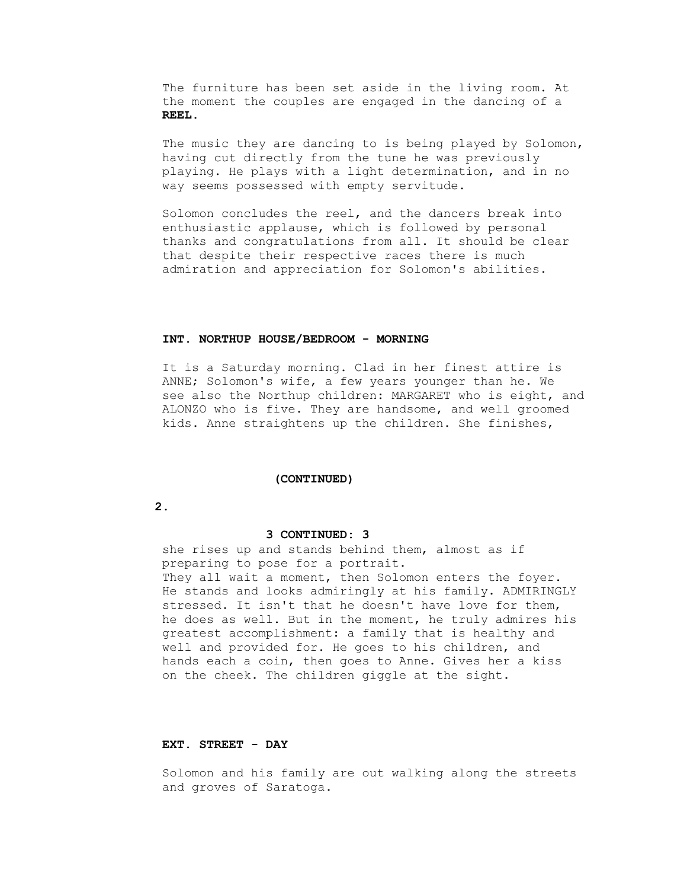The furniture has been set aside in the living room. At the moment the couples are engaged in the dancing of a **REEL.**

The music they are dancing to is being played by Solomon, having cut directly from the tune he was previously playing. He plays with a light determination, and in no way seems possessed with empty servitude.

Solomon concludes the reel, and the dancers break into enthusiastic applause, which is followed by personal thanks and congratulations from all. It should be clear that despite their respective races there is much admiration and appreciation for Solomon's abilities.

**INT. NORTHUP HOUSE/BEDROOM - MORNING**

It is a Saturday morning. Clad in her finest attire is ANNE; Solomon's wife, a few years younger than he. We see also the Northup children: MARGARET who is eight, and ALONZO who is five. They are handsome, and well groomed kids. Anne straightens up the children. She finishes,

**(CONTINUED)**

**3 CONTINUED: 3**

she rises up and stands behind them, almost as if preparing to pose for a portrait.
They all wait a moment, then Solomon enters the foyer. He stands and looks admiringly at his family. ADMIRINGLY stressed. It isn't that he doesn't have love for them, he does as well. But in the moment, he truly admires his greatest accomplishment: a family that is healthy and well and provided for. He goes to his children, and hands each a coin, then goes to Anne. Gives her a kiss on the cheek. The children giggle at the sight.

**EXT. STREET - DAY**

Solomon and his family are out walking along the streets and groves of Saratoga.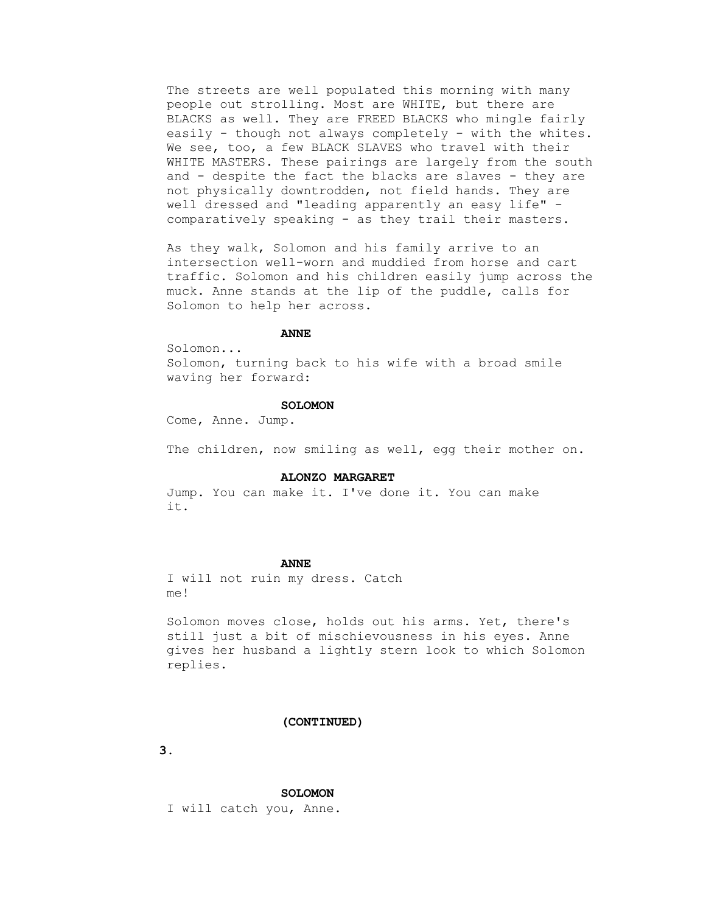The streets are well populated this morning with many people out strolling. Most are WHITE, but there are BLACKS as well. They are FREED BLACKS who mingle fairly easily - though not always completely - with the whites. We see, too, a few BLACK SLAVES who travel with their WHITE MASTERS. These pairings are largely from the south and - despite the fact the blacks are slaves - they are not physically downtrodden, not field hands. They are well dressed and "leading apparently an easy life" - comparatively speaking - as they trail their masters.

As they walk, Solomon and his family arrive to an intersection well-worn and muddied from horse and cart traffic. Solomon and his children easily jump across the muck. Anne stands at the lip of the puddle, calls for Solomon to help her across.

**ANNE**

Solomon...
Solomon, turning back to his wife with a broad smile waving her forward:

**SOLOMON**

Come, Anne. Jump.

The children, now smiling as well, egg their mother on.

**ALONZO MARGARET**

Jump. You can make it. I've done it. You can make it.

**ANNE**

I will not ruin my dress. Catch me!

Solomon moves close, holds out his arms. Yet, there's still just a bit of mischievousness in his eyes. Anne gives her husband a lightly stern look to which Solomon replies.

**(CONTINUED)**

**SOLOMON**

I will catch you, Anne.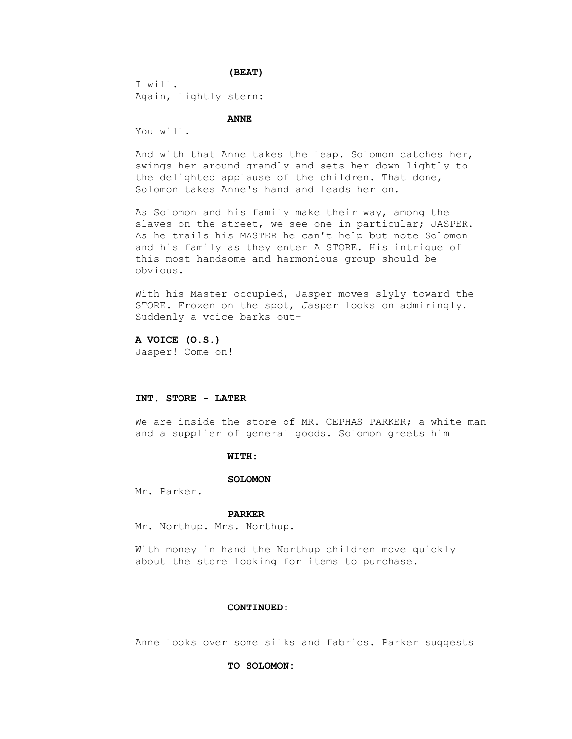**(BEAT)**

I will.
Again, lightly stern:

**ANNE**

You will.

And with that Anne takes the leap. Solomon catches her, swings her around grandly and sets her down lightly to the delighted applause of the children. That done, Solomon takes Anne's hand and leads her on.

As Solomon and his family make their way, among the slaves on the street, we see one in particular; JASPER. As he trails his MASTER he can't help but note Solomon and his family as they enter A STORE. His intrigue of this most handsome and harmonious group should be obvious.

With his Master occupied, Jasper moves slyly toward the STORE. Frozen on the spot, Jasper looks on admiringly. Suddenly a voice barks out-

**A VOICE (O.S.)**

Jasper! Come on!

**INT. STORE - LATER**

We are inside the store of MR. CEPHAS PARKER; a white man and a supplier of general goods. Solomon greets him

**WITH:**

**SOLOMON**

Mr. Parker.

**PARKER**

Mr. Northup. Mrs. Northup.

With money in hand the Northup children move quickly about the store looking for items to purchase.

**CONTINUED:**

Anne looks over some silks and fabrics. Parker suggests

**TO SOLOMON:**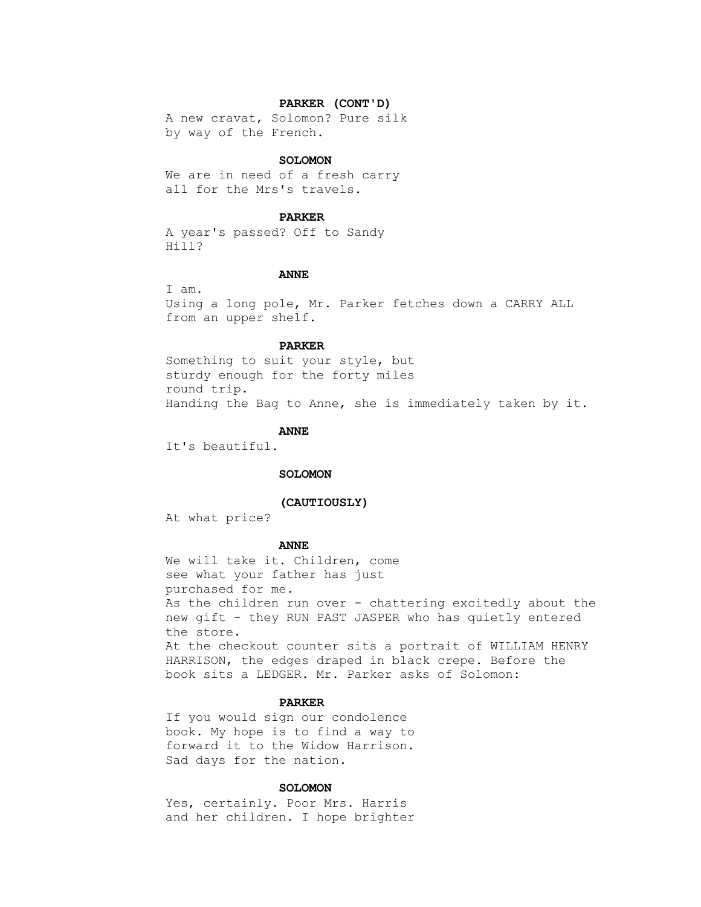**PARKER (CONT'D)**

A new cravat, Solomon? Pure silk by way of the French.

**SOLOMON**

We are in need of a fresh carry all for the Mrs's travels.

**PARKER**

A year's passed? Off to Sandy Hill?

**ANNE**

I am.

Using a long pole, Mr. Parker fetches down a CARRY ALL from an upper shelf.

**PARKER**

Something to suit your style, but sturdy enough for the forty miles round trip.

Handing the Bag to Anne, she is immediately taken by it.

**ANNE**

It's beautiful.

**SOLOMON**

**(CAUTIOUSLY)**

At what price?

**ANNE**

We will take it. Children, come see what your father has just purchased for me.

As the children run over - chattering excitedly about the new gift - they RUN PAST JASPER who has quietly entered the store.

At the checkout counter sits a portrait of WILLIAM HENRY HARRISON, the edges draped in black crepe. Before the book sits a LEDGER. Mr. Parker asks of Solomon:

**PARKER**

If you would sign our condolence book. My hope is to find a way to forward it to the Widow Harrison. Sad days for the nation.

**SOLOMON**

Yes, certainly. Poor Mrs. Harris and her children. I hope brighter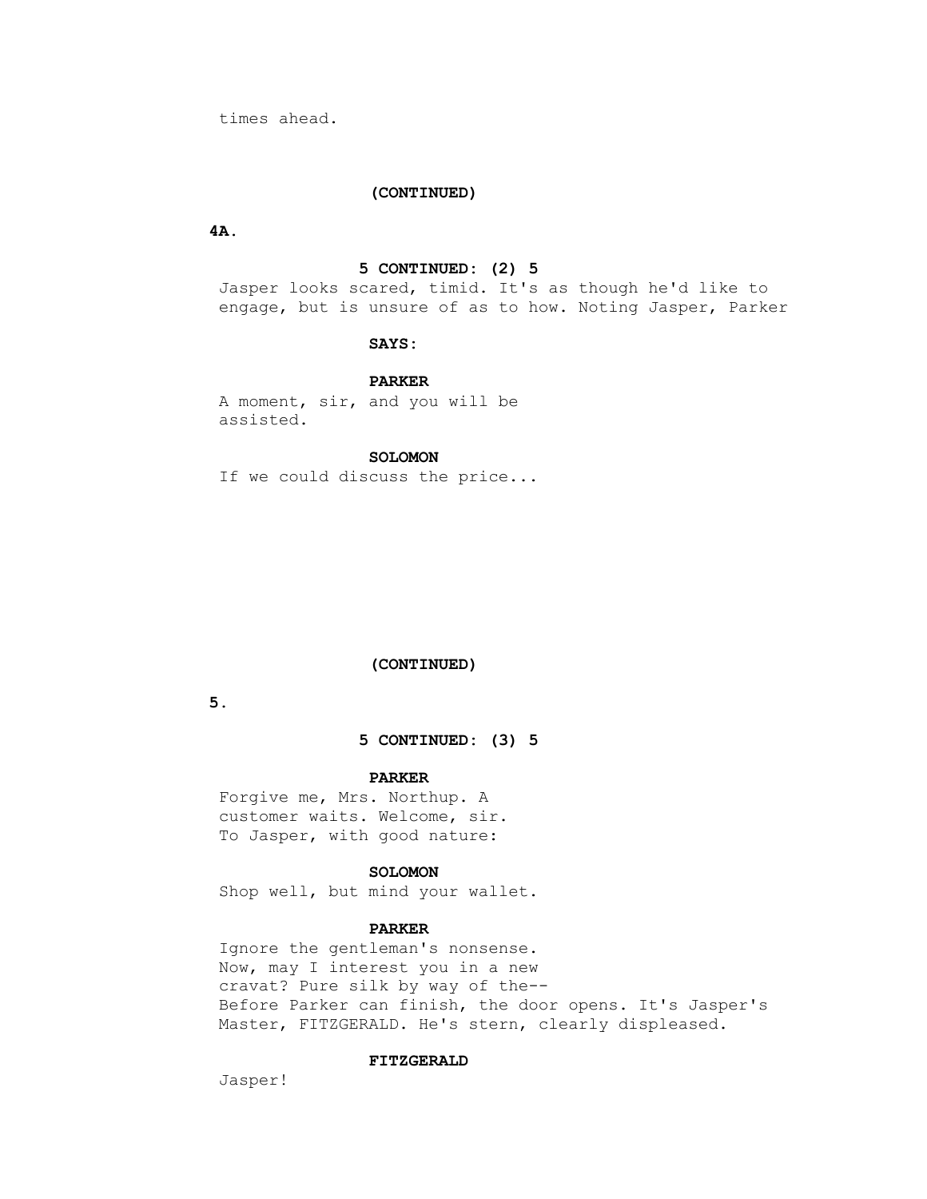times ahead.

(CONTINUED)

**5 CONTINUED: (2) 5**

Jasper looks scared, timid. It's as though he'd like to engage, but is unsure of as to how. Noting Jasper, Parker

**SAYS:**

**PARKER**

A moment, sir, and you will be assisted.

**SOLOMON**

If we could discuss the price...

(CONTINUED)

**5 CONTINUED: (3) 5**

**PARKER**

Forgive me, Mrs. Northup. A customer waits. Welcome, sir. To Jasper, with good nature:

**SOLOMON**

Shop well, but mind your wallet.

**PARKER**

Ignore the gentleman's nonsense. Now, may I interest you in a new cravat? Pure silk by way of the--

Before Parker can finish, the door opens. It's Jasper's Master, FITZGERALD. He's stern, clearly displeased.

**FITZGERALD**

Jasper!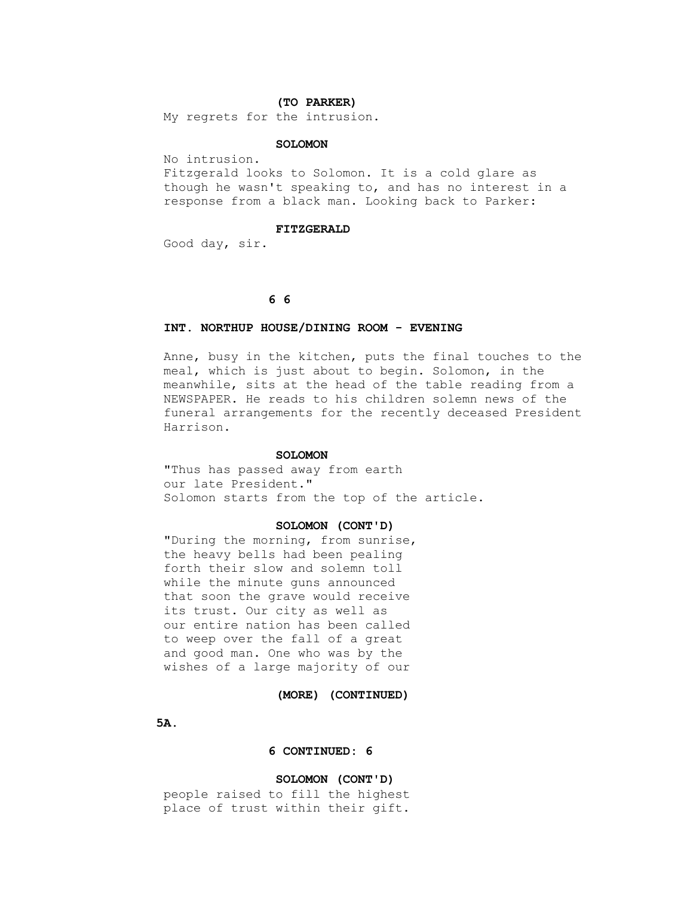**(TO PARKER)**

My regrets for the intrusion.

**SOLOMON**

No intrusion.

Fitzgerald looks to Solomon. It is a cold glare as though he wasn't speaking to, and has no interest in a response from a black man. Looking back to Parker:

**FITZGERALD**

Good day, sir.

**6 6**

**INT. NORTHUP HOUSE/DINING ROOM - EVENING**

Anne, busy in the kitchen, puts the final touches to the meal, which is just about to begin. Solomon, in the meanwhile, sits at the head of the table reading from a NEWSPAPER. He reads to his children solemn news of the funeral arrangements for the recently deceased President Harrison.

**SOLOMON**

"Thus has passed away from earth
our late President."

Solomon starts from the top of the article.

**SOLOMON (CONT'D)**

"During the morning, from sunrise,
the heavy bells had been pealing
forth their slow and solemn toll
while the minute guns announced
that soon the grave would receive
its trust. Our city as well as
our entire nation has been called
to weep over the fall of a great
and good man. One who was by the
wishes of a large majority of our

**(MORE) (CONTINUED)**

**5A.**

**6 CONTINUED: 6**

**SOLOMON (CONT'D)**

people raised to fill the highest
place of trust within their gift.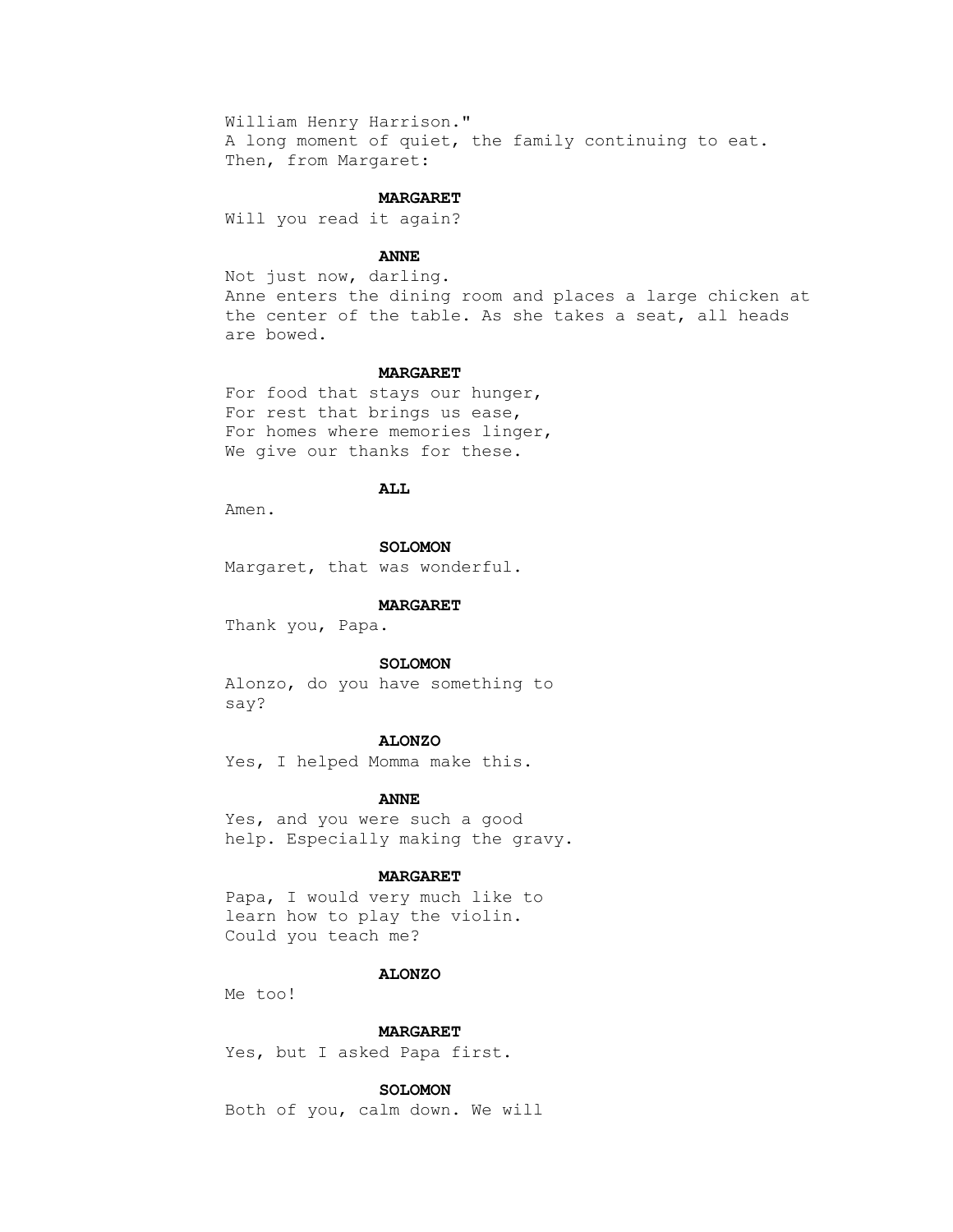William Henry Harrison."
A long moment of quiet, the family continuing to eat.
Then, from Margaret:

**MARGARET**

Will you read it again?

**ANNE**

Not just now, darling.
Anne enters the dining room and places a large chicken at the center of the table. As she takes a seat, all heads are bowed.

**MARGARET**

For food that stays our hunger,
For rest that brings us ease,
For homes where memories linger,
We give our thanks for these.

**ALL**

Amen.

**SOLOMON**

Margaret, that was wonderful.

**MARGARET**

Thank you, Papa.

**SOLOMON**

Alonzo, do you have something to say?

**ALONZO**

Yes, I helped Momma make this.

**ANNE**

Yes, and you were such a good help. Especially making the gravy.

**MARGARET**

Papa, I would very much like to learn how to play the violin. Could you teach me?

**ALONZO**

Me too!

**MARGARET**

Yes, but I asked Papa first.

**SOLOMON**

Both of you, calm down. We will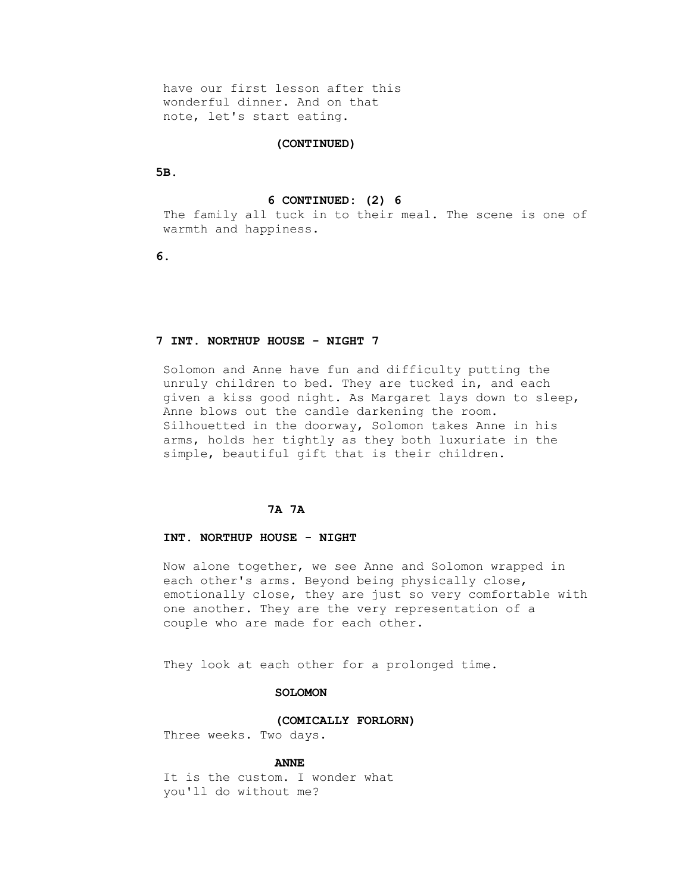have our first lesson after this wonderful dinner. And on that note, let's start eating.

(CONTINUED)

6 CONTINUED: (2) 6

The family all tuck in to their meal. The scene is one of warmth and happiness.

**7 INT. NORTHUP HOUSE - NIGHT 7**

Solomon and Anne have fun and difficulty putting the unruly children to bed. They are tucked in, and each given a kiss good night. As Margaret lays down to sleep, Anne blows out the candle darkening the room. Silhouetted in the doorway, Solomon takes Anne in his arms, holds her tightly as they both luxuriate in the simple, beautiful gift that is their children.

**7A 7A**

**INT. NORTHUP HOUSE - NIGHT**

Now alone together, we see Anne and Solomon wrapped in each other's arms. Beyond being physically close, emotionally close, they are just so very comfortable with one another. They are the very representation of a couple who are made for each other.

They look at each other for a prolonged time.

**SOLOMON**

**(COMICALLY FORLORN)**

Three weeks. Two days.

**ANNE**

It is the custom. I wonder what you'll do without me?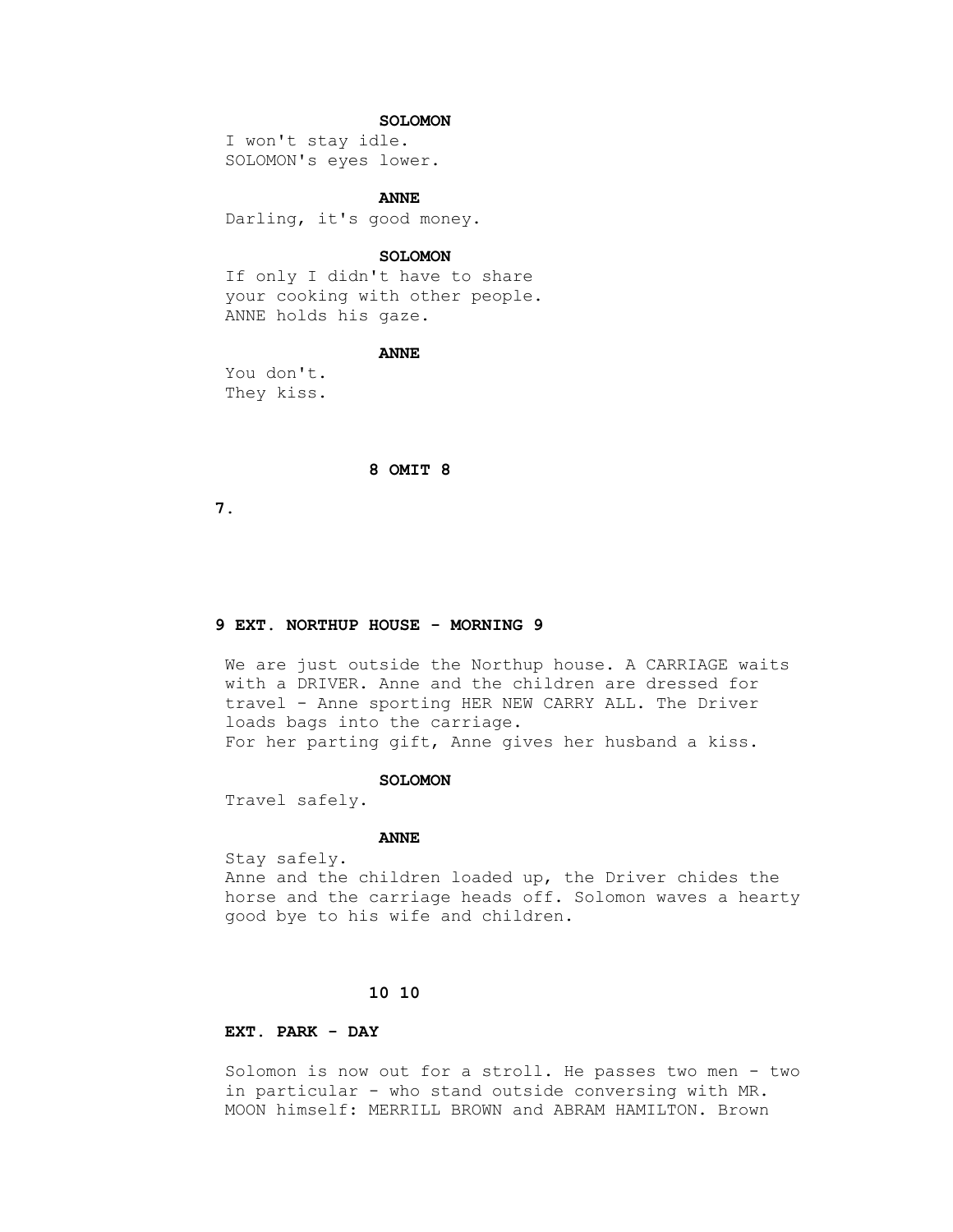**SOLOMON**

I won't stay idle.

SOLOMON's eyes lower.

**ANNE**

Darling, it's good money.

**SOLOMON**

If only I didn't have to share
your cooking with other people.

ANNE holds his gaze.

**ANNE**

You don't.

They kiss.

**8 OMIT 8**

**9 EXT. NORTHUP HOUSE - MORNING 9**

We are just outside the Northup house. A CARRIAGE waits with a DRIVER. Anne and the children are dressed for travel - Anne sporting HER NEW CARRY ALL. The Driver loads bags into the carriage.

For her parting gift, Anne gives her husband a kiss.

**SOLOMON**

Travel safely.

**ANNE**

Stay safely.

Anne and the children loaded up, the Driver chides the horse and the carriage heads off. Solomon waves a hearty good bye to his wife and children.

**10 10**

**EXT. PARK - DAY**

Solomon is now out for a stroll. He passes two men - two in particular - who stand outside conversing with MR. MOON himself: MERRILL BROWN and ABRAM HAMILTON. Brown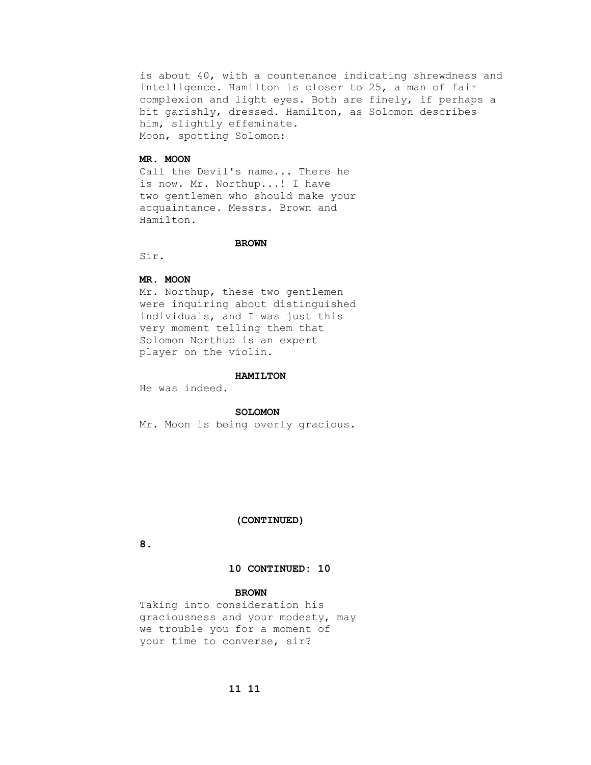is about 40, with a countenance indicating shrewdness and intelligence. Hamilton is closer to 25, a man of fair complexion and light eyes. Both are finely, if perhaps a bit garishly, dressed. Hamilton, as Solomon describes him, slightly effeminate.
Moon, spotting Solomon:

**MR. MOON**
Call the Devil's name... There he is now. Mr. Northup...! I have two gentlemen who should make your acquaintance. Messrs. Brown and Hamilton.

**BROWN**
Sir.

**MR. MOON**
Mr. Northup, these two gentlemen were inquiring about distinguished individuals, and I was just this very moment telling them that Solomon Northup is an expert player on the violin.

**HAMILTON**
He was indeed.

**SOLOMON**
Mr. Moon is being overly gracious.

**(CONTINUED)**

**10 CONTINUED: 10**

**BROWN**
Taking into consideration his graciousness and your modesty, may we trouble you for a moment of your time to converse, sir?

**11 11**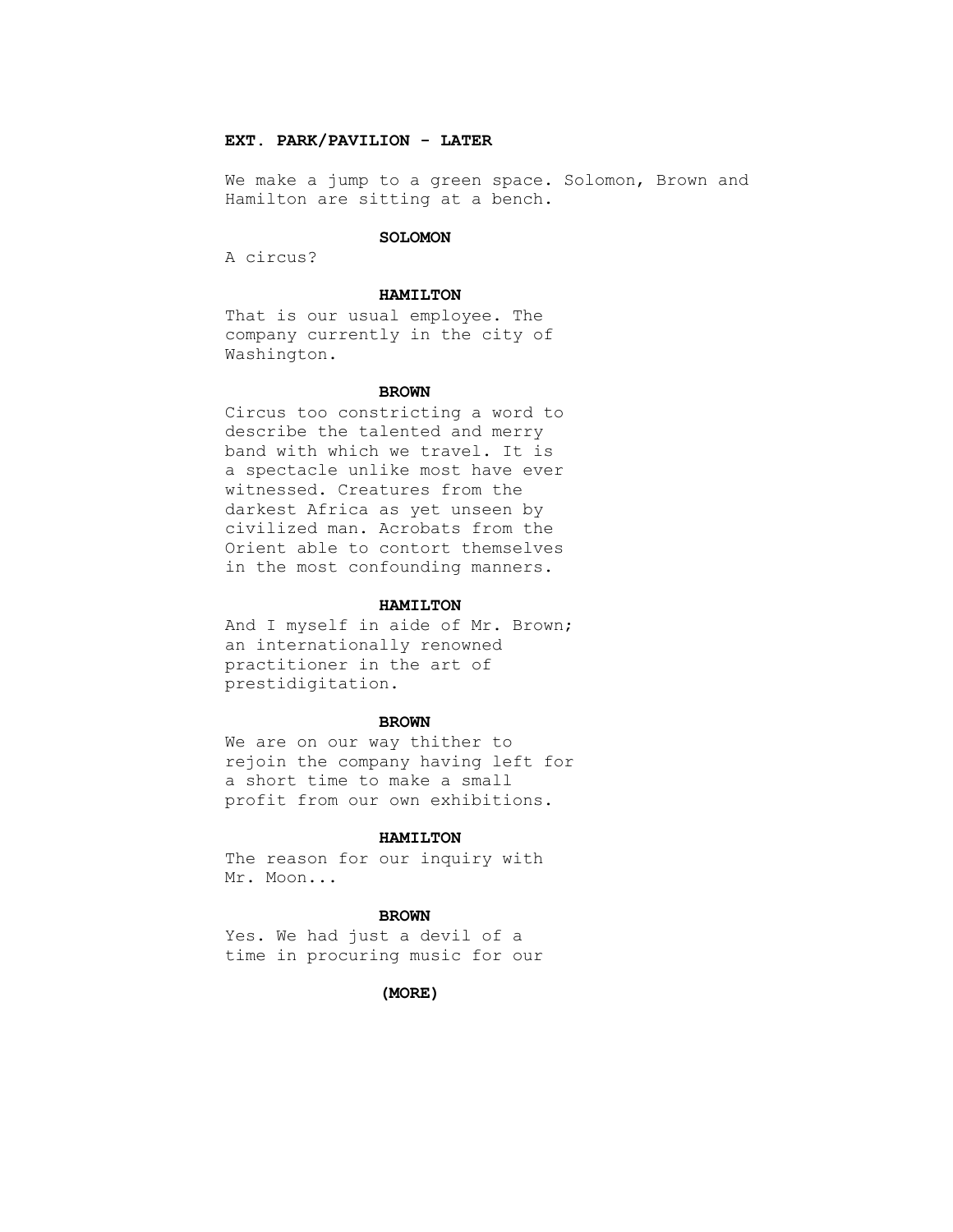**EXT. PARK/PAVILION - LATER**

We make a jump to a green space. Solomon, Brown and Hamilton are sitting at a bench.

**SOLOMON**

A circus?

**HAMILTON**

That is our usual employee. The company currently in the city of Washington.

**BROWN**

Circus too constricting a word to describe the talented and merry band with which we travel. It is a spectacle unlike most have ever witnessed. Creatures from the darkest Africa as yet unseen by civilized man. Acrobats from the Orient able to contort themselves in the most confounding manners.

**HAMILTON**

And I myself in aide of Mr. Brown; an internationally renowned practitioner in the art of prestidigitation.

**BROWN**

We are on our way thither to rejoin the company having left for a short time to make a small profit from our own exhibitions.

**HAMILTON**

The reason for our inquiry with Mr. Moon...

**BROWN**

Yes. We had just a devil of a time in procuring music for our

**(MORE)**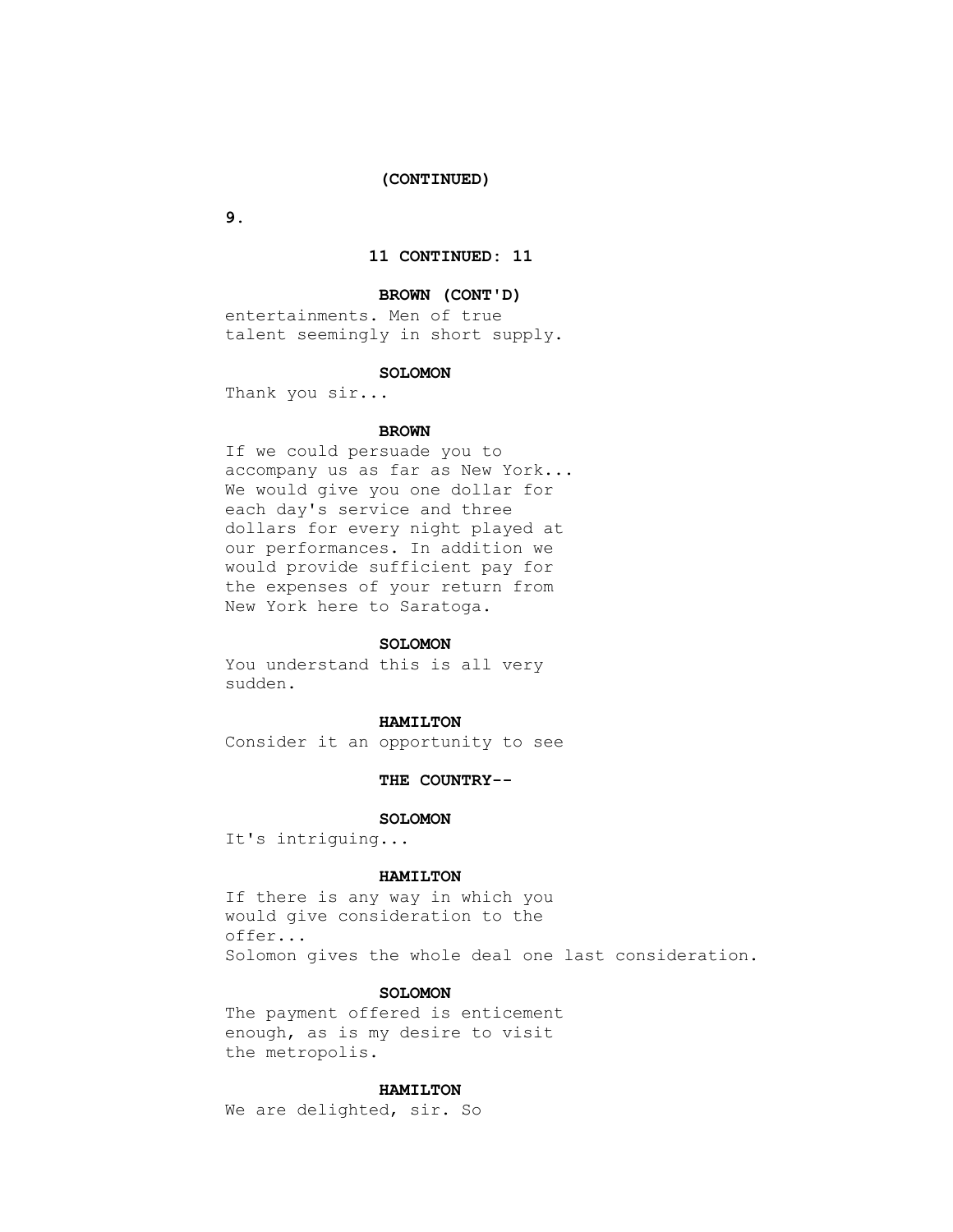(CONTINUED)

**11 CONTINUED: 11**

**BROWN (CONT'D)**
entertainments. Men of true talent seemingly in short supply.

**SOLOMON**
Thank you sir...

**BROWN**
If we could persuade you to accompany us as far as New York... We would give you one dollar for each day's service and three dollars for every night played at our performances. In addition we would provide sufficient pay for the expenses of your return from New York here to Saratoga.

**SOLOMON**
You understand this is all very sudden.

**HAMILTON**
Consider it an opportunity to see

**THE COUNTRY--**

**SOLOMON**
It's intriguing...

**HAMILTON**
If there is any way in which you would give consideration to the offer...

Solomon gives the whole deal one last consideration.

**SOLOMON**
The payment offered is enticement enough, as is my desire to visit the metropolis.

**HAMILTON**
We are delighted, sir. So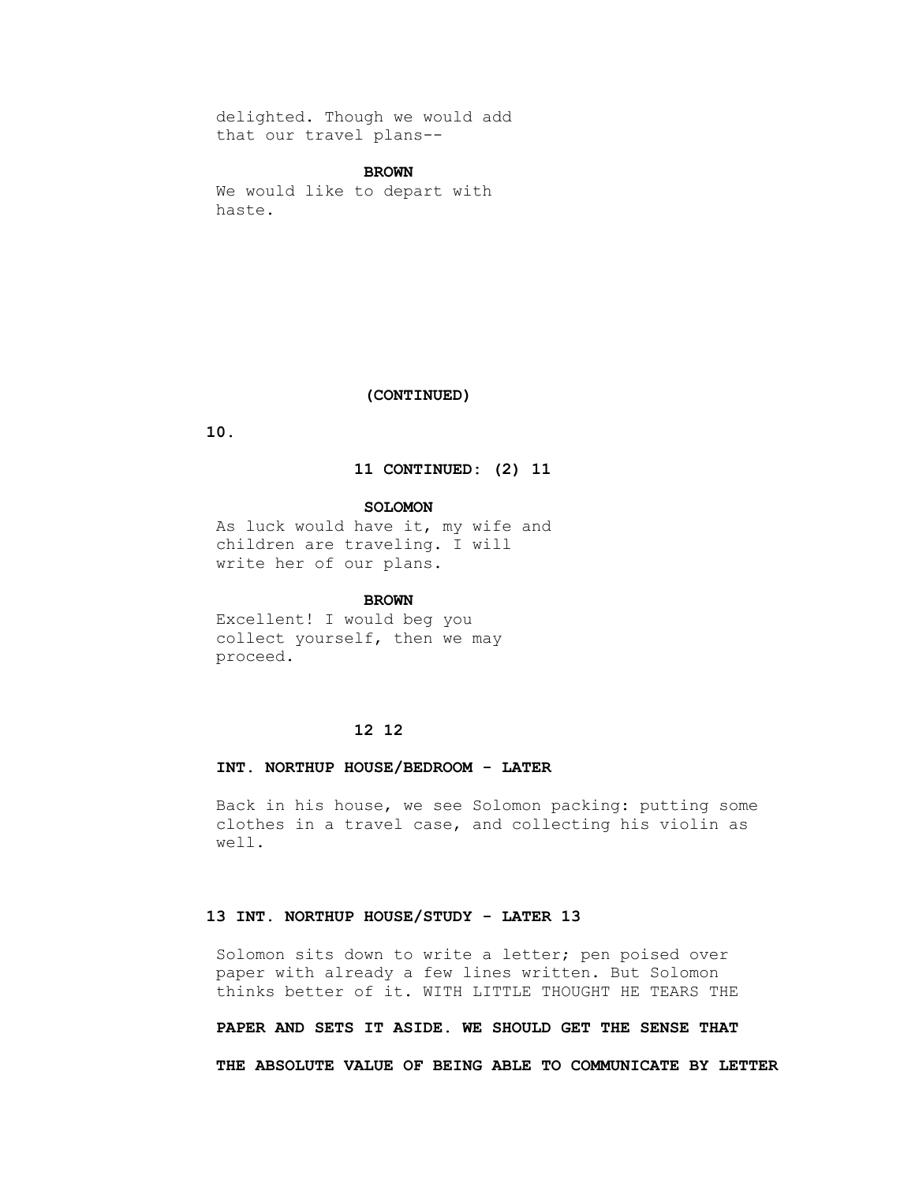delighted. Though we would add that our travel plans--

**BROWN**

We would like to depart with haste.

**(CONTINUED)**

**11 CONTINUED: (2) 11**

**SOLOMON**

As luck would have it, my wife and children are traveling. I will write her of our plans.

**BROWN**

Excellent! I would beg you collect yourself, then we may proceed.

**12 12**

**INT. NORTHUP HOUSE/BEDROOM - LATER**

Back in his house, we see Solomon packing: putting some clothes in a travel case, and collecting his violin as well.

**13 INT. NORTHUP HOUSE/STUDY - LATER 13**

Solomon sits down to write a letter; pen poised over paper with already a few lines written. But Solomon thinks better of it. WITH LITTLE THOUGHT HE TEARS THE

**PAPER AND SETS IT ASIDE. WE SHOULD GET THE SENSE THAT**

**THE ABSOLUTE VALUE OF BEING ABLE TO COMMUNICATE BY LETTER**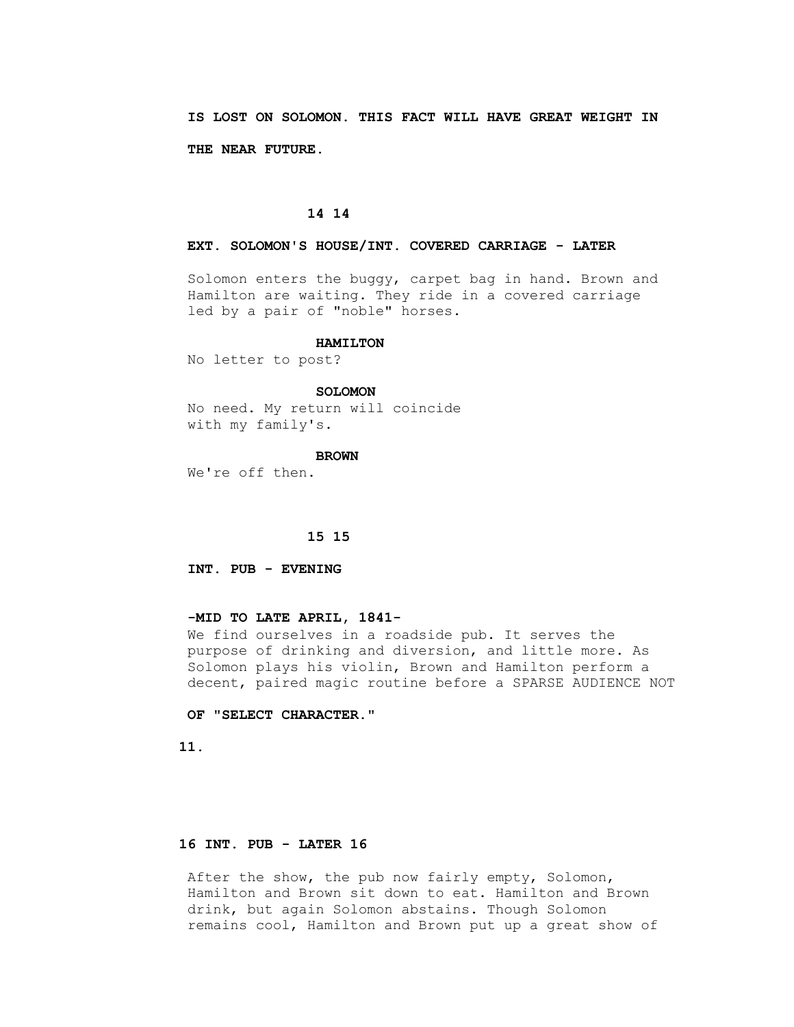**IS LOST ON SOLOMON. THIS FACT WILL HAVE GREAT WEIGHT IN THE NEAR FUTURE.**

**14 14**

**EXT. SOLOMON'S HOUSE/INT. COVERED CARRIAGE - LATER**

Solomon enters the buggy, carpet bag in hand. Brown and Hamilton are waiting. They ride in a covered carriage led by a pair of "noble" horses.

**HAMILTON**
No letter to post?

**SOLOMON**
No need. My return will coincide with my family's.

**BROWN**
We're off then.

**15 15**

**INT. PUB - EVENING**

**-MID TO LATE APRIL, 1841-**
We find ourselves in a roadside pub. It serves the purpose of drinking and diversion, and little more. As Solomon plays his violin, Brown and Hamilton perform a decent, paired magic routine before a SPARSE AUDIENCE NOT **OF "SELECT CHARACTER."**

**16 INT. PUB - LATER 16**

After the show, the pub now fairly empty, Solomon, Hamilton and Brown sit down to eat. Hamilton and Brown drink, but again Solomon abstains. Though Solomon remains cool, Hamilton and Brown put up a great show of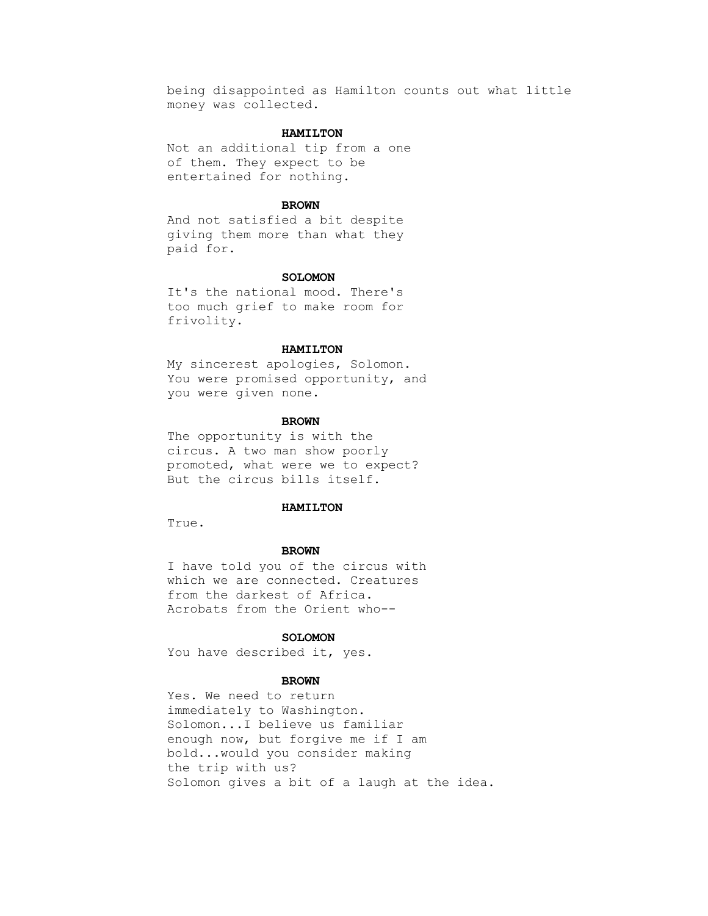being disappointed as Hamilton counts out what little money was collected.

**HAMILTON**

Not an additional tip from a one of them. They expect to be entertained for nothing.

**BROWN**

And not satisfied a bit despite giving them more than what they paid for.

**SOLOMON**

It's the national mood. There's too much grief to make room for frivolity.

**HAMILTON**

My sincerest apologies, Solomon. You were promised opportunity, and you were given none.

**BROWN**

The opportunity is with the circus. A two man show poorly promoted, what were we to expect? But the circus bills itself.

**HAMILTON**

True.

**BROWN**

I have told you of the circus with which we are connected. Creatures from the darkest of Africa. Acrobats from the Orient who--

**SOLOMON**

You have described it, yes.

**BROWN**

Yes. We need to return immediately to Washington. Solomon...I believe us familiar enough now, but forgive me if I am bold...would you consider making the trip with us?

Solomon gives a bit of a laugh at the idea.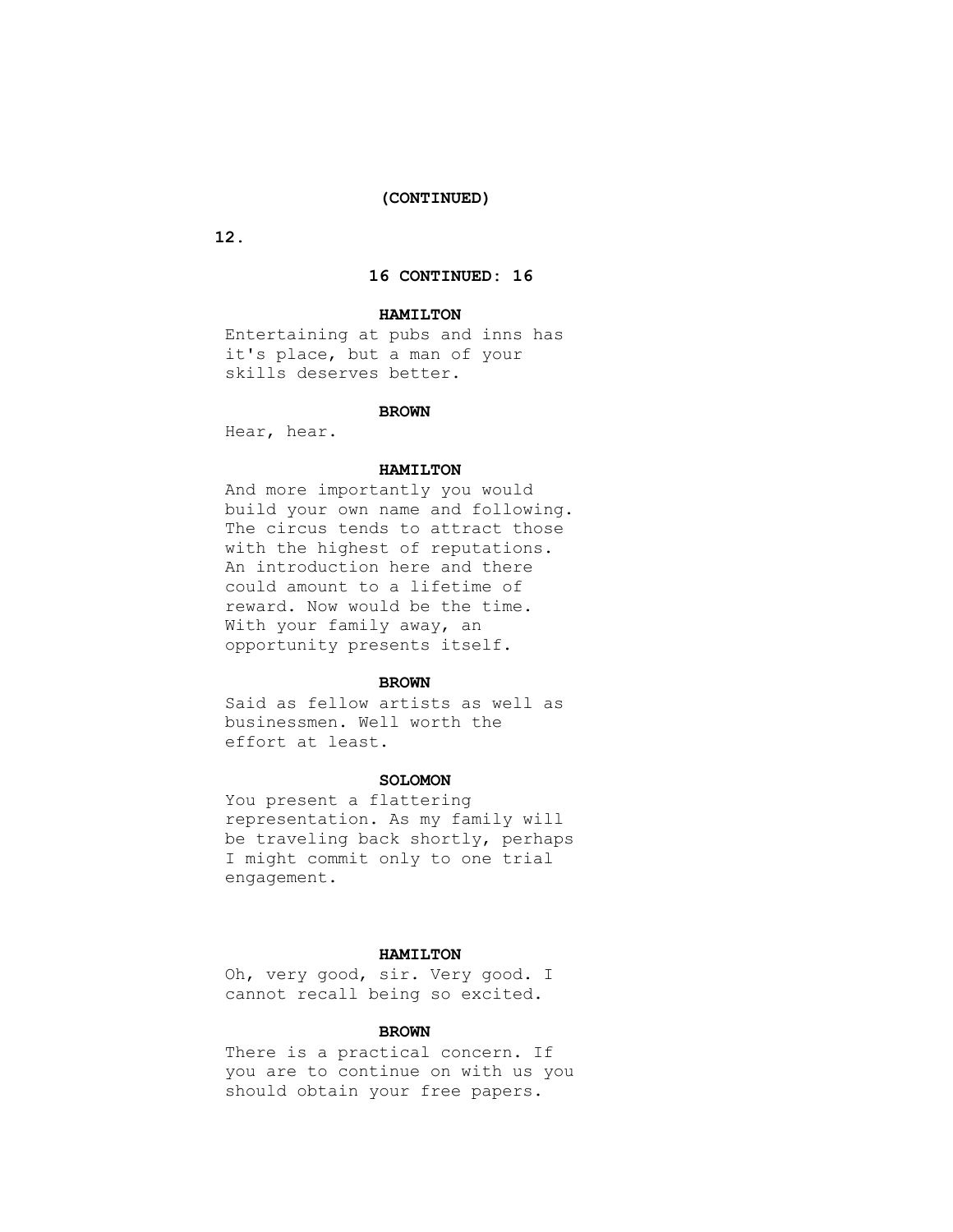(CONTINUED)

16 CONTINUED: 16

**HAMILTON**

Entertaining at pubs and inns has it's place, but a man of your skills deserves better.

**BROWN**

Hear, hear.

**HAMILTON**

And more importantly you would build your own name and following. The circus tends to attract those with the highest of reputations. An introduction here and there could amount to a lifetime of reward. Now would be the time. With your family away, an opportunity presents itself.

**BROWN**

Said as fellow artists as well as businessmen. Well worth the effort at least.

**SOLOMON**

You present a flattering representation. As my family will be traveling back shortly, perhaps I might commit only to one trial engagement.

**HAMILTON**

Oh, very good, sir. Very good. I cannot recall being so excited.

**BROWN**

There is a practical concern. If you are to continue on with us you should obtain your free papers.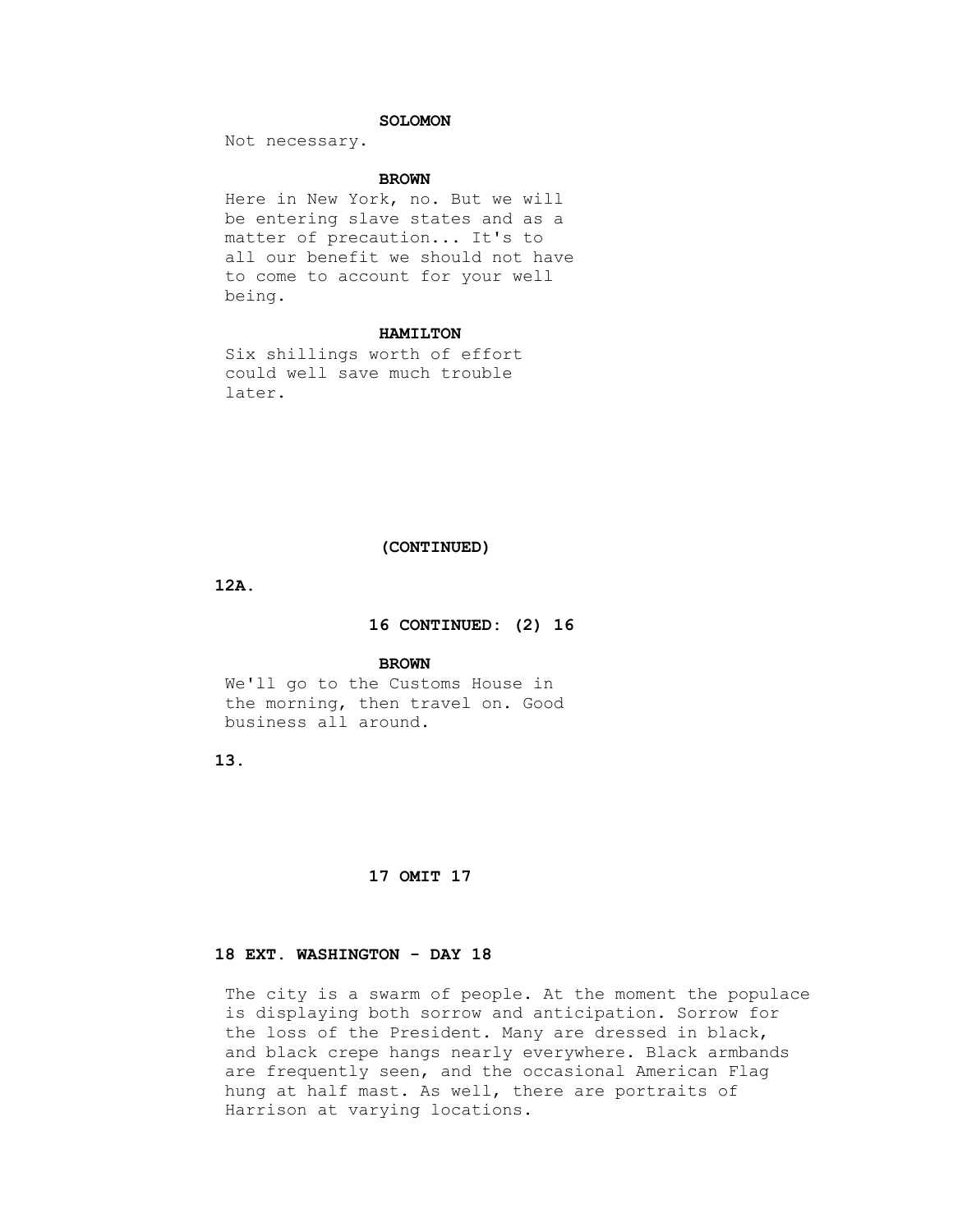**SOLOMON**

Not necessary.

**BROWN**

Here in New York, no. But we will be entering slave states and as a matter of precaution... It's to all our benefit we should not have to come to account for your well being.

**HAMILTON**

Six shillings worth of effort could well save much trouble later.

**(CONTINUED)**

**16 CONTINUED: (2) 16**

**BROWN**

We'll go to the Customs House in the morning, then travel on. Good business all around.

**17 OMIT 17**

**18 EXT. WASHINGTON - DAY 18**

The city is a swarm of people. At the moment the populace is displaying both sorrow and anticipation. Sorrow for the loss of the President. Many are dressed in black, and black crepe hangs nearly everywhere. Black armbands are frequently seen, and the occasional American Flag hung at half mast. As well, there are portraits of Harrison at varying locations.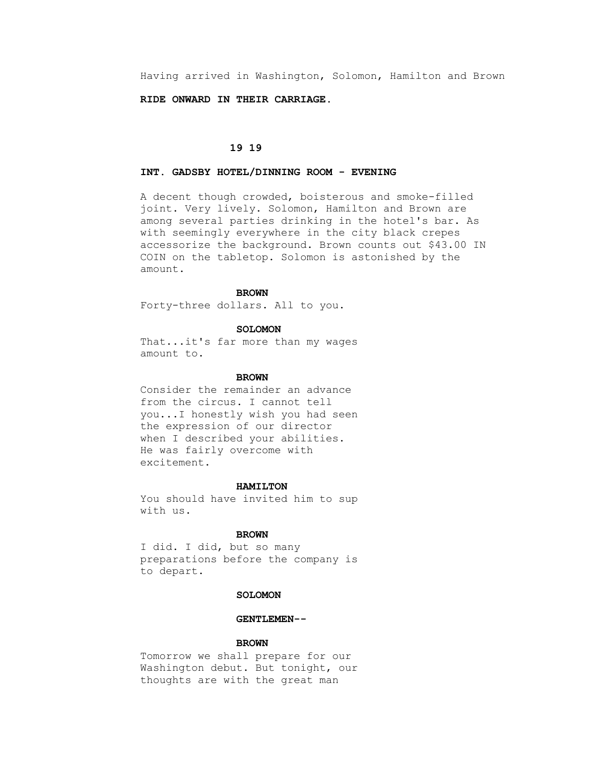Having arrived in Washington, Solomon, Hamilton and Brown

**RIDE ONWARD IN THEIR CARRIAGE.**

**19 19**

**INT. GADSBY HOTEL/DINNING ROOM - EVENING**

A decent though crowded, boisterous and smoke-filled joint. Very lively. Solomon, Hamilton and Brown are among several parties drinking in the hotel's bar. As with seemingly everywhere in the city black crepes accessorize the background. Brown counts out $43.00 IN COIN on the tabletop. Solomon is astonished by the amount.

**BROWN**

Forty-three dollars. All to you.

**SOLOMON**

That...it's far more than my wages amount to.

**BROWN**

Consider the remainder an advance from the circus. I cannot tell you...I honestly wish you had seen the expression of our director when I described your abilities. He was fairly overcome with excitement.

**HAMILTON**

You should have invited him to sup with us.

**BROWN**

I did. I did, but so many preparations before the company is to depart.

**SOLOMON**

**GENTLEMEN--**

**BROWN**

Tomorrow we shall prepare for our Washington debut. But tonight, our thoughts are with the great man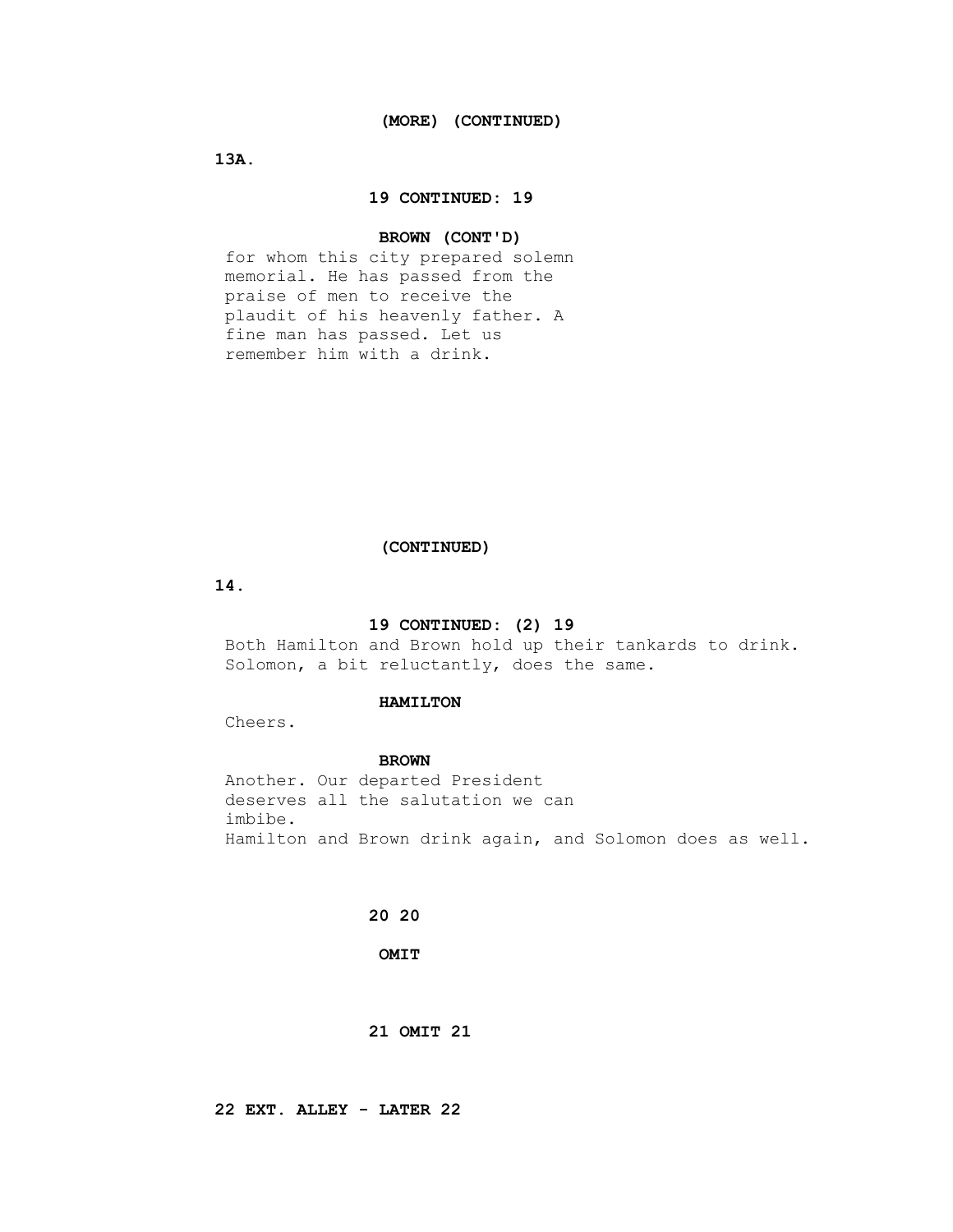(MORE) (CONTINUED)

19 CONTINUED: 19

**BROWN (CONT'D)**
for whom this city prepared solemn memorial. He has passed from the praise of men to receive the plaudit of his heavenly father. A fine man has passed. Let us remember him with a drink.

(CONTINUED)

19 CONTINUED: (2) 19

Both Hamilton and Brown hold up their tankards to drink. Solomon, a bit reluctantly, does the same.

**HAMILTON**
Cheers.

**BROWN**
Another. Our departed President deserves all the salutation we can imbibe.

Hamilton and Brown drink again, and Solomon does as well.

**20 20**

**OMIT**

**21 OMIT 21**

**22 EXT. ALLEY - LATER 22**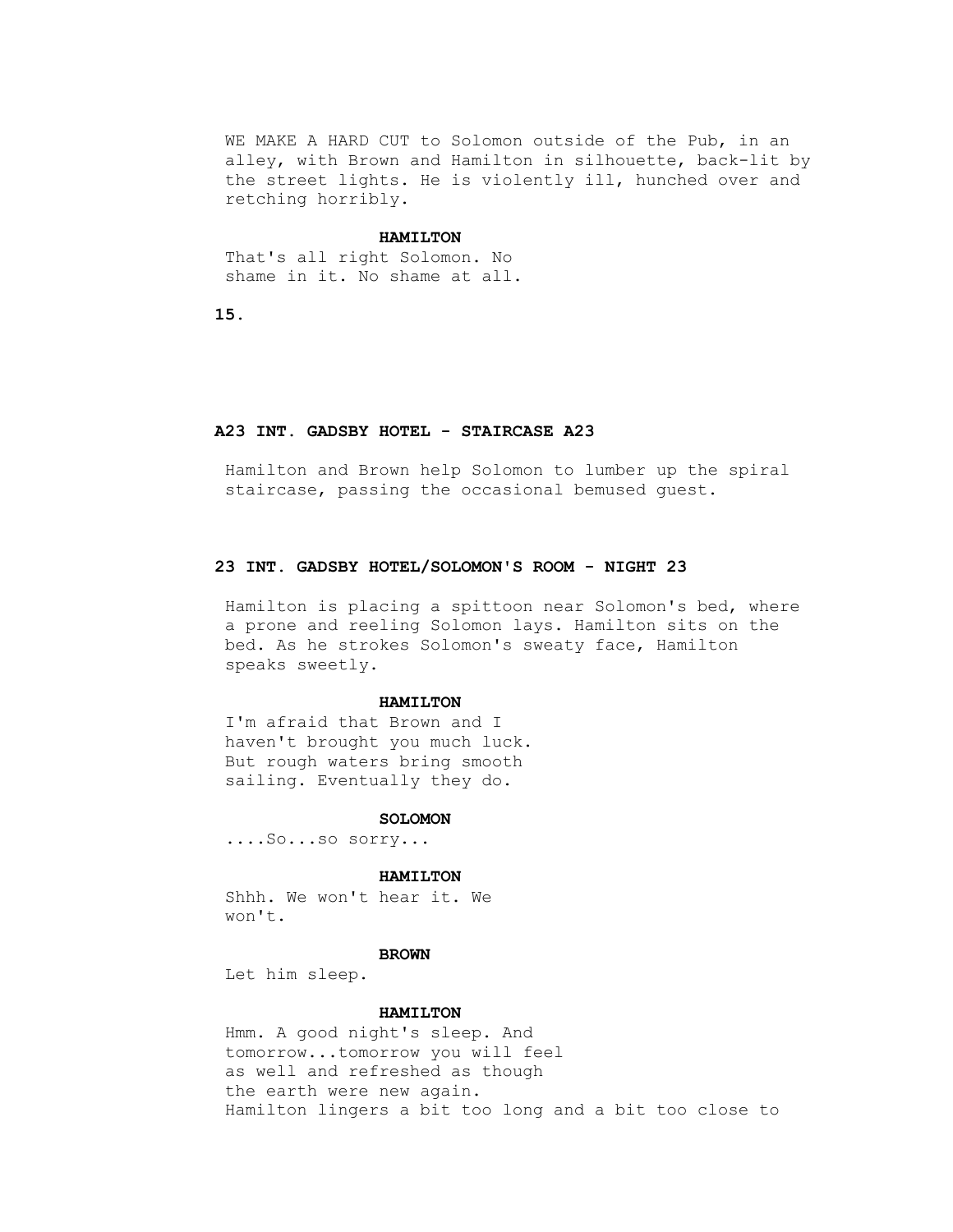WE MAKE A HARD CUT to Solomon outside of the Pub, in an alley, with Brown and Hamilton in silhouette, back-lit by the street lights. He is violently ill, hunched over and retching horribly.

**HAMILTON**

That's all right Solomon. No shame in it. No shame at all.

**A23 INT. GADSBY HOTEL - STAIRCASE A23**

Hamilton and Brown help Solomon to lumber up the spiral staircase, passing the occasional bemused guest.

**23 INT. GADSBY HOTEL/SOLOMON'S ROOM - NIGHT 23**

Hamilton is placing a spittoon near Solomon's bed, where a prone and reeling Solomon lays. Hamilton sits on the bed. As he strokes Solomon's sweaty face, Hamilton speaks sweetly.

**HAMILTON**

I'm afraid that Brown and I haven't brought you much luck. But rough waters bring smooth sailing. Eventually they do.

**SOLOMON**

....So...so sorry...

**HAMILTON**

Shhh. We won't hear it. We won't.

**BROWN**

Let him sleep.

**HAMILTON**

Hmm. A good night's sleep. And tomorrow...tomorrow you will feel as well and refreshed as though the earth were new again.

Hamilton lingers a bit too long and a bit too close to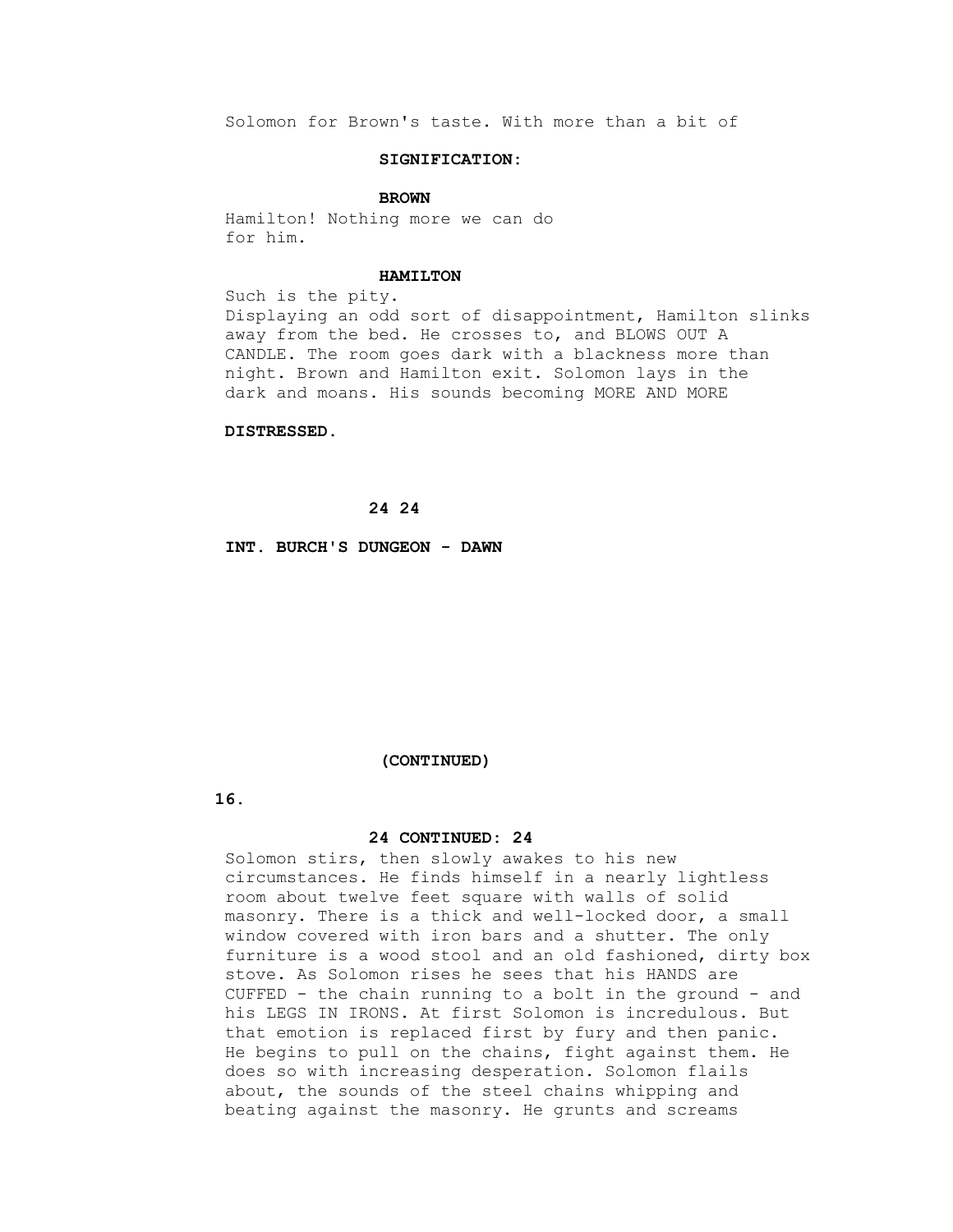Solomon for Brown's taste. With more than a bit of

**SIGNIFICATION:**

**BROWN**

Hamilton! Nothing more we can do for him.

**HAMILTON**

Such is the pity.

Displaying an odd sort of disappointment, Hamilton slinks away from the bed. He crosses to, and BLOWS OUT A CANDLE. The room goes dark with a blackness more than night. Brown and Hamilton exit. Solomon lays in the dark and moans. His sounds becoming MORE AND MORE

**DISTRESSED.**

**24 24**

**INT. BURCH'S DUNGEON - DAWN**

**(CONTINUED)**

**24 CONTINUED: 24**

Solomon stirs, then slowly awakes to his new circumstances. He finds himself in a nearly lightless room about twelve feet square with walls of solid masonry. There is a thick and well-locked door, a small window covered with iron bars and a shutter. The only furniture is a wood stool and an old fashioned, dirty box stove. As Solomon rises he sees that his HANDS are CUFFED - the chain running to a bolt in the ground - and his LEGS IN IRONS. At first Solomon is incredulous. But that emotion is replaced first by fury and then panic. He begins to pull on the chains, fight against them. He does so with increasing desperation. Solomon flails about, the sounds of the steel chains whipping and beating against the masonry. He grunts and screams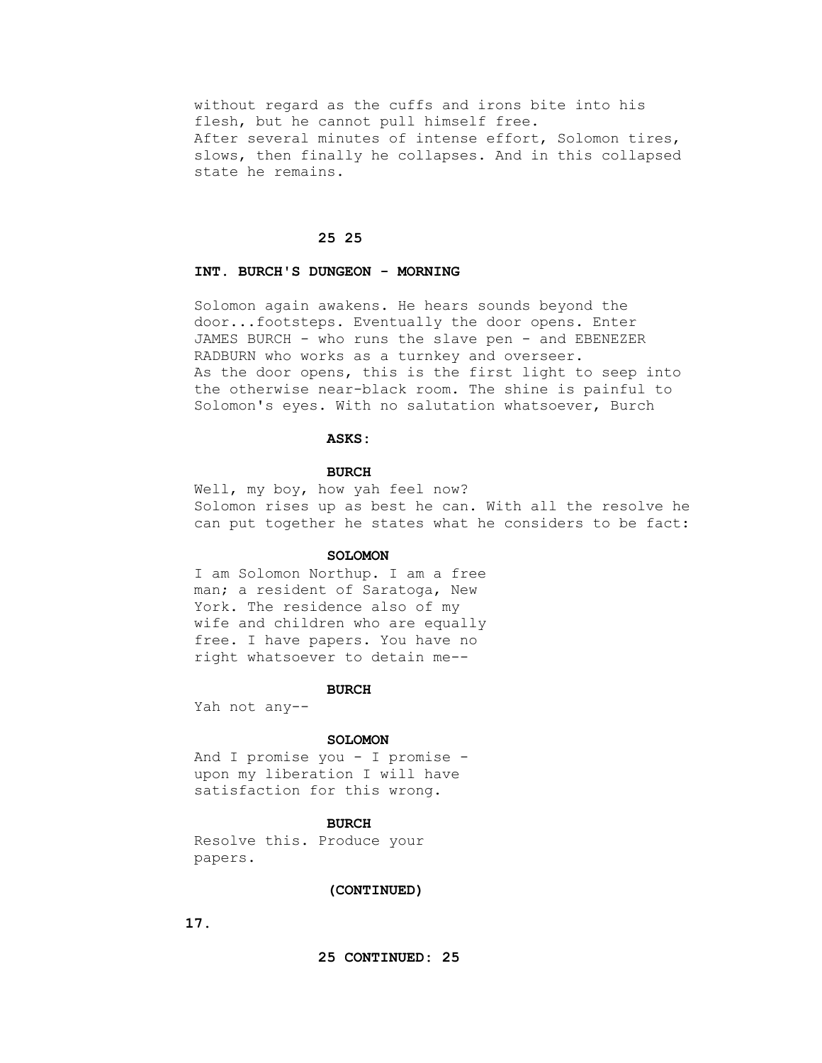without regard as the cuffs and irons bite into his flesh, but he cannot pull himself free.
After several minutes of intense effort, Solomon tires, slows, then finally he collapses. And in this collapsed state he remains.

**25 25**

**INT. BURCH'S DUNGEON - MORNING**

Solomon again awakens. He hears sounds beyond the door...footsteps. Eventually the door opens. Enter JAMES BURCH - who runs the slave pen - and EBENEZER RADBURN who works as a turnkey and overseer.
As the door opens, this is the first light to seep into the otherwise near-black room. The shine is painful to Solomon's eyes. With no salutation whatsoever, Burch

**ASKS:**

**BURCH**
Well, my boy, how yah feel now?
Solomon rises up as best he can. With all the resolve he can put together he states what he considers to be fact:

**SOLOMON**
I am Solomon Northup. I am a free man; a resident of Saratoga, New York. The residence also of my wife and children who are equally free. I have papers. You have no right whatsoever to detain me--

**BURCH**
Yah not any--

**SOLOMON**
And I promise you - I promise - upon my liberation I will have satisfaction for this wrong.

**BURCH**
Resolve this. Produce your papers.

**(CONTINUED)**

**25 CONTINUED: 25**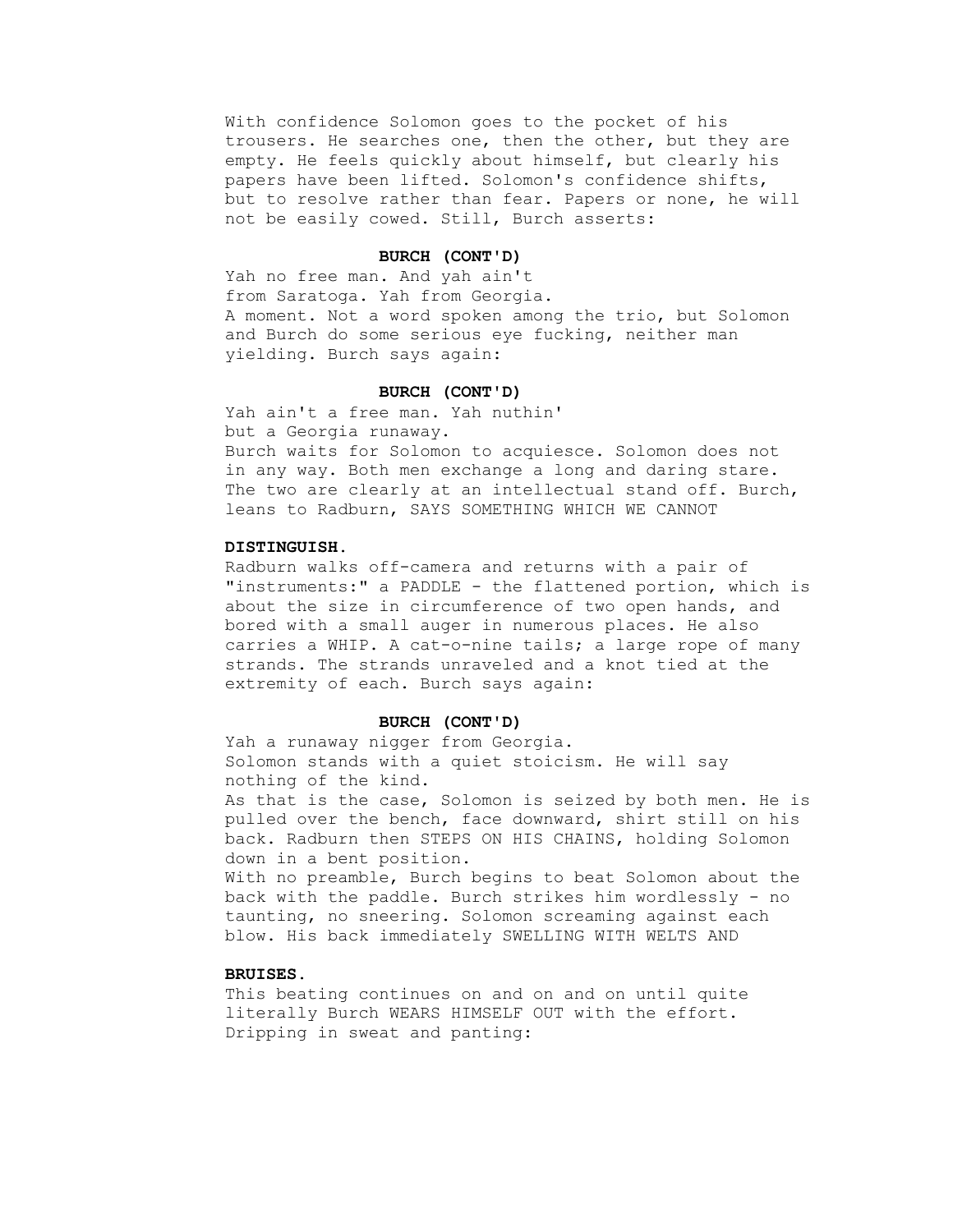With confidence Solomon goes to the pocket of his trousers. He searches one, then the other, but they are empty. He feels quickly about himself, but clearly his papers have been lifted. Solomon's confidence shifts, but to resolve rather than fear. Papers or none, he will not be easily cowed. Still, Burch asserts:

**BURCH (CONT'D)**

Yah no free man. And yah ain't from Saratoga. Yah from Georgia.

A moment. Not a word spoken among the trio, but Solomon and Burch do some serious eye fucking, neither man yielding. Burch says again:

**BURCH (CONT'D)**

Yah ain't a free man. Yah nuthin' but a Georgia runaway.

Burch waits for Solomon to acquiesce. Solomon does not in any way. Both men exchange a long and daring stare. The two are clearly at an intellectual stand off. Burch, leans to Radburn, SAYS SOMETHING WHICH WE CANNOT DISTINGUISH.

Radburn walks off-camera and returns with a pair of "instruments:" a PADDLE - the flattened portion, which is about the size in circumference of two open hands, and bored with a small auger in numerous places. He also carries a WHIP. A cat-o-nine tails; a large rope of many strands. The strands unraveled and a knot tied at the extremity of each. Burch says again:

**BURCH (CONT'D)**

Yah a runaway nigger from Georgia.

Solomon stands with a quiet stoicism. He will say nothing of the kind.

As that is the case, Solomon is seized by both men. He is pulled over the bench, face downward, shirt still on his back. Radburn then STEPS ON HIS CHAINS, holding Solomon down in a bent position.

With no preamble, Burch begins to beat Solomon about the back with the paddle. Burch strikes him wordlessly - no taunting, no sneering. Solomon screaming against each blow. His back immediately SWELLING WITH WELTS AND BRUISES.

This beating continues on and on and on until quite literally Burch WEARS HIMSELF OUT with the effort. Dripping in sweat and panting: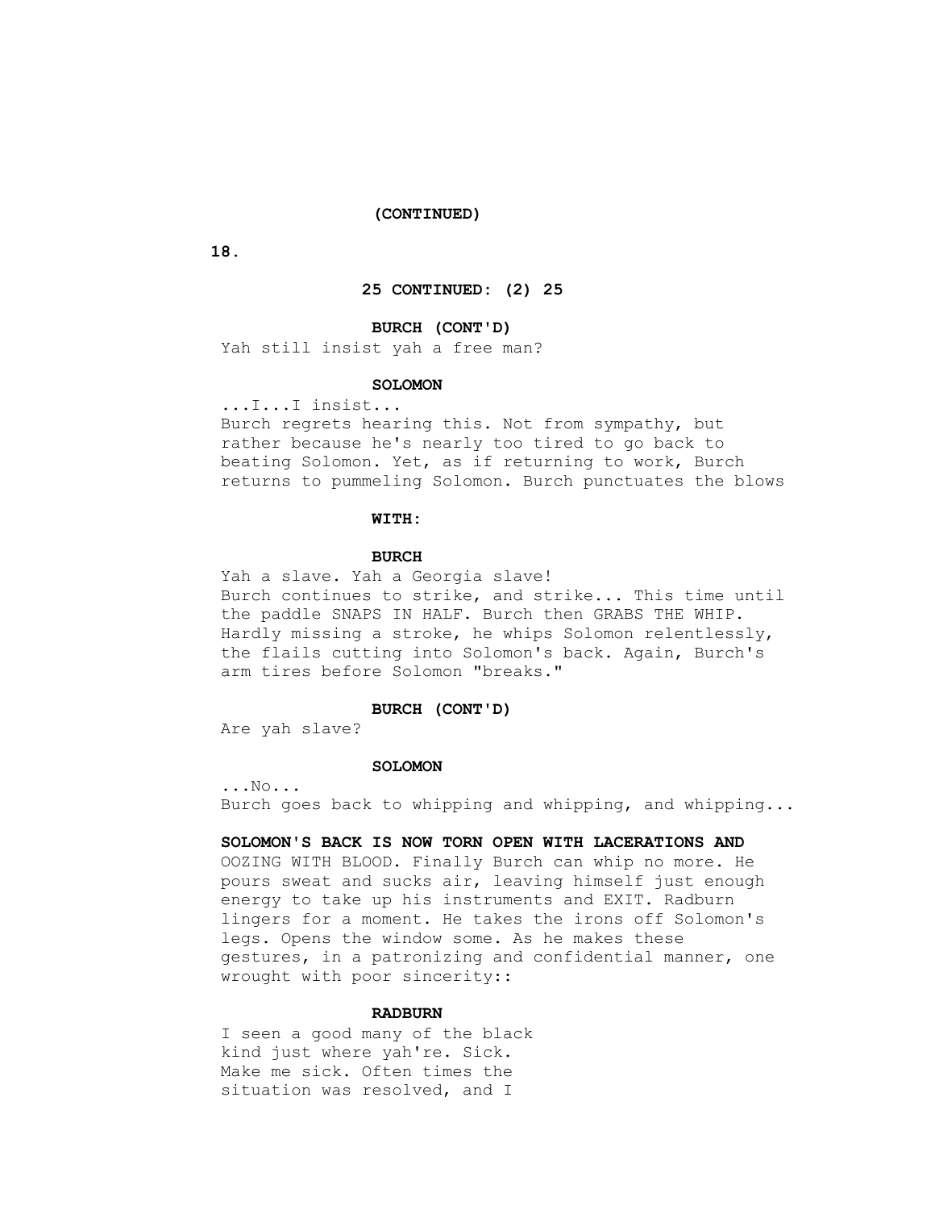(CONTINUED)

25 CONTINUED: (2) 25

**BURCH (CONT'D)**

Yah still insist yah a free man?

**SOLOMON**

...I...I insist...

Burch regrets hearing this. Not from sympathy, but rather because he's nearly too tired to go back to beating Solomon. Yet, as if returning to work, Burch returns to pummeling Solomon. Burch punctuates the blows

**WITH:**

**BURCH**

Yah a slave. Yah a Georgia slave!

Burch continues to strike, and strike... This time until the paddle SNAPS IN HALF. Burch then GRABS THE WHIP. Hardly missing a stroke, he whips Solomon relentlessly, the flails cutting into Solomon's back. Again, Burch's arm tires before Solomon "breaks."

**BURCH (CONT'D)**

Are yah slave?

**SOLOMON**

...No...

Burch goes back to whipping and whipping, and whipping...

**SOLOMON'S BACK IS NOW TORN OPEN WITH LACERATIONS AND** OOZING WITH BLOOD. Finally Burch can whip no more. He pours sweat and sucks air, leaving himself just enough energy to take up his instruments and EXIT. Radburn lingers for a moment. He takes the irons off Solomon's legs. Opens the window some. As he makes these gestures, in a patronizing and confidential manner, one wrought with poor sincerity::

**RADBURN**

I seen a good many of the black kind just where yah're. Sick. Make me sick. Often times the situation was resolved, and I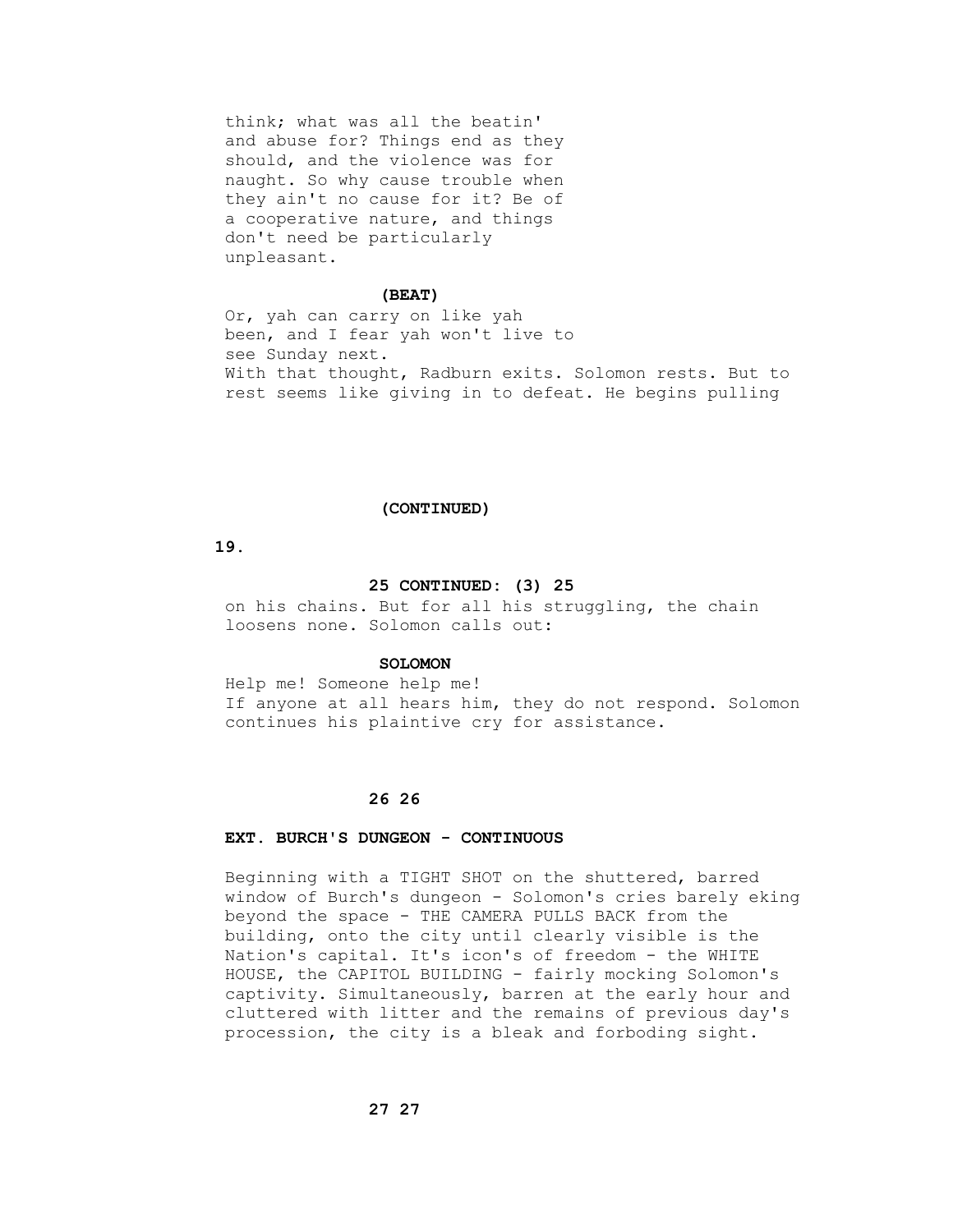think; what was all the beatin' and abuse for? Things end as they should, and the violence was for naught. So why cause trouble when they ain't no cause for it? Be of a cooperative nature, and things don't need be particularly unpleasant.

**(BEAT)**

Or, yah can carry on like yah been, and I fear yah won't live to see Sunday next.

With that thought, Radburn exits. Solomon rests. But to rest seems like giving in to defeat. He begins pulling

**(CONTINUED)**

**25 CONTINUED: (3) 25**

on his chains. But for all his struggling, the chain loosens none. Solomon calls out:

**SOLOMON**

Help me! Someone help me!

If anyone at all hears him, they do not respond. Solomon continues his plaintive cry for assistance.

**26 26**

**EXT. BURCH'S DUNGEON - CONTINUOUS**

Beginning with a TIGHT SHOT on the shuttered, barred window of Burch's dungeon - Solomon's cries barely eking beyond the space - THE CAMERA PULLS BACK from the building, onto the city until clearly visible is the Nation's capital. It's icon's of freedom - the WHITE HOUSE, the CAPITOL BUILDING - fairly mocking Solomon's captivity. Simultaneously, barren at the early hour and cluttered with litter and the remains of previous day's procession, the city is a bleak and forboding sight.

**27 27**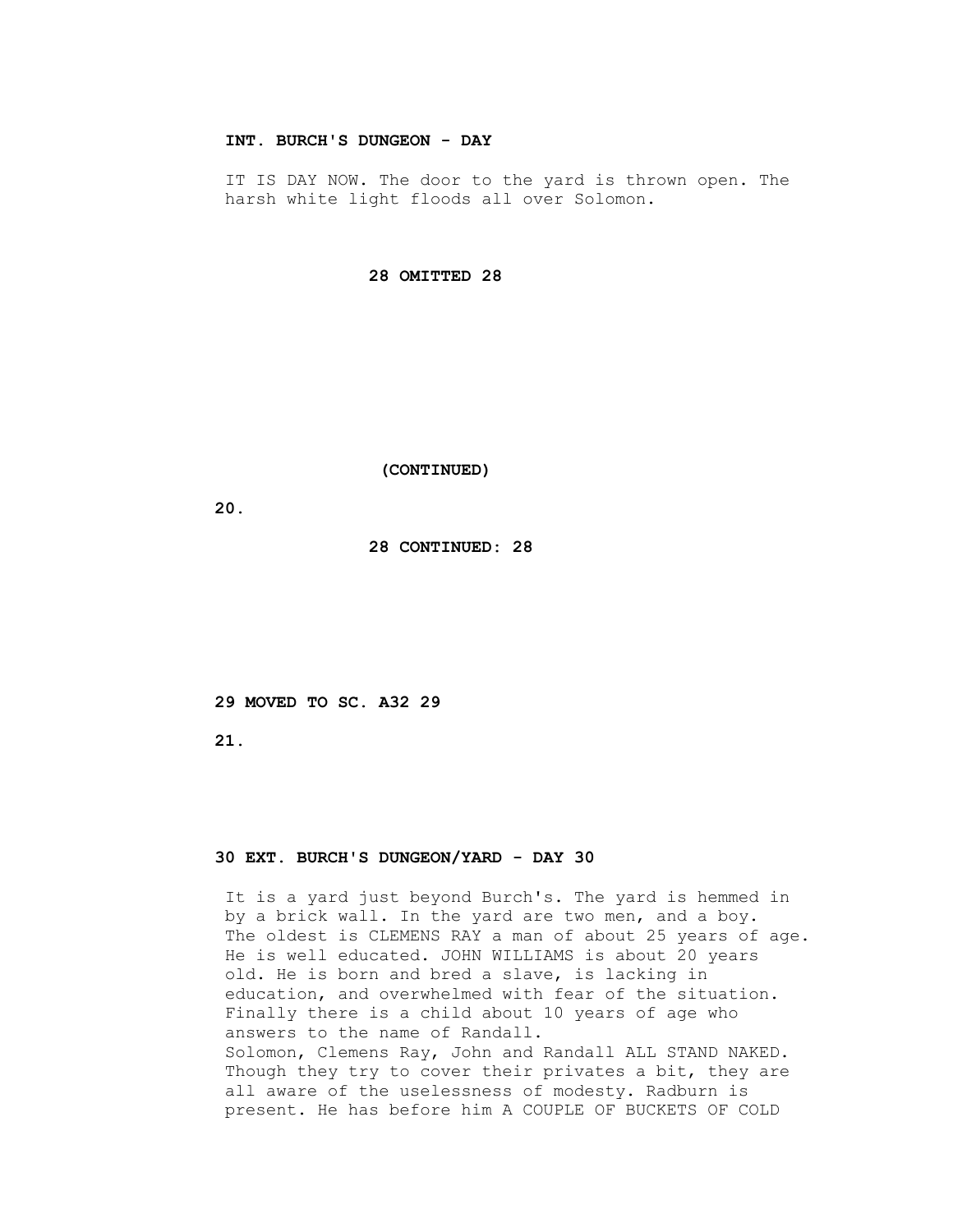**INT. BURCH'S DUNGEON - DAY**

IT IS DAY NOW. The door to the yard is thrown open. The harsh white light floods all over Solomon.

**28 OMITTED 28**

**(CONTINUED)**

**28 CONTINUED: 28**

**29 MOVED TO SC. A32 29**

**30 EXT. BURCH'S DUNGEON/YARD - DAY 30**

It is a yard just beyond Burch's. The yard is hemmed in by a brick wall. In the yard are two men, and a boy. The oldest is CLEMENS RAY a man of about 25 years of age. He is well educated. JOHN WILLIAMS is about 20 years old. He is born and bred a slave, is lacking in education, and overwhelmed with fear of the situation. Finally there is a child about 10 years of age who answers to the name of Randall.
Solomon, Clemens Ray, John and Randall ALL STAND NAKED. Though they try to cover their privates a bit, they are all aware of the uselessness of modesty. Radburn is present. He has before him A COUPLE OF BUCKETS OF COLD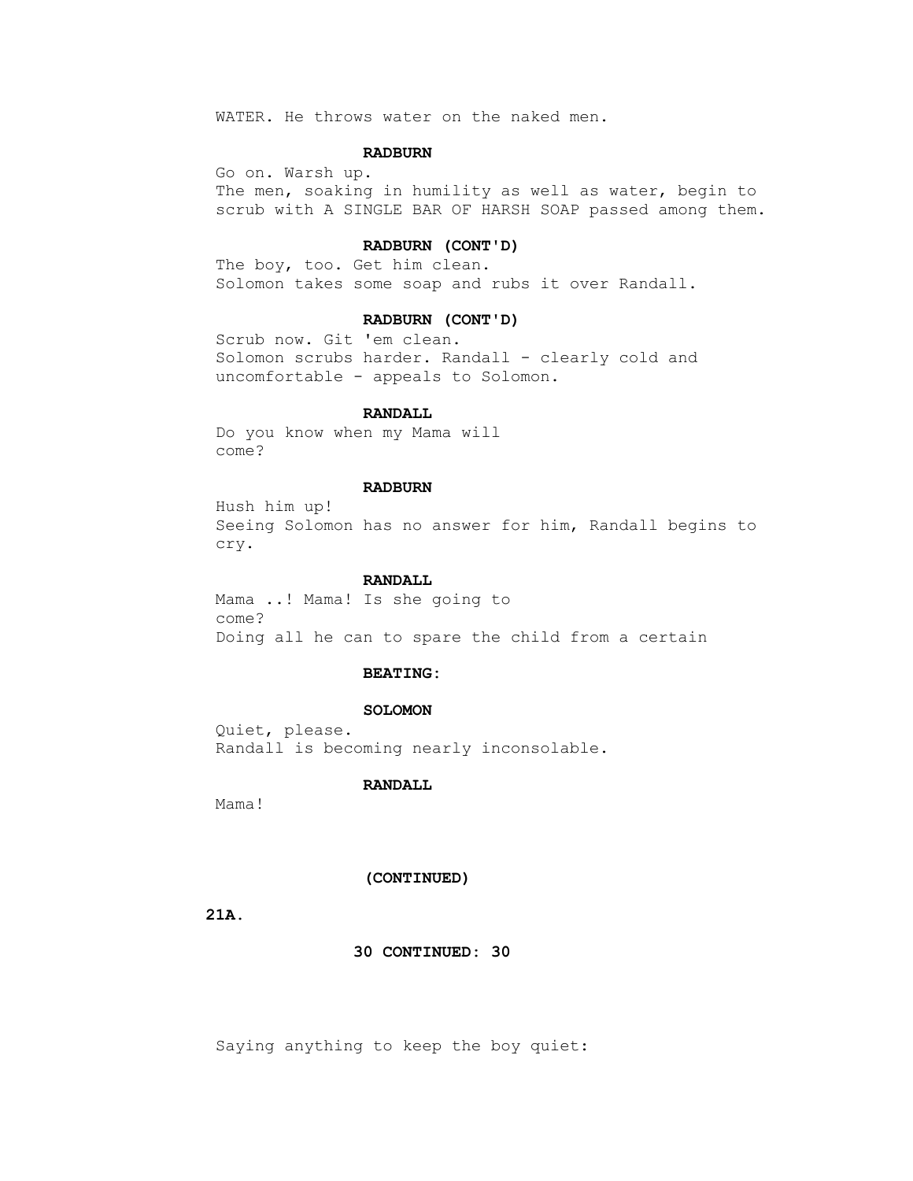WATER. He throws water on the naked men.

**RADBURN**

Go on. Warsh up.
The men, soaking in humility as well as water, begin to scrub with A SINGLE BAR OF HARSH SOAP passed among them.

**RADBURN (CONT'D)**

The boy, too. Get him clean.
Solomon takes some soap and rubs it over Randall.

**RADBURN (CONT'D)**

Scrub now. Git 'em clean.
Solomon scrubs harder. Randall - clearly cold and uncomfortable - appeals to Solomon.

**RANDALL**

Do you know when my Mama will come?

**RADBURN**

Hush him up!
Seeing Solomon has no answer for him, Randall begins to cry.

**RANDALL**

Mama ..! Mama! Is she going to come?
Doing all he can to spare the child from a certain

**BEATING:**

**SOLOMON**

Quiet, please.
Randall is becoming nearly inconsolable.

**RANDALL**

Mama!

**(CONTINUED)**

**30 CONTINUED: 30**

Saying anything to keep the boy quiet: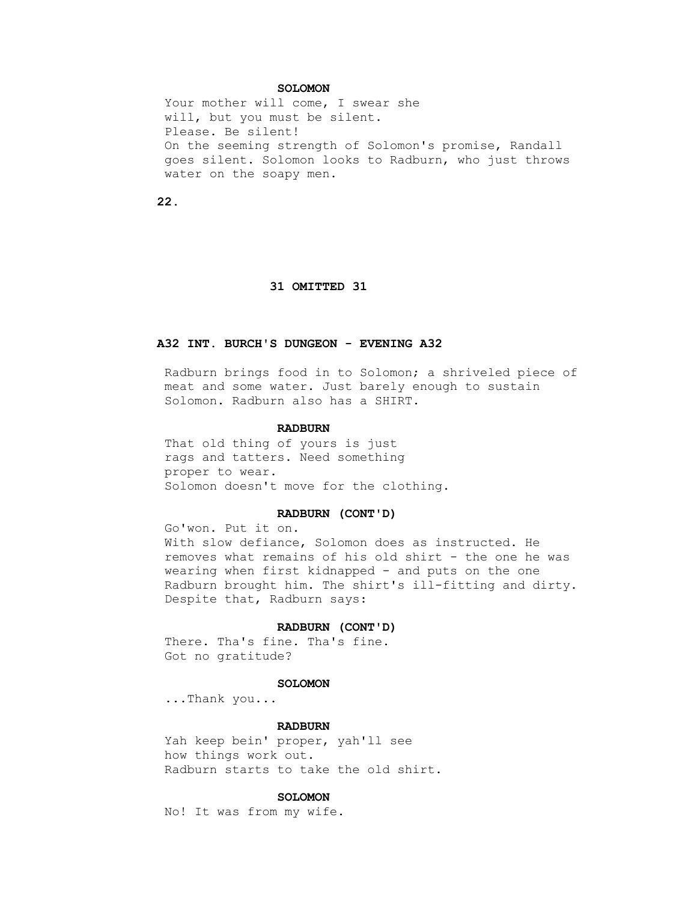**SOLOMON**

Your mother will come, I swear she will, but you must be silent. Please. Be silent!

On the seeming strength of Solomon's promise, Randall goes silent. Solomon looks to Radburn, who just throws water on the soapy men.

**31 OMITTED 31**

**A32 INT. BURCH'S DUNGEON - EVENING A32**

Radburn brings food in to Solomon; a shriveled piece of meat and some water. Just barely enough to sustain Solomon. Radburn also has a SHIRT.

**RADBURN**

That old thing of yours is just rags and tatters. Need something proper to wear.

Solomon doesn't move for the clothing.

**RADBURN (CONT'D)**

Go'won. Put it on.

With slow defiance, Solomon does as instructed. He removes what remains of his old shirt - the one he was wearing when first kidnapped - and puts on the one Radburn brought him. The shirt's ill-fitting and dirty. Despite that, Radburn says:

**RADBURN (CONT'D)**

There. Tha's fine. Tha's fine. Got no gratitude?

**SOLOMON**

...Thank you...

**RADBURN**

Yah keep bein' proper, yah'll see how things work out.

Radburn starts to take the old shirt.

**SOLOMON**

No! It was from my wife.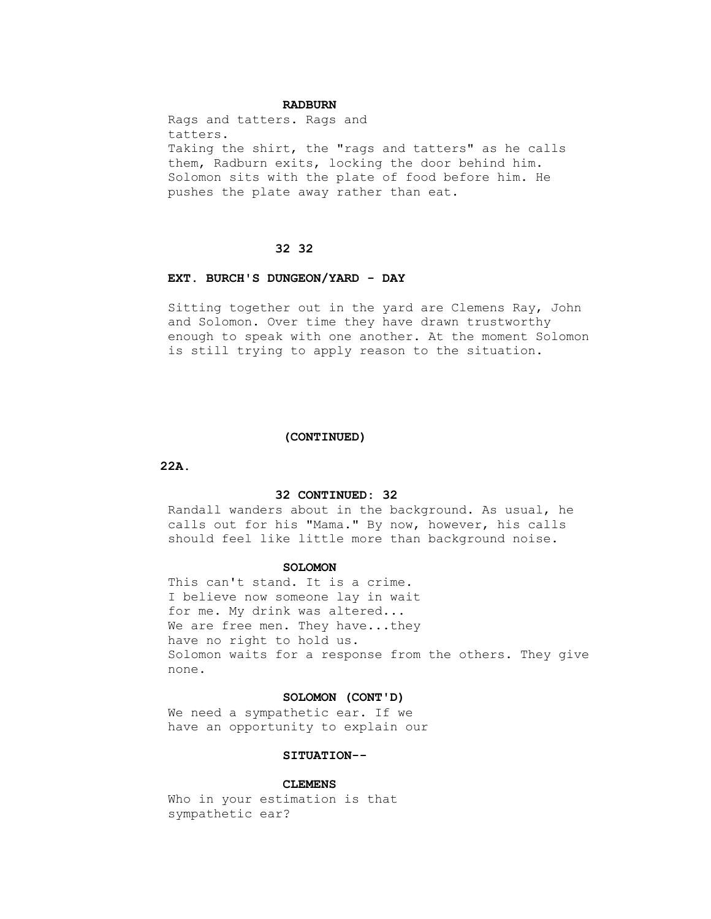**RADBURN**

Rags and tatters. Rags and tatters.

Taking the shirt, the "rags and tatters" as he calls them, Radburn exits, locking the door behind him. Solomon sits with the plate of food before him. He pushes the plate away rather than eat.

**32 32**

**EXT. BURCH'S DUNGEON/YARD - DAY**

Sitting together out in the yard are Clemens Ray, John and Solomon. Over time they have drawn trustworthy enough to speak with one another. At the moment Solomon is still trying to apply reason to the situation.

**(CONTINUED)**

**32 CONTINUED: 32**

Randall wanders about in the background. As usual, he calls out for his "Mama." By now, however, his calls should feel like little more than background noise.

**SOLOMON**

This can't stand. It is a crime. I believe now someone lay in wait for me. My drink was altered... We are free men. They have...they have no right to hold us.

Solomon waits for a response from the others. They give none.

**SOLOMON (CONT'D)**

We need a sympathetic ear. If we have an opportunity to explain our

**SITUATION--**

**CLEMENS**

Who in your estimation is that sympathetic ear?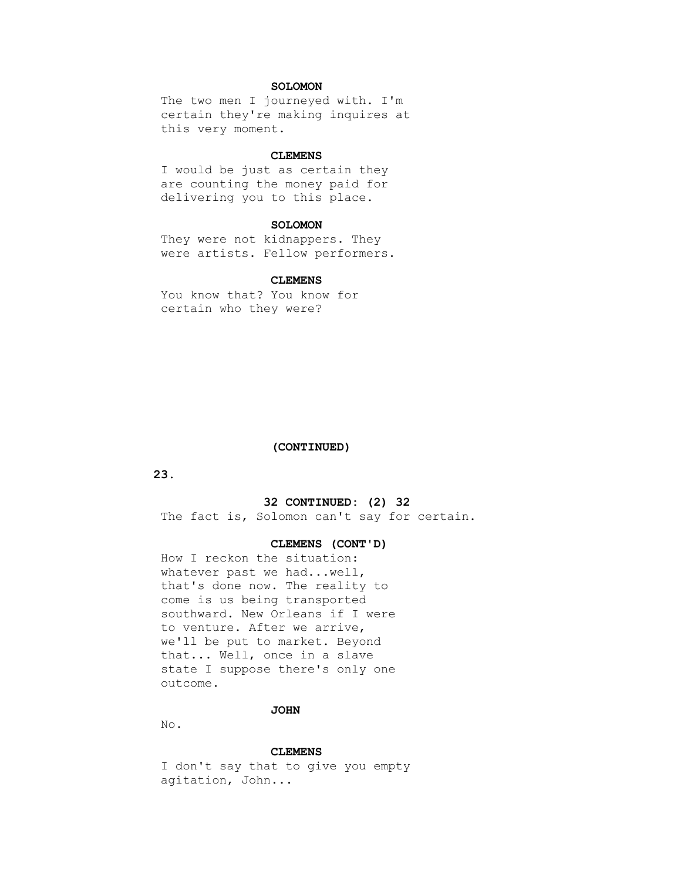**SOLOMON**

The two men I journeyed with. I'm certain they're making inquires at this very moment.

**CLEMENS**

I would be just as certain they are counting the money paid for delivering you to this place.

**SOLOMON**

They were not kidnappers. They were artists. Fellow performers.

**CLEMENS**

You know that? You know for certain who they were?

**(CONTINUED)**

**32 CONTINUED: (2) 32**

The fact is, Solomon can't say for certain.

**CLEMENS (CONT'D)**

How I reckon the situation: whatever past we had...well, that's done now. The reality to come is us being transported southward. New Orleans if I were to venture. After we arrive, we'll be put to market. Beyond that... Well, once in a slave state I suppose there's only one outcome.

**JOHN**

No.

**CLEMENS**

I don't say that to give you empty agitation, John...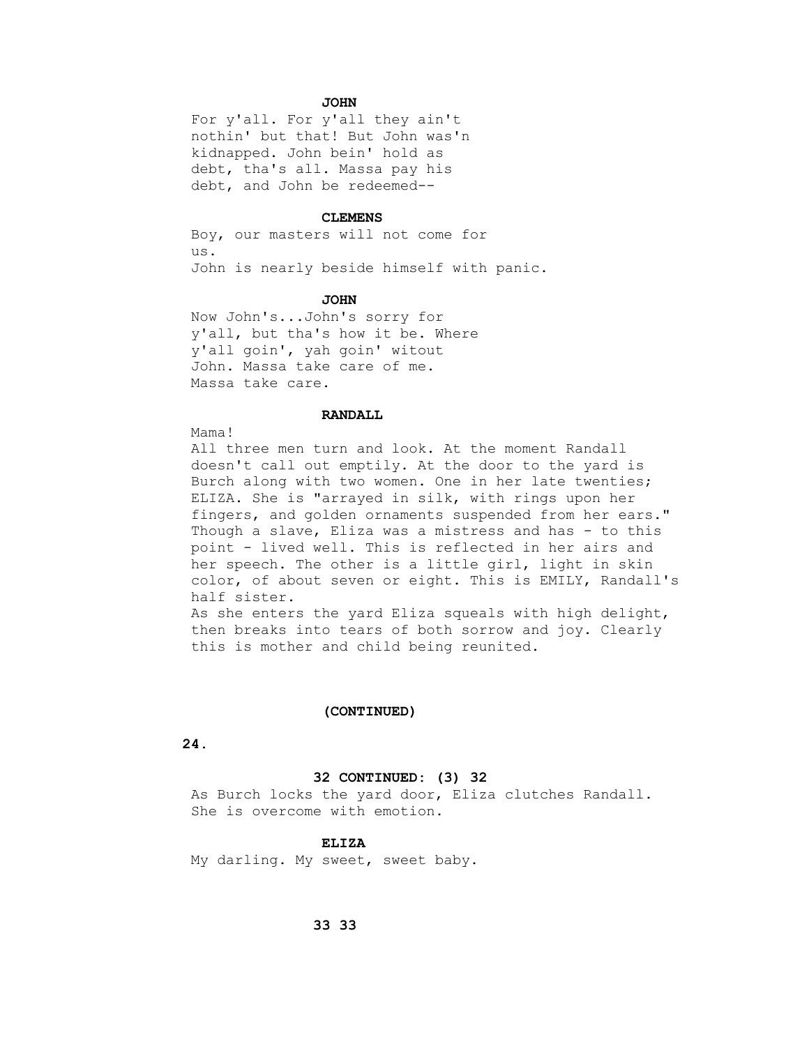**JOHN**

For y'all. For y'all they ain't nothin' but that! But John was'n kidnapped. John bein' hold as debt, tha's all. Massa pay his debt, and John be redeemed--

**CLEMENS**

Boy, our masters will not come for us.

John is nearly beside himself with panic.

**JOHN**

Now John's...John's sorry for y'all, but tha's how it be. Where y'all goin', yah goin' witout John. Massa take care of me. Massa take care.

**RANDALL**

Mama!

All three men turn and look. At the moment Randall doesn't call out emptily. At the door to the yard is Burch along with two women. One in her late twenties; ELIZA. She is "arrayed in silk, with rings upon her fingers, and golden ornaments suspended from her ears." Though a slave, Eliza was a mistress and has - to this point - lived well. This is reflected in her airs and her speech. The other is a little girl, light in skin color, of about seven or eight. This is EMILY, Randall's half sister.

As she enters the yard Eliza squeals with high delight, then breaks into tears of both sorrow and joy. Clearly this is mother and child being reunited.

**(CONTINUED)**

**32 CONTINUED: (3) 32**

As Burch locks the yard door, Eliza clutches Randall. She is overcome with emotion.

**ELIZA**

My darling. My sweet, sweet baby.

**33 33**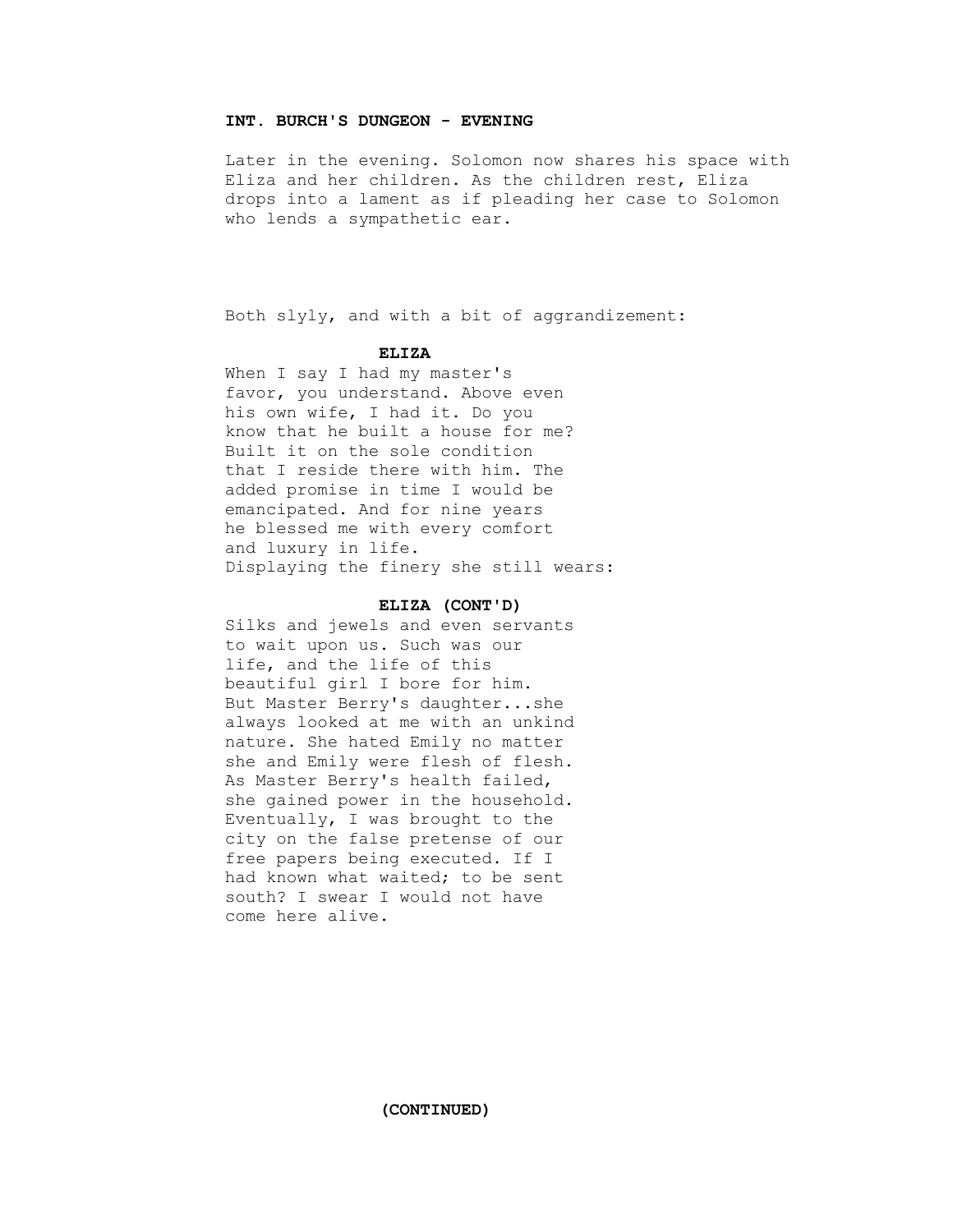**INT. BURCH'S DUNGEON - EVENING**

Later in the evening. Solomon now shares his space with Eliza and her children. As the children rest, Eliza drops into a lament as if pleading her case to Solomon who lends a sympathetic ear.

Both slyly, and with a bit of aggrandizement:

**ELIZA**

When I say I had my master's favor, you understand. Above even his own wife, I had it. Do you know that he built a house for me? Built it on the sole condition that I reside there with him. The added promise in time I would be emancipated. And for nine years he blessed me with every comfort and luxury in life.

Displaying the finery she still wears:

**ELIZA (CONT'D)**

Silks and jewels and even servants to wait upon us. Such was our life, and the life of this beautiful girl I bore for him. But Master Berry's daughter...she always looked at me with an unkind nature. She hated Emily no matter she and Emily were flesh of flesh. As Master Berry's health failed, she gained power in the household. Eventually, I was brought to the city on the false pretense of our free papers being executed. If I had known what waited; to be sent south? I swear I would not have come here alive.

**(CONTINUED)**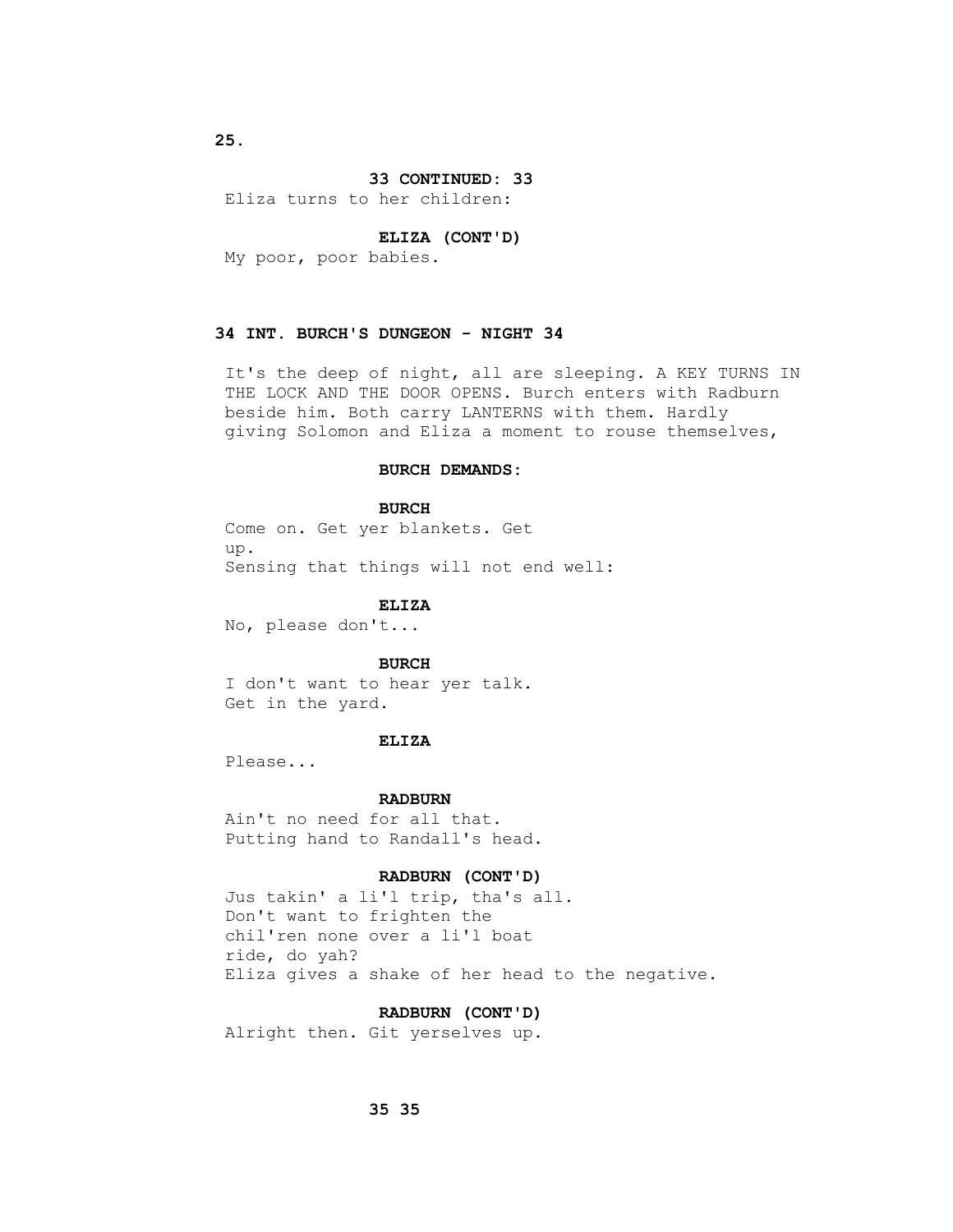**33 CONTINUED: 33**

Eliza turns to her children:

**ELIZA (CONT'D)**

My poor, poor babies.

**34 INT. BURCH'S DUNGEON - NIGHT 34**

It's the deep of night, all are sleeping. A KEY TURNS IN THE LOCK AND THE DOOR OPENS. Burch enters with Radburn beside him. Both carry LANTERNS with them. Hardly giving Solomon and Eliza a moment to rouse themselves,

**BURCH DEMANDS:**

**BURCH**

Come on. Get yer blankets. Get up.

Sensing that things will not end well:

**ELIZA**

No, please don't...

**BURCH**

I don't want to hear yer talk. Get in the yard.

**ELIZA**

Please...

**RADBURN**

Ain't no need for all that.

Putting hand to Randall's head.

**RADBURN (CONT'D)**

Jus takin' a li'l trip, tha's all. Don't want to frighten the chil'ren none over a li'l boat ride, do yah?

Eliza gives a shake of her head to the negative.

**RADBURN (CONT'D)**

Alright then. Git yerselves up.

**35 35**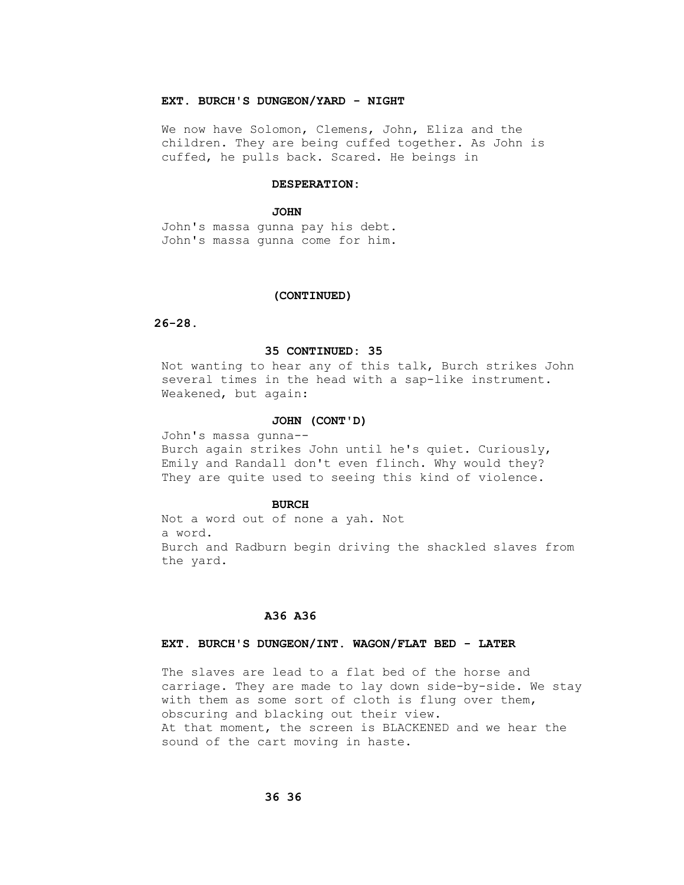**EXT. BURCH'S DUNGEON/YARD - NIGHT**

We now have Solomon, Clemens, John, Eliza and the children. They are being cuffed together. As John is cuffed, he pulls back. Scared. He beings in

**DESPERATION:**

**JOHN**

John's massa gunna pay his debt.
John's massa gunna come for him.

**(CONTINUED)**

**26-28.**

**35 CONTINUED: 35**

Not wanting to hear any of this talk, Burch strikes John several times in the head with a sap-like instrument. Weakened, but again:

**JOHN (CONT'D)**

John's massa gunna--

Burch again strikes John until he's quiet. Curiously, Emily and Randall don't even flinch. Why would they? They are quite used to seeing this kind of violence.

**BURCH**

Not a word out of none a yah. Not a word.

Burch and Radburn begin driving the shackled slaves from the yard.

**A36 A36**

**EXT. BURCH'S DUNGEON/INT. WAGON/FLAT BED - LATER**

The slaves are lead to a flat bed of the horse and carriage. They are made to lay down side-by-side. We stay with them as some sort of cloth is flung over them, obscuring and blacking out their view.

At that moment, the screen is BLACKENED and we hear the sound of the cart moving in haste.

**36 36**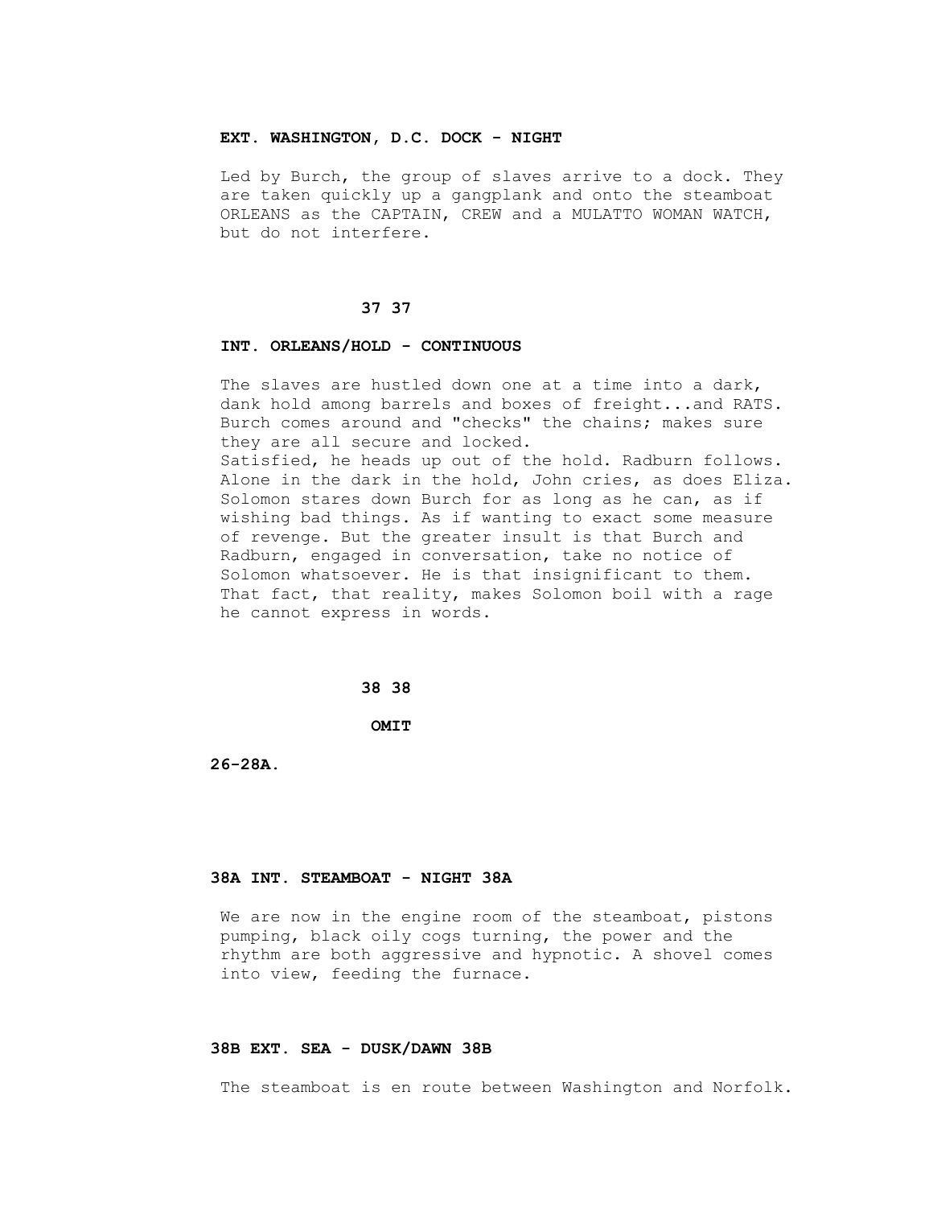**EXT. WASHINGTON, D.C. DOCK - NIGHT**

Led by Burch, the group of slaves arrive to a dock. They are taken quickly up a gangplank and onto the steamboat ORLEANS as the CAPTAIN, CREW and a MULATTO WOMAN WATCH, but do not interfere.

**37 37**

**INT. ORLEANS/HOLD - CONTINUOUS**

The slaves are hustled down one at a time into a dark, dank hold among barrels and boxes of freight...and RATS. Burch comes around and "checks" the chains; makes sure they are all secure and locked.
Satisfied, he heads up out of the hold. Radburn follows. Alone in the dark in the hold, John cries, as does Eliza. Solomon stares down Burch for as long as he can, as if wishing bad things. As if wanting to exact some measure of revenge. But the greater insult is that Burch and Radburn, engaged in conversation, take no notice of Solomon whatsoever. He is that insignificant to them. That fact, that reality, makes Solomon boil with a rage he cannot express in words.

**38 38**

**OMIT**

**26-28A.**

**38A INT. STEAMBOAT - NIGHT 38A**

We are now in the engine room of the steamboat, pistons pumping, black oily cogs turning, the power and the rhythm are both aggressive and hypnotic. A shovel comes into view, feeding the furnace.

**38B EXT. SEA - DUSK/DAWN 38B**

The steamboat is en route between Washington and Norfolk.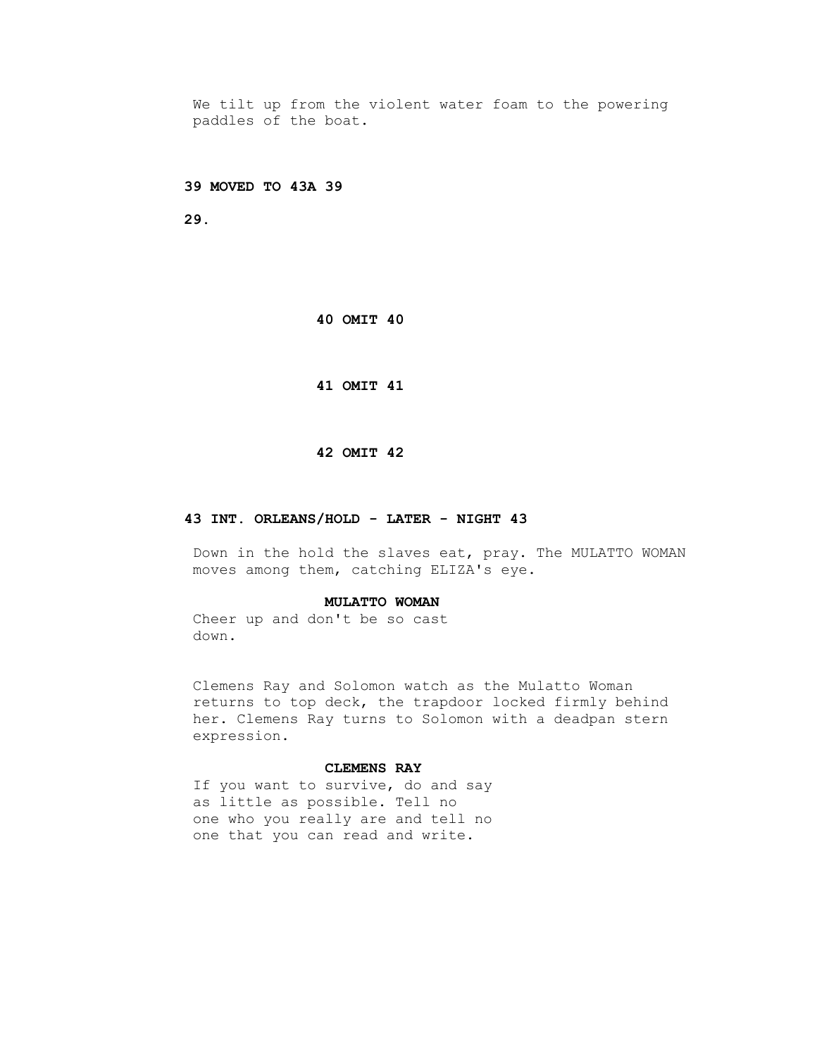We tilt up from the violent water foam to the powering paddles of the boat.

**39 MOVED TO 43A 39**

**40 OMIT 40**

**41 OMIT 41**

**42 OMIT 42**

**43 INT. ORLEANS/HOLD - LATER - NIGHT 43**

Down in the hold the slaves eat, pray. The MULATTO WOMAN moves among them, catching ELIZA's eye.

**MULATTO WOMAN**

Cheer up and don't be so cast down.

Clemens Ray and Solomon watch as the Mulatto Woman returns to top deck, the trapdoor locked firmly behind her. Clemens Ray turns to Solomon with a deadpan stern expression.

**CLEMENS RAY**

If you want to survive, do and say as little as possible. Tell no one who you really are and tell no one that you can read and write.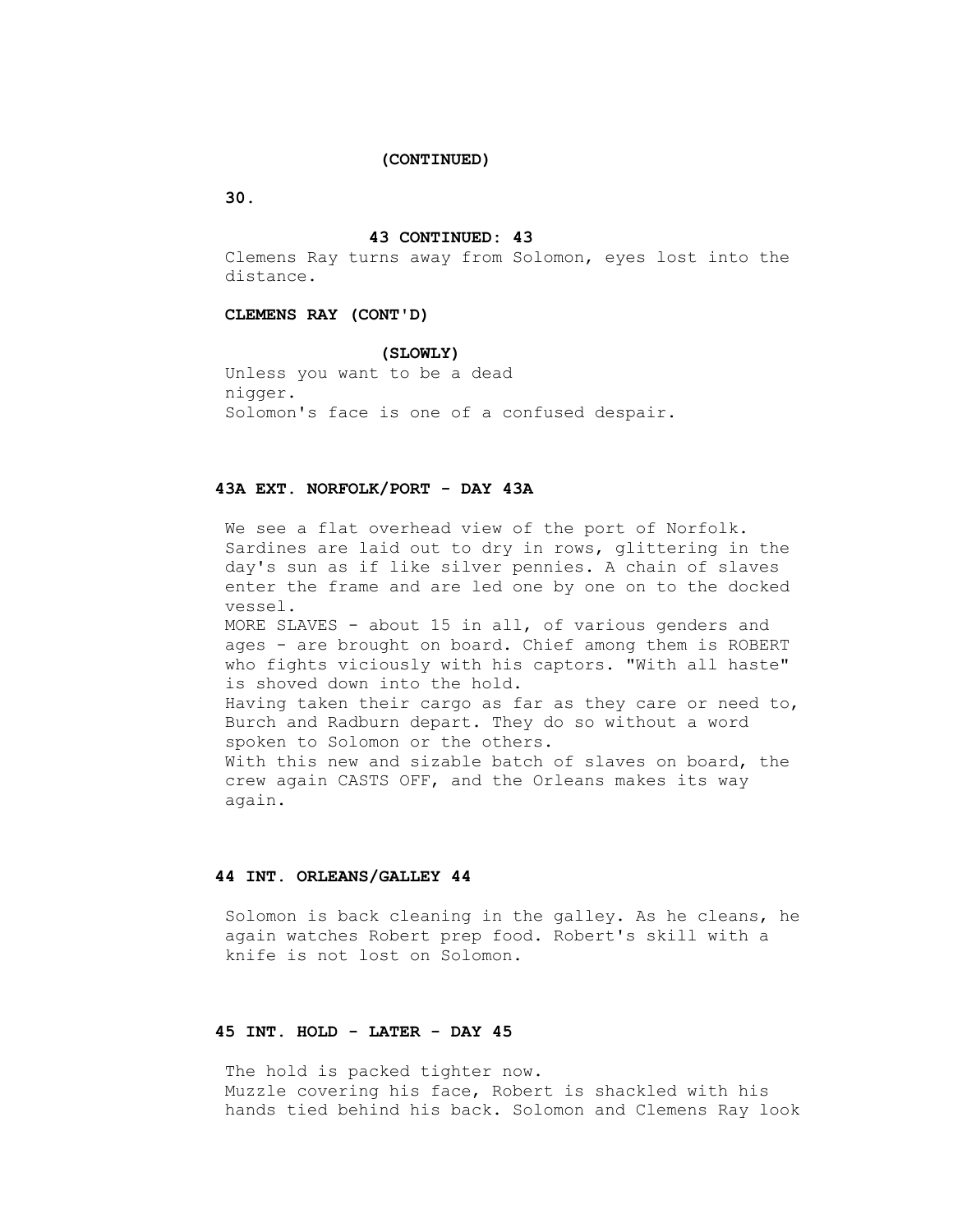(CONTINUED)

43 CONTINUED: 43

Clemens Ray turns away from Solomon, eyes lost into the distance.

**CLEMENS RAY (CONT'D)**

(SLOWLY)

Unless you want to be a dead nigger.

Solomon's face is one of a confused despair.

**43A EXT. NORFOLK/PORT - DAY 43A**

We see a flat overhead view of the port of Norfolk. Sardines are laid out to dry in rows, glittering in the day's sun as if like silver pennies. A chain of slaves enter the frame and are led one by one on to the docked vessel.

MORE SLAVES - about 15 in all, of various genders and ages - are brought on board. Chief among them is ROBERT who fights viciously with his captors. "With all haste" is shoved down into the hold.

Having taken their cargo as far as they care or need to, Burch and Radburn depart. They do so without a word spoken to Solomon or the others.

With this new and sizable batch of slaves on board, the crew again CASTS OFF, and the Orleans makes its way again.

**44 INT. ORLEANS/GALLEY 44**

Solomon is back cleaning in the galley. As he cleans, he again watches Robert prep food. Robert's skill with a knife is not lost on Solomon.

**45 INT. HOLD - LATER - DAY 45**

The hold is packed tighter now.

Muzzle covering his face, Robert is shackled with his hands tied behind his back. Solomon and Clemens Ray look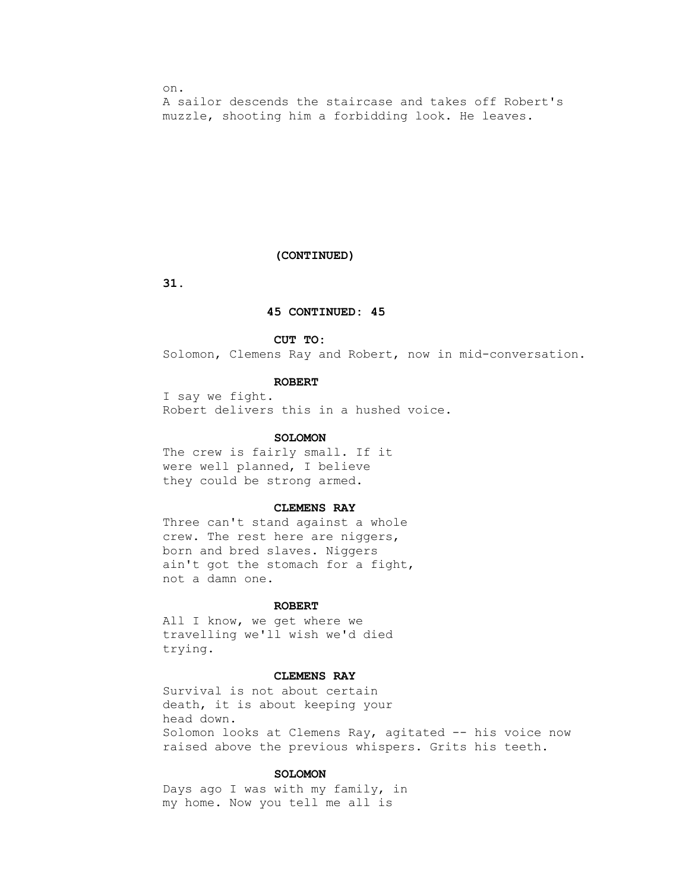on.
A sailor descends the staircase and takes off Robert's muzzle, shooting him a forbidding look. He leaves.

**(CONTINUED)**

**45 CONTINUED: 45**

**CUT TO:**
Solomon, Clemens Ray and Robert, now in mid-conversation.

**ROBERT**
I say we fight.
Robert delivers this in a hushed voice.

**SOLOMON**
The crew is fairly small. If it were well planned, I believe they could be strong armed.

**CLEMENS RAY**
Three can't stand against a whole crew. The rest here are niggers, born and bred slaves. Niggers ain't got the stomach for a fight, not a damn one.

**ROBERT**
All I know, we get where we travelling we'll wish we'd died trying.

**CLEMENS RAY**
Survival is not about certain death, it is about keeping your head down.
Solomon looks at Clemens Ray, agitated -- his voice now raised above the previous whispers. Grits his teeth.

**SOLOMON**
Days ago I was with my family, in my home. Now you tell me all is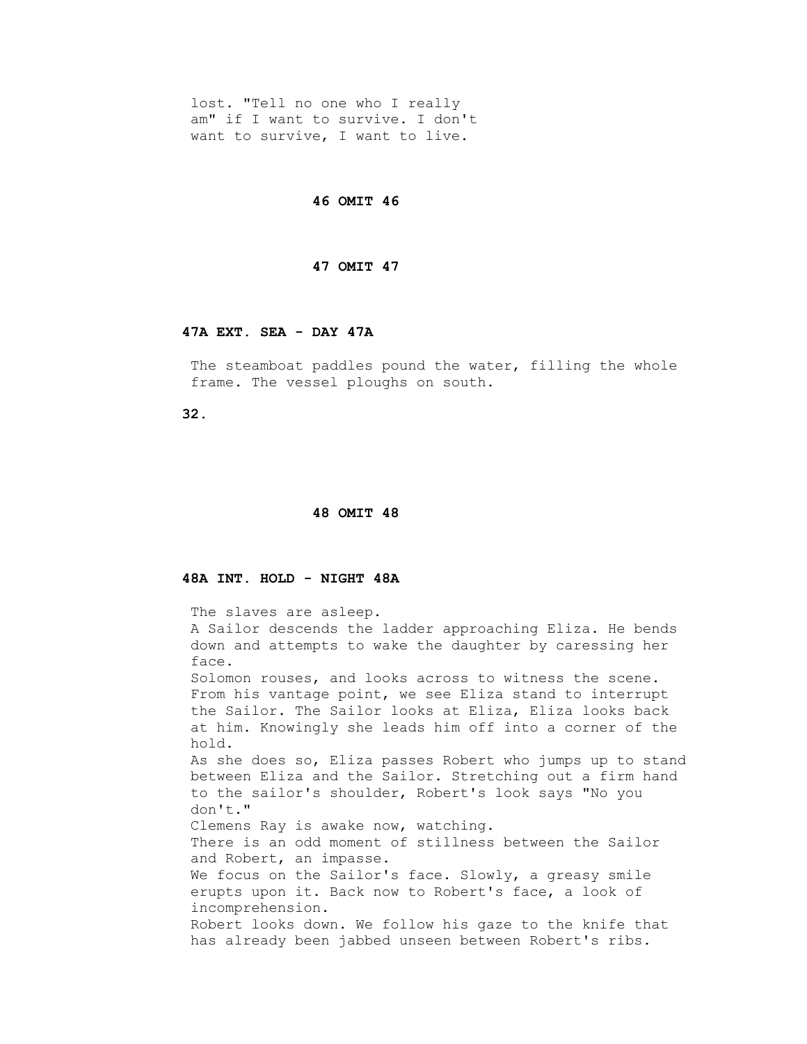lost. "Tell no one who I really am" if I want to survive. I don't want to survive, I want to live.

**46 OMIT 46**

**47 OMIT 47**

**47A EXT. SEA - DAY 47A**

The steamboat paddles pound the water, filling the whole frame. The vessel ploughs on south.

**48 OMIT 48**

**48A INT. HOLD - NIGHT 48A**

The slaves are asleep.
A Sailor descends the ladder approaching Eliza. He bends down and attempts to wake the daughter by caressing her face.
Solomon rouses, and looks across to witness the scene. From his vantage point, we see Eliza stand to interrupt the Sailor. The Sailor looks at Eliza, Eliza looks back at him. Knowingly she leads him off into a corner of the hold.
As she does so, Eliza passes Robert who jumps up to stand between Eliza and the Sailor. Stretching out a firm hand to the sailor's shoulder, Robert's look says "No you don't."
Clemens Ray is awake now, watching.
There is an odd moment of stillness between the Sailor and Robert, an impasse.
We focus on the Sailor's face. Slowly, a greasy smile erupts upon it. Back now to Robert's face, a look of incomprehension.
Robert looks down. We follow his gaze to the knife that has already been jabbed unseen between Robert's ribs.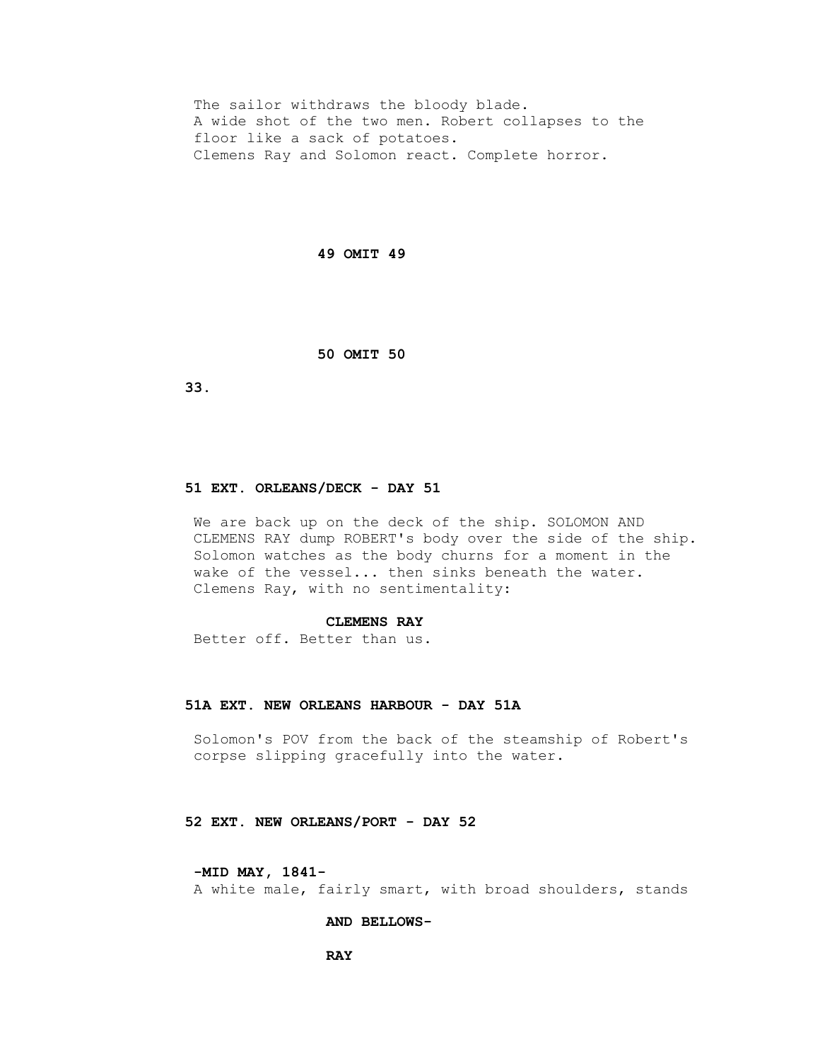The sailor withdraws the bloody blade.
A wide shot of the two men. Robert collapses to the floor like a sack of potatoes.
Clemens Ray and Solomon react. Complete horror.

**49 OMIT 49**

**50 OMIT 50**

**51 EXT. ORLEANS/DECK - DAY 51**

We are back up on the deck of the ship. SOLOMON AND CLEMENS RAY dump ROBERT's body over the side of the ship. Solomon watches as the body churns for a moment in the wake of the vessel... then sinks beneath the water. Clemens Ray, with no sentimentality:

**CLEMENS RAY**
Better off. Better than us.

**51A EXT. NEW ORLEANS HARBOUR - DAY 51A**

Solomon's POV from the back of the steamship of Robert's corpse slipping gracefully into the water.

**52 EXT. NEW ORLEANS/PORT - DAY 52**

**-MID MAY, 1841-**
A white male, fairly smart, with broad shoulders, stands

**AND BELLOWS-**

**RAY**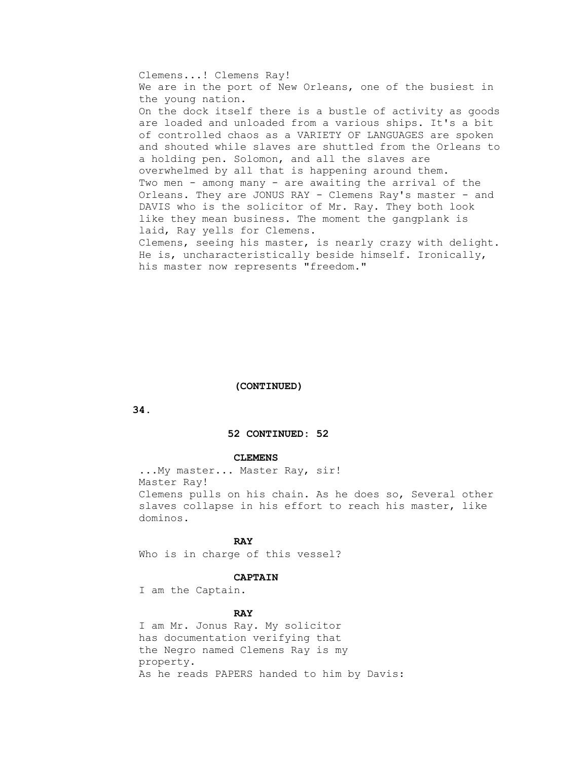Clemens...! Clemens Ray!
We are in the port of New Orleans, one of the busiest in the young nation.
On the dock itself there is a bustle of activity as goods are loaded and unloaded from a various ships. It's a bit of controlled chaos as a VARIETY OF LANGUAGES are spoken and shouted while slaves are shuttled from the Orleans to a holding pen. Solomon, and all the slaves are overwhelmed by all that is happening around them.
Two men - among many - are awaiting the arrival of the Orleans. They are JONUS RAY - Clemens Ray's master - and DAVIS who is the solicitor of Mr. Ray. They both look like they mean business. The moment the gangplank is laid, Ray yells for Clemens.
Clemens, seeing his master, is nearly crazy with delight. He is, uncharacteristically beside himself. Ironically, his master now represents "freedom."

**(CONTINUED)**

**52 CONTINUED: 52**

**CLEMENS**
...My master... Master Ray, sir!
Master Ray!
Clemens pulls on his chain. As he does so, Several other slaves collapse in his effort to reach his master, like dominos.

**RAY**
Who is in charge of this vessel?

**CAPTAIN**
I am the Captain.

**RAY**
I am Mr. Jonus Ray. My solicitor has documentation verifying that the Negro named Clemens Ray is my property.
As he reads PAPERS handed to him by Davis: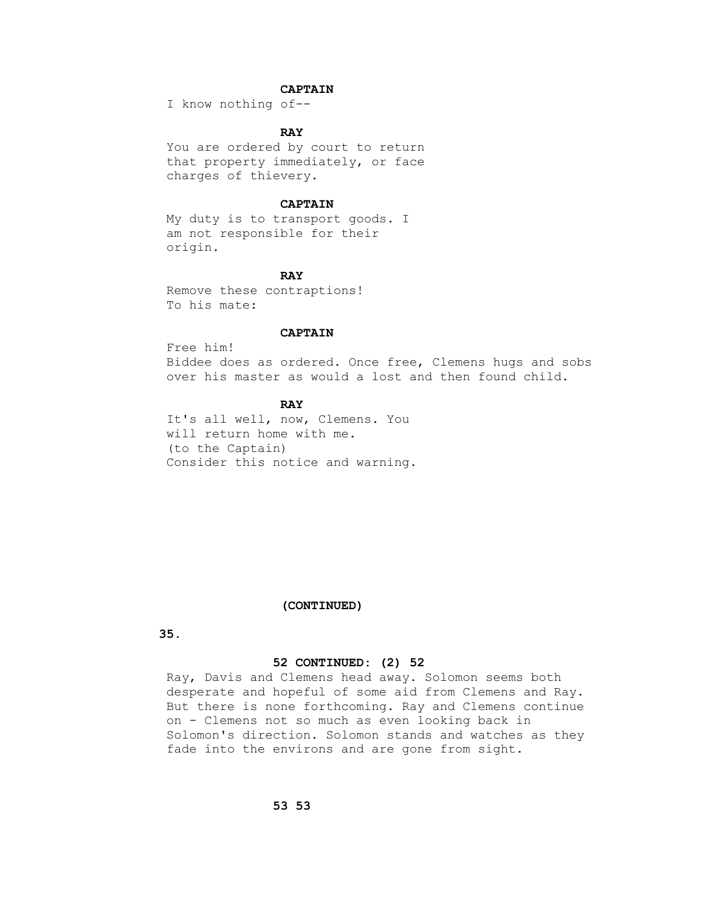**CAPTAIN**

I know nothing of--

**RAY**

You are ordered by court to return that property immediately, or face charges of thievery.

**CAPTAIN**

My duty is to transport goods. I am not responsible for their origin.

**RAY**

Remove these contraptions!
To his mate:

**CAPTAIN**

Free him!
Biddee does as ordered. Once free, Clemens hugs and sobs over his master as would a lost and then found child.

**RAY**

It's all well, now, Clemens. You will return home with me.
(to the Captain)
Consider this notice and warning.

**(CONTINUED)**

**52 CONTINUED: (2) 52**

Ray, Davis and Clemens head away. Solomon seems both desperate and hopeful of some aid from Clemens and Ray. But there is none forthcoming. Ray and Clemens continue on - Clemens not so much as even looking back in Solomon's direction. Solomon stands and watches as they fade into the environs and are gone from sight.

**53 53**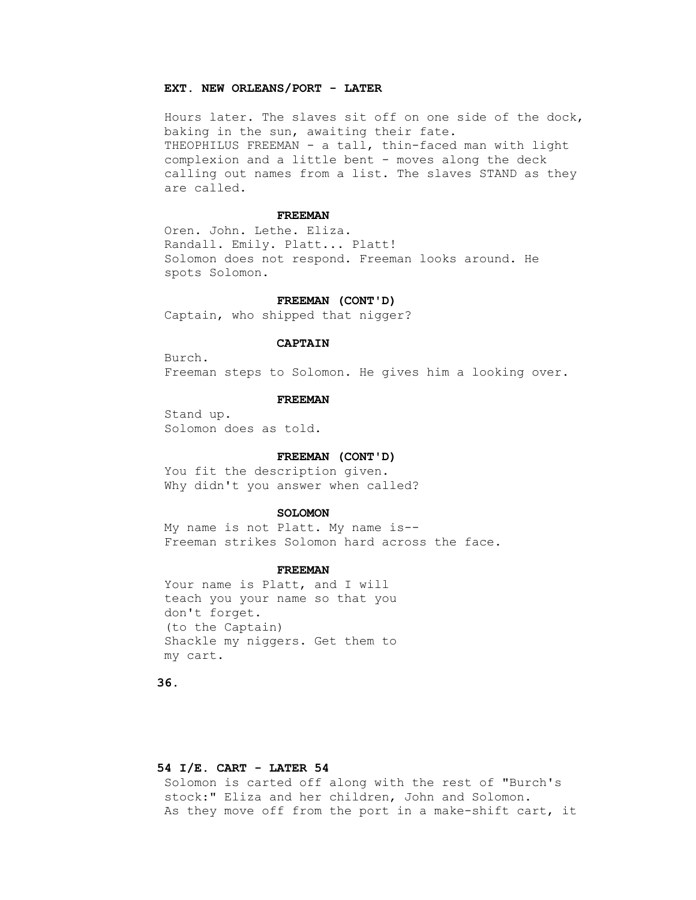**EXT. NEW ORLEANS/PORT - LATER**

Hours later. The slaves sit off on one side of the dock, baking in the sun, awaiting their fate.
THEOPHILUS FREEMAN - a tall, thin-faced man with light complexion and a little bent - moves along the deck calling out names from a list. The slaves STAND as they are called.

**FREEMAN**

Oren. John. Lethe. Eliza.
Randall. Emily. Platt... Platt!
Solomon does not respond. Freeman looks around. He spots Solomon.

**FREEMAN (CONT'D)**

Captain, who shipped that nigger?

**CAPTAIN**

Burch.
Freeman steps to Solomon. He gives him a looking over.

**FREEMAN**

Stand up.
Solomon does as told.

**FREEMAN (CONT'D)**

You fit the description given.
Why didn't you answer when called?

**SOLOMON**

My name is not Platt. My name is--
Freeman strikes Solomon hard across the face.

**FREEMAN**

Your name is Platt, and I will teach you your name so that you don't forget.
(to the Captain)
Shackle my niggers. Get them to my cart.

**54 I/E. CART - LATER 54**

Solomon is carted off along with the rest of "Burch's stock:" Eliza and her children, John and Solomon.
As they move off from the port in a make-shift cart, it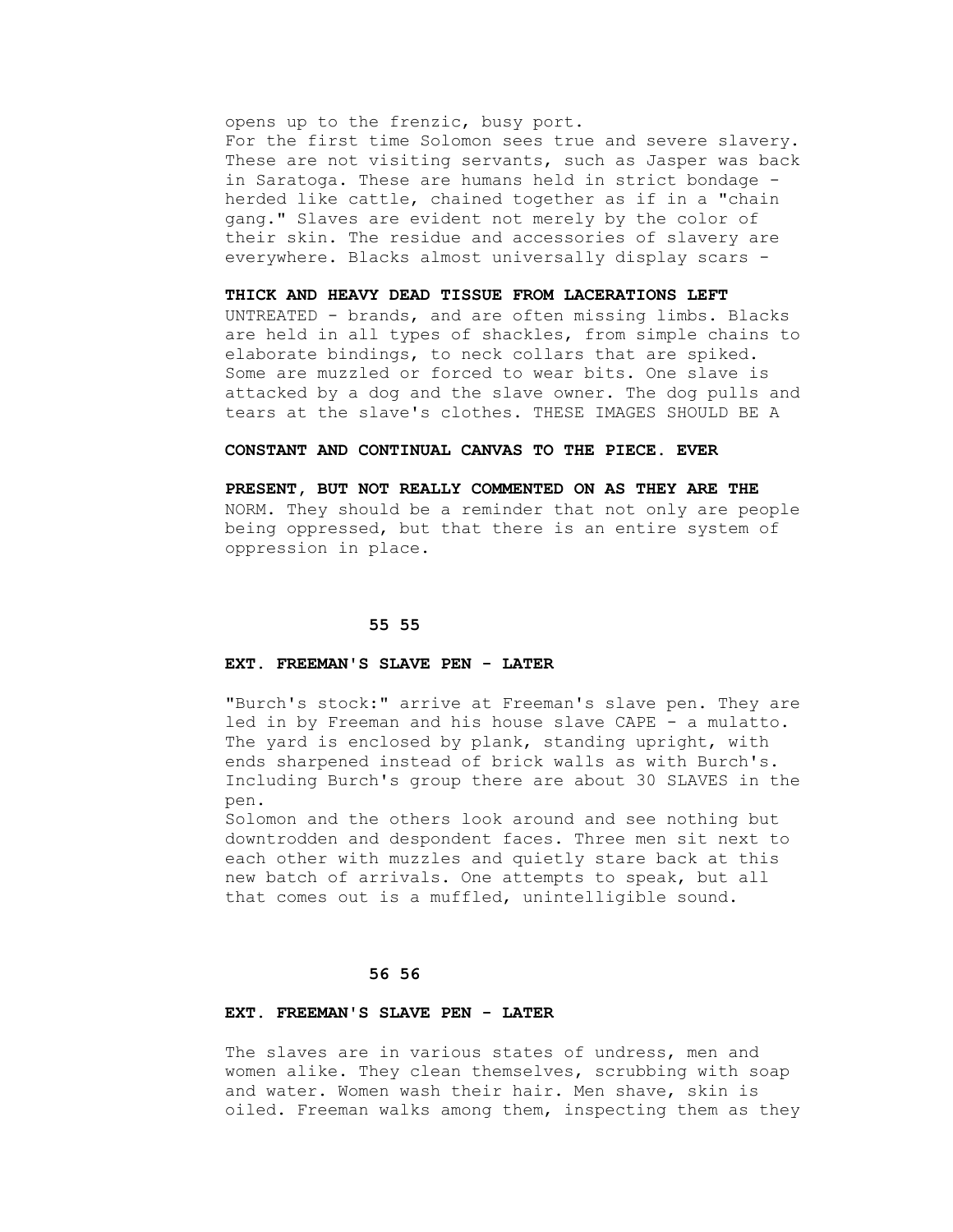opens up to the frenzic, busy port.
For the first time Solomon sees true and severe slavery. These are not visiting servants, such as Jasper was back in Saratoga. These are humans held in strict bondage - herded like cattle, chained together as if in a "chain gang." Slaves are evident not merely by the color of their skin. The residue and accessories of slavery are everywhere. Blacks almost universally display scars -

**THICK AND HEAVY DEAD TISSUE FROM LACERATIONS LEFT** UNTREATED - brands, and are often missing limbs. Blacks are held in all types of shackles, from simple chains to elaborate bindings, to neck collars that are spiked. Some are muzzled or forced to wear bits. One slave is attacked by a dog and the slave owner. The dog pulls and tears at the slave's clothes. THESE IMAGES SHOULD BE A

**CONSTANT AND CONTINUAL CANVAS TO THE PIECE. EVER**

**PRESENT, BUT NOT REALLY COMMENTED ON AS THEY ARE THE** NORM. They should be a reminder that not only are people being oppressed, but that there is an entire system of oppression in place.

**55 55**

**EXT. FREEMAN'S SLAVE PEN - LATER**

"Burch's stock:" arrive at Freeman's slave pen. They are led in by Freeman and his house slave CAPE - a mulatto. The yard is enclosed by plank, standing upright, with ends sharpened instead of brick walls as with Burch's. Including Burch's group there are about 30 SLAVES in the pen.
Solomon and the others look around and see nothing but downtrodden and despondent faces. Three men sit next to each other with muzzles and quietly stare back at this new batch of arrivals. One attempts to speak, but all that comes out is a muffled, unintelligible sound.

**56 56**

**EXT. FREEMAN'S SLAVE PEN - LATER**

The slaves are in various states of undress, men and women alike. They clean themselves, scrubbing with soap and water. Women wash their hair. Men shave, skin is oiled. Freeman walks among them, inspecting them as they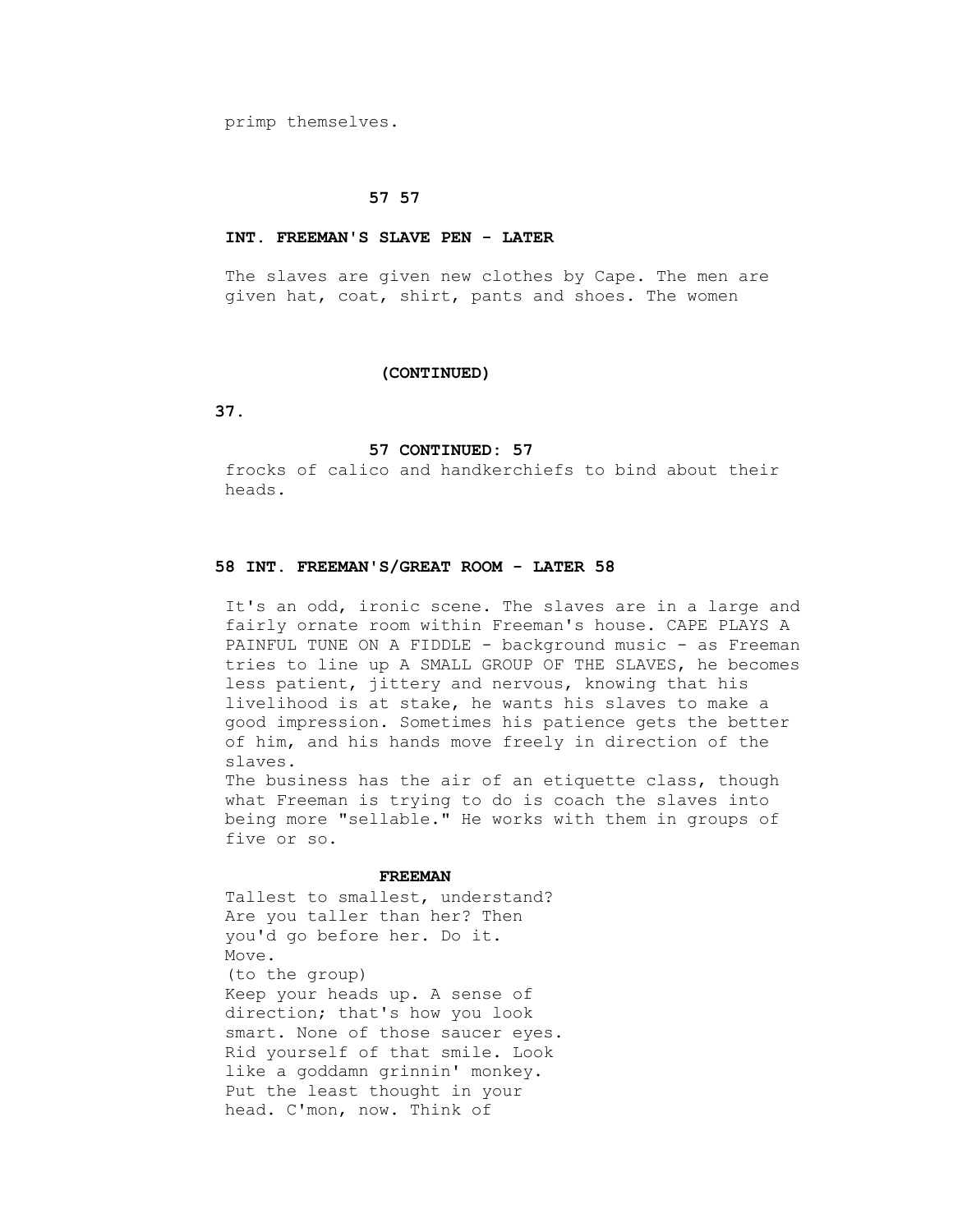primp themselves.

**57 57**

**INT. FREEMAN'S SLAVE PEN - LATER**

The slaves are given new clothes by Cape. The men are given hat, coat, shirt, pants and shoes. The women

**(CONTINUED)**

**57 CONTINUED: 57**

frocks of calico and handkerchiefs to bind about their heads.

**58 INT. FREEMAN'S/GREAT ROOM - LATER 58**

It's an odd, ironic scene. The slaves are in a large and fairly ornate room within Freeman's house. CAPE PLAYS A PAINFUL TUNE ON A FIDDLE - background music - as Freeman tries to line up A SMALL GROUP OF THE SLAVES, he becomes less patient, jittery and nervous, knowing that his livelihood is at stake, he wants his slaves to make a good impression. Sometimes his patience gets the better of him, and his hands move freely in direction of the slaves.
The business has the air of an etiquette class, though what Freeman is trying to do is coach the slaves into being more "sellable." He works with them in groups of five or so.

**FREEMAN**

Tallest to smallest, understand?
Are you taller than her? Then
you'd go before her. Do it.
Move.
(to the group)
Keep your heads up. A sense of
direction; that's how you look
smart. None of those saucer eyes.
Rid yourself of that smile. Look
like a goddamn grinnin' monkey.
Put the least thought in your
head. C'mon, now. Think of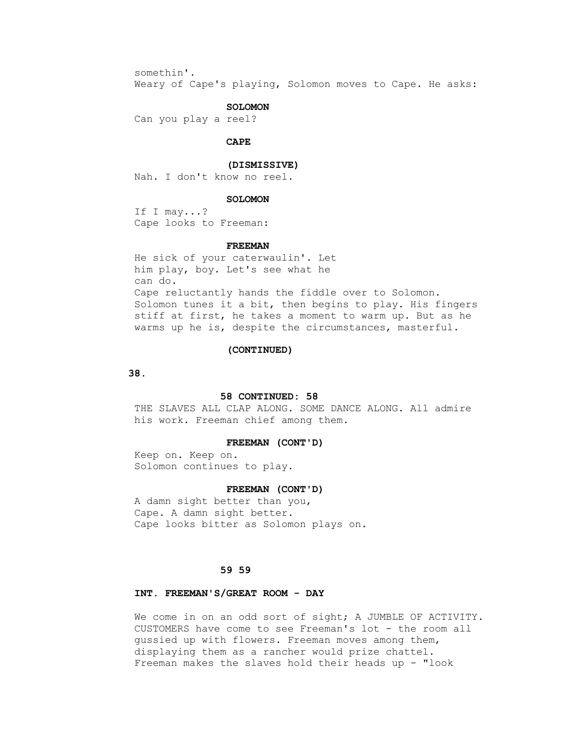somethin'.

Weary of Cape's playing, Solomon moves to Cape. He asks:

**SOLOMON**

Can you play a reel?

**CAPE**

**(DISMISSIVE)**

Nah. I don't know no reel.

**SOLOMON**

If I may...?

Cape looks to Freeman:

**FREEMAN**

He sick of your caterwaulin'. Let him play, boy. Let's see what he can do.

Cape reluctantly hands the fiddle over to Solomon. Solomon tunes it a bit, then begins to play. His fingers stiff at first, he takes a moment to warm up. But as he warms up he is, despite the circumstances, masterful.

**(CONTINUED)**

**58 CONTINUED: 58**

THE SLAVES ALL CLAP ALONG. SOME DANCE ALONG. All admire his work. Freeman chief among them.

**FREEMAN (CONT'D)**

Keep on. Keep on.

Solomon continues to play.

**FREEMAN (CONT'D)**

A damn sight better than you, Cape. A damn sight better.

Cape looks bitter as Solomon plays on.

**59 59**

**INT. FREEMAN'S/GREAT ROOM - DAY**

We come in on an odd sort of sight; A JUMBLE OF ACTIVITY. CUSTOMERS have come to see Freeman's lot - the room all gussied up with flowers. Freeman moves among them, displaying them as a rancher would prize chattel. Freeman makes the slaves hold their heads up - "look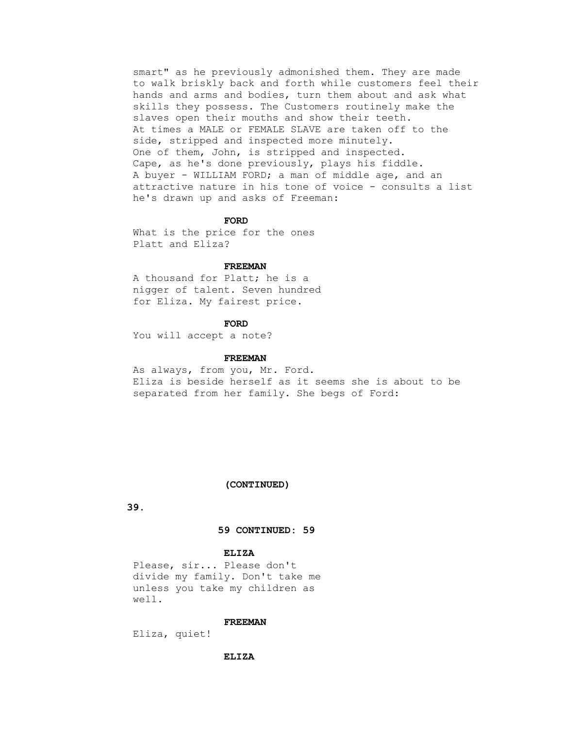smart" as he previously admonished them. They are made to walk briskly back and forth while customers feel their hands and arms and bodies, turn them about and ask what skills they possess. The Customers routinely make the slaves open their mouths and show their teeth.
At times a MALE or FEMALE SLAVE are taken off to the side, stripped and inspected more minutely.
One of them, John, is stripped and inspected.
Cape, as he's done previously, plays his fiddle.
A buyer - WILLIAM FORD; a man of middle age, and an attractive nature in his tone of voice - consults a list he's drawn up and asks of Freeman:

**FORD**

What is the price for the ones Platt and Eliza?

**FREEMAN**

A thousand for Platt; he is a nigger of talent. Seven hundred for Eliza. My fairest price.

**FORD**

You will accept a note?

**FREEMAN**

As always, from you, Mr. Ford.

Eliza is beside herself as it seems she is about to be separated from her family. She begs of Ford:

**(CONTINUED)**

**59 CONTINUED: 59**

**ELIZA**

Please, sir... Please don't divide my family. Don't take me unless you take my children as well.

**FREEMAN**

Eliza, quiet!

**ELIZA**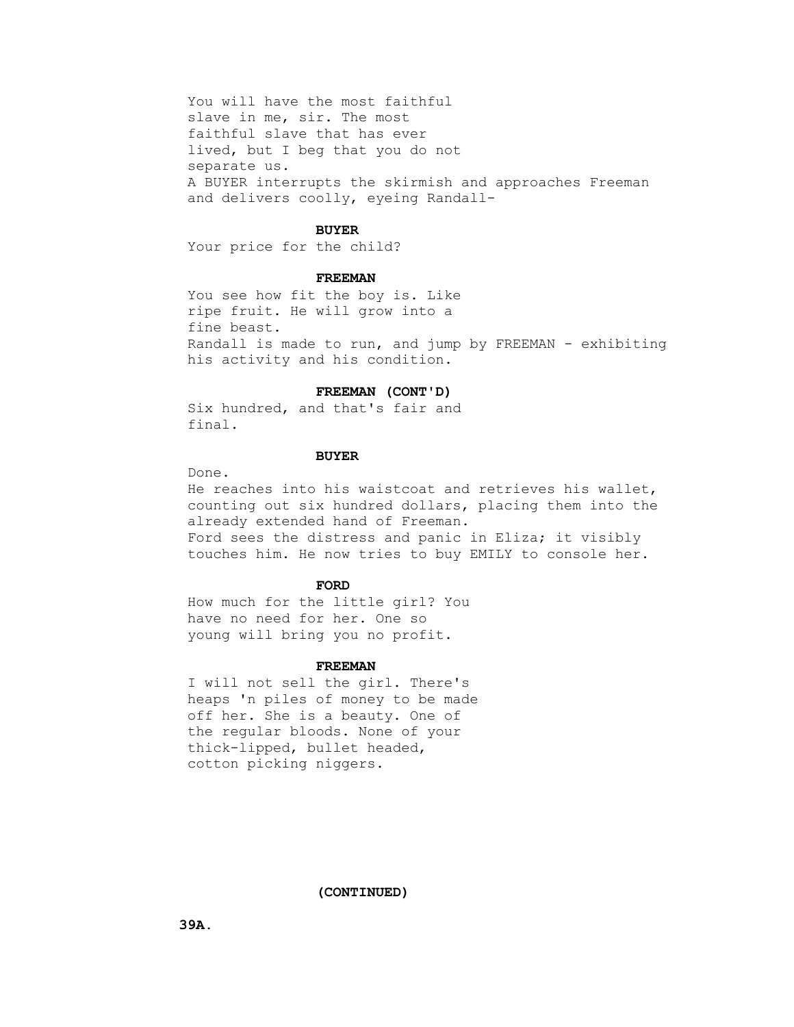You will have the most faithful
slave in me, sir. The most
faithful slave that has ever
lived, but I beg that you do not
separate us.

A BUYER interrupts the skirmish and approaches Freeman and delivers coolly, eyeing Randall-

**BUYER**

Your price for the child?

**FREEMAN**

You see how fit the boy is. Like
ripe fruit. He will grow into a
fine beast.

Randall is made to run, and jump by FREEMAN - exhibiting his activity and his condition.

**FREEMAN (CONT'D)**

Six hundred, and that's fair and
final.

**BUYER**

Done.

He reaches into his waistcoat and retrieves his wallet, counting out six hundred dollars, placing them into the already extended hand of Freeman.

Ford sees the distress and panic in Eliza; it visibly touches him. He now tries to buy EMILY to console her.

**FORD**

How much for the little girl? You
have no need for her. One so
young will bring you no profit.

**FREEMAN**

I will not sell the girl. There's
heaps 'n piles of money to be made
off her. She is a beauty. One of
the regular bloods. None of your
thick-lipped, bullet headed,
cotton picking niggers.

**(CONTINUED)**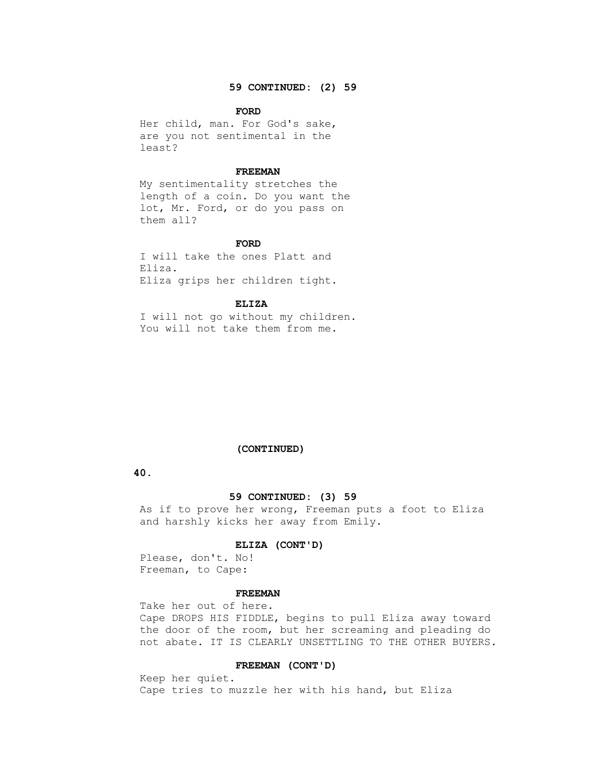**59 CONTINUED: (2) 59**

**FORD**

Her child, man. For God's sake, are you not sentimental in the least?

**FREEMAN**

My sentimentality stretches the length of a coin. Do you want the lot, Mr. Ford, or do you pass on them all?

**FORD**

I will take the ones Platt and Eliza.

Eliza grips her children tight.

**ELIZA**

I will not go without my children. You will not take them from me.

(CONTINUED)

**59 CONTINUED: (3) 59**

As if to prove her wrong, Freeman puts a foot to Eliza and harshly kicks her away from Emily.

**ELIZA (CONT'D)**

Please, don't. No!

Freeman, to Cape:

**FREEMAN**

Take her out of here.

Cape DROPS HIS FIDDLE, begins to pull Eliza away toward the door of the room, but her screaming and pleading do not abate. IT IS CLEARLY UNSETTLING TO THE OTHER BUYERS.

**FREEMAN (CONT'D)**

Keep her quiet.

Cape tries to muzzle her with his hand, but Eliza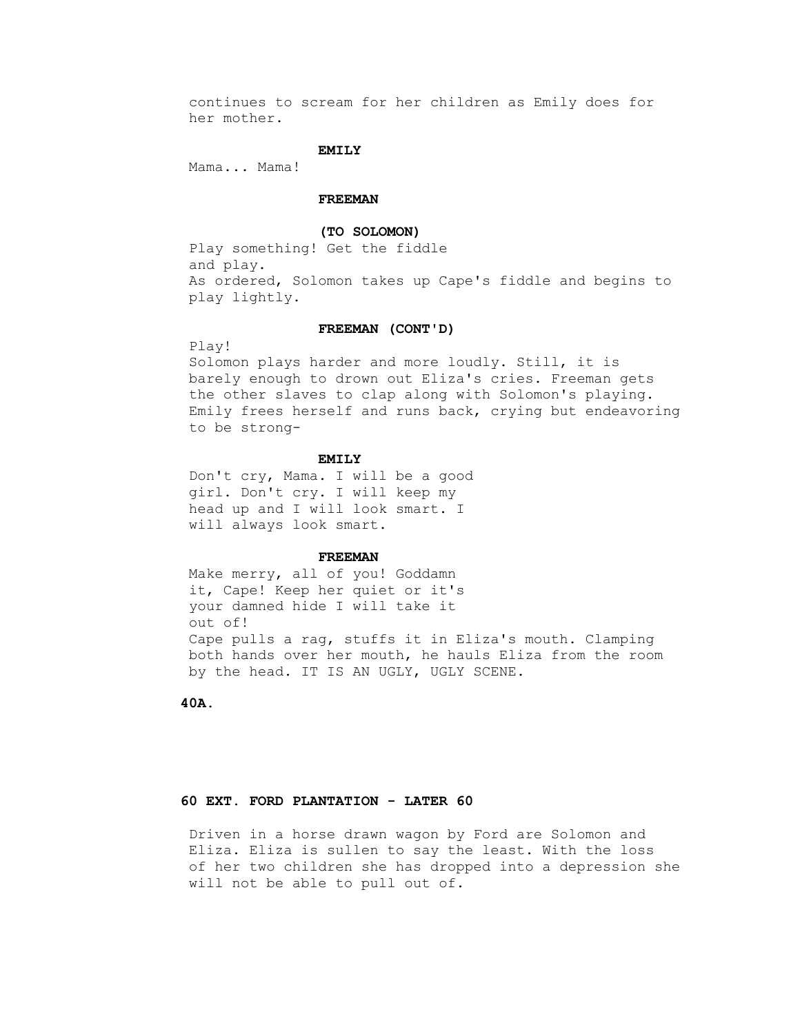continues to scream for her children as Emily does for her mother.

**EMILY**

Mama... Mama!

**FREEMAN**

**(TO SOLOMON)**

Play something! Get the fiddle and play.

As ordered, Solomon takes up Cape's fiddle and begins to play lightly.

**FREEMAN (CONT'D)**

Play!

Solomon plays harder and more loudly. Still, it is barely enough to drown out Eliza's cries. Freeman gets the other slaves to clap along with Solomon's playing. Emily frees herself and runs back, crying but endeavoring to be strong-

**EMILY**

Don't cry, Mama. I will be a good girl. Don't cry. I will keep my head up and I will look smart. I will always look smart.

**FREEMAN**

Make merry, all of you! Goddamn it, Cape! Keep her quiet or it's your damned hide I will take it out of!

Cape pulls a rag, stuffs it in Eliza's mouth. Clamping both hands over her mouth, he hauls Eliza from the room by the head. IT IS AN UGLY, UGLY SCENE.

**40A.**

**60 EXT. FORD PLANTATION - LATER 60**

Driven in a horse drawn wagon by Ford are Solomon and Eliza. Eliza is sullen to say the least. With the loss of her two children she has dropped into a depression she will not be able to pull out of.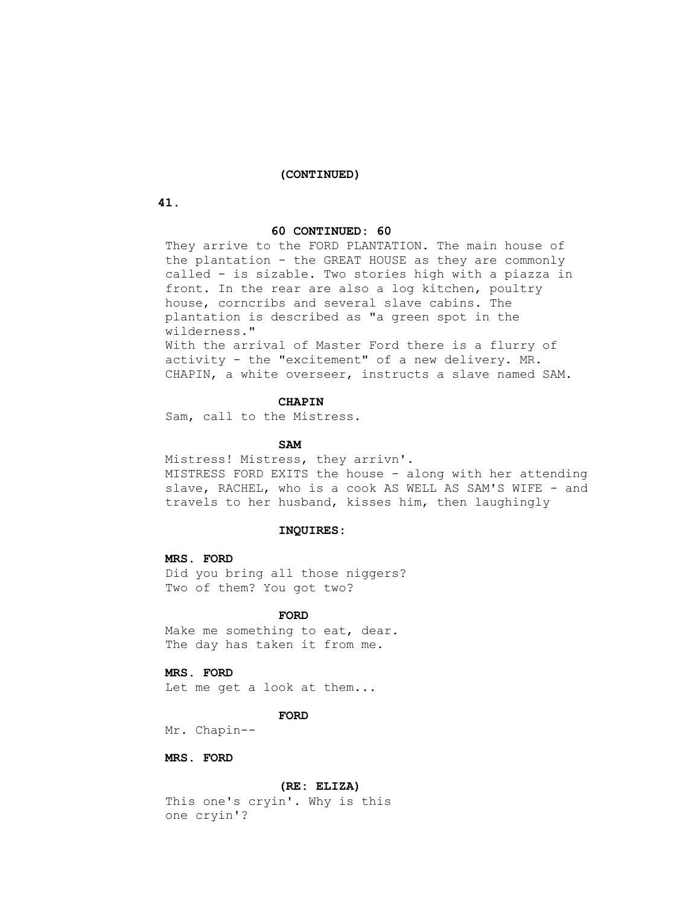(CONTINUED)

60 CONTINUED: 60

They arrive to the FORD PLANTATION. The main house of the plantation - the GREAT HOUSE as they are commonly called - is sizable. Two stories high with a piazza in front. In the rear are also a log kitchen, poultry house, corncribs and several slave cabins. The plantation is described as "a green spot in the wilderness."
With the arrival of Master Ford there is a flurry of activity - the "excitement" of a new delivery. MR. CHAPIN, a white overseer, instructs a slave named SAM.

**CHAPIN**
Sam, call to the Mistress.

**SAM**
Mistress! Mistress, they arrivn'.
MISTRESS FORD EXITS the house - along with her attending slave, RACHEL, who is a cook AS WELL AS SAM'S WIFE - and travels to her husband, kisses him, then laughingly

**INQUIRES:**

**MRS. FORD**
Did you bring all those niggers?
Two of them? You got two?

**FORD**
Make me something to eat, dear.
The day has taken it from me.

**MRS. FORD**
Let me get a look at them...

**FORD**
Mr. Chapin--

**MRS. FORD**

**(RE: ELIZA)**
This one's cryin'. Why is this one cryin'?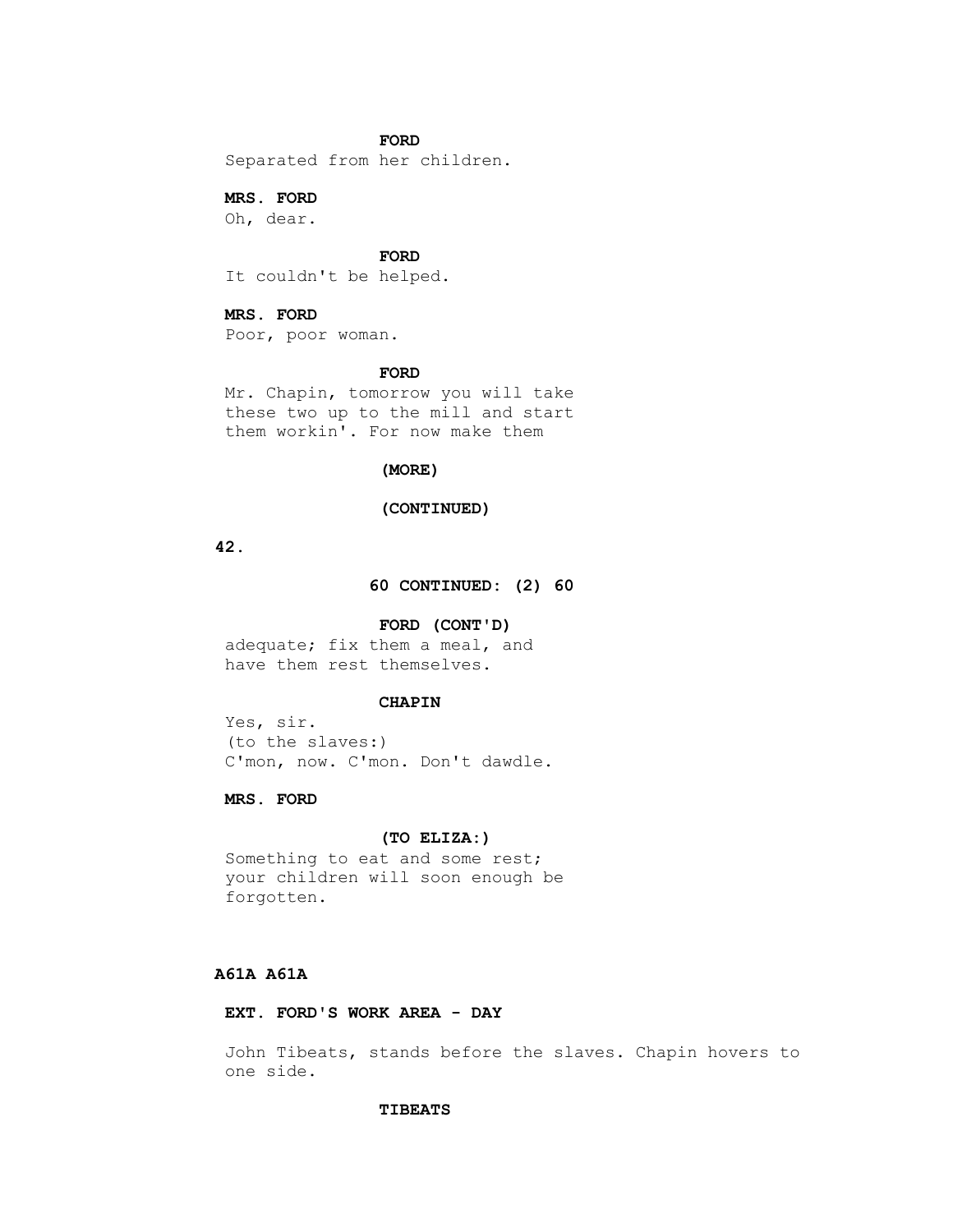**FORD**

Separated from her children.

**MRS. FORD**

Oh, dear.

**FORD**

It couldn't be helped.

**MRS. FORD**

Poor, poor woman.

**FORD**

Mr. Chapin, tomorrow you will take these two up to the mill and start them workin'. For now make them

**(MORE)**

**(CONTINUED)**

**60 CONTINUED: (2) 60**

**FORD (CONT'D)**

adequate; fix them a meal, and have them rest themselves.

**CHAPIN**

Yes, sir.
(to the slaves:)
C'mon, now. C'mon. Don't dawdle.

**MRS. FORD**

**(TO ELIZA:)**

Something to eat and some rest; your children will soon enough be forgotten.

**A61A A61A**

**EXT. FORD'S WORK AREA - DAY**

John Tibeats, stands before the slaves. Chapin hovers to one side.

**TIBEATS**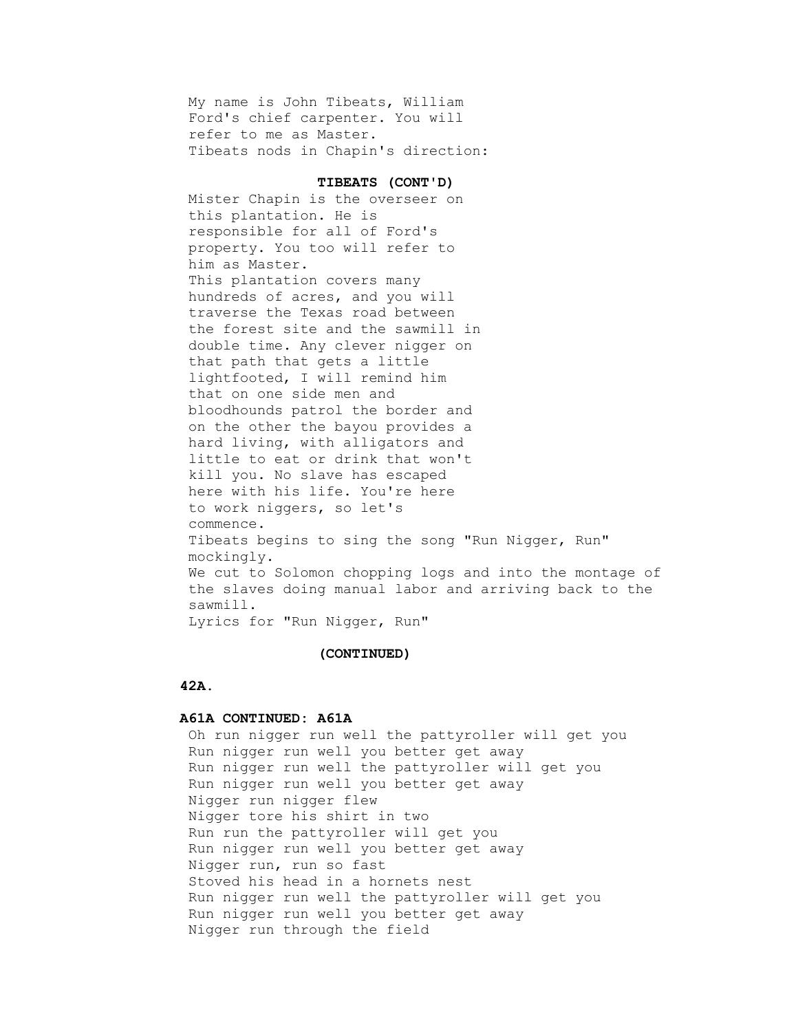My name is John Tibeats, William Ford's chief carpenter. You will refer to me as Master.

Tibeats nods in Chapin's direction:

**TIBEATS (CONT'D)**

Mister Chapin is the overseer on this plantation. He is responsible for all of Ford's property. You too will refer to him as Master.

This plantation covers many hundreds of acres, and you will traverse the Texas road between the forest site and the sawmill in double time. Any clever nigger on that path that gets a little lightfooted, I will remind him that on one side men and bloodhounds patrol the border and on the other the bayou provides a hard living, with alligators and little to eat or drink that won't kill you. No slave has escaped here with his life. You're here to work niggers, so let's commence.

Tibeats begins to sing the song "Run Nigger, Run" mockingly.

We cut to Solomon chopping logs and into the montage of the slaves doing manual labor and arriving back to the sawmill.

Lyrics for "Run Nigger, Run"

**(CONTINUED)**

**42A.**

**A61A CONTINUED: A61A**

Oh run nigger run well the pattyroller will get you
Run nigger run well you better get away
Run nigger run well the pattyroller will get you
Run nigger run well you better get away
Nigger run nigger flew
Nigger tore his shirt in two
Run run the pattyroller will get you
Run nigger run well you better get away
Nigger run, run so fast
Stoved his head in a hornets nest
Run nigger run well the pattyroller will get you
Run nigger run well you better get away
Nigger run through the field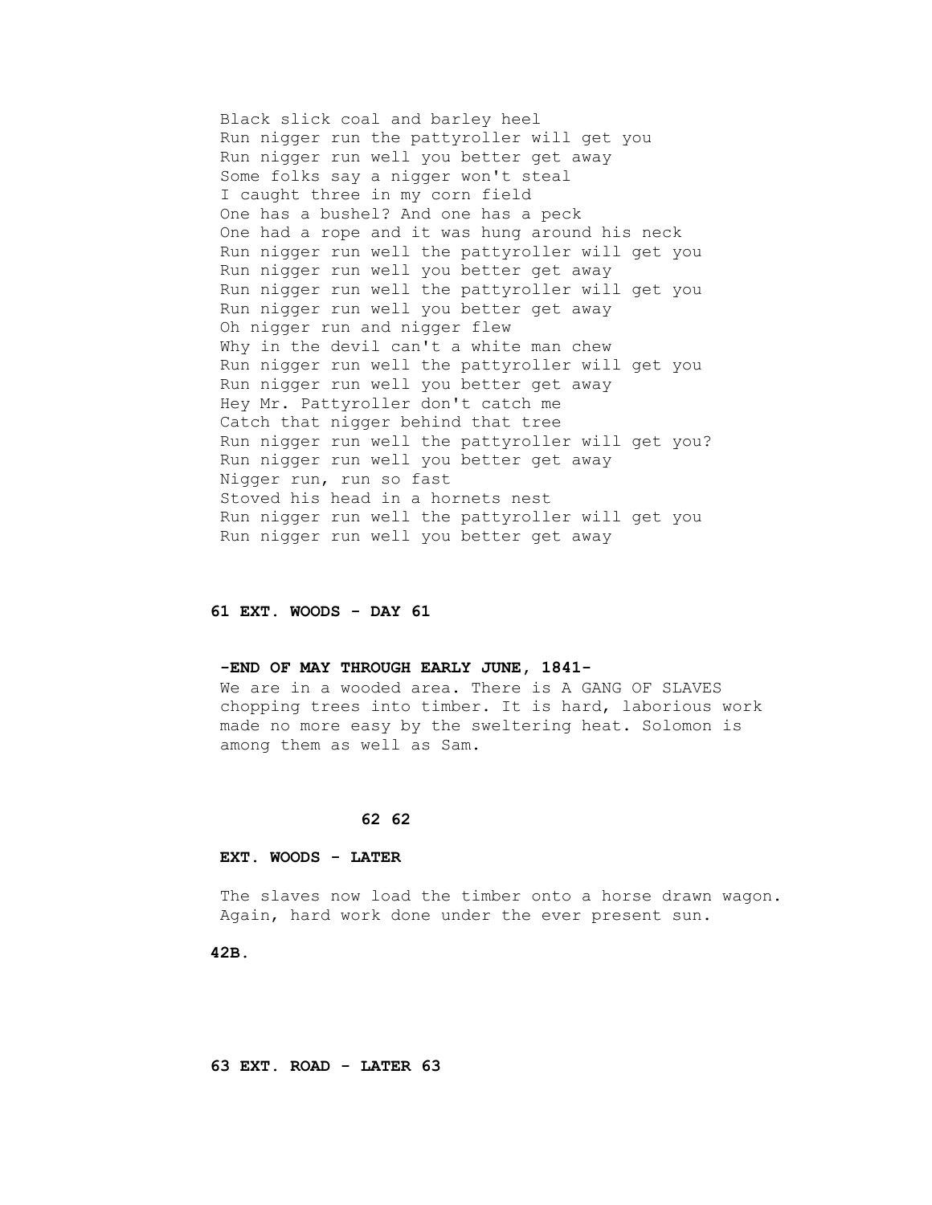Black slick coal and barley heel
Run nigger run the pattyroller will get you
Run nigger run well you better get away
Some folks say a nigger won't steal
I caught three in my corn field
One has a bushel? And one has a peck
One had a rope and it was hung around his neck
Run nigger run well the pattyroller will get you
Run nigger run well you better get away
Run nigger run well the pattyroller will get you
Run nigger run well you better get away
Oh nigger run and nigger flew
Why in the devil can't a white man chew
Run nigger run well the pattyroller will get you
Run nigger run well you better get away
Hey Mr. Pattyroller don't catch me
Catch that nigger behind that tree
Run nigger run well the pattyroller will get you?
Run nigger run well you better get away
Nigger run, run so fast
Stoved his head in a hornets nest
Run nigger run well the pattyroller will get you
Run nigger run well you better get away

**61 EXT. WOODS - DAY 61**

**-END OF MAY THROUGH EARLY JUNE, 1841-**

We are in a wooded area. There is A GANG OF SLAVES chopping trees into timber. It is hard, laborious work made no more easy by the sweltering heat. Solomon is among them as well as Sam.

**62 62**

**EXT. WOODS - LATER**

The slaves now load the timber onto a horse drawn wagon. Again, hard work done under the ever present sun.

**42B.**

**63 EXT. ROAD - LATER 63**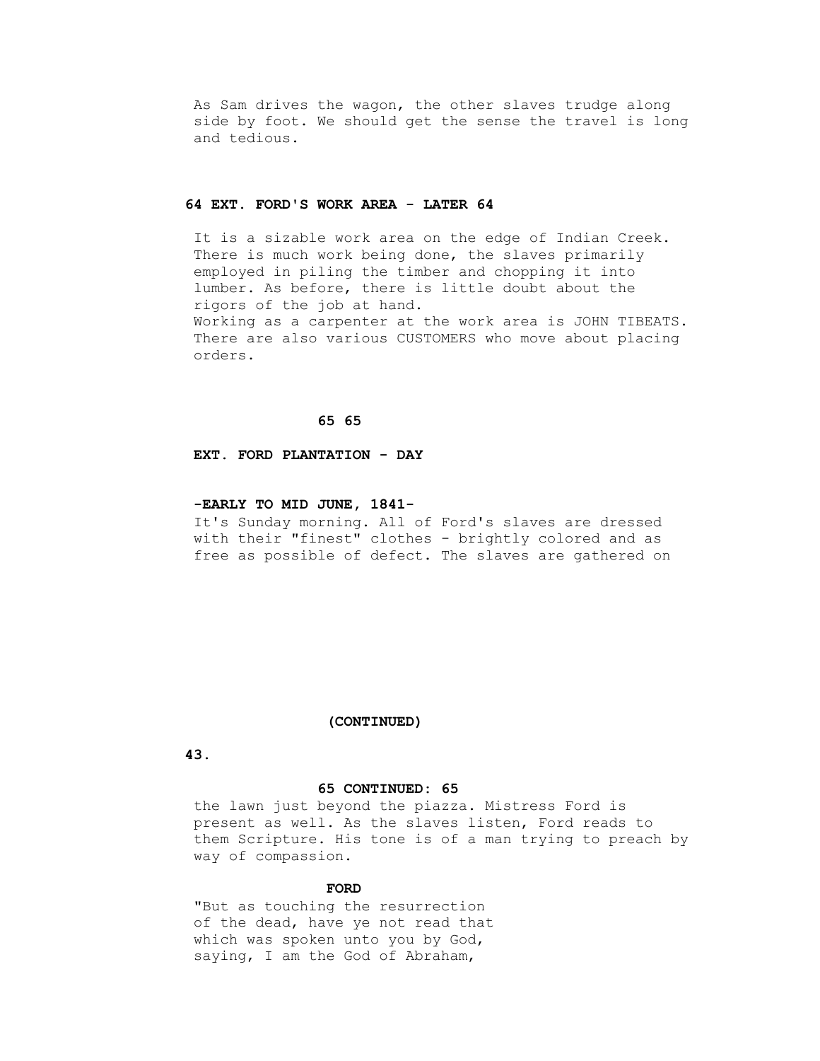As Sam drives the wagon, the other slaves trudge along side by foot. We should get the sense the travel is long and tedious.

**64 EXT. FORD'S WORK AREA - LATER 64**

It is a sizable work area on the edge of Indian Creek. There is much work being done, the slaves primarily employed in piling the timber and chopping it into lumber. As before, there is little doubt about the rigors of the job at hand.
Working as a carpenter at the work area is JOHN TIBEATS. There are also various CUSTOMERS who move about placing orders.

**65 65**

**EXT. FORD PLANTATION - DAY**

**-EARLY TO MID JUNE, 1841-**
It's Sunday morning. All of Ford's slaves are dressed with their "finest" clothes - brightly colored and as free as possible of defect. The slaves are gathered on

**(CONTINUED)**

**65 CONTINUED: 65**
the lawn just beyond the piazza. Mistress Ford is present as well. As the slaves listen, Ford reads to them Scripture. His tone is of a man trying to preach by way of compassion.

**FORD**
"But as touching the resurrection of the dead, have ye not read that which was spoken unto you by God, saying, I am the God of Abraham,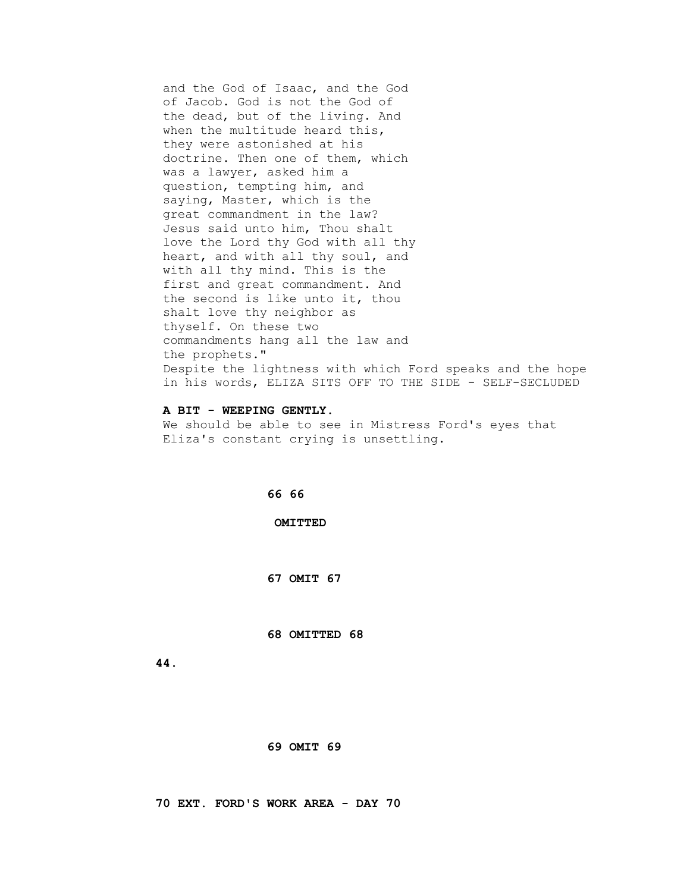and the God of Isaac, and the God of Jacob. God is not the God of the dead, but of the living. And when the multitude heard this, they were astonished at his doctrine. Then one of them, which was a lawyer, asked him a question, tempting him, and saying, Master, which is the great commandment in the law? Jesus said unto him, Thou shalt love the Lord thy God with all thy heart, and with all thy soul, and with all thy mind. This is the first and great commandment. And the second is like unto it, thou shalt love thy neighbor as thyself. On these two commandments hang all the law and the prophets."

Despite the lightness with which Ford speaks and the hope in his words, ELIZA SITS OFF TO THE SIDE - SELF-SECLUDED

**A BIT - WEEPING GENTLY.**

We should be able to see in Mistress Ford's eyes that Eliza's constant crying is unsettling.

**66 66**

**OMITTED**

**67 OMIT 67**

**68 OMITTED 68**

**69 OMIT 69**

**70 EXT. FORD'S WORK AREA - DAY 70**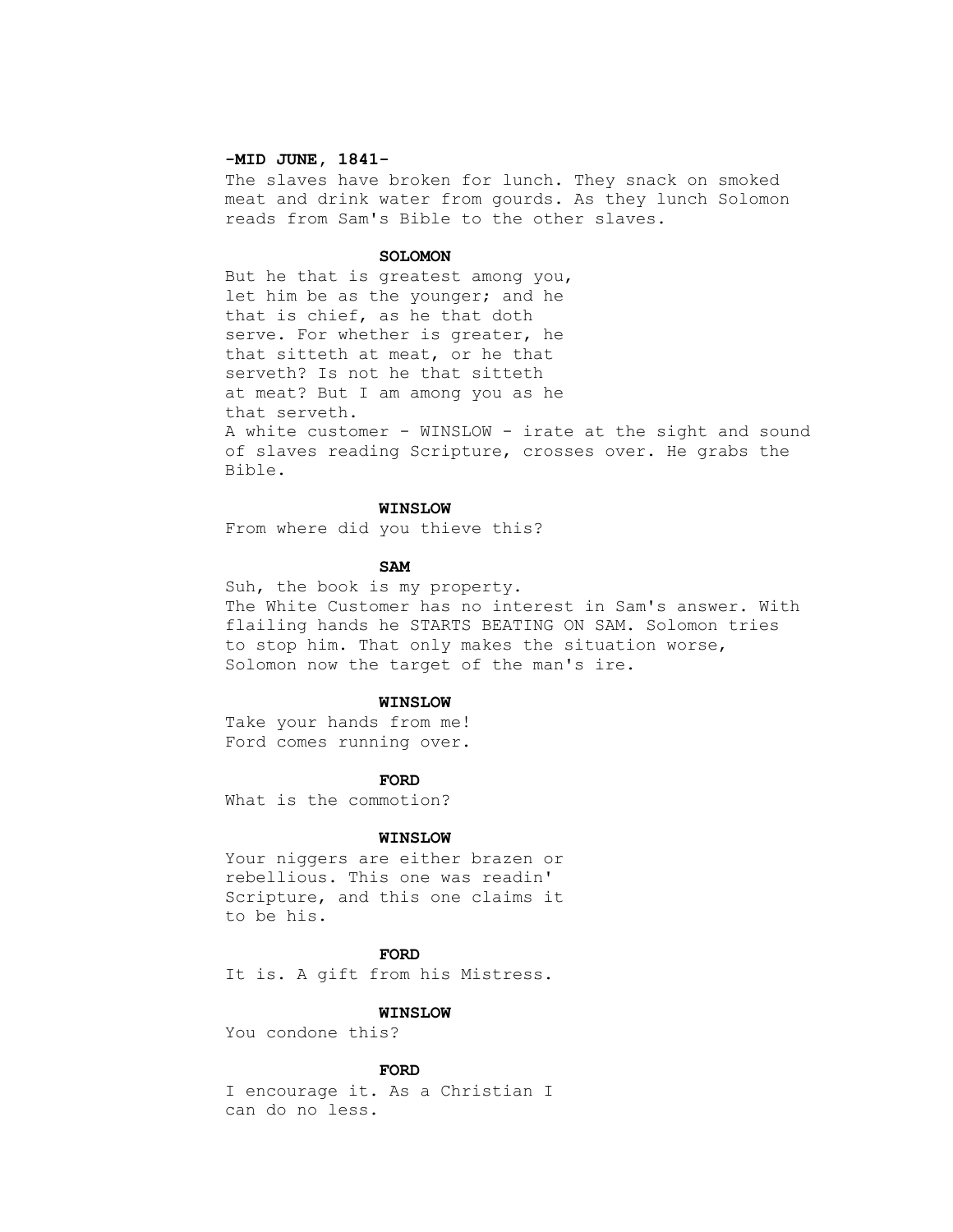**-MID JUNE, 1841-**

The slaves have broken for lunch. They snack on smoked meat and drink water from gourds. As they lunch Solomon reads from Sam's Bible to the other slaves.

**SOLOMON**

But he that is greatest among you, let him be as the younger; and he that is chief, as he that doth serve. For whether is greater, he that sitteth at meat, or he that serveth? Is not he that sitteth at meat? But I am among you as he that serveth.

A white customer - WINSLOW - irate at the sight and sound of slaves reading Scripture, crosses over. He grabs the Bible.

**WINSLOW**

From where did you thieve this?

**SAM**

Suh, the book is my property.

The White Customer has no interest in Sam's answer. With flailing hands he STARTS BEATING ON SAM. Solomon tries to stop him. That only makes the situation worse, Solomon now the target of the man's ire.

**WINSLOW**

Take your hands from me!

Ford comes running over.

**FORD**

What is the commotion?

**WINSLOW**

Your niggers are either brazen or rebellious. This one was readin' Scripture, and this one claims it to be his.

**FORD**

It is. A gift from his Mistress.

**WINSLOW**

You condone this?

**FORD**

I encourage it. As a Christian I can do no less.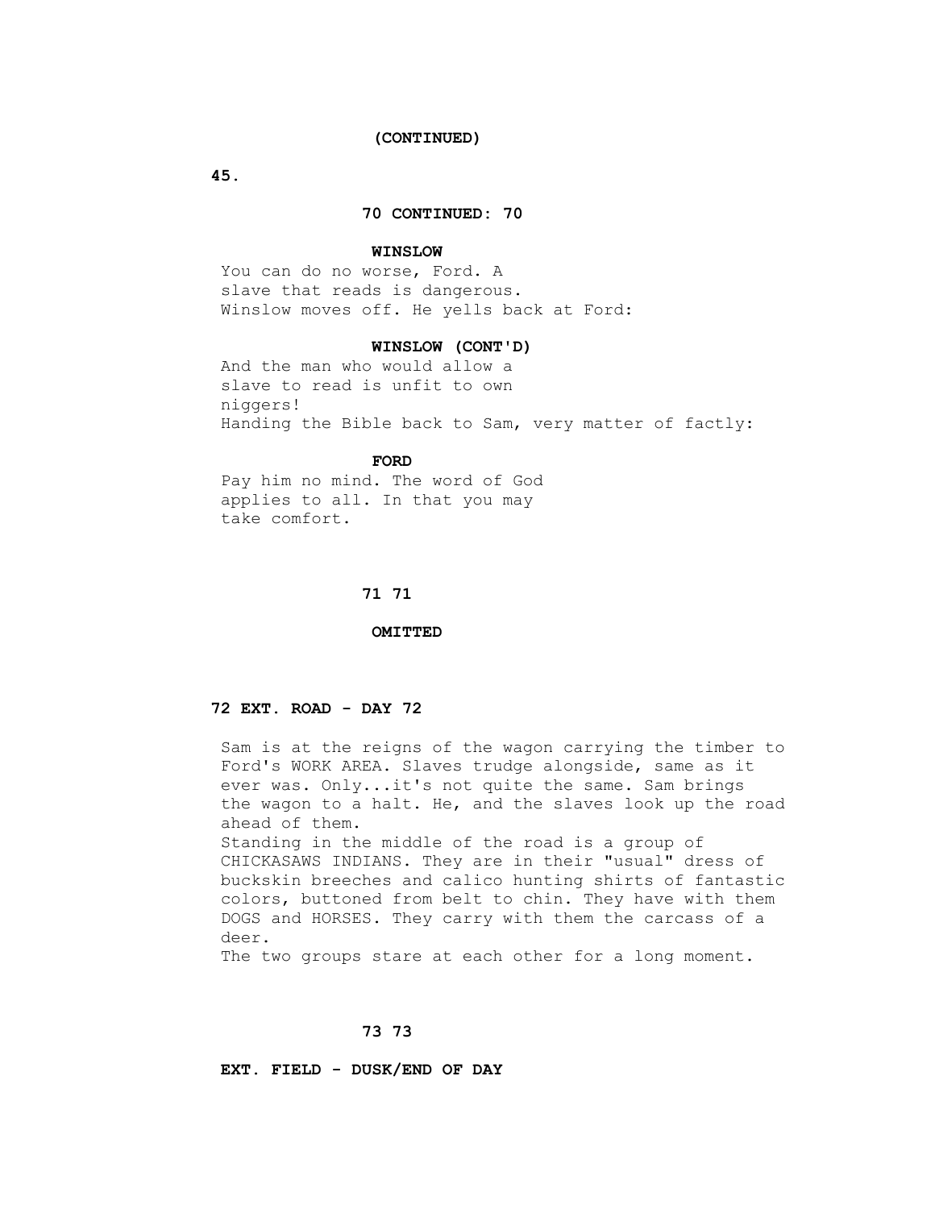(CONTINUED)

70 CONTINUED: 70

**WINSLOW**

You can do no worse, Ford. A slave that reads is dangerous.

Winslow moves off. He yells back at Ford:

**WINSLOW (CONT'D)**

And the man who would allow a slave to read is unfit to own niggers!

Handing the Bible back to Sam, very matter of factly:

**FORD**

Pay him no mind. The word of God applies to all. In that you may take comfort.

71 71

**OMITTED**

### 72 EXT. ROAD - DAY 72

Sam is at the reigns of the wagon carrying the timber to Ford's WORK AREA. Slaves trudge alongside, same as it ever was. Only...it's not quite the same. Sam brings the wagon to a halt. He, and the slaves look up the road ahead of them.

Standing in the middle of the road is a group of CHICKASAWS INDIANS. They are in their "usual" dress of buckskin breeches and calico hunting shirts of fantastic colors, buttoned from belt to chin. They have with them DOGS and HORSES. They carry with them the carcass of a deer.

The two groups stare at each other for a long moment.

73 73

### EXT. FIELD - DUSK/END OF DAY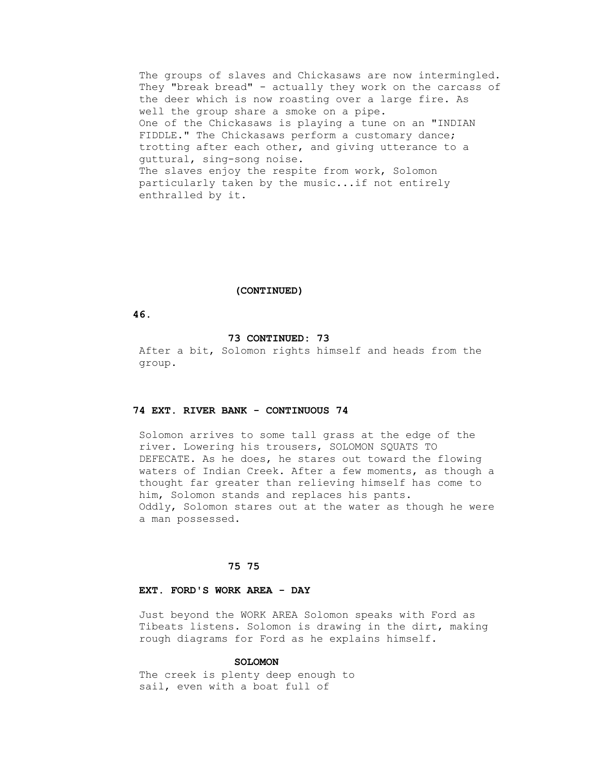The groups of slaves and Chickasaws are now intermingled. They "break bread" - actually they work on the carcass of the deer which is now roasting over a large fire. As well the group share a smoke on a pipe.
One of the Chickasaws is playing a tune on an "INDIAN FIDDLE." The Chickasaws perform a customary dance; trotting after each other, and giving utterance to a guttural, sing-song noise.
The slaves enjoy the respite from work, Solomon particularly taken by the music...if not entirely enthralled by it.

**(CONTINUED)**

**73 CONTINUED: 73**

After a bit, Solomon rights himself and heads from the group.

**74 EXT. RIVER BANK - CONTINUOUS 74**

Solomon arrives to some tall grass at the edge of the river. Lowering his trousers, SOLOMON SQUATS TO DEFECATE. As he does, he stares out toward the flowing waters of Indian Creek. After a few moments, as though a thought far greater than relieving himself has come to him, Solomon stands and replaces his pants.
Oddly, Solomon stares out at the water as though he were a man possessed.

**75 75**

**EXT. FORD'S WORK AREA - DAY**

Just beyond the WORK AREA Solomon speaks with Ford as Tibeats listens. Solomon is drawing in the dirt, making rough diagrams for Ford as he explains himself.

**SOLOMON**

The creek is plenty deep enough to sail, even with a boat full of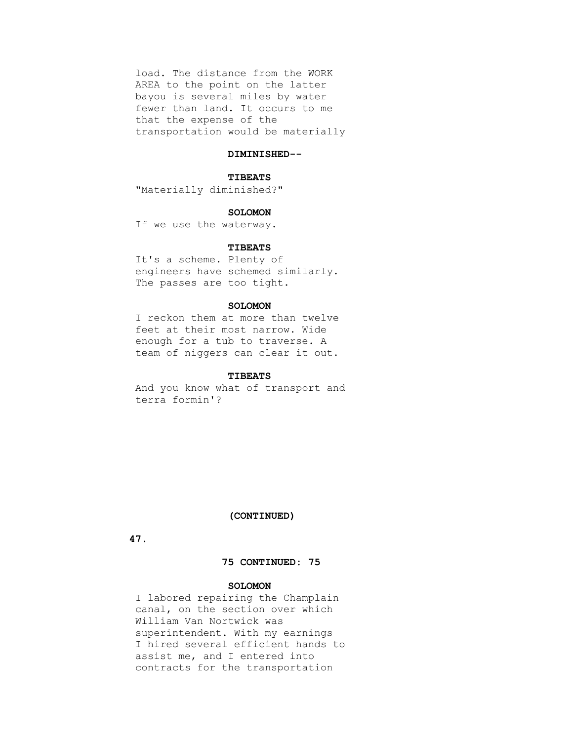load. The distance from the WORK AREA to the point on the latter bayou is several miles by water fewer than land. It occurs to me that the expense of the transportation would be materially

**DIMINISHED--**

**TIBEATS**

"Materially diminished?"

**SOLOMON**

If we use the waterway.

**TIBEATS**

It's a scheme. Plenty of engineers have schemed similarly. The passes are too tight.

**SOLOMON**

I reckon them at more than twelve feet at their most narrow. Wide enough for a tub to traverse. A team of niggers can clear it out.

**TIBEATS**

And you know what of transport and terra formin'?

**(CONTINUED)**

**75 CONTINUED: 75**

**SOLOMON**

I labored repairing the Champlain canal, on the section over which William Van Nortwick was superintendent. With my earnings I hired several efficient hands to assist me, and I entered into contracts for the transportation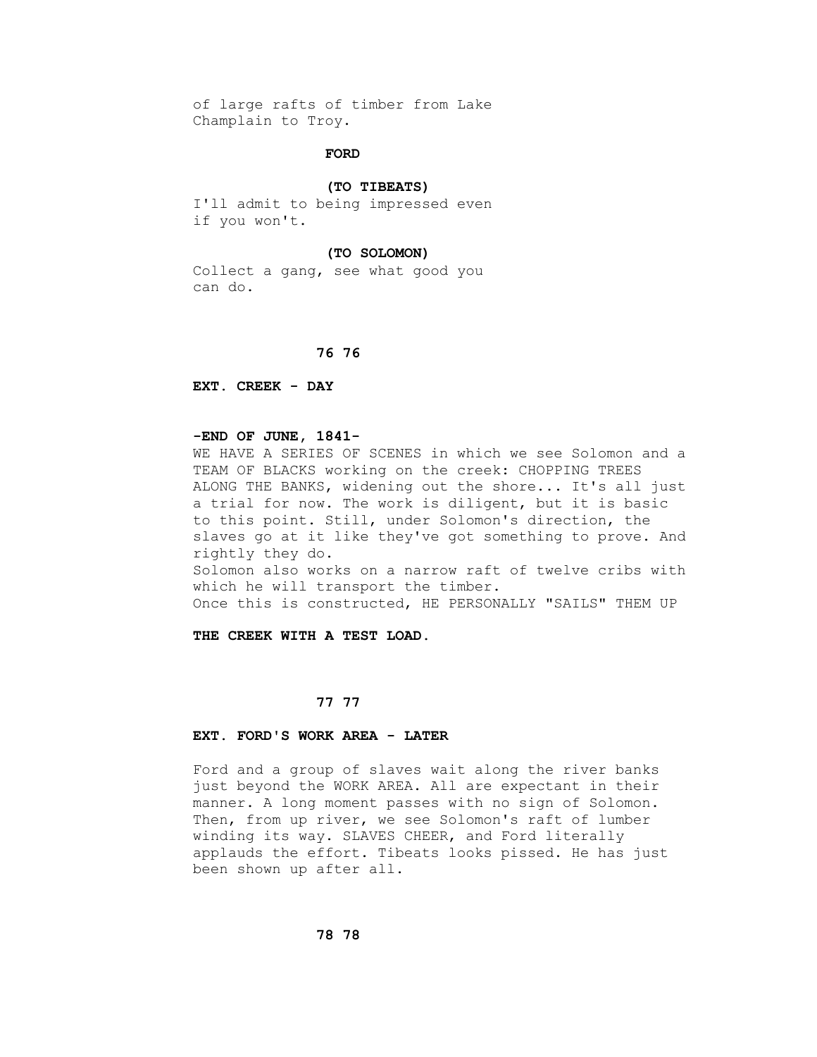of large rafts of timber from Lake Champlain to Troy.

**FORD**

**(TO TIBEATS)**

I'll admit to being impressed even if you won't.

**(TO SOLOMON)**

Collect a gang, see what good you can do.

**76 76**

**EXT. CREEK - DAY**

**-END OF JUNE, 1841-**

WE HAVE A SERIES OF SCENES in which we see Solomon and a TEAM OF BLACKS working on the creek: CHOPPING TREES ALONG THE BANKS, widening out the shore... It's all just a trial for now. The work is diligent, but it is basic to this point. Still, under Solomon's direction, the slaves go at it like they've got something to prove. And rightly they do.

Solomon also works on a narrow raft of twelve cribs with which he will transport the timber.

Once this is constructed, HE PERSONALLY "SAILS" THEM UP

**THE CREEK WITH A TEST LOAD.**

**77 77**

**EXT. FORD'S WORK AREA - LATER**

Ford and a group of slaves wait along the river banks just beyond the WORK AREA. All are expectant in their manner. A long moment passes with no sign of Solomon. Then, from up river, we see Solomon's raft of lumber winding its way. SLAVES CHEER, and Ford literally applauds the effort. Tibeats looks pissed. He has just been shown up after all.

**78 78**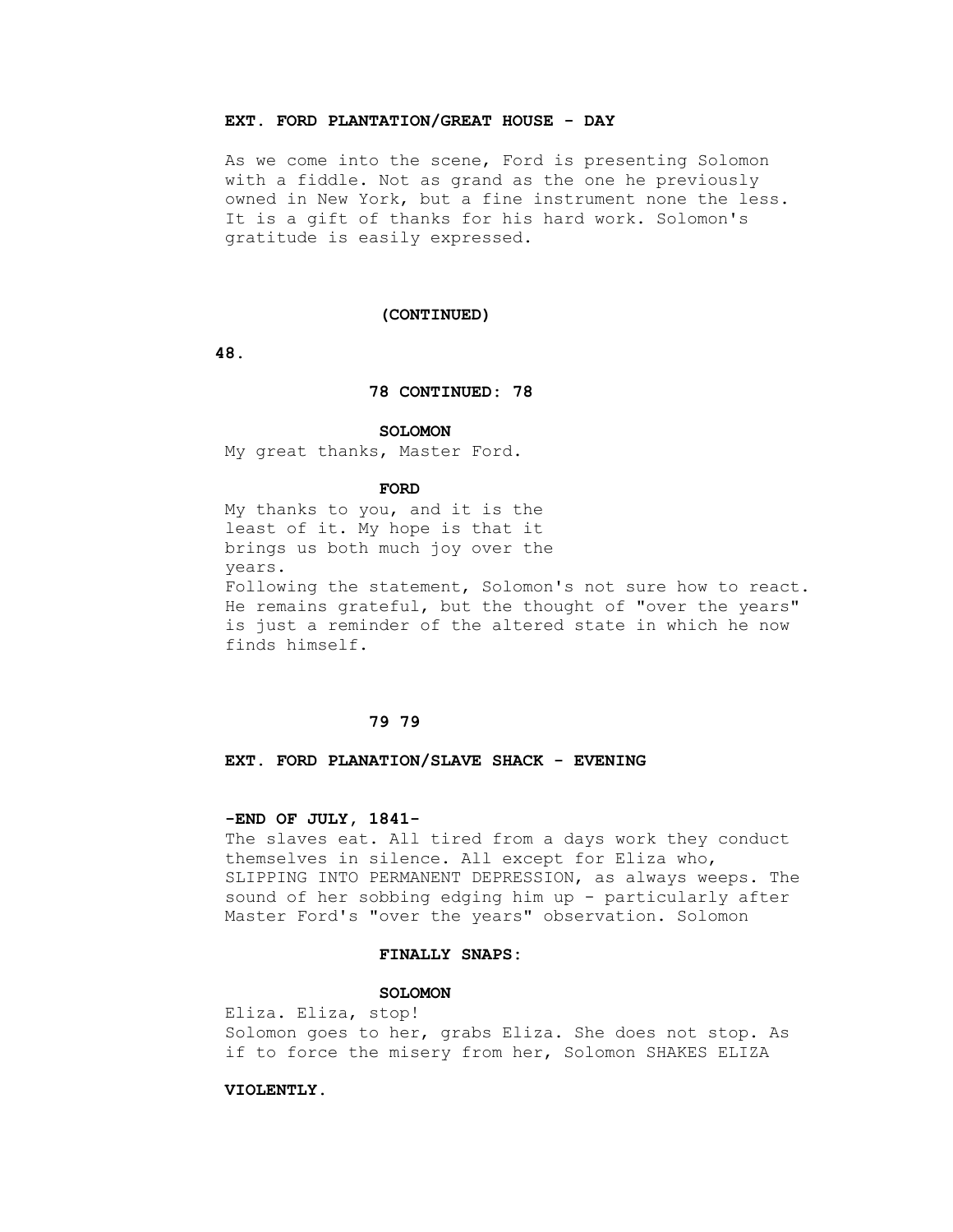**EXT. FORD PLANTATION/GREAT HOUSE - DAY**

As we come into the scene, Ford is presenting Solomon with a fiddle. Not as grand as the one he previously owned in New York, but a fine instrument none the less. It is a gift of thanks for his hard work. Solomon's gratitude is easily expressed.

**(CONTINUED)**

**78 CONTINUED: 78**

**SOLOMON**

My great thanks, Master Ford.

**FORD**

My thanks to you, and it is the least of it. My hope is that it brings us both much joy over the years.

Following the statement, Solomon's not sure how to react. He remains grateful, but the thought of "over the years" is just a reminder of the altered state in which he now finds himself.

**79 79**

**EXT. FORD PLANATION/SLAVE SHACK - EVENING**

**-END OF JULY, 1841-**

The slaves eat. All tired from a days work they conduct themselves in silence. All except for Eliza who, SLIPPING INTO PERMANENT DEPRESSION, as always weeps. The sound of her sobbing edging him up - particularly after Master Ford's "over the years" observation. Solomon

**FINALLY SNAPS:**

**SOLOMON**

Eliza. Eliza, stop!

Solomon goes to her, grabs Eliza. She does not stop. As if to force the misery from her, Solomon SHAKES ELIZA

**VIOLENTLY.**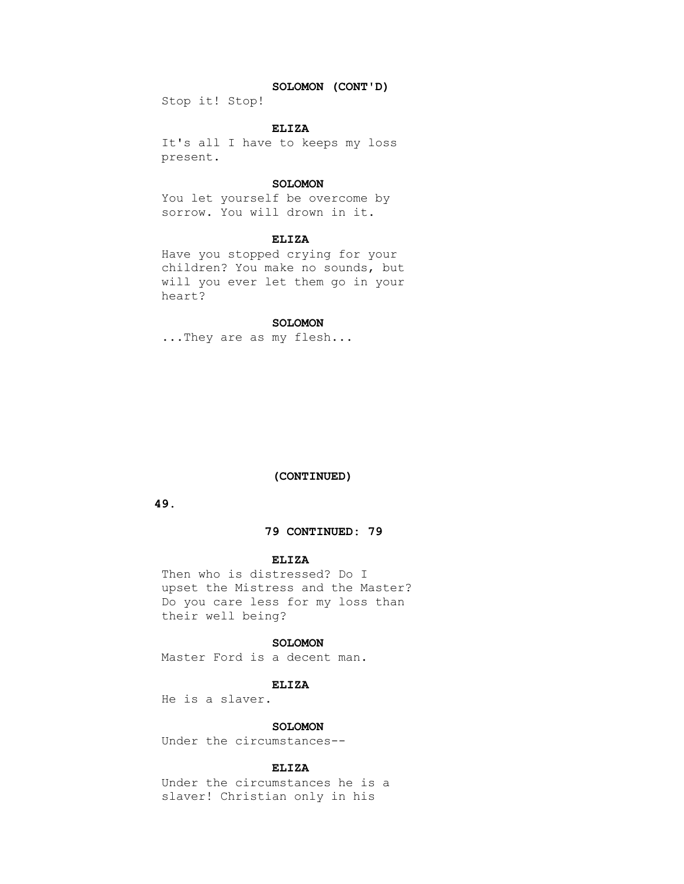**SOLOMON (CONT'D)**

Stop it! Stop!

**ELIZA**

It's all I have to keeps my loss present.

**SOLOMON**

You let yourself be overcome by sorrow. You will drown in it.

**ELIZA**

Have you stopped crying for your children? You make no sounds, but will you ever let them go in your heart?

**SOLOMON**

...They are as my flesh...

**(CONTINUED)**

**79 CONTINUED: 79**

**ELIZA**

Then who is distressed? Do I upset the Mistress and the Master? Do you care less for my loss than their well being?

**SOLOMON**

Master Ford is a decent man.

**ELIZA**

He is a slaver.

**SOLOMON**

Under the circumstances--

**ELIZA**

Under the circumstances he is a slaver! Christian only in his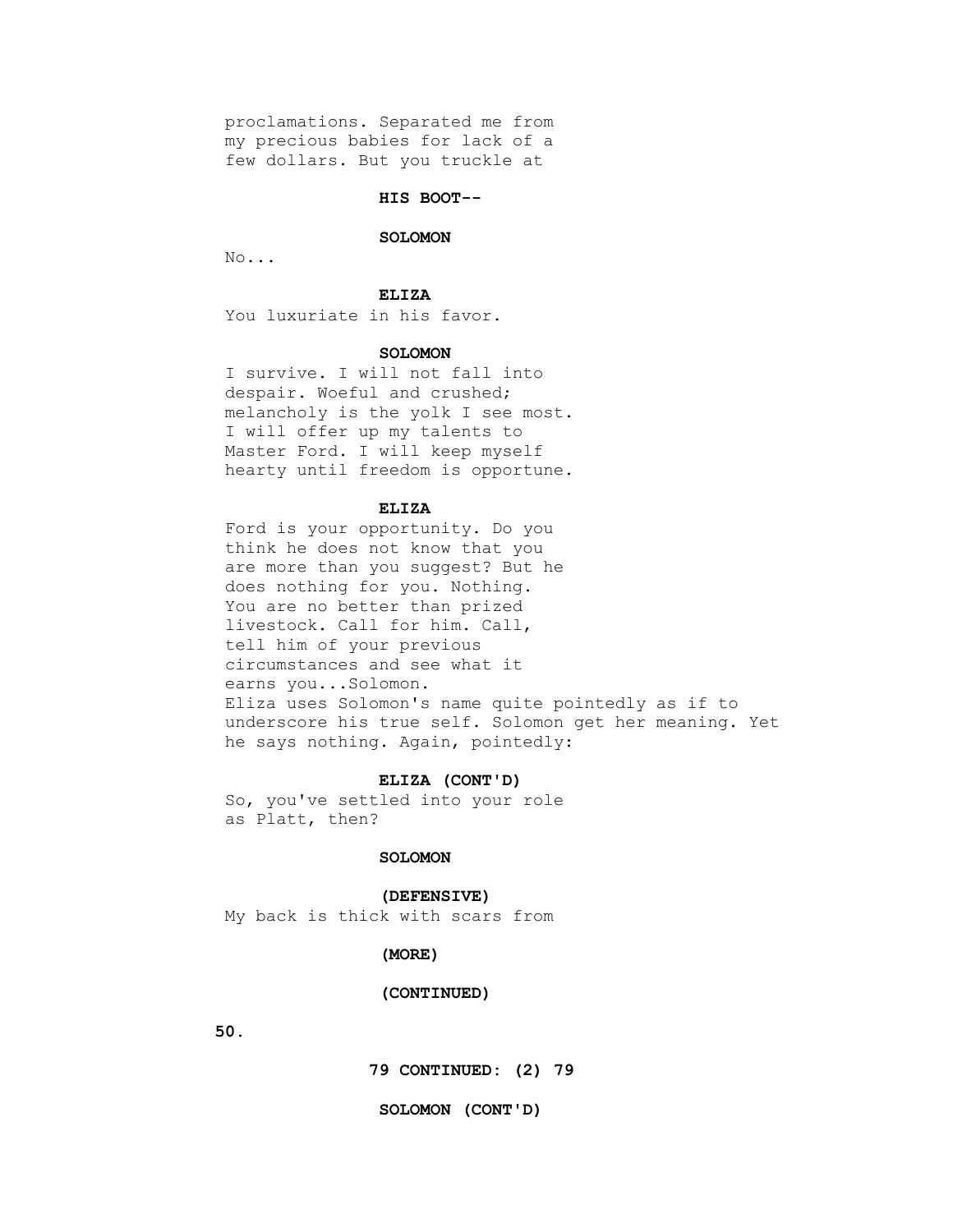proclamations. Separated me from
my precious babies for lack of a
few dollars. But you truckle at

**HIS BOOT--**

**SOLOMON**

No...

**ELIZA**

You luxuriate in his favor.

**SOLOMON**

I survive. I will not fall into
despair. Woeful and crushed;
melancholy is the yolk I see most.
I will offer up my talents to
Master Ford. I will keep myself
hearty until freedom is opportune.

**ELIZA**

Ford is your opportunity. Do you
think he does not know that you
are more than you suggest? But he
does nothing for you. Nothing.
You are no better than prized
livestock. Call for him. Call,
tell him of your previous
circumstances and see what it
earns you...Solomon.

Eliza uses Solomon's name quite pointedly as if to
underscore his true self. Solomon get her meaning. Yet
he says nothing. Again, pointedly:

**ELIZA (CONT'D)**

So, you've settled into your role
as Platt, then?

**SOLOMON**

**(DEFENSIVE)**

My back is thick with scars from

**(MORE)**

**(CONTINUED)**

**79 CONTINUED: (2) 79**

**SOLOMON (CONT'D)**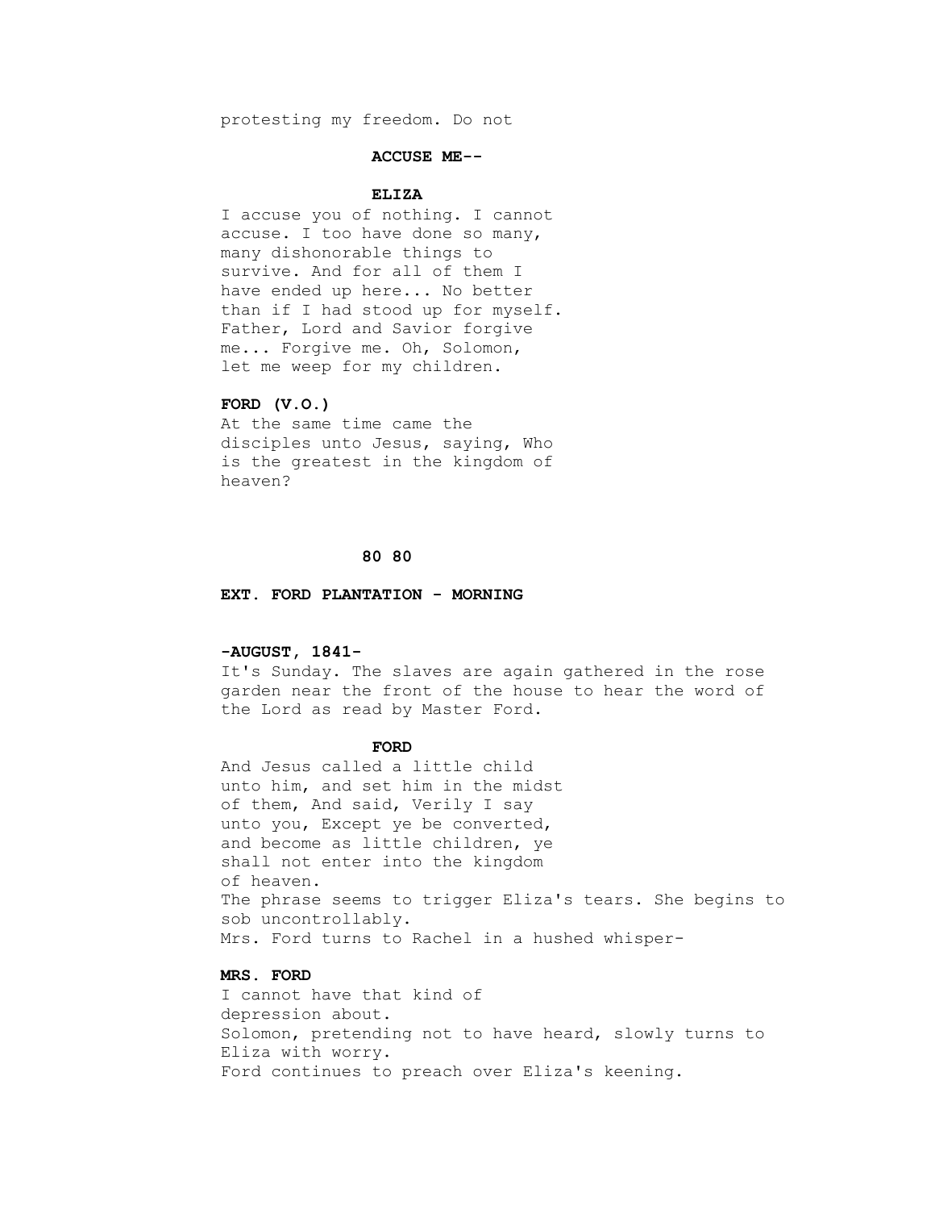protesting my freedom. Do not

**ACCUSE ME--**

**ELIZA**

I accuse you of nothing. I cannot accuse. I too have done so many, many dishonorable things to survive. And for all of them I have ended up here... No better than if I had stood up for myself. Father, Lord and Savior forgive me... Forgive me. Oh, Solomon, let me weep for my children.

**FORD (V.O.)**

At the same time came the disciples unto Jesus, saying, Who is the greatest in the kingdom of heaven?

**80 80**

**EXT. FORD PLANTATION - MORNING**

**-AUGUST, 1841-**

It's Sunday. The slaves are again gathered in the rose garden near the front of the house to hear the word of the Lord as read by Master Ford.

**FORD**

And Jesus called a little child unto him, and set him in the midst of them, And said, Verily I say unto you, Except ye be converted, and become as little children, ye shall not enter into the kingdom of heaven.

The phrase seems to trigger Eliza's tears. She begins to sob uncontrollably.

Mrs. Ford turns to Rachel in a hushed whisper-

**MRS. FORD**

I cannot have that kind of depression about.

Solomon, pretending not to have heard, slowly turns to Eliza with worry.

Ford continues to preach over Eliza's keening.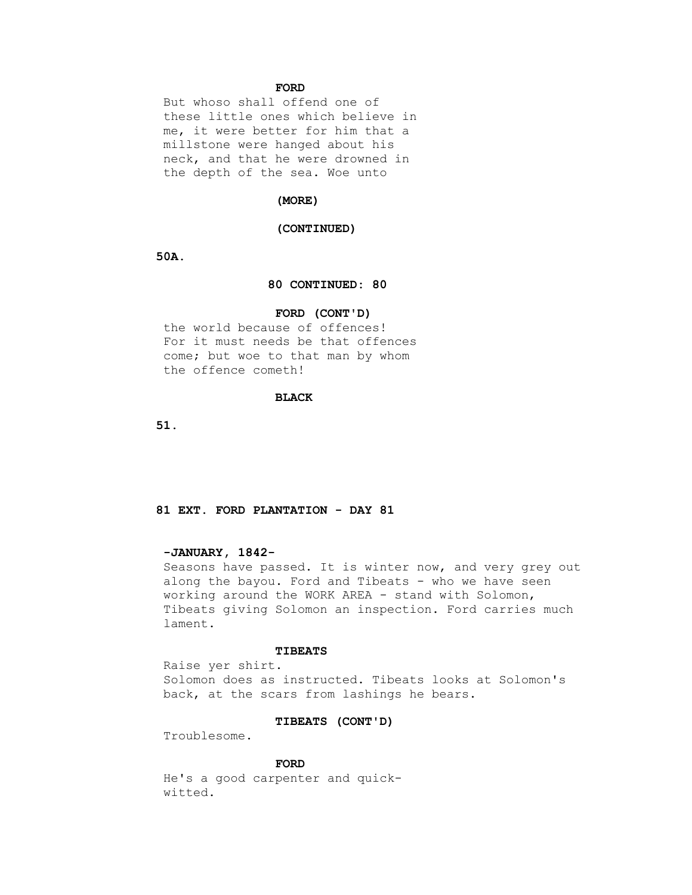**FORD**

But whoso shall offend one of these little ones which believe in me, it were better for him that a millstone were hanged about his neck, and that he were drowned in the depth of the sea. Woe unto

**(MORE)**

**(CONTINUED)**

**50A.**

**80 CONTINUED: 80**

**FORD (CONT'D)**

the world because of offences! For it must needs be that offences come; but woe to that man by whom the offence cometh!

**BLACK**

**51.**

**81 EXT. FORD PLANTATION - DAY 81**

**-JANUARY, 1842-**

Seasons have passed. It is winter now, and very grey out along the bayou. Ford and Tibeats - who we have seen working around the WORK AREA - stand with Solomon, Tibeats giving Solomon an inspection. Ford carries much lament.

**TIBEATS**

Raise yer shirt.

Solomon does as instructed. Tibeats looks at Solomon's back, at the scars from lashings he bears.

**TIBEATS (CONT'D)**

Troublesome.

**FORD**

He's a good carpenter and quick-witted.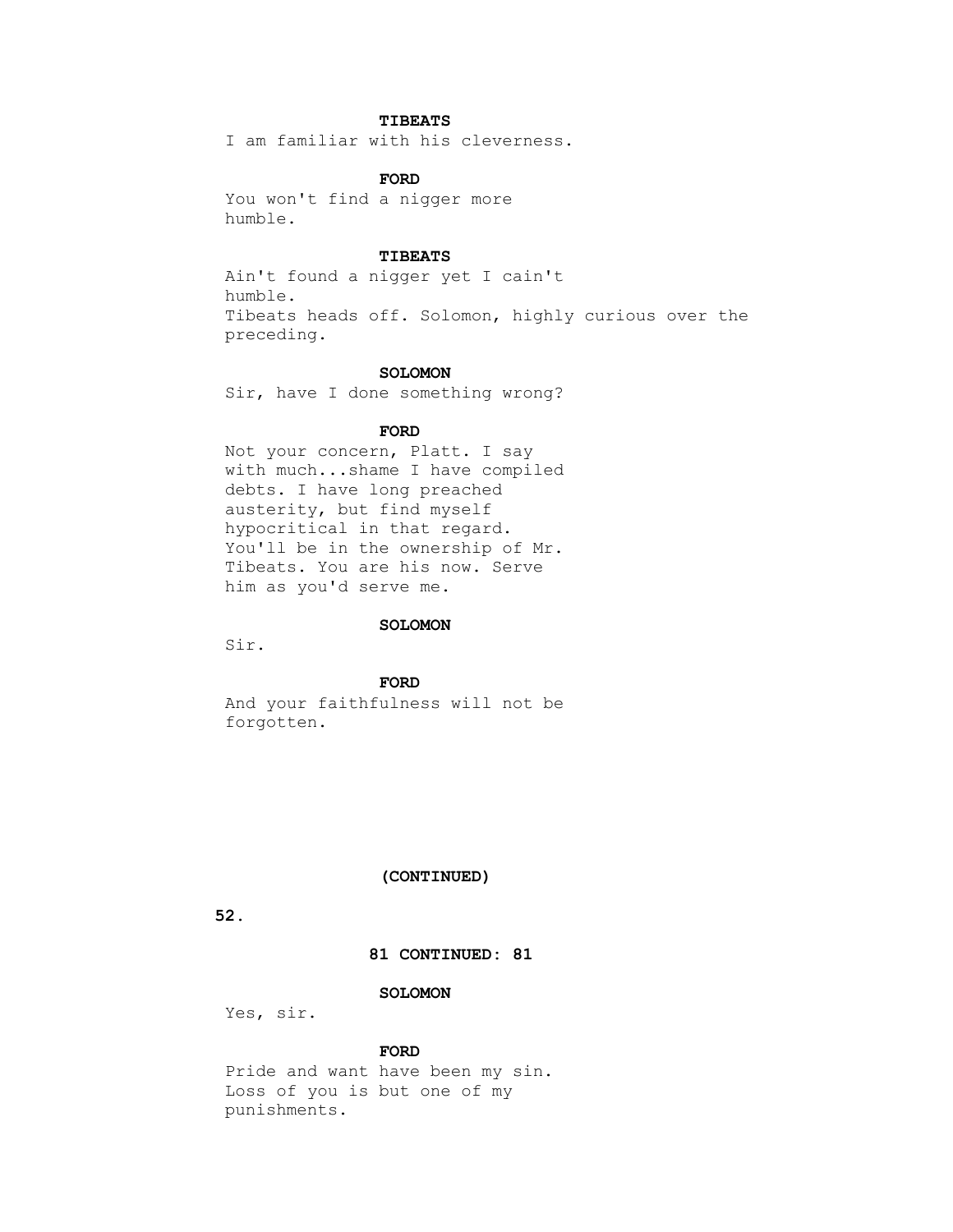**TIBEATS**

I am familiar with his cleverness.

**FORD**

You won't find a nigger more humble.

**TIBEATS**

Ain't found a nigger yet I cain't humble.

Tibeats heads off. Solomon, highly curious over the preceding.

**SOLOMON**

Sir, have I done something wrong?

**FORD**

Not your concern, Platt. I say with much...shame I have compiled debts. I have long preached austerity, but find myself hypocritical in that regard. You'll be in the ownership of Mr. Tibeats. You are his now. Serve him as you'd serve me.

**SOLOMON**

Sir.

**FORD**

And your faithfulness will not be forgotten.

**(CONTINUED)**

**81 CONTINUED: 81**

**SOLOMON**

Yes, sir.

**FORD**

Pride and want have been my sin. Loss of you is but one of my punishments.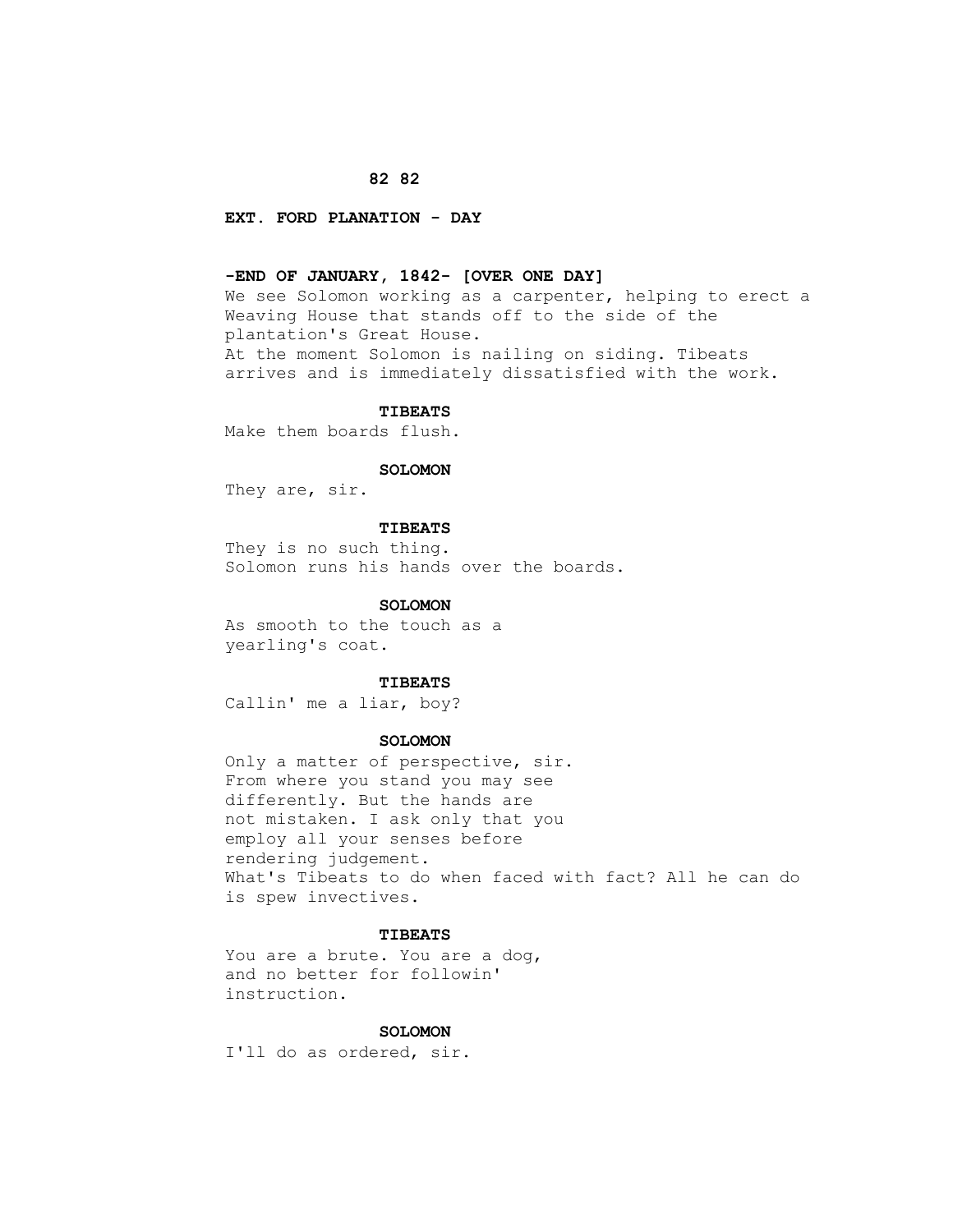**82 82**

**EXT. FORD PLANATION - DAY**

**-END OF JANUARY, 1842- [OVER ONE DAY]**

We see Solomon working as a carpenter, helping to erect a Weaving House that stands off to the side of the plantation's Great House.
At the moment Solomon is nailing on siding. Tibeats arrives and is immediately dissatisfied with the work.

**TIBEATS**

Make them boards flush.

**SOLOMON**

They are, sir.

**TIBEATS**

They is no such thing.
Solomon runs his hands over the boards.

**SOLOMON**

As smooth to the touch as a yearling's coat.

**TIBEATS**

Callin' me a liar, boy?

**SOLOMON**

Only a matter of perspective, sir. From where you stand you may see differently. But the hands are not mistaken. I ask only that you employ all your senses before rendering judgement.
What's Tibeats to do when faced with fact? All he can do is spew invectives.

**TIBEATS**

You are a brute. You are a dog, and no better for followin' instruction.

**SOLOMON**

I'll do as ordered, sir.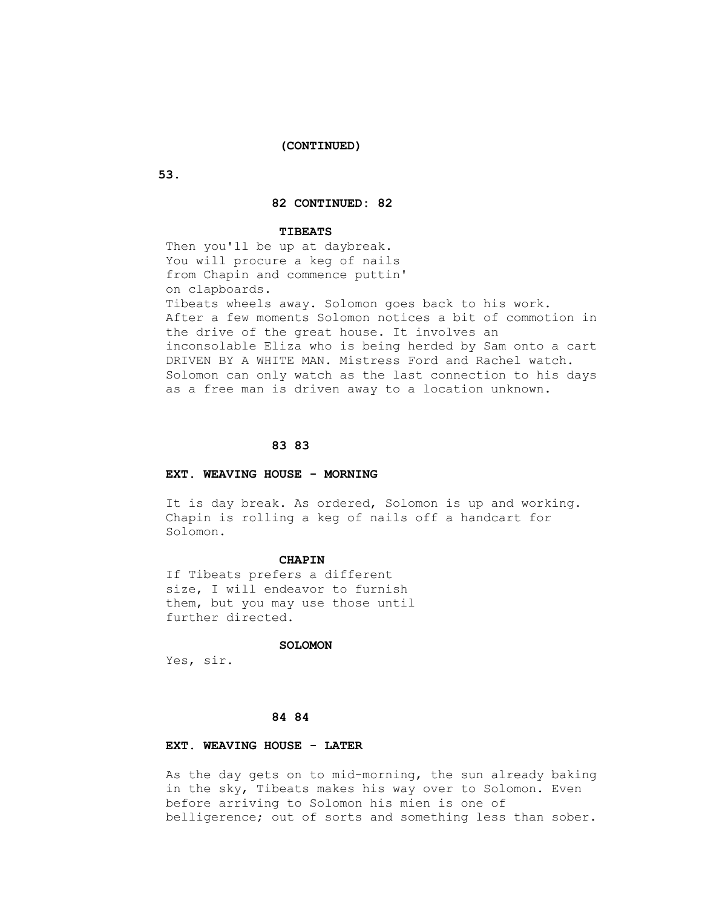(CONTINUED)

82 CONTINUED: 82

**TIBEATS**

Then you'll be up at daybreak.
You will procure a keg of nails
from Chapin and commence puttin'
on clapboards.

Tibeats wheels away. Solomon goes back to his work. After a few moments Solomon notices a bit of commotion in the drive of the great house. It involves an inconsolable Eliza who is being herded by Sam onto a cart DRIVEN BY A WHITE MAN. Mistress Ford and Rachel watch. Solomon can only watch as the last connection to his days as a free man is driven away to a location unknown.

83 83

**EXT. WEAVING HOUSE - MORNING**

It is day break. As ordered, Solomon is up and working. Chapin is rolling a keg of nails off a handcart for Solomon.

**CHAPIN**

If Tibeats prefers a different
size, I will endeavor to furnish
them, but you may use those until
further directed.

**SOLOMON**

Yes, sir.

84 84

**EXT. WEAVING HOUSE - LATER**

As the day gets on to mid-morning, the sun already baking in the sky, Tibeats makes his way over to Solomon. Even before arriving to Solomon his mien is one of belligerence; out of sorts and something less than sober.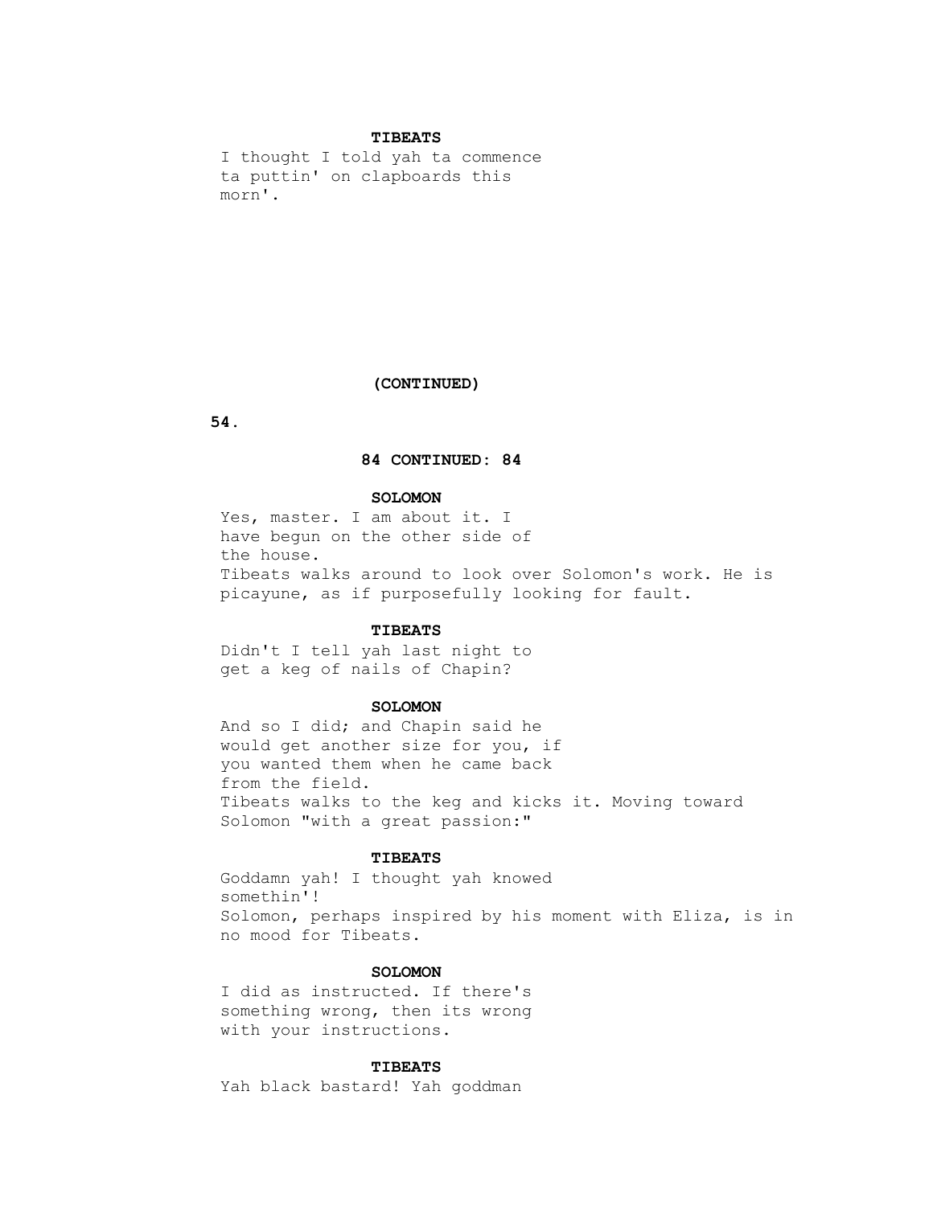**TIBEATS**

I thought I told yah ta commence ta puttin' on clapboards this morn'.

(CONTINUED)

**84 CONTINUED: 84**

**SOLOMON**

Yes, master. I am about it. I have begun on the other side of the house.

Tibeats walks around to look over Solomon's work. He is picayune, as if purposefully looking for fault.

**TIBEATS**

Didn't I tell yah last night to get a keg of nails of Chapin?

**SOLOMON**

And so I did; and Chapin said he would get another size for you, if you wanted them when he came back from the field.

Tibeats walks to the keg and kicks it. Moving toward Solomon "with a great passion:"

**TIBEATS**

Goddamn yah! I thought yah knowed somethin'!

Solomon, perhaps inspired by his moment with Eliza, is in no mood for Tibeats.

**SOLOMON**

I did as instructed. If there's something wrong, then its wrong with your instructions.

**TIBEATS**

Yah black bastard! Yah goddman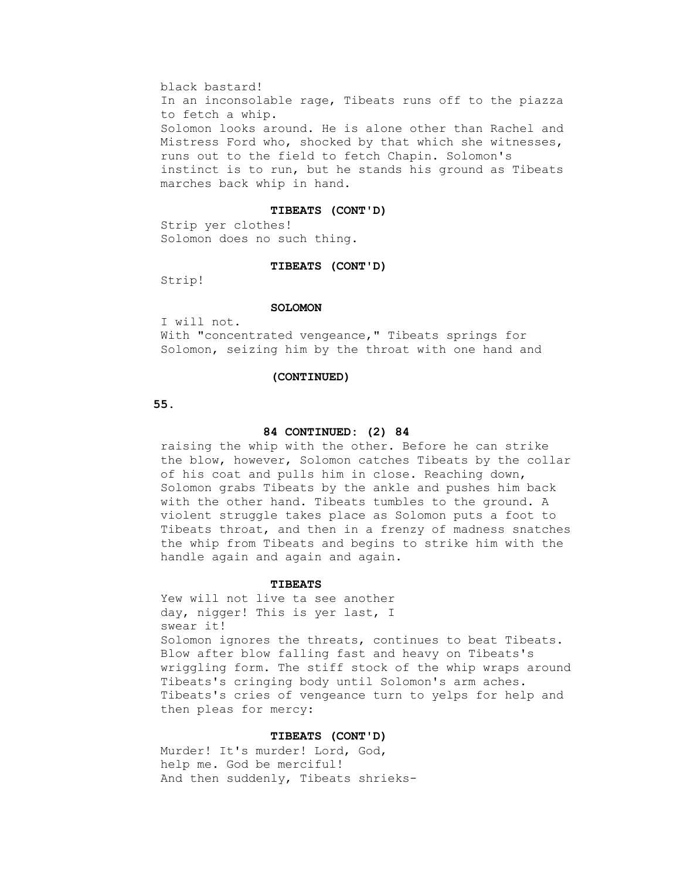black bastard!

In an inconsolable rage, Tibeats runs off to the piazza to fetch a whip.

Solomon looks around. He is alone other than Rachel and Mistress Ford who, shocked by that which she witnesses, runs out to the field to fetch Chapin. Solomon's instinct is to run, but he stands his ground as Tibeats marches back whip in hand.

**TIBEATS (CONT'D)**

Strip yer clothes!

Solomon does no such thing.

**TIBEATS (CONT'D)**

Strip!

**SOLOMON**

I will not.

With "concentrated vengeance," Tibeats springs for Solomon, seizing him by the throat with one hand and

**(CONTINUED)**

**84 CONTINUED: (2) 84**

raising the whip with the other. Before he can strike the blow, however, Solomon catches Tibeats by the collar of his coat and pulls him in close. Reaching down, Solomon grabs Tibeats by the ankle and pushes him back with the other hand. Tibeats tumbles to the ground. A violent struggle takes place as Solomon puts a foot to Tibeats throat, and then in a frenzy of madness snatches the whip from Tibeats and begins to strike him with the handle again and again and again.

**TIBEATS**

Yew will not live ta see another day, nigger! This is yer last, I swear it!

Solomon ignores the threats, continues to beat Tibeats. Blow after blow falling fast and heavy on Tibeats's wriggling form. The stiff stock of the whip wraps around Tibeats's cringing body until Solomon's arm aches. Tibeats's cries of vengeance turn to yelps for help and then pleas for mercy:

**TIBEATS (CONT'D)**

Murder! It's murder! Lord, God, help me. God be merciful!

And then suddenly, Tibeats shrieks-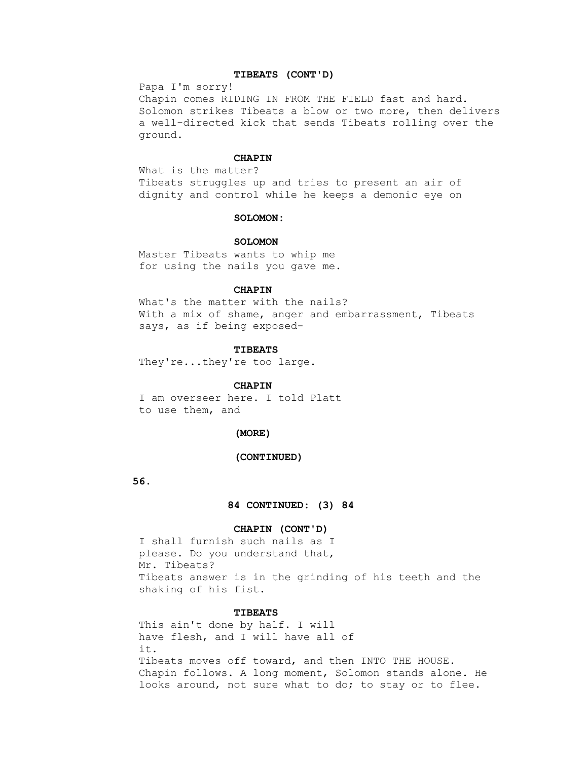**TIBEATS (CONT'D)**

Papa I'm sorry!

Chapin comes RIDING IN FROM THE FIELD fast and hard. Solomon strikes Tibeats a blow or two more, then delivers a well-directed kick that sends Tibeats rolling over the ground.

**CHAPIN**

What is the matter?

Tibeats struggles up and tries to present an air of dignity and control while he keeps a demonic eye on

**SOLOMON:**

**SOLOMON**

Master Tibeats wants to whip me
for using the nails you gave me.

**CHAPIN**

What's the matter with the nails?

With a mix of shame, anger and embarrassment, Tibeats says, as if being exposed-

**TIBEATS**

They're...they're too large.

**CHAPIN**

I am overseer here. I told Platt
to use them, and

**(MORE)**

**(CONTINUED)**

**84 CONTINUED: (3) 84**

**CHAPIN (CONT'D)**

I shall furnish such nails as I
please. Do you understand that,
Mr. Tibeats?

Tibeats answer is in the grinding of his teeth and the shaking of his fist.

**TIBEATS**

This ain't done by half. I will
have flesh, and I will have all of
it.

Tibeats moves off toward, and then INTO THE HOUSE. Chapin follows. A long moment, Solomon stands alone. He looks around, not sure what to do; to stay or to flee.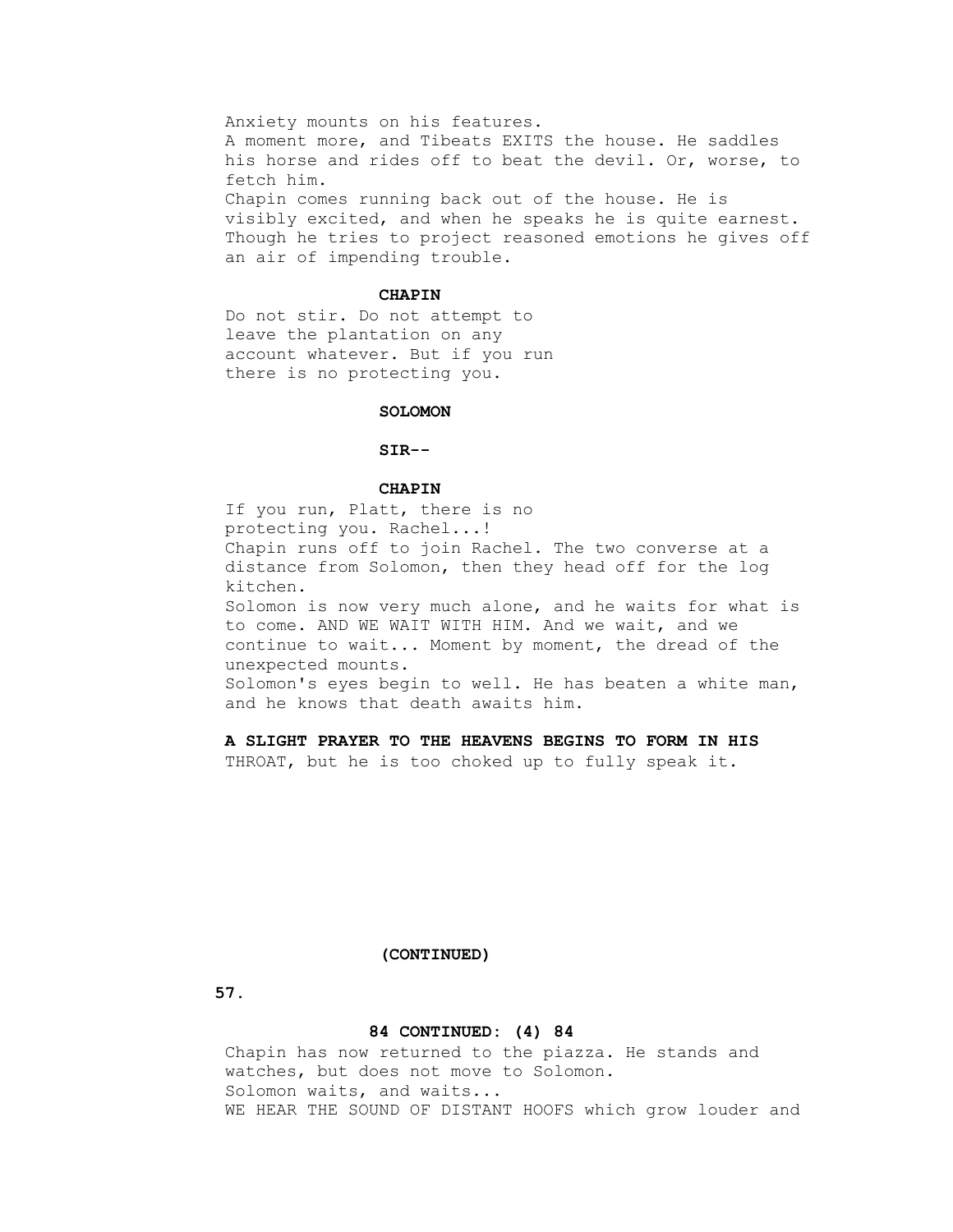Anxiety mounts on his features.
A moment more, and Tibeats EXITS the house. He saddles his horse and rides off to beat the devil. Or, worse, to fetch him.
Chapin comes running back out of the house. He is visibly excited, and when he speaks he is quite earnest. Though he tries to project reasoned emotions he gives off an air of impending trouble.

**CHAPIN**

Do not stir. Do not attempt to leave the plantation on any account whatever. But if you run there is no protecting you.

**SOLOMON**

**SIR--**

**CHAPIN**

If you run, Platt, there is no protecting you. Rachel...!
Chapin runs off to join Rachel. The two converse at a distance from Solomon, then they head off for the log kitchen.
Solomon is now very much alone, and he waits for what is to come. AND WE WAIT WITH HIM. And we wait, and we continue to wait... Moment by moment, the dread of the unexpected mounts.
Solomon's eyes begin to well. He has beaten a white man, and he knows that death awaits him.

**A SLIGHT PRAYER TO THE HEAVENS BEGINS TO FORM IN HIS** THROAT, but he is too choked up to fully speak it.

**(CONTINUED)**

**84 CONTINUED: (4) 84**

Chapin has now returned to the piazza. He stands and watches, but does not move to Solomon.
Solomon waits, and waits...
WE HEAR THE SOUND OF DISTANT HOOFS which grow louder and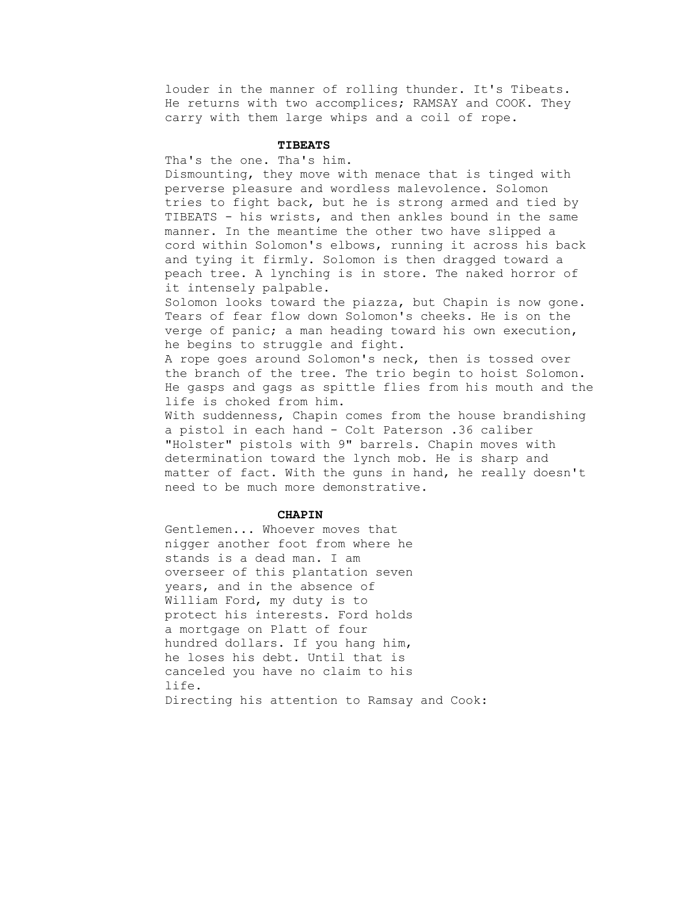louder in the manner of rolling thunder. It's Tibeats. He returns with two accomplices; RAMSAY and COOK. They carry with them large whips and a coil of rope.

**TIBEATS**

Tha's the one. Tha's him.

Dismounting, they move with menace that is tinged with perverse pleasure and wordless malevolence. Solomon tries to fight back, but he is strong armed and tied by TIBEATS - his wrists, and then ankles bound in the same manner. In the meantime the other two have slipped a cord within Solomon's elbows, running it across his back and tying it firmly. Solomon is then dragged toward a peach tree. A lynching is in store. The naked horror of it intensely palpable.

Solomon looks toward the piazza, but Chapin is now gone. Tears of fear flow down Solomon's cheeks. He is on the verge of panic; a man heading toward his own execution, he begins to struggle and fight.

A rope goes around Solomon's neck, then is tossed over the branch of the tree. The trio begin to hoist Solomon. He gasps and gags as spittle flies from his mouth and the life is choked from him.

With suddenness, Chapin comes from the house brandishing a pistol in each hand - Colt Paterson .36 caliber "Holster" pistols with 9" barrels. Chapin moves with determination toward the lynch mob. He is sharp and matter of fact. With the guns in hand, he really doesn't need to be much more demonstrative.

**CHAPIN**

Gentlemen... Whoever moves that nigger another foot from where he stands is a dead man. I am overseer of this plantation seven years, and in the absence of William Ford, my duty is to protect his interests. Ford holds a mortgage on Platt of four hundred dollars. If you hang him, he loses his debt. Until that is canceled you have no claim to his life.

Directing his attention to Ramsay and Cook: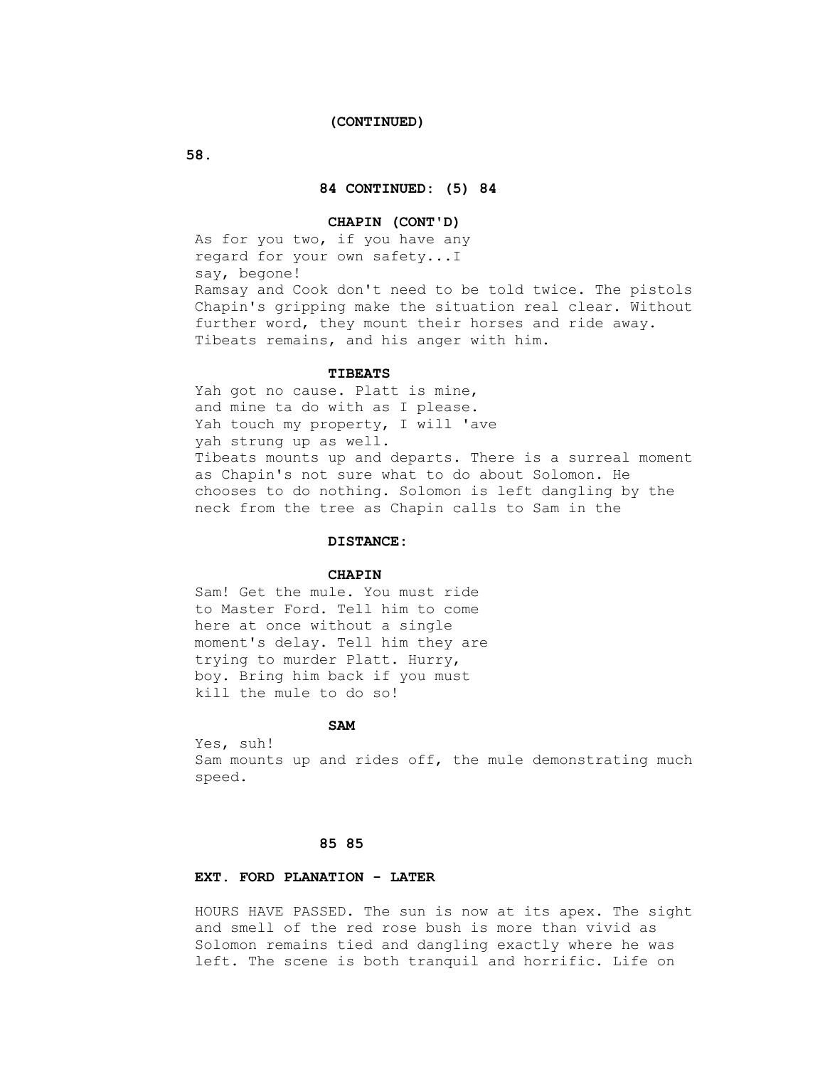**84 CONTINUED: (5) 84**

**CHAPIN (CONT'D)**

As for you two, if you have any
regard for your own safety...I
say, begone!

Ramsay and Cook don't need to be told twice. The pistols Chapin's gripping make the situation real clear. Without further word, they mount their horses and ride away. Tibeats remains, and his anger with him.

**TIBEATS**

Yah got no cause. Platt is mine,
and mine ta do with as I please.
Yah touch my property, I will 'ave
yah strung up as well.

Tibeats mounts up and departs. There is a surreal moment as Chapin's not sure what to do about Solomon. He chooses to do nothing. Solomon is left dangling by the neck from the tree as Chapin calls to Sam in the

**DISTANCE:**

**CHAPIN**

Sam! Get the mule. You must ride
to Master Ford. Tell him to come
here at once without a single
moment's delay. Tell him they are
trying to murder Platt. Hurry,
boy. Bring him back if you must
kill the mule to do so!

**SAM**

Yes, suh!

Sam mounts up and rides off, the mule demonstrating much speed.

**85 85**

**EXT. FORD PLANATION - LATER**

HOURS HAVE PASSED. The sun is now at its apex. The sight and smell of the red rose bush is more than vivid as Solomon remains tied and dangling exactly where he was left. The scene is both tranquil and horrific. Life on

**(CONTINUED)**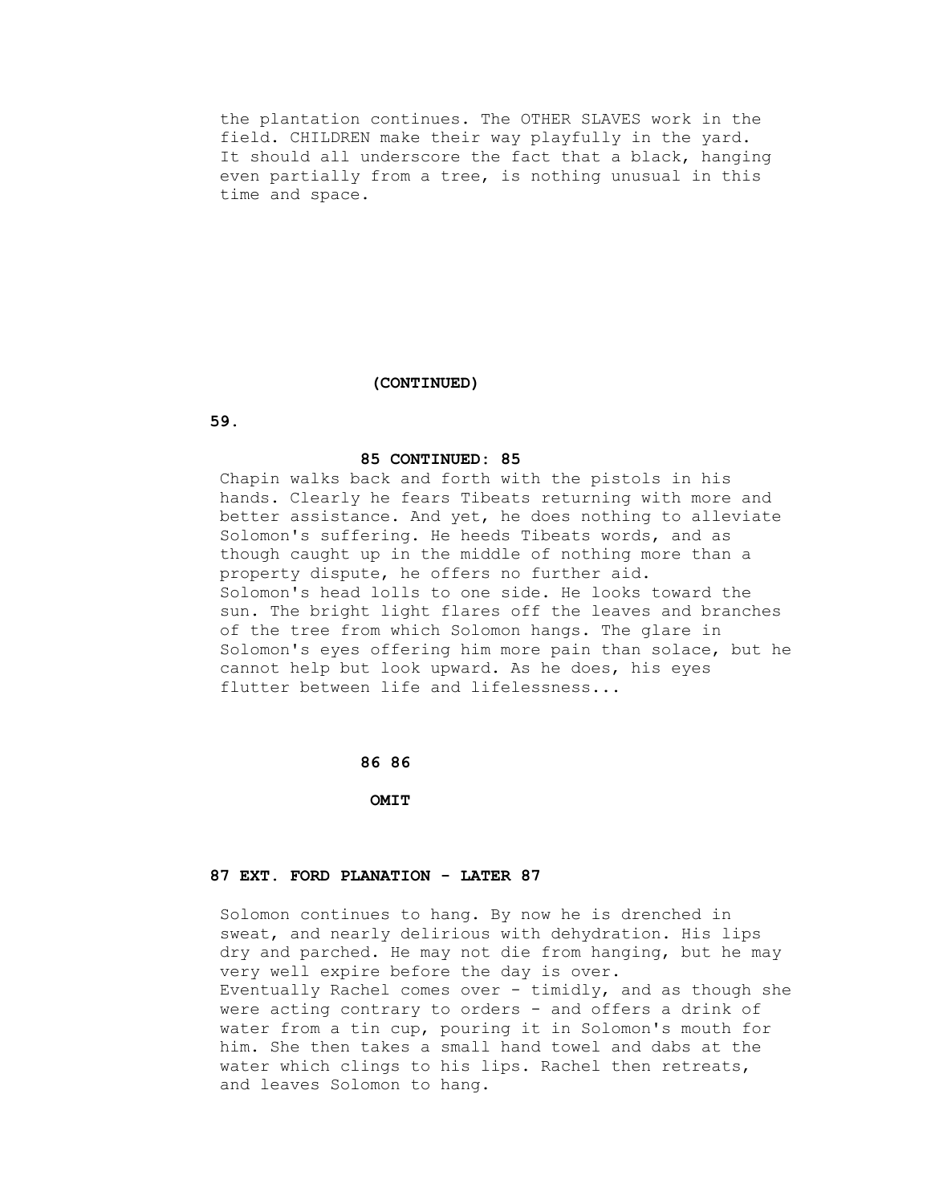the plantation continues. The OTHER SLAVES work in the field. CHILDREN make their way playfully in the yard. It should all underscore the fact that a black, hanging even partially from a tree, is nothing unusual in this time and space.

**(CONTINUED)**

**85 CONTINUED: 85**

Chapin walks back and forth with the pistols in his hands. Clearly he fears Tibeats returning with more and better assistance. And yet, he does nothing to alleviate Solomon's suffering. He heeds Tibeats words, and as though caught up in the middle of nothing more than a property dispute, he offers no further aid.
Solomon's head lolls to one side. He looks toward the sun. The bright light flares off the leaves and branches of the tree from which Solomon hangs. The glare in Solomon's eyes offering him more pain than solace, but he cannot help but look upward. As he does, his eyes flutter between life and lifelessness...

**86 86**

**OMIT**

**87 EXT. FORD PLANATION - LATER 87**

Solomon continues to hang. By now he is drenched in sweat, and nearly delirious with dehydration. His lips dry and parched. He may not die from hanging, but he may very well expire before the day is over.
Eventually Rachel comes over - timidly, and as though she were acting contrary to orders - and offers a drink of water from a tin cup, pouring it in Solomon's mouth for him. She then takes a small hand towel and dabs at the water which clings to his lips. Rachel then retreats, and leaves Solomon to hang.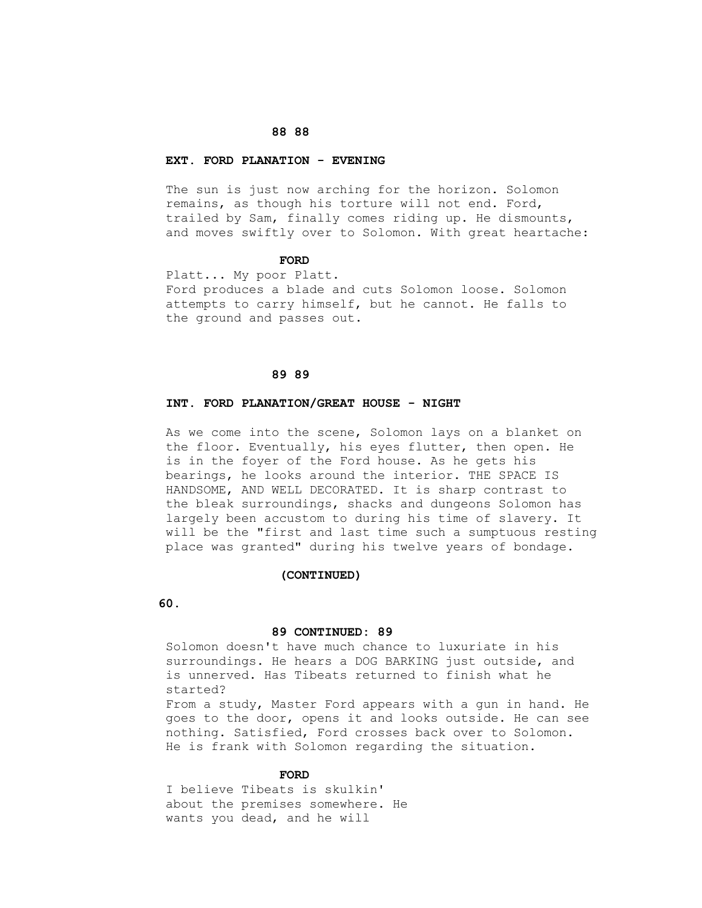88 88

**EXT. FORD PLANATION - EVENING**

The sun is just now arching for the horizon. Solomon remains, as though his torture will not end. Ford, trailed by Sam, finally comes riding up. He dismounts, and moves swiftly over to Solomon. With great heartache:

**FORD**

Platt... My poor Platt.

Ford produces a blade and cuts Solomon loose. Solomon attempts to carry himself, but he cannot. He falls to the ground and passes out.

89 89

**INT. FORD PLANATION/GREAT HOUSE - NIGHT**

As we come into the scene, Solomon lays on a blanket on the floor. Eventually, his eyes flutter, then open. He is in the foyer of the Ford house. As he gets his bearings, he looks around the interior. THE SPACE IS HANDSOME, AND WELL DECORATED. It is sharp contrast to the bleak surroundings, shacks and dungeons Solomon has largely been accustom to during his time of slavery. It will be the "first and last time such a sumptuous resting place was granted" during his twelve years of bondage.

**(CONTINUED)**

**89 CONTINUED: 89**

Solomon doesn't have much chance to luxuriate in his surroundings. He hears a DOG BARKING just outside, and is unnerved. Has Tibeats returned to finish what he started?

From a study, Master Ford appears with a gun in hand. He goes to the door, opens it and looks outside. He can see nothing. Satisfied, Ford crosses back over to Solomon. He is frank with Solomon regarding the situation.

**FORD**

I believe Tibeats is skulkin' about the premises somewhere. He wants you dead, and he will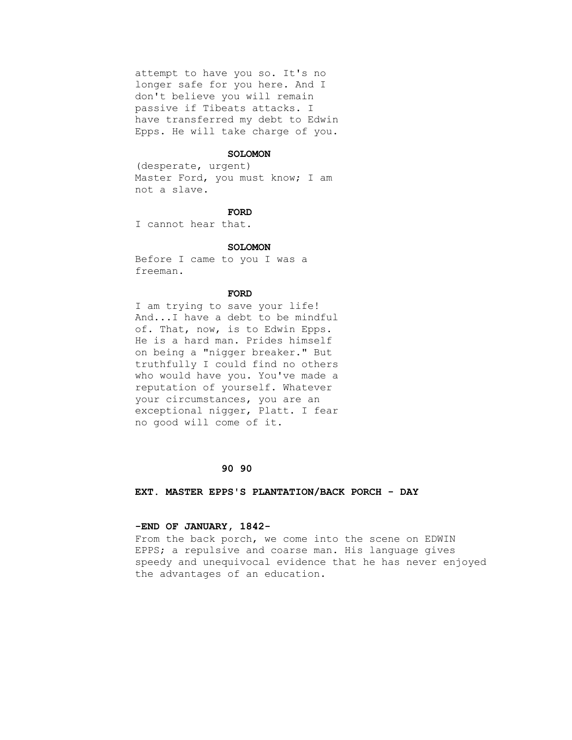attempt to have you so. It's no longer safe for you here. And I don't believe you will remain passive if Tibeats attacks. I have transferred my debt to Edwin Epps. He will take charge of you.

**SOLOMON**

(desperate, urgent)
Master Ford, you must know; I am not a slave.

**FORD**

I cannot hear that.

**SOLOMON**

Before I came to you I was a freeman.

**FORD**

I am trying to save your life! And...I have a debt to be mindful of. That, now, is to Edwin Epps. He is a hard man. Prides himself on being a "nigger breaker." But truthfully I could find no others who would have you. You've made a reputation of yourself. Whatever your circumstances, you are an exceptional nigger, Platt. I fear no good will come of it.

**90 90**

**EXT. MASTER EPPS'S PLANTATION/BACK PORCH - DAY**

**-END OF JANUARY, 1842-**

From the back porch, we come into the scene on EDWIN EPPS; a repulsive and coarse man. His language gives speedy and unequivocal evidence that he has never enjoyed the advantages of an education.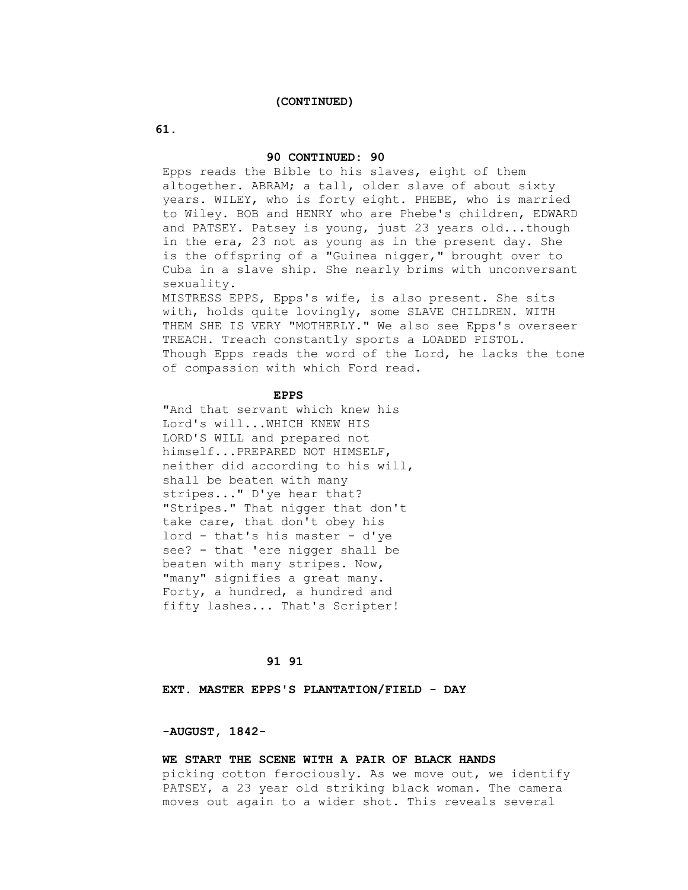(CONTINUED)

90 CONTINUED: 90

Epps reads the Bible to his slaves, eight of them altogether. ABRAM; a tall, older slave of about sixty years. WILEY, who is forty eight. PHEBE, who is married to Wiley. BOB and HENRY who are Phebe's children, EDWARD and PATSEY. Patsey is young, just 23 years old...though in the era, 23 not as young as in the present day. She is the offspring of a "Guinea nigger," brought over to Cuba in a slave ship. She nearly brims with unconversant sexuality.

MISTRESS EPPS, Epps's wife, is also present. She sits with, holds quite lovingly, some SLAVE CHILDREN. WITH THEM SHE IS VERY "MOTHERLY." We also see Epps's overseer TREACH. Treach constantly sports a LOADED PISTOL. Though Epps reads the word of the Lord, he lacks the tone of compassion with which Ford read.

**EPPS**

"And that servant which knew his Lord's will...WHICH KNEW HIS LORD'S WILL and prepared not himself...PREPARED NOT HIMSELF, neither did according to his will, shall be beaten with many stripes..." D'ye hear that? "Stripes." That nigger that don't take care, that don't obey his lord - that's his master - d'ye see? - that 'ere nigger shall be beaten with many stripes. Now, "many" signifies a great many. Forty, a hundred, a hundred and fifty lashes... That's Scripter!

**91 91**

**EXT. MASTER EPPS'S PLANTATION/FIELD - DAY**

**-AUGUST, 1842-**

**WE START THE SCENE WITH A PAIR OF BLACK HANDS** picking cotton ferociously. As we move out, we identify PATSEY, a 23 year old striking black woman. The camera moves out again to a wider shot. This reveals several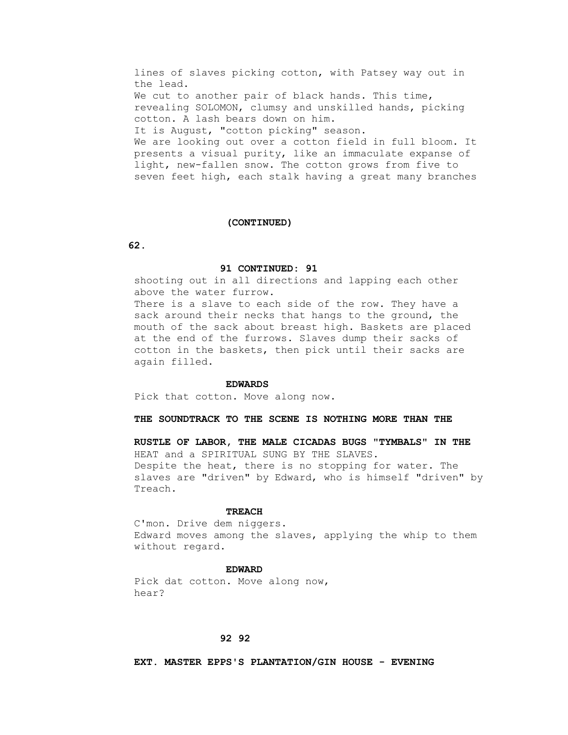lines of slaves picking cotton, with Patsey way out in the lead.
We cut to another pair of black hands. This time, revealing SOLOMON, clumsy and unskilled hands, picking cotton. A lash bears down on him.
It is August, "cotton picking" season.
We are looking out over a cotton field in full bloom. It presents a visual purity, like an immaculate expanse of light, new-fallen snow. The cotton grows from five to seven feet high, each stalk having a great many branches

**(CONTINUED)**

**91 CONTINUED: 91**

shooting out in all directions and lapping each other above the water furrow.
There is a slave to each side of the row. They have a sack around their necks that hangs to the ground, the mouth of the sack about breast high. Baskets are placed at the end of the furrows. Slaves dump their sacks of cotton in the baskets, then pick until their sacks are again filled.

**EDWARDS**

Pick that cotton. Move along now.

**THE SOUNDTRACK TO THE SCENE IS NOTHING MORE THAN THE RUSTLE OF LABOR, THE MALE CICADAS BUGS "TYMBALS" IN THE** HEAT and a SPIRITUAL SUNG BY THE SLAVES.
Despite the heat, there is no stopping for water. The slaves are "driven" by Edward, who is himself "driven" by Treach.

**TREACH**

C'mon. Drive dem niggers.
Edward moves among the slaves, applying the whip to them without regard.

**EDWARD**

Pick dat cotton. Move along now, hear?

**92 92**

**EXT. MASTER EPPS'S PLANTATION/GIN HOUSE - EVENING**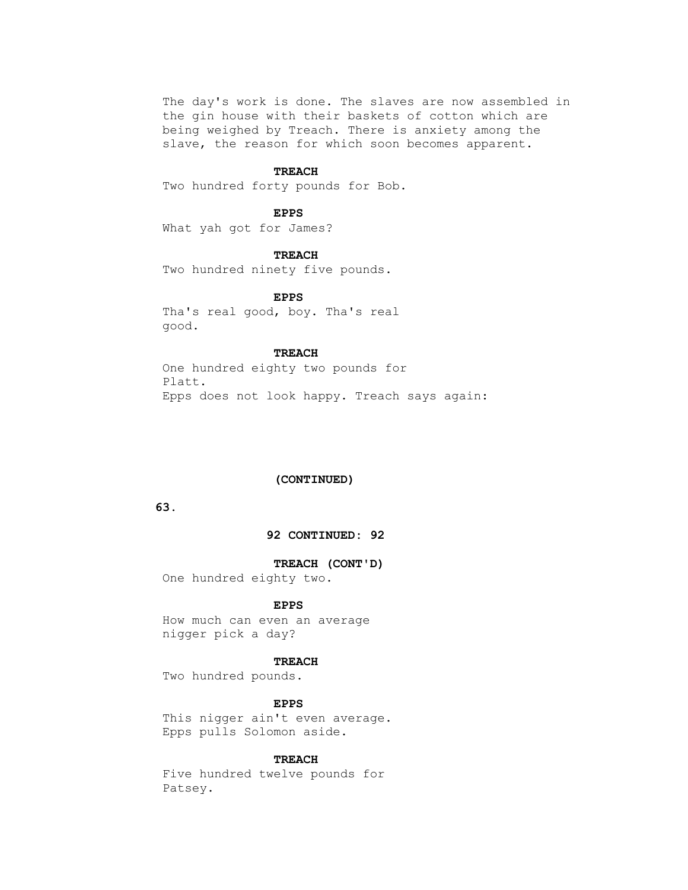The day's work is done. The slaves are now assembled in the gin house with their baskets of cotton which are being weighed by Treach. There is anxiety among the slave, the reason for which soon becomes apparent.

**TREACH**

Two hundred forty pounds for Bob.

**EPPS**

What yah got for James?

**TREACH**

Two hundred ninety five pounds.

**EPPS**

Tha's real good, boy. Tha's real good.

**TREACH**

One hundred eighty two pounds for Platt.

Epps does not look happy. Treach says again:

**(CONTINUED)**

**92 CONTINUED: 92**

**TREACH (CONT'D)**

One hundred eighty two.

**EPPS**

How much can even an average nigger pick a day?

**TREACH**

Two hundred pounds.

**EPPS**

This nigger ain't even average.

Epps pulls Solomon aside.

**TREACH**

Five hundred twelve pounds for Patsey.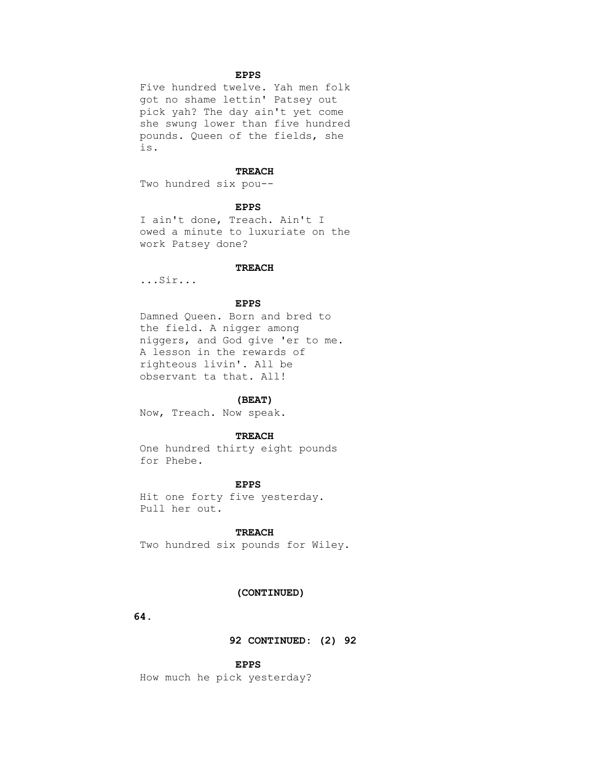**EPPS**

Five hundred twelve. Yah men folk got no shame lettin' Patsey out pick yah? The day ain't yet come she swung lower than five hundred pounds. Queen of the fields, she is.

**TREACH**

Two hundred six pou--

**EPPS**

I ain't done, Treach. Ain't I owed a minute to luxuriate on the work Patsey done?

**TREACH**

...Sir...

**EPPS**

Damned Queen. Born and bred to the field. A nigger among niggers, and God give 'er to me. A lesson in the rewards of righteous livin'. All be observant ta that. All!

**(BEAT)**

Now, Treach. Now speak.

**TREACH**

One hundred thirty eight pounds for Phebe.

**EPPS**

Hit one forty five yesterday. Pull her out.

**TREACH**

Two hundred six pounds for Wiley.

**(CONTINUED)**

**92 CONTINUED: (2) 92**

**EPPS**

How much he pick yesterday?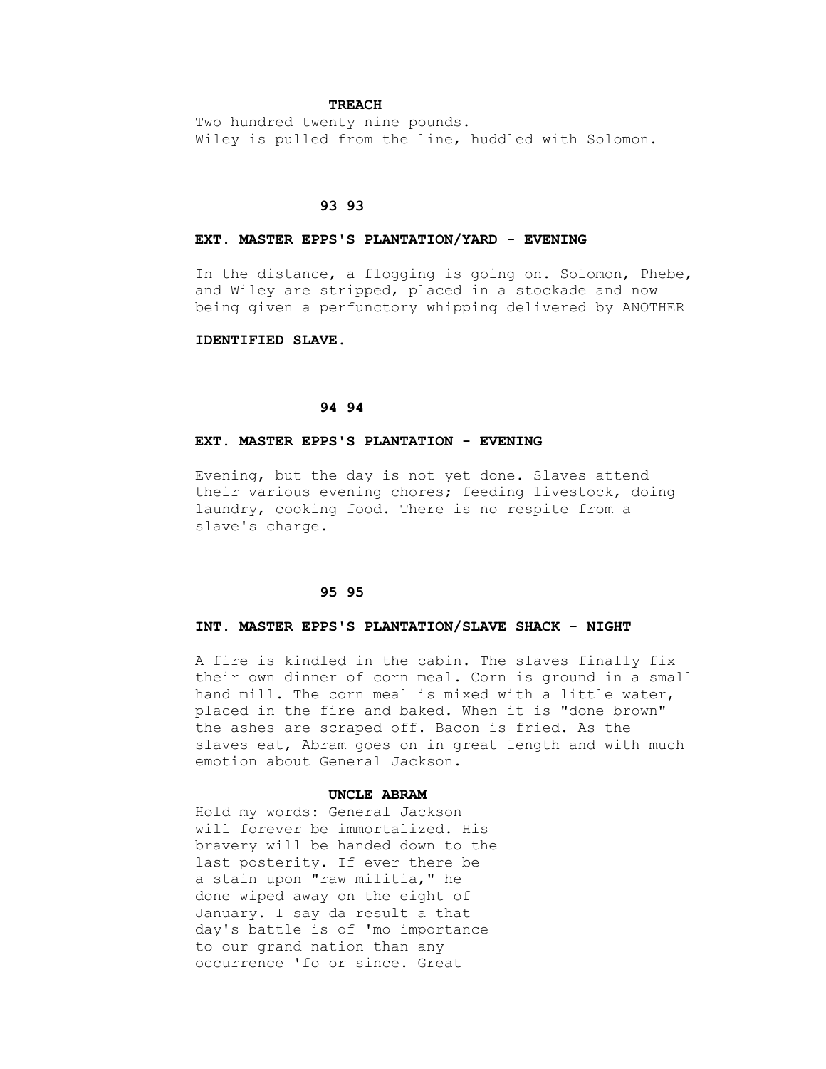**TREACH**

Two hundred twenty nine pounds.
Wiley is pulled from the line, huddled with Solomon.

**93 93**

**EXT. MASTER EPPS'S PLANTATION/YARD - EVENING**

In the distance, a flogging is going on. Solomon, Phebe, and Wiley are stripped, placed in a stockade and now being given a perfunctory whipping delivered by ANOTHER

**IDENTIFIED SLAVE.**

**94 94**

**EXT. MASTER EPPS'S PLANTATION - EVENING**

Evening, but the day is not yet done. Slaves attend their various evening chores; feeding livestock, doing laundry, cooking food. There is no respite from a slave's charge.

**95 95**

**INT. MASTER EPPS'S PLANTATION/SLAVE SHACK - NIGHT**

A fire is kindled in the cabin. The slaves finally fix their own dinner of corn meal. Corn is ground in a small hand mill. The corn meal is mixed with a little water, placed in the fire and baked. When it is "done brown" the ashes are scraped off. Bacon is fried. As the slaves eat, Abram goes on in great length and with much emotion about General Jackson.

**UNCLE ABRAM**

Hold my words: General Jackson will forever be immortalized. His bravery will be handed down to the last posterity. If ever there be a stain upon "raw militia," he done wiped away on the eight of January. I say da result a that day's battle is of 'mo importance to our grand nation than any occurrence 'fo or since. Great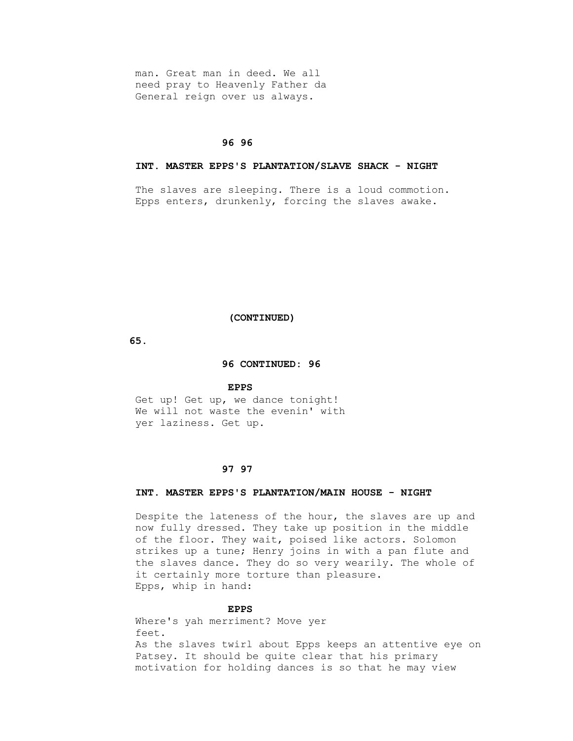man. Great man in deed. We all need pray to Heavenly Father da General reign over us always.

**96 96**

**INT. MASTER EPPS'S PLANTATION/SLAVE SHACK - NIGHT**

The slaves are sleeping. There is a loud commotion. Epps enters, drunkenly, forcing the slaves awake.

**(CONTINUED)**

**96 CONTINUED: 96**

**EPPS**
Get up! Get up, we dance tonight! We will not waste the evenin' with yer laziness. Get up.

**97 97**

**INT. MASTER EPPS'S PLANTATION/MAIN HOUSE - NIGHT**

Despite the lateness of the hour, the slaves are up and now fully dressed. They take up position in the middle of the floor. They wait, poised like actors. Solomon strikes up a tune; Henry joins in with a pan flute and the slaves dance. They do so very wearily. The whole of it certainly more torture than pleasure.
Epps, whip in hand:

**EPPS**
Where's yah merriment? Move yer feet.

As the slaves twirl about Epps keeps an attentive eye on Patsey. It should be quite clear that his primary motivation for holding dances is so that he may view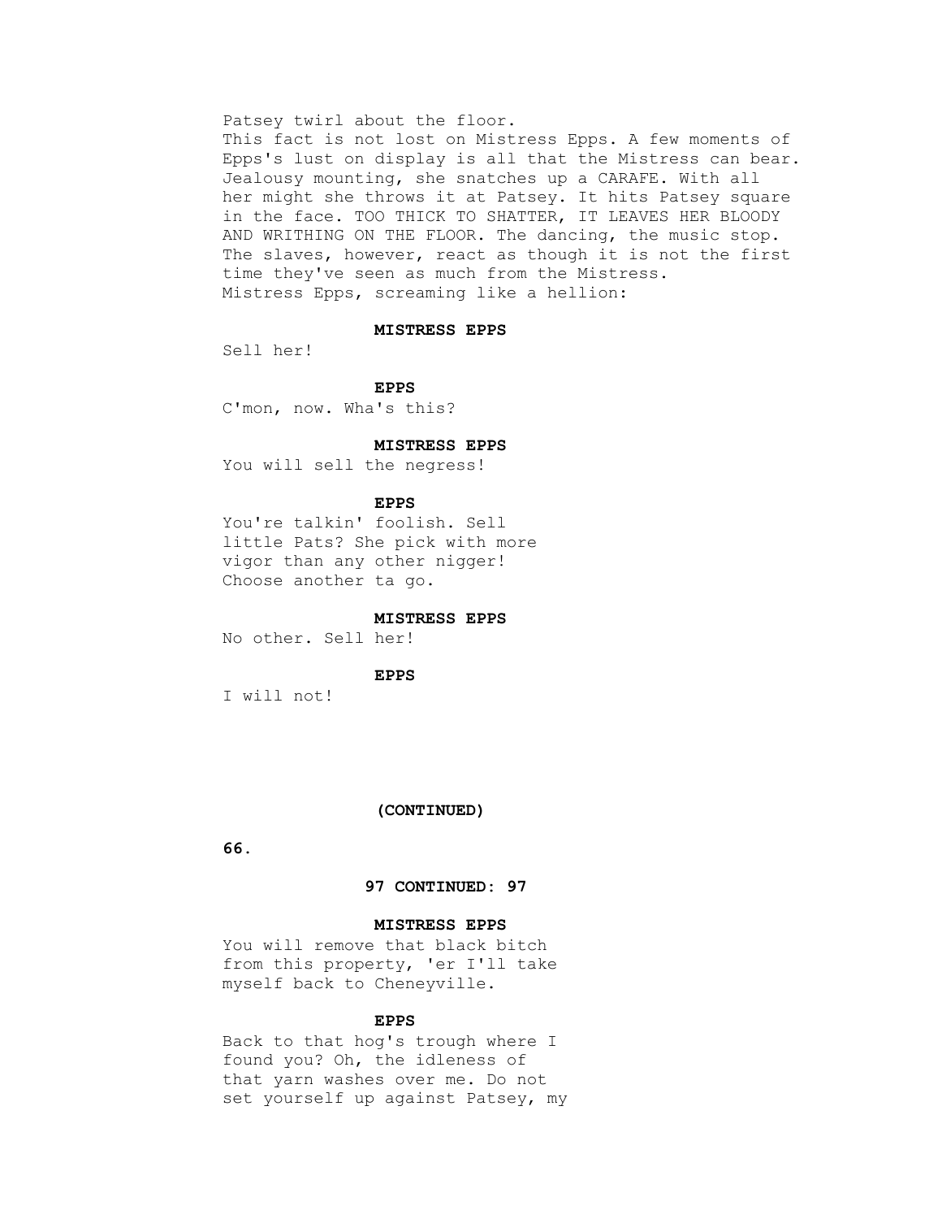Patsey twirl about the floor.
This fact is not lost on Mistress Epps. A few moments of Epps's lust on display is all that the Mistress can bear. Jealousy mounting, she snatches up a CARAFE. With all her might she throws it at Patsey. It hits Patsey square in the face. TOO THICK TO SHATTER, IT LEAVES HER BLOODY AND WRITHING ON THE FLOOR. The dancing, the music stop. The slaves, however, react as though it is not the first time they've seen as much from the Mistress.
Mistress Epps, screaming like a hellion:

**MISTRESS EPPS**
Sell her!

**EPPS**
C'mon, now. Wha's this?

**MISTRESS EPPS**
You will sell the negress!

**EPPS**
You're talkin' foolish. Sell little Pats? She pick with more vigor than any other nigger! Choose another ta go.

**MISTRESS EPPS**
No other. Sell her!

**EPPS**
I will not!

**(CONTINUED)**

**97 CONTINUED: 97**

**MISTRESS EPPS**
You will remove that black bitch from this property, 'er I'll take myself back to Cheneyville.

**EPPS**
Back to that hog's trough where I found you? Oh, the idleness of that yarn washes over me. Do not set yourself up against Patsey, my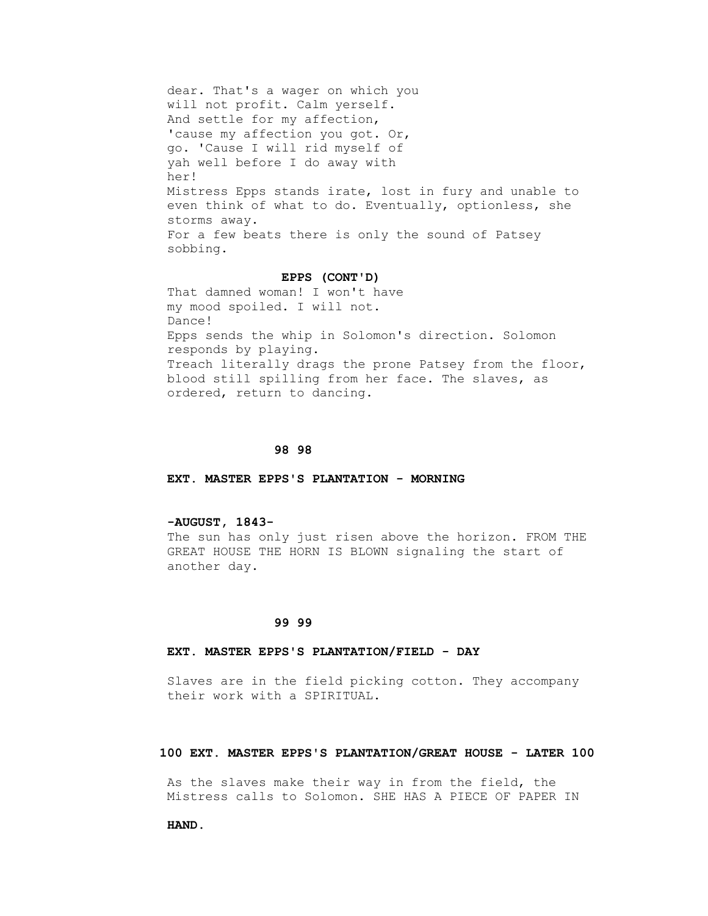dear. That's a wager on which you
will not profit. Calm yerself.
And settle for my affection,
'cause my affection you got. Or,
go. 'Cause I will rid myself of
yah well before I do away with
her!

Mistress Epps stands irate, lost in fury and unable to even think of what to do. Eventually, optionless, she storms away.

For a few beats there is only the sound of Patsey sobbing.

**EPPS (CONT'D)**

That damned woman! I won't have
my mood spoiled. I will not.
Dance!

Epps sends the whip in Solomon's direction. Solomon responds by playing.

Treach literally drags the prone Patsey from the floor, blood still spilling from her face. The slaves, as ordered, return to dancing.

**98 98**

**EXT. MASTER EPPS'S PLANTATION - MORNING**

**-AUGUST, 1843-**

The sun has only just risen above the horizon. FROM THE GREAT HOUSE THE HORN IS BLOWN signaling the start of another day.

**99 99**

**EXT. MASTER EPPS'S PLANTATION/FIELD - DAY**

Slaves are in the field picking cotton. They accompany their work with a SPIRITUAL.

**100 EXT. MASTER EPPS'S PLANTATION/GREAT HOUSE - LATER 100**

As the slaves make their way in from the field, the Mistress calls to Solomon. SHE HAS A PIECE OF PAPER IN

**HAND.**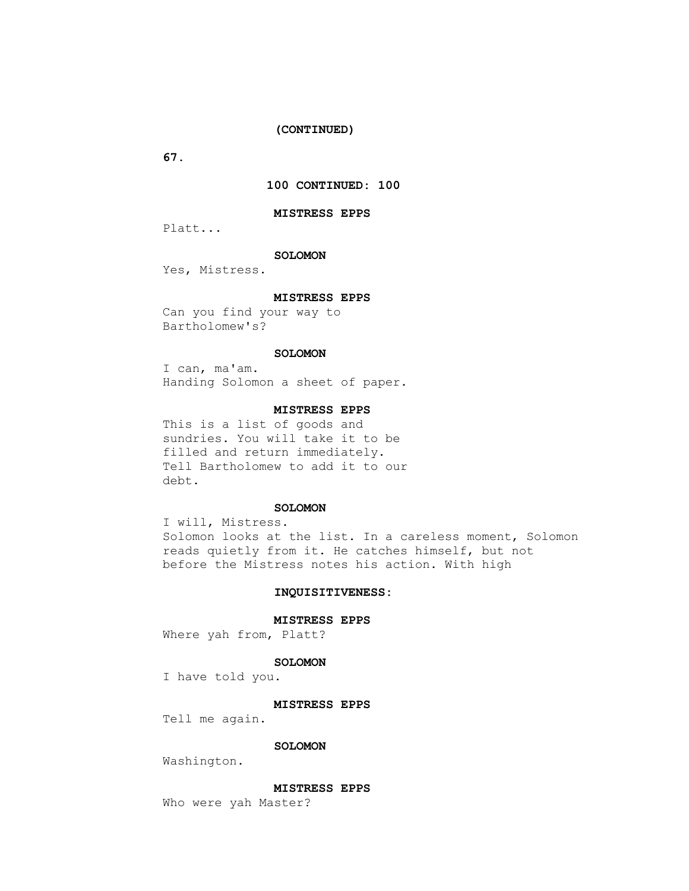**(CONTINUED)**

**100 CONTINUED: 100**

**MISTRESS EPPS**

Platt...

**SOLOMON**

Yes, Mistress.

**MISTRESS EPPS**

Can you find your way to Bartholomew's?

**SOLOMON**

I can, ma'am.

Handing Solomon a sheet of paper.

**MISTRESS EPPS**

This is a list of goods and sundries. You will take it to be filled and return immediately. Tell Bartholomew to add it to our debt.

**SOLOMON**

I will, Mistress.

Solomon looks at the list. In a careless moment, Solomon reads quietly from it. He catches himself, but not before the Mistress notes his action. With high

**INQUISITIVENESS:**

**MISTRESS EPPS**

Where yah from, Platt?

**SOLOMON**

I have told you.

**MISTRESS EPPS**

Tell me again.

**SOLOMON**

Washington.

**MISTRESS EPPS**

Who were yah Master?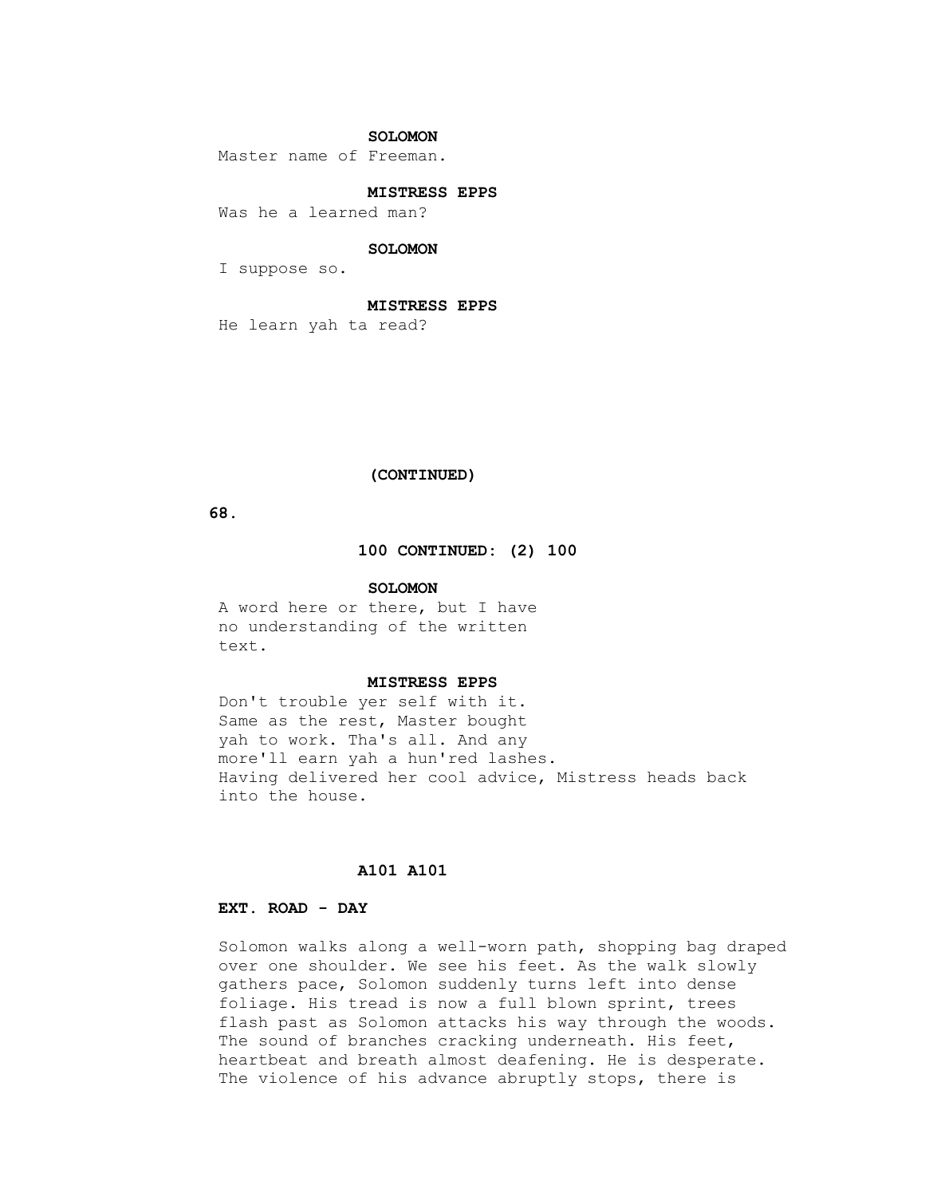**SOLOMON**

Master name of Freeman.

**MISTRESS EPPS**

Was he a learned man?

**SOLOMON**

I suppose so.

**MISTRESS EPPS**

He learn yah ta read?

**(CONTINUED)**

**100 CONTINUED: (2) 100**

**SOLOMON**

A word here or there, but I have no understanding of the written text.

**MISTRESS EPPS**

Don't trouble yer self with it. Same as the rest, Master bought yah to work. Tha's all. And any more'll earn yah a hun'red lashes.

Having delivered her cool advice, Mistress heads back into the house.

**A101 A101**

**EXT. ROAD - DAY**

Solomon walks along a well-worn path, shopping bag draped over one shoulder. We see his feet. As the walk slowly gathers pace, Solomon suddenly turns left into dense foliage. His tread is now a full blown sprint, trees flash past as Solomon attacks his way through the woods. The sound of branches cracking underneath. His feet, heartbeat and breath almost deafening. He is desperate. The violence of his advance abruptly stops, there is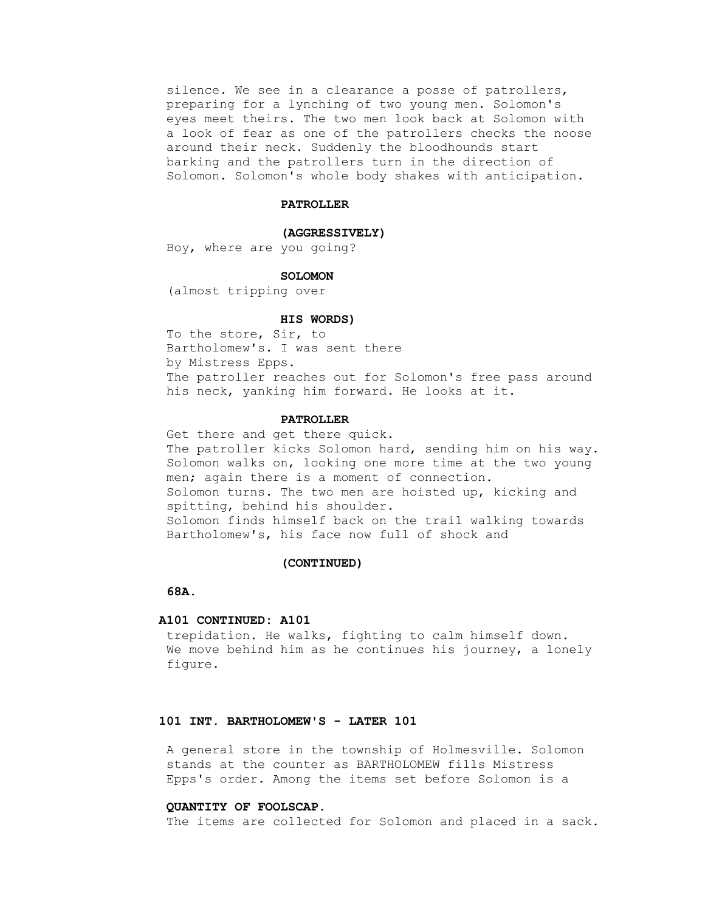silence. We see in a clearance a posse of patrollers, preparing for a lynching of two young men. Solomon's eyes meet theirs. The two men look back at Solomon with a look of fear as one of the patrollers checks the noose around their neck. Suddenly the bloodhounds start barking and the patrollers turn in the direction of Solomon. Solomon's whole body shakes with anticipation.

**PATROLLER**

**(AGGRESSIVELY)**

Boy, where are you going?

**SOLOMON**

(almost tripping over

**HIS WORDS)**

To the store, Sir, to
Bartholomew's. I was sent there
by Mistress Epps.

The patroller reaches out for Solomon's free pass around his neck, yanking him forward. He looks at it.

**PATROLLER**

Get there and get there quick.

The patroller kicks Solomon hard, sending him on his way. Solomon walks on, looking one more time at the two young men; again there is a moment of connection.

Solomon turns. The two men are hoisted up, kicking and spitting, behind his shoulder.

Solomon finds himself back on the trail walking towards Bartholomew's, his face now full of shock and

**(CONTINUED)**

**68A.**

**A101 CONTINUED: A101**

trepidation. He walks, fighting to calm himself down. We move behind him as he continues his journey, a lonely figure.

**101 INT. BARTHOLOMEW'S - LATER 101**

A general store in the township of Holmesville. Solomon stands at the counter as BARTHOLOMEW fills Mistress Epps's order. Among the items set before Solomon is a

**QUANTITY OF FOOLSCAP.**

The items are collected for Solomon and placed in a sack.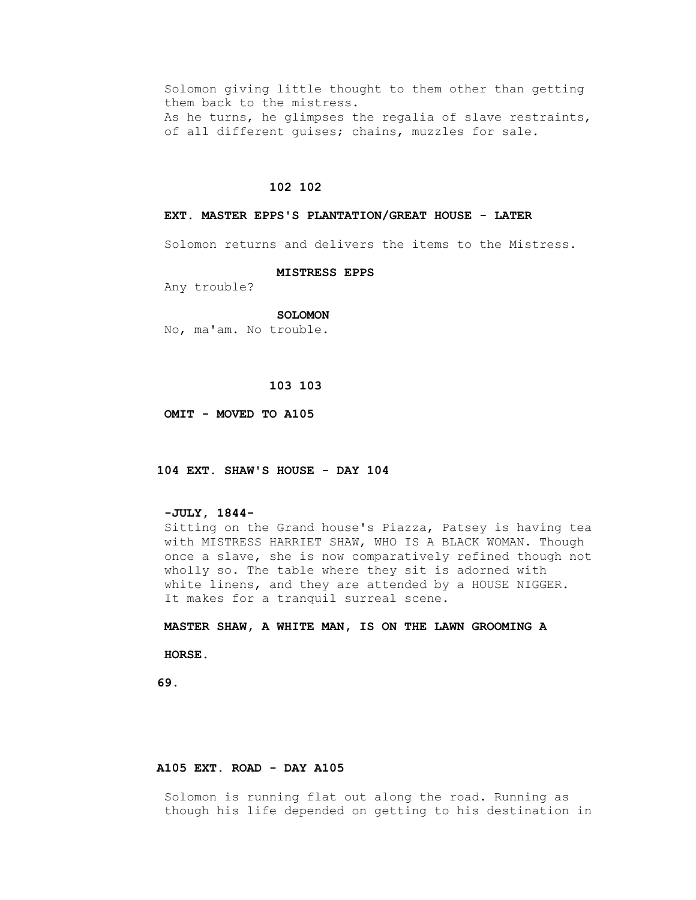Solomon giving little thought to them other than getting them back to the mistress.
As he turns, he glimpses the regalia of slave restraints, of all different guises; chains, muzzles for sale.

**102 102**

**EXT. MASTER EPPS'S PLANTATION/GREAT HOUSE - LATER**

Solomon returns and delivers the items to the Mistress.

**MISTRESS EPPS**
Any trouble?

**SOLOMON**
No, ma'am. No trouble.

**103 103**

**OMIT - MOVED TO A105**

**104 EXT. SHAW'S HOUSE - DAY 104**

**-JULY, 1844-**
Sitting on the Grand house's Piazza, Patsey is having tea with MISTRESS HARRIET SHAW, WHO IS A BLACK WOMAN. Though once a slave, she is now comparatively refined though not wholly so. The table where they sit is adorned with white linens, and they are attended by a HOUSE NIGGER.
It makes for a tranquil surreal scene.

**MASTER SHAW, A WHITE MAN, IS ON THE LAWN GROOMING A HORSE.**

**A105 EXT. ROAD - DAY A105**

Solomon is running flat out along the road. Running as though his life depended on getting to his destination in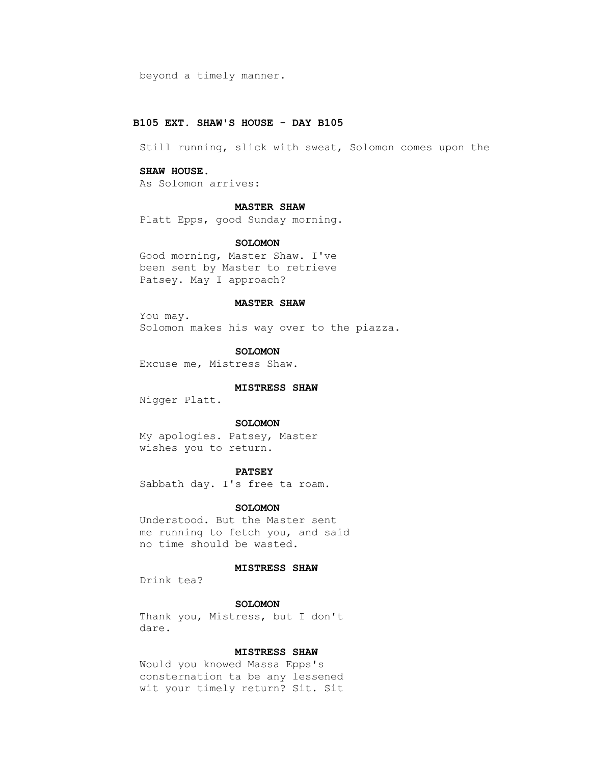beyond a timely manner.

**B105 EXT. SHAW'S HOUSE - DAY B105**

Still running, slick with sweat, Solomon comes upon the

**SHAW HOUSE.**

As Solomon arrives:

**MASTER SHAW**

Platt Epps, good Sunday morning.

**SOLOMON**

Good morning, Master Shaw. I've been sent by Master to retrieve Patsey. May I approach?

**MASTER SHAW**

You may.

Solomon makes his way over to the piazza.

**SOLOMON**

Excuse me, Mistress Shaw.

**MISTRESS SHAW**

Nigger Platt.

**SOLOMON**

My apologies. Patsey, Master wishes you to return.

**PATSEY**

Sabbath day. I's free ta roam.

**SOLOMON**

Understood. But the Master sent me running to fetch you, and said no time should be wasted.

**MISTRESS SHAW**

Drink tea?

**SOLOMON**

Thank you, Mistress, but I don't dare.

**MISTRESS SHAW**

Would you knowed Massa Epps's consternation ta be any lessened wit your timely return? Sit. Sit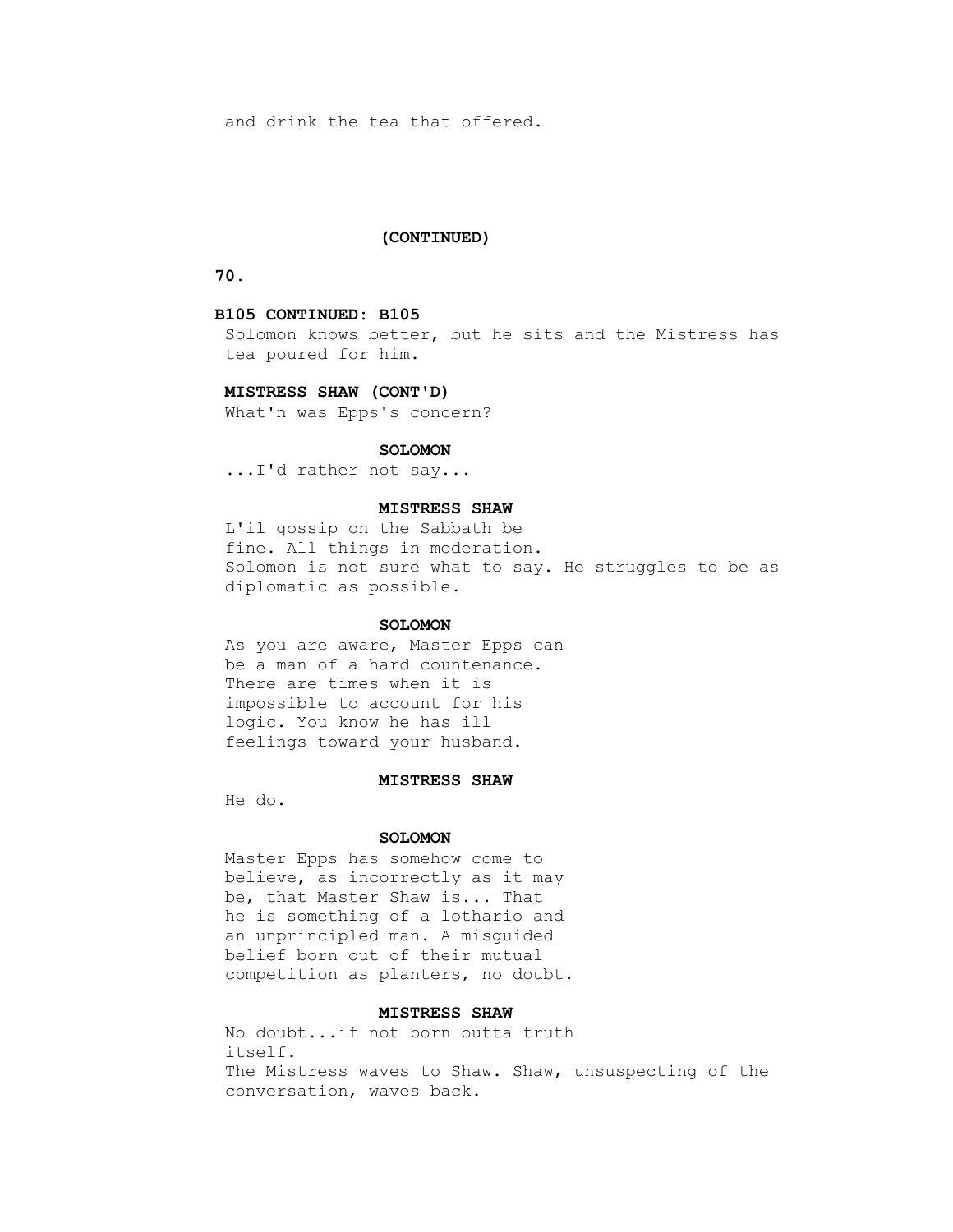and drink the tea that offered.

(CONTINUED)

**B105 CONTINUED: B105**

Solomon knows better, but he sits and the Mistress has tea poured for him.

**MISTRESS SHAW (CONT'D)**

What'n was Epps's concern?

**SOLOMON**

...I'd rather not say...

**MISTRESS SHAW**

L'il gossip on the Sabbath be fine. All things in moderation.

Solomon is not sure what to say. He struggles to be as diplomatic as possible.

**SOLOMON**

As you are aware, Master Epps can be a man of a hard countenance. There are times when it is impossible to account for his logic. You know he has ill feelings toward your husband.

**MISTRESS SHAW**

He do.

**SOLOMON**

Master Epps has somehow come to believe, as incorrectly as it may be, that Master Shaw is... That he is something of a lothario and an unprincipled man. A misguided belief born out of their mutual competition as planters, no doubt.

**MISTRESS SHAW**

No doubt...if not born outta truth itself.

The Mistress waves to Shaw. Shaw, unsuspecting of the conversation, waves back.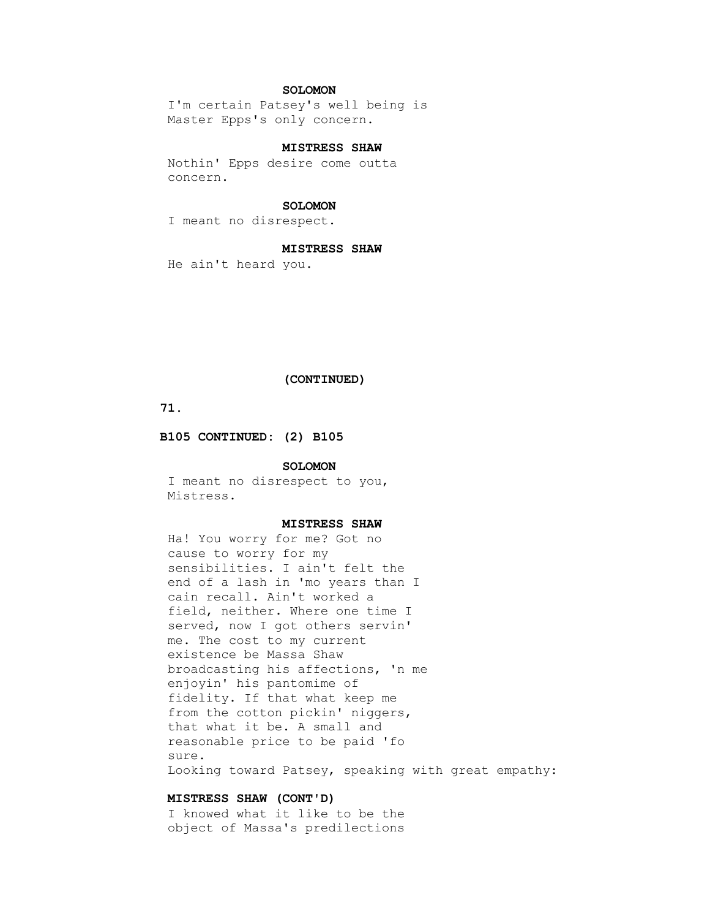**SOLOMON**

I'm certain Patsey's well being is Master Epps's only concern.

**MISTRESS SHAW**

Nothin' Epps desire come outta concern.

**SOLOMON**

I meant no disrespect.

**MISTRESS SHAW**

He ain't heard you.

**(CONTINUED)**

**B105 CONTINUED: (2) B105**

**SOLOMON**

I meant no disrespect to you, Mistress.

**MISTRESS SHAW**

Ha! You worry for me? Got no cause to worry for my sensibilities. I ain't felt the end of a lash in 'mo years than I cain recall. Ain't worked a field, neither. Where one time I served, now I got others servin' me. The cost to my current existence be Massa Shaw broadcasting his affections, 'n me enjoyin' his pantomime of fidelity. If that what keep me from the cotton pickin' niggers, that what it be. A small and reasonable price to be paid 'fo sure.

Looking toward Patsey, speaking with great empathy:

**MISTRESS SHAW (CONT'D)**

I knowed what it like to be the object of Massa's predilections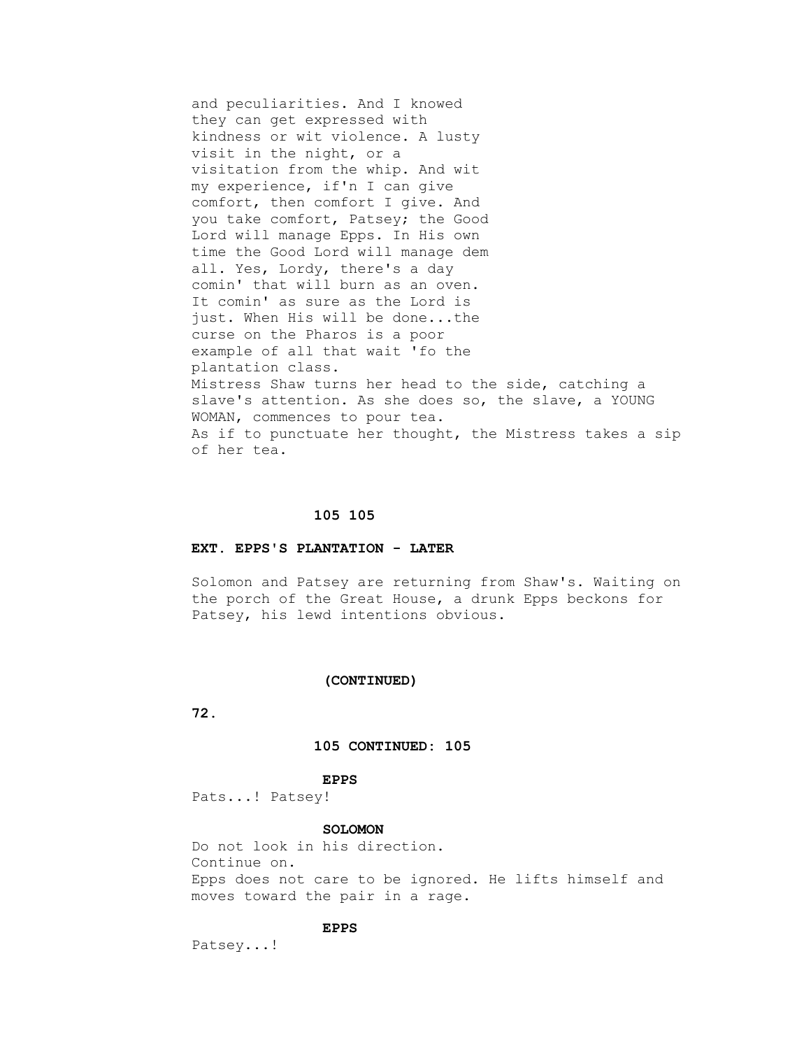and peculiarities. And I knowed
they can get expressed with
kindness or wit violence. A lusty
visit in the night, or a
visitation from the whip. And wit
my experience, if'n I can give
comfort, then comfort I give. And
you take comfort, Patsey; the Good
Lord will manage Epps. In His own
time the Good Lord will manage dem
all. Yes, Lordy, there's a day
comin' that will burn as an oven.
It comin' as sure as the Lord is
just. When His will be done...the
curse on the Pharos is a poor
example of all that wait 'fo the
plantation class.

Mistress Shaw turns her head to the side, catching a slave's attention. As she does so, the slave, a YOUNG WOMAN, commences to pour tea.

As if to punctuate her thought, the Mistress takes a sip of her tea.

**105 105**

**EXT. EPPS'S PLANTATION - LATER**

Solomon and Patsey are returning from Shaw's. Waiting on the porch of the Great House, a drunk Epps beckons for Patsey, his lewd intentions obvious.

**(CONTINUED)**

**105 CONTINUED: 105**

**EPPS**

Pats...! Patsey!

**SOLOMON**

Do not look in his direction.
Continue on.

Epps does not care to be ignored. He lifts himself and moves toward the pair in a rage.

**EPPS**

Patsey...!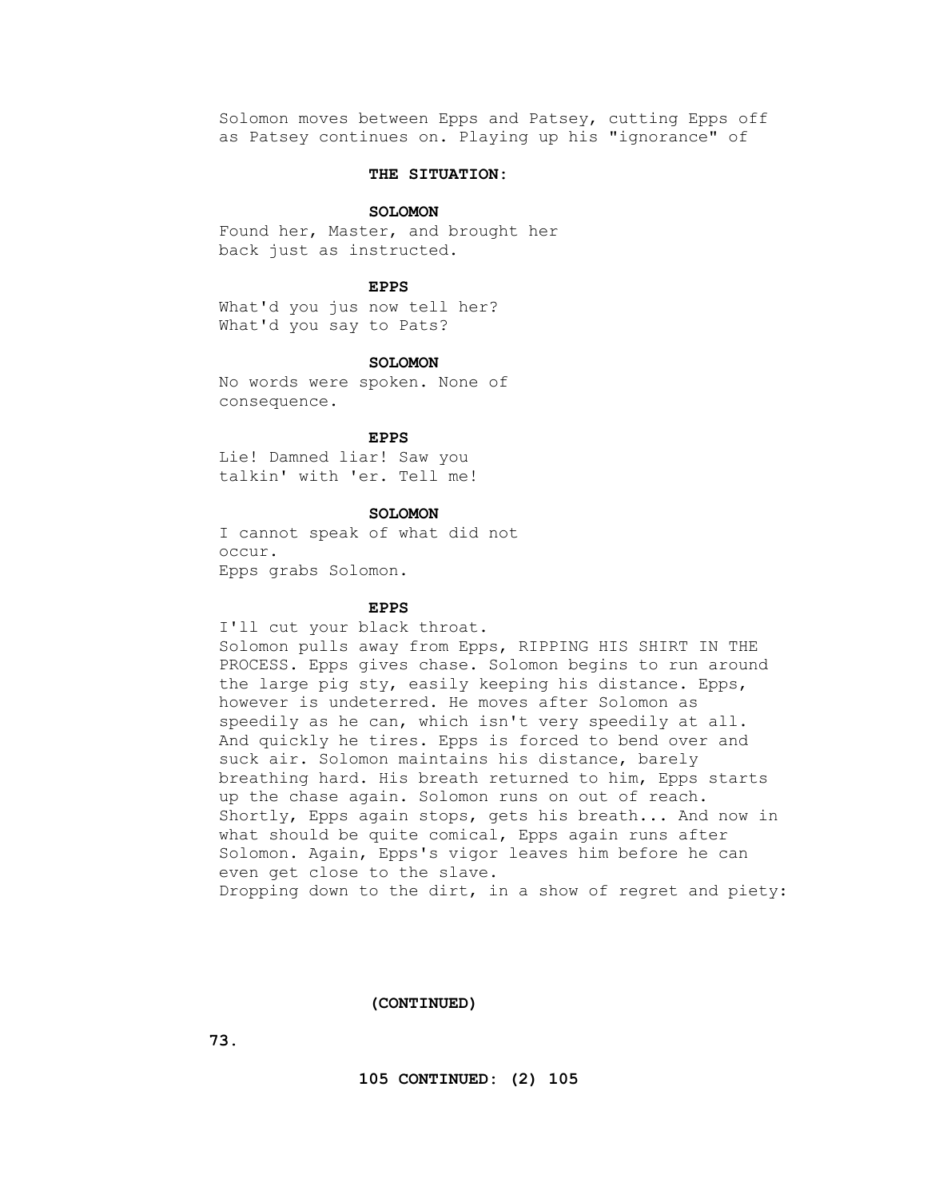Solomon moves between Epps and Patsey, cutting Epps off as Patsey continues on. Playing up his "ignorance" of

**THE SITUATION:**

**SOLOMON**

Found her, Master, and brought her back just as instructed.

**EPPS**

What'd you jus now tell her? What'd you say to Pats?

**SOLOMON**

No words were spoken. None of consequence.

**EPPS**

Lie! Damned liar! Saw you talkin' with 'er. Tell me!

**SOLOMON**

I cannot speak of what did not occur.

Epps grabs Solomon.

**EPPS**

I'll cut your black throat.

Solomon pulls away from Epps, RIPPING HIS SHIRT IN THE PROCESS. Epps gives chase. Solomon begins to run around the large pig sty, easily keeping his distance. Epps, however is undeterred. He moves after Solomon as speedily as he can, which isn't very speedily at all. And quickly he tires. Epps is forced to bend over and suck air. Solomon maintains his distance, barely breathing hard. His breath returned to him, Epps starts up the chase again. Solomon runs on out of reach. Shortly, Epps again stops, gets his breath... And now in what should be quite comical, Epps again runs after Solomon. Again, Epps's vigor leaves him before he can even get close to the slave.

Dropping down to the dirt, in a show of regret and piety:

**(CONTINUED)**

**105 CONTINUED: (2) 105**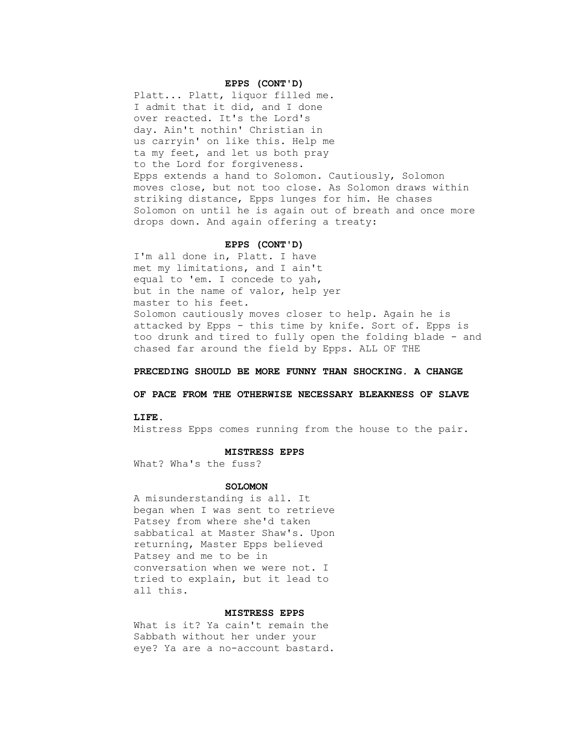**EPPS (CONT'D)**

Platt... Platt, liquor filled me.
I admit that it did, and I done
over reacted. It's the Lord's
day. Ain't nothin' Christian in
us carryin' on like this. Help me
ta my feet, and let us both pray
to the Lord for forgiveness.

Epps extends a hand to Solomon. Cautiously, Solomon moves close, but not too close. As Solomon draws within striking distance, Epps lunges for him. He chases Solomon on until he is again out of breath and once more drops down. And again offering a treaty:

**EPPS (CONT'D)**

I'm all done in, Platt. I have
met my limitations, and I ain't
equal to 'em. I concede to yah,
but in the name of valor, help yer
master to his feet.

Solomon cautiously moves closer to help. Again he is attacked by Epps - this time by knife. Sort of. Epps is too drunk and tired to fully open the folding blade - and chased far around the field by Epps. ALL OF THE

**PRECEDING SHOULD BE MORE FUNNY THAN SHOCKING. A CHANGE**

**OF PACE FROM THE OTHERWISE NECESSARY BLEAKNESS OF SLAVE**

**LIFE.**

Mistress Epps comes running from the house to the pair.

**MISTRESS EPPS**

What? Wha's the fuss?

**SOLOMON**

A misunderstanding is all. It
began when I was sent to retrieve
Patsey from where she'd taken
sabbatical at Master Shaw's. Upon
returning, Master Epps believed
Patsey and me to be in
conversation when we were not. I
tried to explain, but it lead to
all this.

**MISTRESS EPPS**

What is it? Ya cain't remain the
Sabbath without her under your
eye? Ya are a no-account bastard.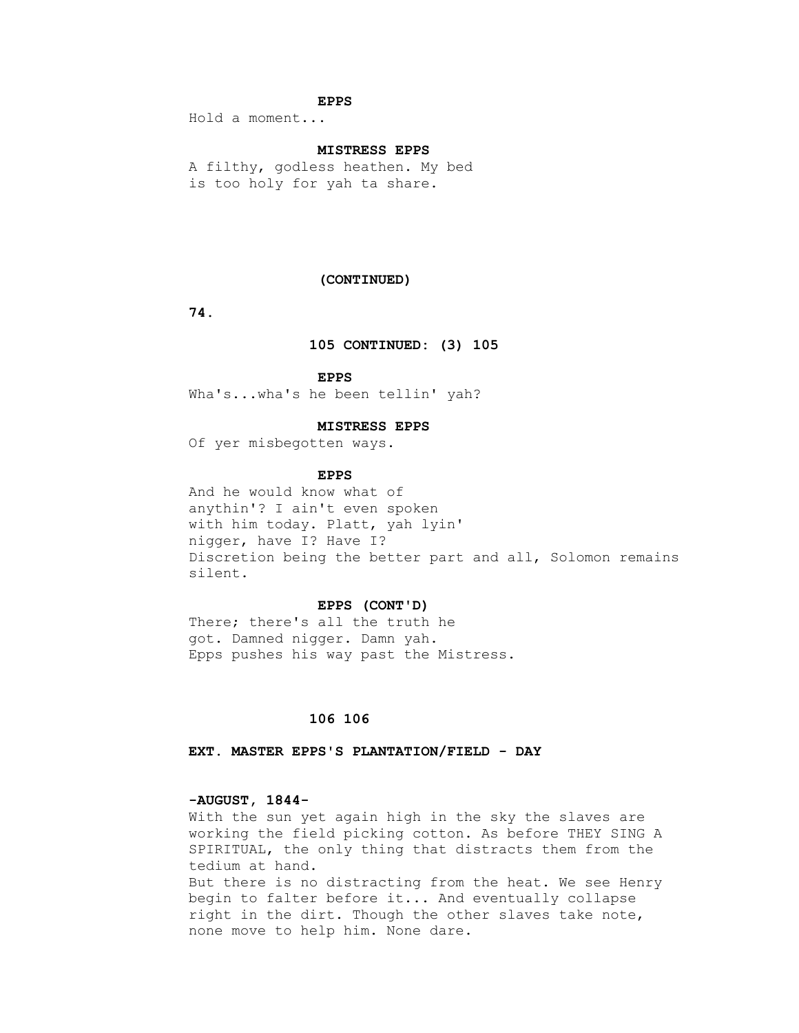**EPPS**

Hold a moment...

**MISTRESS EPPS**

A filthy, godless heathen. My bed is too holy for yah ta share.

**(CONTINUED)**

**105 CONTINUED: (3) 105**

**EPPS**

Wha's...wha's he been tellin' yah?

**MISTRESS EPPS**

Of yer misbegotten ways.

**EPPS**

And he would know what of anythin'? I ain't even spoken with him today. Platt, yah lyin' nigger, have I? Have I?

Discretion being the better part and all, Solomon remains silent.

**EPPS (CONT'D)**

There; there's all the truth he got. Damned nigger. Damn yah.

Epps pushes his way past the Mistress.

**106 106**

**EXT. MASTER EPPS'S PLANTATION/FIELD - DAY**

**-AUGUST, 1844-**

With the sun yet again high in the sky the slaves are working the field picking cotton. As before THEY SING A SPIRITUAL, the only thing that distracts them from the tedium at hand.

But there is no distracting from the heat. We see Henry begin to falter before it... And eventually collapse right in the dirt. Though the other slaves take note, none move to help him. None dare.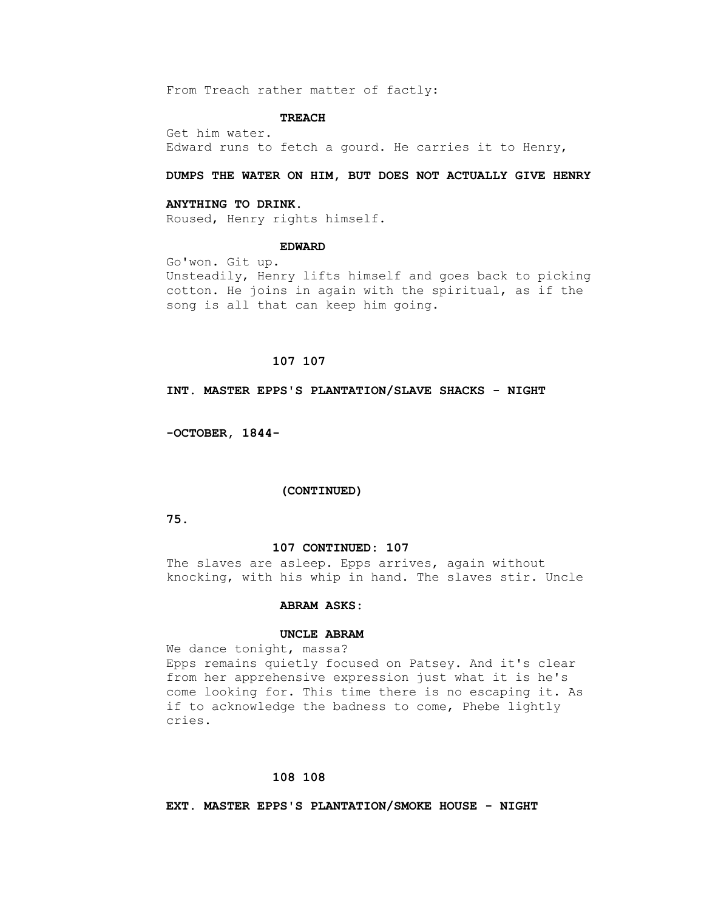From Treach rather matter of factly:

**TREACH**

Get him water.
Edward runs to fetch a gourd. He carries it to Henry,

**DUMPS THE WATER ON HIM, BUT DOES NOT ACTUALLY GIVE HENRY**

**ANYTHING TO DRINK.**
Roused, Henry rights himself.

**EDWARD**

Go'won. Git up.
Unsteadily, Henry lifts himself and goes back to picking cotton. He joins in again with the spiritual, as if the song is all that can keep him going.

**107 107**

**INT. MASTER EPPS'S PLANTATION/SLAVE SHACKS - NIGHT**

**-OCTOBER, 1844-**

**(CONTINUED)**

**107 CONTINUED: 107**
The slaves are asleep. Epps arrives, again without knocking, with his whip in hand. The slaves stir. Uncle

**ABRAM ASKS:**

**UNCLE ABRAM**

We dance tonight, massa?
Epps remains quietly focused on Patsey. And it's clear from her apprehensive expression just what it is he's come looking for. This time there is no escaping it. As if to acknowledge the badness to come, Phebe lightly cries.

**108 108**

**EXT. MASTER EPPS'S PLANTATION/SMOKE HOUSE - NIGHT**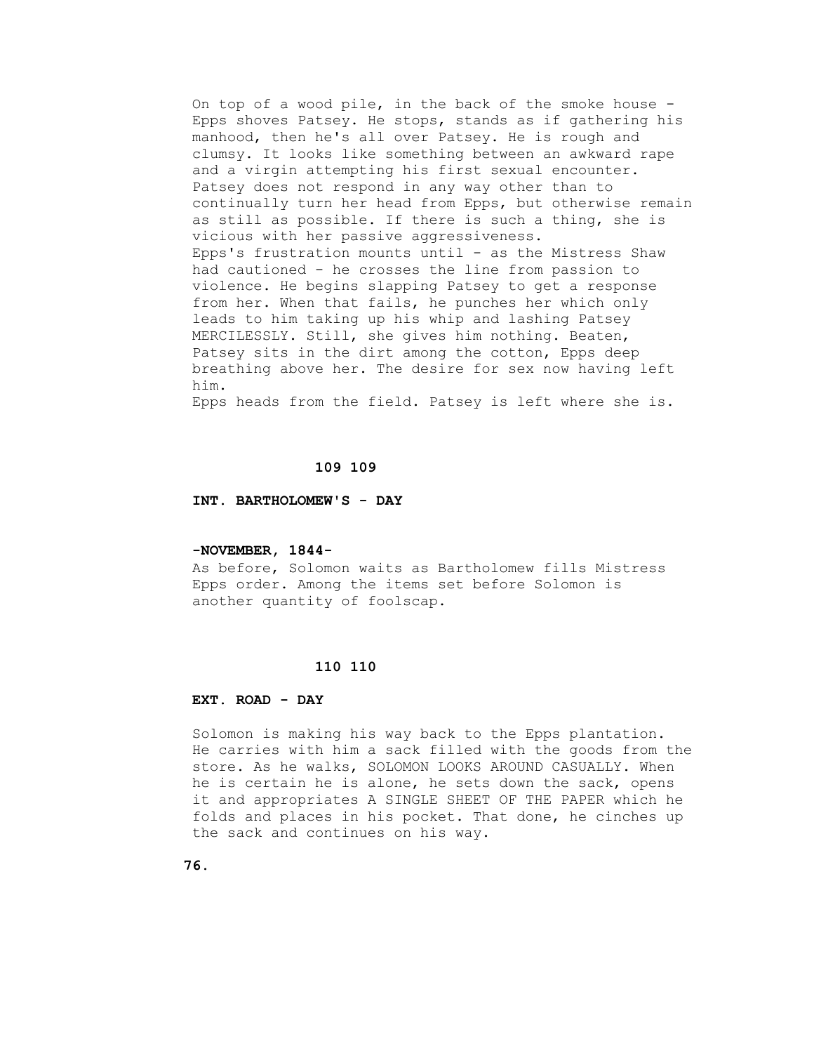On top of a wood pile, in the back of the smoke house - Epps shoves Patsey. He stops, stands as if gathering his manhood, then he's all over Patsey. He is rough and clumsy. It looks like something between an awkward rape and a virgin attempting his first sexual encounter. Patsey does not respond in any way other than to continually turn her head from Epps, but otherwise remain as still as possible. If there is such a thing, she is vicious with her passive aggressiveness.
Epps's frustration mounts until - as the Mistress Shaw had cautioned - he crosses the line from passion to violence. He begins slapping Patsey to get a response from her. When that fails, he punches her which only leads to him taking up his whip and lashing Patsey MERCILESSLY. Still, she gives him nothing. Beaten, Patsey sits in the dirt among the cotton, Epps deep breathing above her. The desire for sex now having left him.
Epps heads from the field. Patsey is left where she is.

**109 109**

**INT. BARTHOLOMEW'S - DAY**

**-NOVEMBER, 1844-**
As before, Solomon waits as Bartholomew fills Mistress Epps order. Among the items set before Solomon is another quantity of foolscap.

**110 110**

**EXT. ROAD - DAY**

Solomon is making his way back to the Epps plantation. He carries with him a sack filled with the goods from the store. As he walks, SOLOMON LOOKS AROUND CASUALLY. When he is certain he is alone, he sets down the sack, opens it and appropriates A SINGLE SHEET OF THE PAPER which he folds and places in his pocket. That done, he cinches up the sack and continues on his way.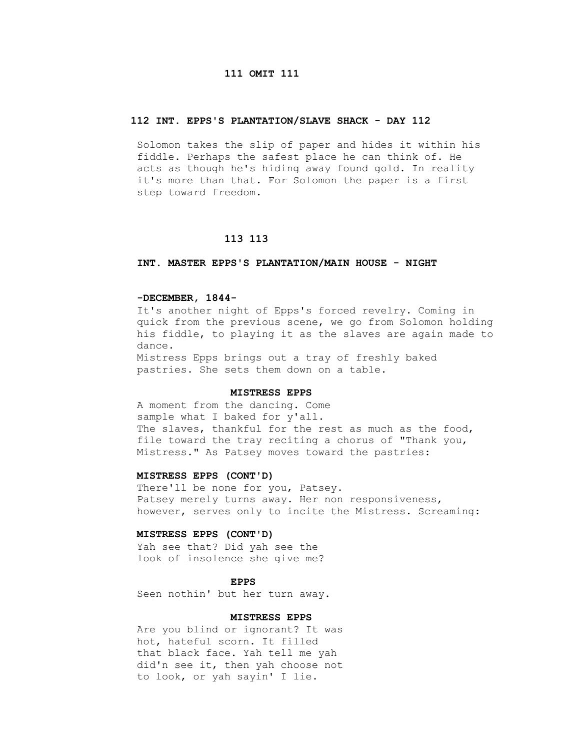**111 OMIT 111**

**112 INT. EPPS'S PLANTATION/SLAVE SHACK - DAY 112**

Solomon takes the slip of paper and hides it within his fiddle. Perhaps the safest place he can think of. He acts as though he's hiding away found gold. In reality it's more than that. For Solomon the paper is a first step toward freedom.

**113 113**

**INT. MASTER EPPS'S PLANTATION/MAIN HOUSE - NIGHT**

**-DECEMBER, 1844-**

It's another night of Epps's forced revelry. Coming in quick from the previous scene, we go from Solomon holding his fiddle, to playing it as the slaves are again made to dance.

Mistress Epps brings out a tray of freshly baked pastries. She sets them down on a table.

**MISTRESS EPPS**

A moment from the dancing. Come sample what I baked for y'all.

The slaves, thankful for the rest as much as the food, file toward the tray reciting a chorus of "Thank you, Mistress." As Patsey moves toward the pastries:

**MISTRESS EPPS (CONT'D)**

There'll be none for you, Patsey.

Patsey merely turns away. Her non responsiveness, however, serves only to incite the Mistress. Screaming:

**MISTRESS EPPS (CONT'D)**

Yah see that? Did yah see the look of insolence she give me?

**EPPS**

Seen nothin' but her turn away.

**MISTRESS EPPS**

Are you blind or ignorant? It was hot, hateful scorn. It filled that black face. Yah tell me yah did'n see it, then yah choose not to look, or yah sayin' I lie.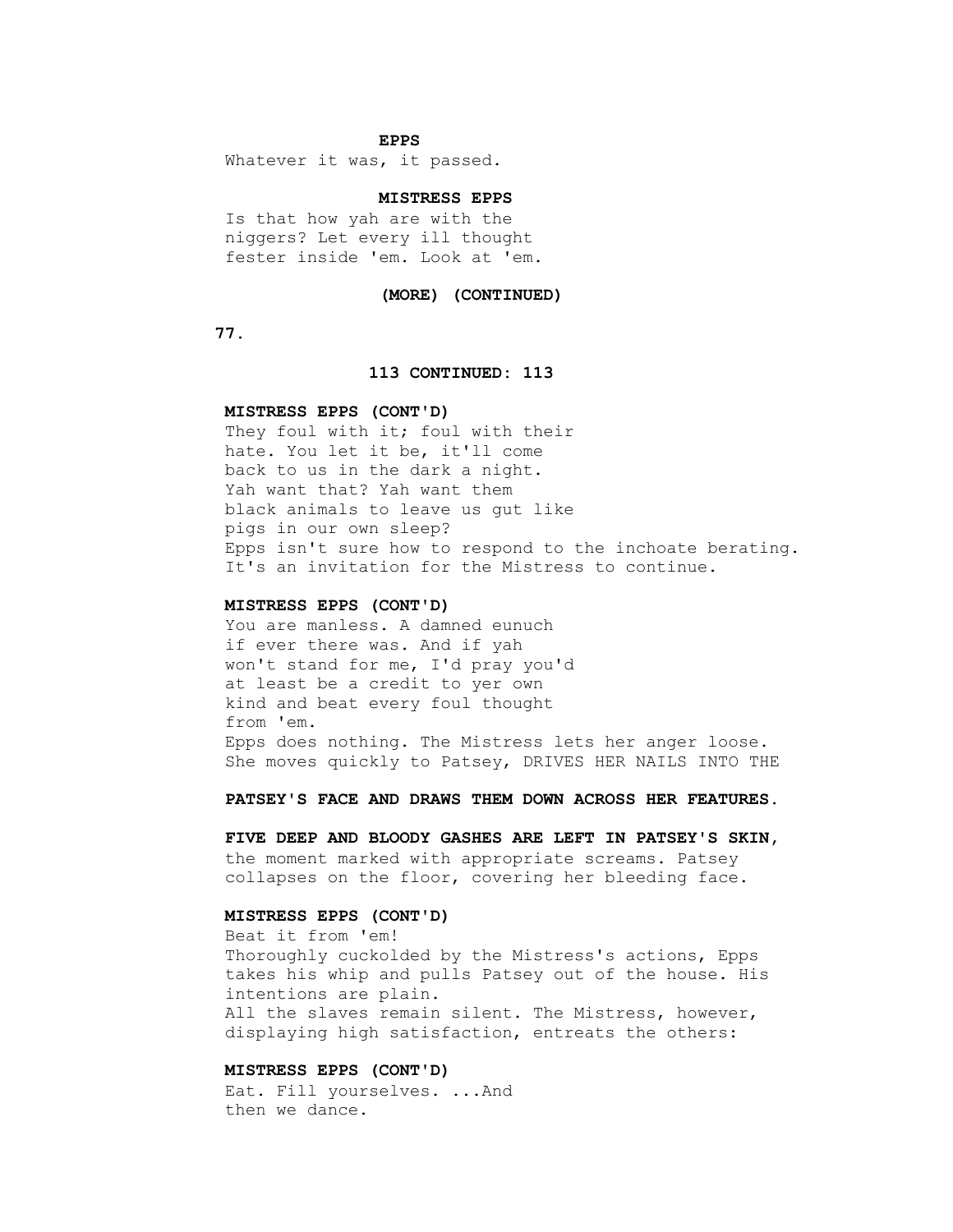**EPPS**

Whatever it was, it passed.

**MISTRESS EPPS**

Is that how yah are with the niggers? Let every ill thought fester inside 'em. Look at 'em.

**(MORE) (CONTINUED)**

**113 CONTINUED: 113**

**MISTRESS EPPS (CONT'D)**

They foul with it; foul with their hate. You let it be, it'll come back to us in the dark a night. Yah want that? Yah want them black animals to leave us gut like pigs in our own sleep?

Epps isn't sure how to respond to the inchoate berating. It's an invitation for the Mistress to continue.

**MISTRESS EPPS (CONT'D)**

You are manless. A damned eunuch if ever there was. And if yah won't stand for me, I'd pray you'd at least be a credit to yer own kind and beat every foul thought from 'em.

Epps does nothing. The Mistress lets her anger loose. She moves quickly to Patsey, DRIVES HER NAILS INTO THE **PATSEY'S FACE AND DRAWS THEM DOWN ACROSS HER FEATURES.**

**FIVE DEEP AND BLOODY GASHES ARE LEFT IN PATSEY'S SKIN,** the moment marked with appropriate screams. Patsey collapses on the floor, covering her bleeding face.

**MISTRESS EPPS (CONT'D)**

Beat it from 'em!

Thoroughly cuckolded by the Mistress's actions, Epps takes his whip and pulls Patsey out of the house. His intentions are plain.

All the slaves remain silent. The Mistress, however, displaying high satisfaction, entreats the others:

**MISTRESS EPPS (CONT'D)**

Eat. Fill yourselves. ...And then we dance.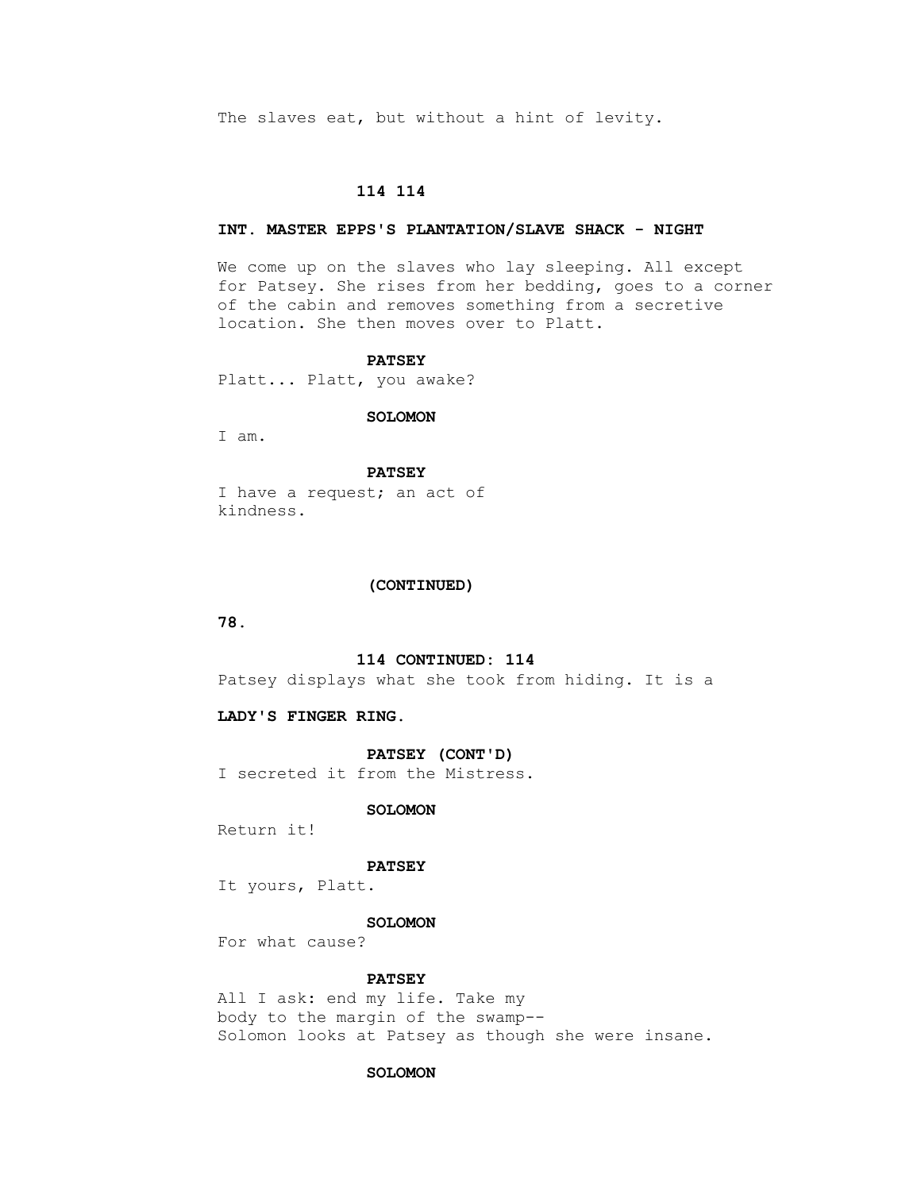The slaves eat, but without a hint of levity.

**114 114**

**INT. MASTER EPPS'S PLANTATION/SLAVE SHACK - NIGHT**

We come up on the slaves who lay sleeping. All except for Patsey. She rises from her bedding, goes to a corner of the cabin and removes something from a secretive location. She then moves over to Platt.

**PATSEY**

Platt... Platt, you awake?

**SOLOMON**

I am.

**PATSEY**

I have a request; an act of kindness.

**(CONTINUED)**

**114 CONTINUED: 114**

Patsey displays what she took from hiding. It is a

**LADY'S FINGER RING.**

**PATSEY (CONT'D)**

I secreted it from the Mistress.

**SOLOMON**

Return it!

**PATSEY**

It yours, Platt.

**SOLOMON**

For what cause?

**PATSEY**

All I ask: end my life. Take my body to the margin of the swamp--

Solomon looks at Patsey as though she were insane.

**SOLOMON**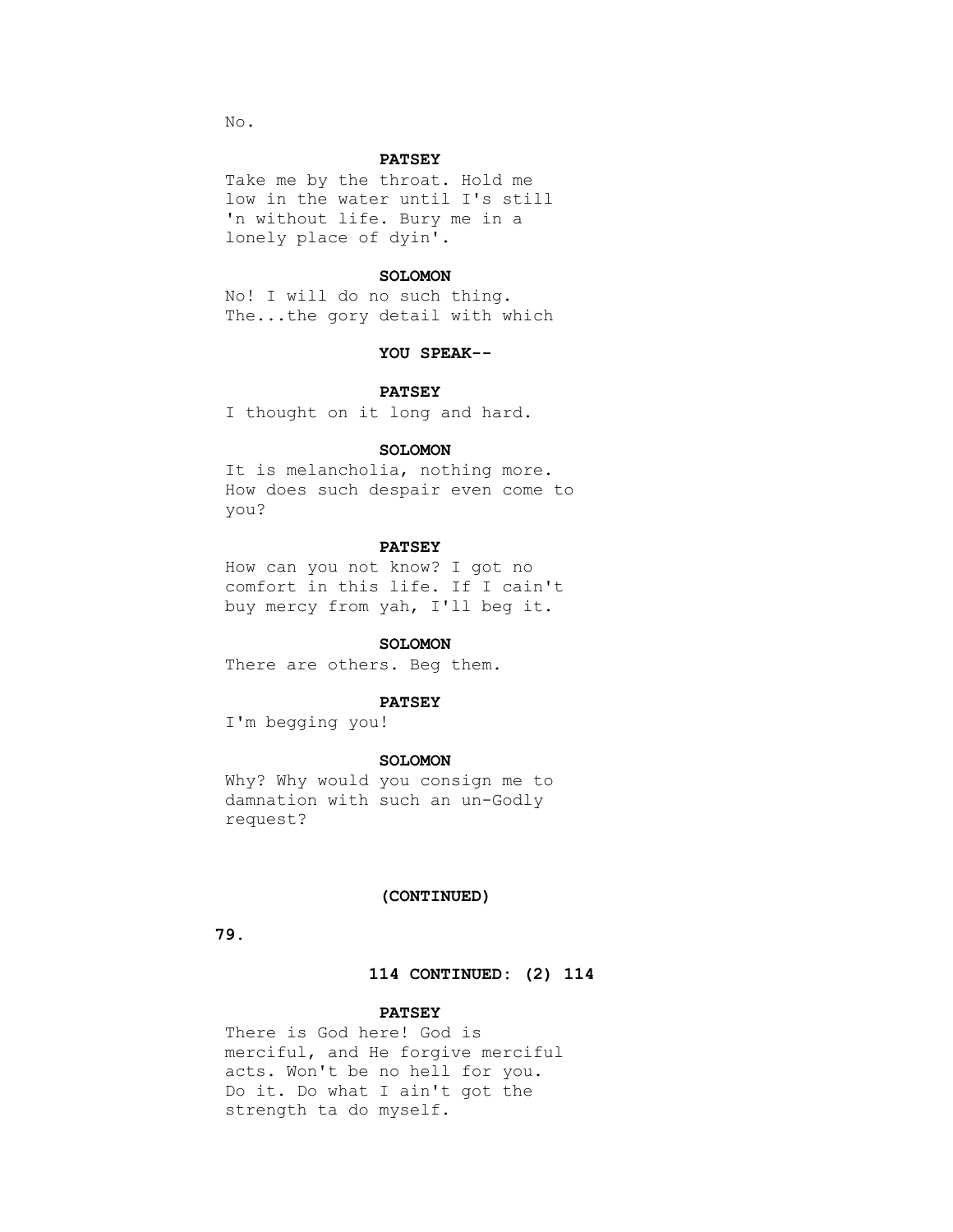No.

**PATSEY**

Take me by the throat. Hold me low in the water until I's still 'n without life. Bury me in a lonely place of dyin'.

**SOLOMON**

No! I will do no such thing. The...the gory detail with which

**YOU SPEAK--**

**PATSEY**

I thought on it long and hard.

**SOLOMON**

It is melancholia, nothing more. How does such despair even come to you?

**PATSEY**

How can you not know? I got no comfort in this life. If I cain't buy mercy from yah, I'll beg it.

**SOLOMON**

There are others. Beg them.

**PATSEY**

I'm begging you!

**SOLOMON**

Why? Why would you consign me to damnation with such an un-Godly request?

**(CONTINUED)**

**114 CONTINUED: (2) 114**

**PATSEY**

There is God here! God is merciful, and He forgive merciful acts. Won't be no hell for you. Do it. Do what I ain't got the strength ta do myself.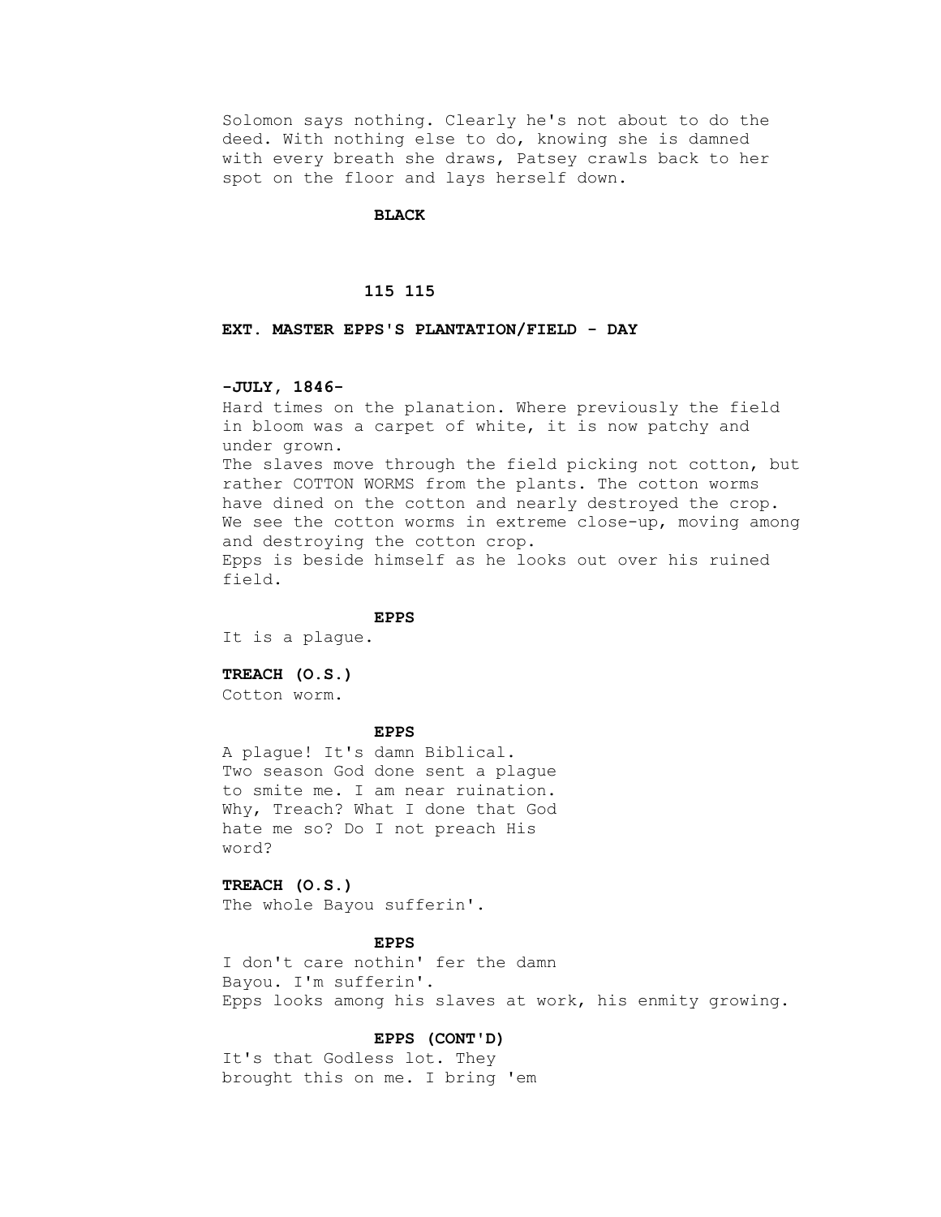Solomon says nothing. Clearly he's not about to do the deed. With nothing else to do, knowing she is damned with every breath she draws, Patsey crawls back to her spot on the floor and lays herself down.

**BLACK**

**115 115**

**EXT. MASTER EPPS'S PLANTATION/FIELD - DAY**

**-JULY, 1846-**

Hard times on the planation. Where previously the field in bloom was a carpet of white, it is now patchy and under grown.

The slaves move through the field picking not cotton, but rather COTTON WORMS from the plants. The cotton worms have dined on the cotton and nearly destroyed the crop. We see the cotton worms in extreme close-up, moving among and destroying the cotton crop.

Epps is beside himself as he looks out over his ruined field.

**EPPS**

It is a plague.

**TREACH (O.S.)**

Cotton worm.

**EPPS**

A plague! It's damn Biblical. Two season God done sent a plague to smite me. I am near ruination. Why, Treach? What I done that God hate me so? Do I not preach His word?

**TREACH (O.S.)**

The whole Bayou sufferin'.

**EPPS**

I don't care nothin' fer the damn Bayou. I'm sufferin'.

Epps looks among his slaves at work, his enmity growing.

**EPPS (CONT'D)**

It's that Godless lot. They brought this on me. I bring 'em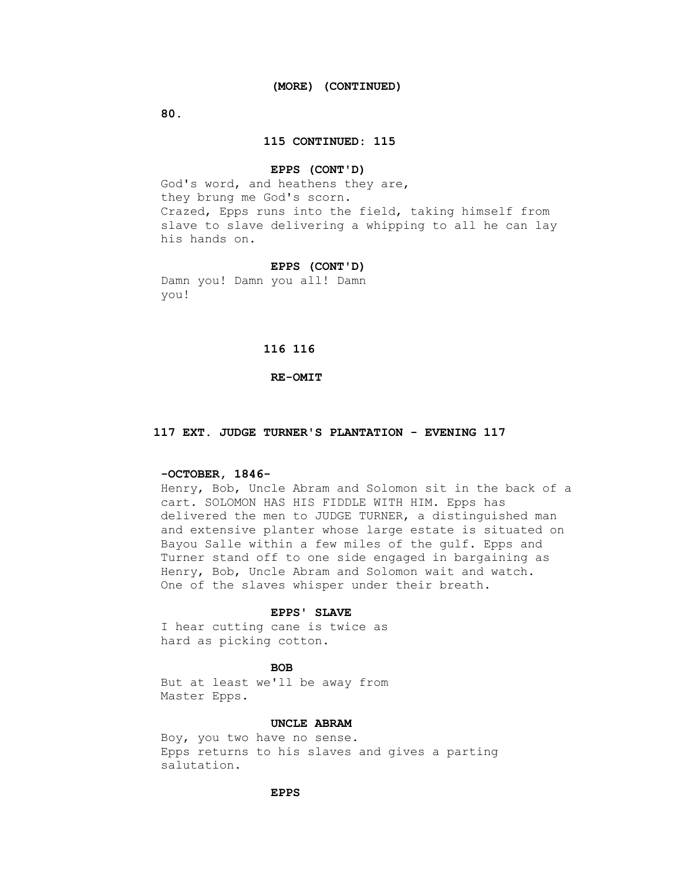(MORE) (CONTINUED)

115 CONTINUED: 115

**EPPS (CONT'D)**
God's word, and heathens they are,
they brung me God's scorn.
Crazed, Epps runs into the field, taking himself from
slave to slave delivering a whipping to all he can lay
his hands on.

**EPPS (CONT'D)**
Damn you! Damn you all! Damn
you!

116 116

RE-OMIT

**117 EXT. JUDGE TURNER'S PLANTATION - EVENING 117**

**-OCTOBER, 1846-**
Henry, Bob, Uncle Abram and Solomon sit in the back of a
cart. SOLOMON HAS HIS FIDDLE WITH HIM. Epps has
delivered the men to JUDGE TURNER, a distinguished man
and extensive planter whose large estate is situated on
Bayou Salle within a few miles of the gulf. Epps and
Turner stand off to one side engaged in bargaining as
Henry, Bob, Uncle Abram and Solomon wait and watch.
One of the slaves whisper under their breath.

**EPPS' SLAVE**
I hear cutting cane is twice as
hard as picking cotton.

**BOB**
But at least we'll be away from
Master Epps.

**UNCLE ABRAM**
Boy, you two have no sense.
Epps returns to his slaves and gives a parting
salutation.

**EPPS**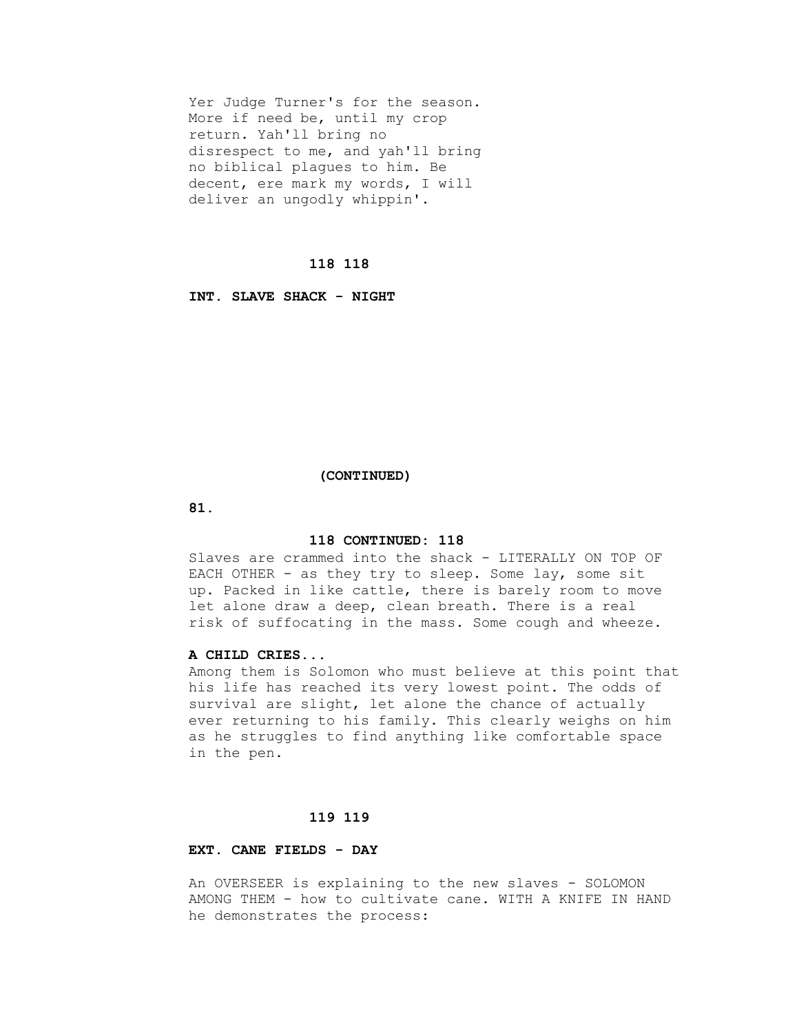Yer Judge Turner's for the season. More if need be, until my crop return. Yah'll bring no disrespect to me, and yah'll bring no biblical plagues to him. Be decent, ere mark my words, I will deliver an ungodly whippin'.

**118 118**

**INT. SLAVE SHACK - NIGHT**

**(CONTINUED)**

**118 CONTINUED: 118**

Slaves are crammed into the shack - LITERALLY ON TOP OF EACH OTHER - as they try to sleep. Some lay, some sit up. Packed in like cattle, there is barely room to move let alone draw a deep, clean breath. There is a real risk of suffocating in the mass. Some cough and wheeze.

**A CHILD CRIES...**

Among them is Solomon who must believe at this point that his life has reached its very lowest point. The odds of survival are slight, let alone the chance of actually ever returning to his family. This clearly weighs on him as he struggles to find anything like comfortable space in the pen.

**119 119**

**EXT. CANE FIELDS - DAY**

An OVERSEER is explaining to the new slaves - SOLOMON AMONG THEM - how to cultivate cane. WITH A KNIFE IN HAND he demonstrates the process: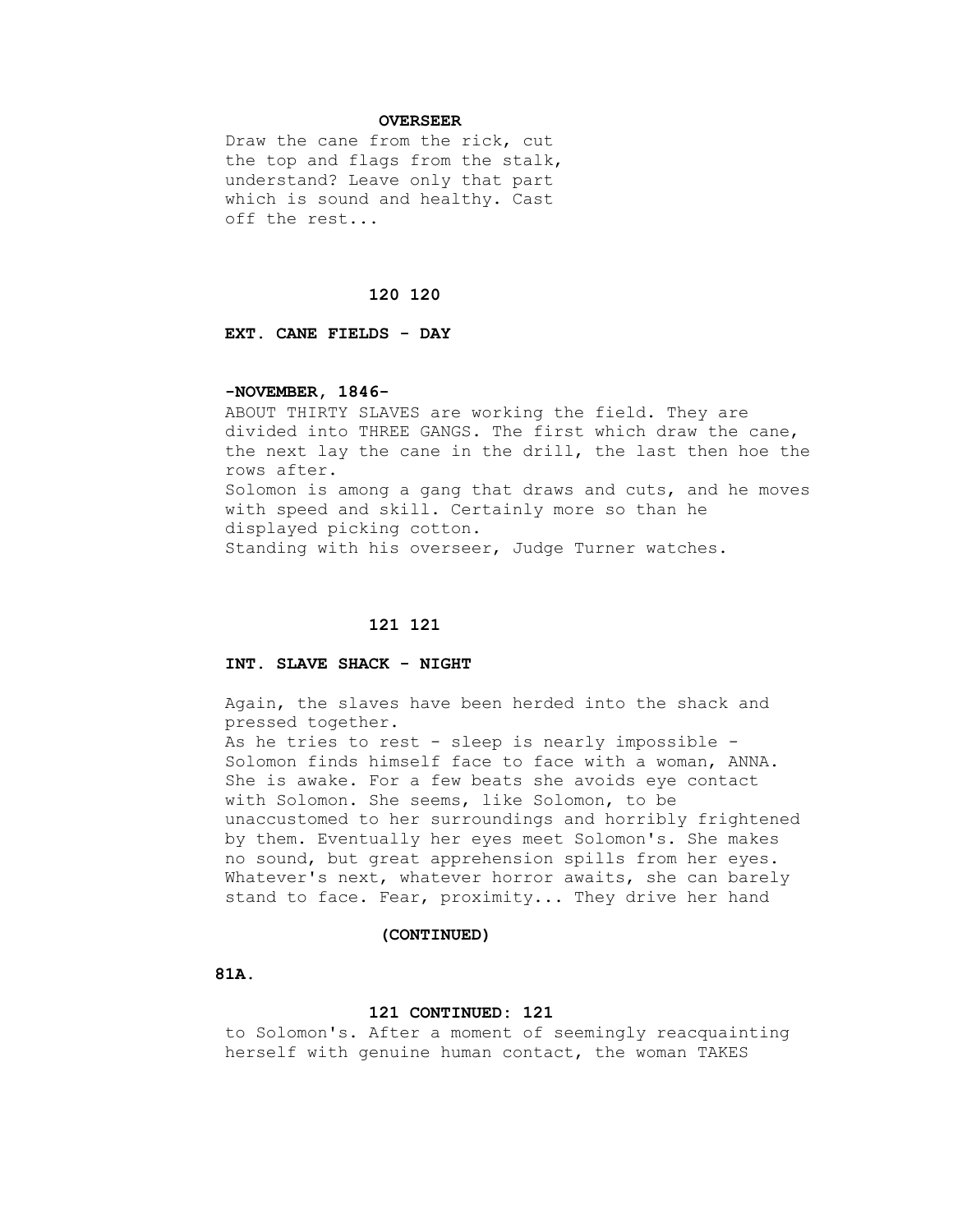**OVERSEER**

Draw the cane from the rick, cut the top and flags from the stalk, understand? Leave only that part which is sound and healthy. Cast off the rest...

**120 120**

**EXT. CANE FIELDS - DAY**

**-NOVEMBER, 1846-**

ABOUT THIRTY SLAVES are working the field. They are divided into THREE GANGS. The first which draw the cane, the next lay the cane in the drill, the last then hoe the rows after.
Solomon is among a gang that draws and cuts, and he moves with speed and skill. Certainly more so than he displayed picking cotton.
Standing with his overseer, Judge Turner watches.

**121 121**

**INT. SLAVE SHACK - NIGHT**

Again, the slaves have been herded into the shack and pressed together.
As he tries to rest - sleep is nearly impossible - Solomon finds himself face to face with a woman, ANNA. She is awake. For a few beats she avoids eye contact with Solomon. She seems, like Solomon, to be unaccustomed to her surroundings and horribly frightened by them. Eventually her eyes meet Solomon's. She makes no sound, but great apprehension spills from her eyes. Whatever's next, whatever horror awaits, she can barely stand to face. Fear, proximity... They drive her hand

**(CONTINUED)**

**81A.**

**121 CONTINUED: 121**

to Solomon's. After a moment of seemingly reacquainting herself with genuine human contact, the woman TAKES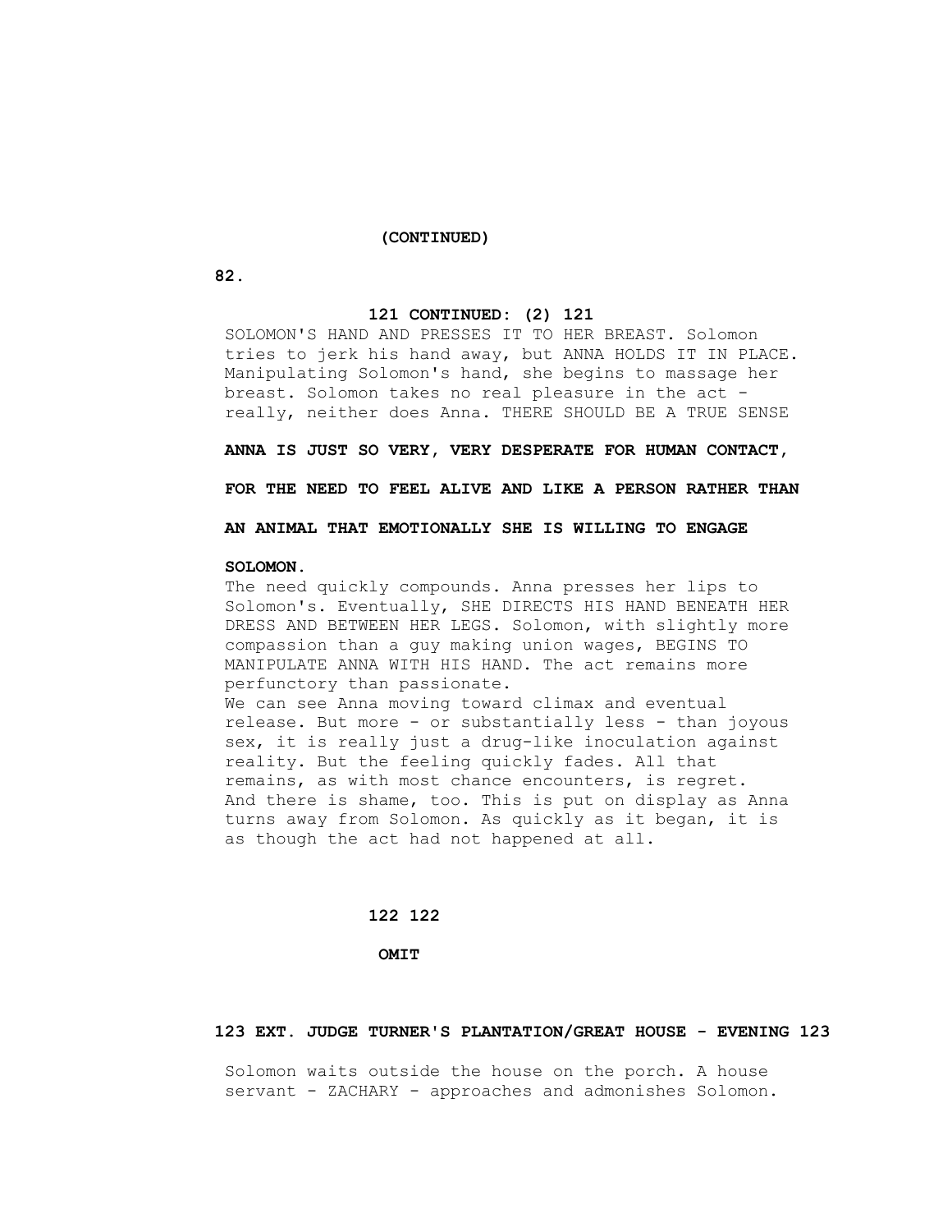(CONTINUED)

**121 CONTINUED: (2) 121**

SOLOMON'S HAND AND PRESSES IT TO HER BREAST. Solomon tries to jerk his hand away, but ANNA HOLDS IT IN PLACE. Manipulating Solomon's hand, she begins to massage her breast. Solomon takes no real pleasure in the act - really, neither does Anna. THERE SHOULD BE A TRUE SENSE

**ANNA IS JUST SO VERY, VERY DESPERATE FOR HUMAN CONTACT,**

**FOR THE NEED TO FEEL ALIVE AND LIKE A PERSON RATHER THAN**

**AN ANIMAL THAT EMOTIONALLY SHE IS WILLING TO ENGAGE**

**SOLOMON.**

The need quickly compounds. Anna presses her lips to Solomon's. Eventually, SHE DIRECTS HIS HAND BENEATH HER DRESS AND BETWEEN HER LEGS. Solomon, with slightly more compassion than a guy making union wages, BEGINS TO MANIPULATE ANNA WITH HIS HAND. The act remains more perfunctory than passionate.

We can see Anna moving toward climax and eventual release. But more - or substantially less - than joyous sex, it is really just a drug-like inoculation against reality. But the feeling quickly fades. All that remains, as with most chance encounters, is regret. And there is shame, too. This is put on display as Anna turns away from Solomon. As quickly as it began, it is as though the act had not happened at all.

**122 122**

**OMIT**

**123 EXT. JUDGE TURNER'S PLANTATION/GREAT HOUSE - EVENING 123**

Solomon waits outside the house on the porch. A house servant - ZACHARY - approaches and admonishes Solomon.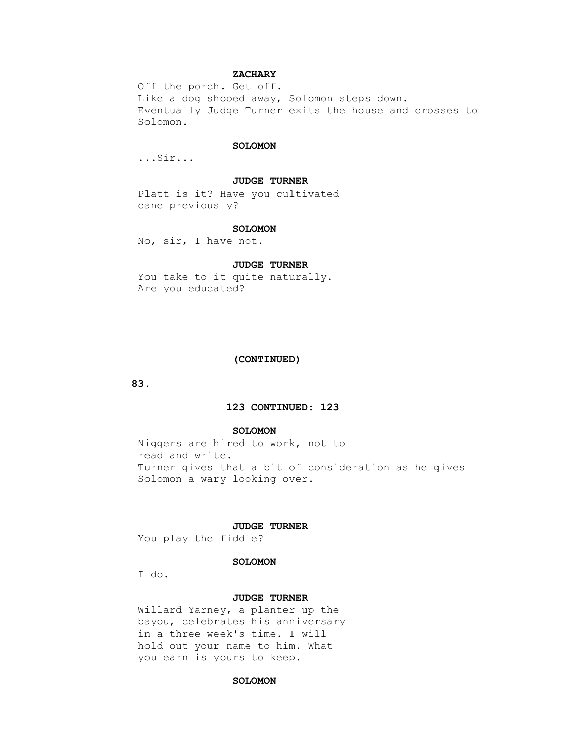**ZACHARY**

Off the porch. Get off.

Like a dog shooed away, Solomon steps down.

Eventually Judge Turner exits the house and crosses to Solomon.

**SOLOMON**

...Sir...

**JUDGE TURNER**

Platt is it? Have you cultivated cane previously?

**SOLOMON**

No, sir, I have not.

**JUDGE TURNER**

You take to it quite naturally. Are you educated?

**(CONTINUED)**

**123 CONTINUED: 123**

**SOLOMON**

Niggers are hired to work, not to read and write.

Turner gives that a bit of consideration as he gives Solomon a wary looking over.

**JUDGE TURNER**

You play the fiddle?

**SOLOMON**

I do.

**JUDGE TURNER**

Willard Yarney, a planter up the bayou, celebrates his anniversary in a three week's time. I will hold out your name to him. What you earn is yours to keep.

**SOLOMON**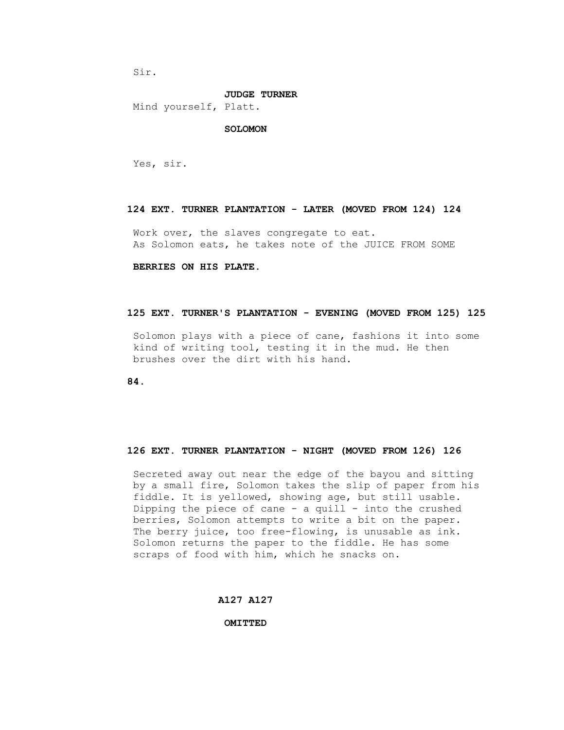Sir.

**JUDGE TURNER**

Mind yourself, Platt.

**SOLOMON**

Yes, sir.

**124 EXT. TURNER PLANTATION - LATER (MOVED FROM 124) 124**

Work over, the slaves congregate to eat.
As Solomon eats, he takes note of the JUICE FROM SOME

**BERRIES ON HIS PLATE.**

**125 EXT. TURNER'S PLANTATION - EVENING (MOVED FROM 125) 125**

Solomon plays with a piece of cane, fashions it into some kind of writing tool, testing it in the mud. He then brushes over the dirt with his hand.

**126 EXT. TURNER PLANTATION - NIGHT (MOVED FROM 126) 126**

Secreted away out near the edge of the bayou and sitting by a small fire, Solomon takes the slip of paper from his fiddle. It is yellowed, showing age, but still usable. Dipping the piece of cane - a quill - into the crushed berries, Solomon attempts to write a bit on the paper. The berry juice, too free-flowing, is unusable as ink. Solomon returns the paper to the fiddle. He has some scraps of food with him, which he snacks on.

**A127 A127**

**OMITTED**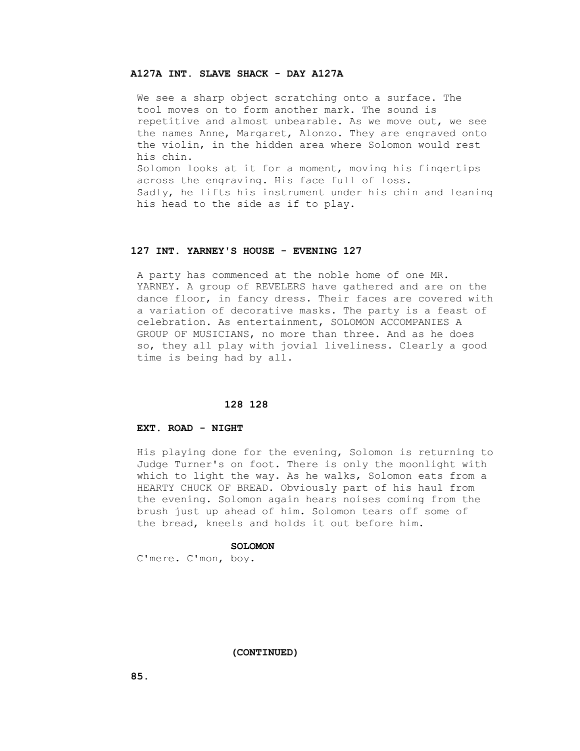**A127A INT. SLAVE SHACK - DAY A127A**

We see a sharp object scratching onto a surface. The tool moves on to form another mark. The sound is repetitive and almost unbearable. As we move out, we see the names Anne, Margaret, Alonzo. They are engraved onto the violin, in the hidden area where Solomon would rest his chin.
Solomon looks at it for a moment, moving his fingertips across the engraving. His face full of loss.
Sadly, he lifts his instrument under his chin and leaning his head to the side as if to play.

**127 INT. YARNEY'S HOUSE - EVENING 127**

A party has commenced at the noble home of one MR. YARNEY. A group of REVELERS have gathered and are on the dance floor, in fancy dress. Their faces are covered with a variation of decorative masks. The party is a feast of celebration. As entertainment, SOLOMON ACCOMPANIES A GROUP OF MUSICIANS, no more than three. And as he does so, they all play with jovial liveliness. Clearly a good time is being had by all.

**128 128**

**EXT. ROAD - NIGHT**

His playing done for the evening, Solomon is returning to Judge Turner's on foot. There is only the moonlight with which to light the way. As he walks, Solomon eats from a HEARTY CHUCK OF BREAD. Obviously part of his haul from the evening. Solomon again hears noises coming from the brush just up ahead of him. Solomon tears off some of the bread, kneels and holds it out before him.

**SOLOMON**
C'mere. C'mon, boy.

**(CONTINUED)**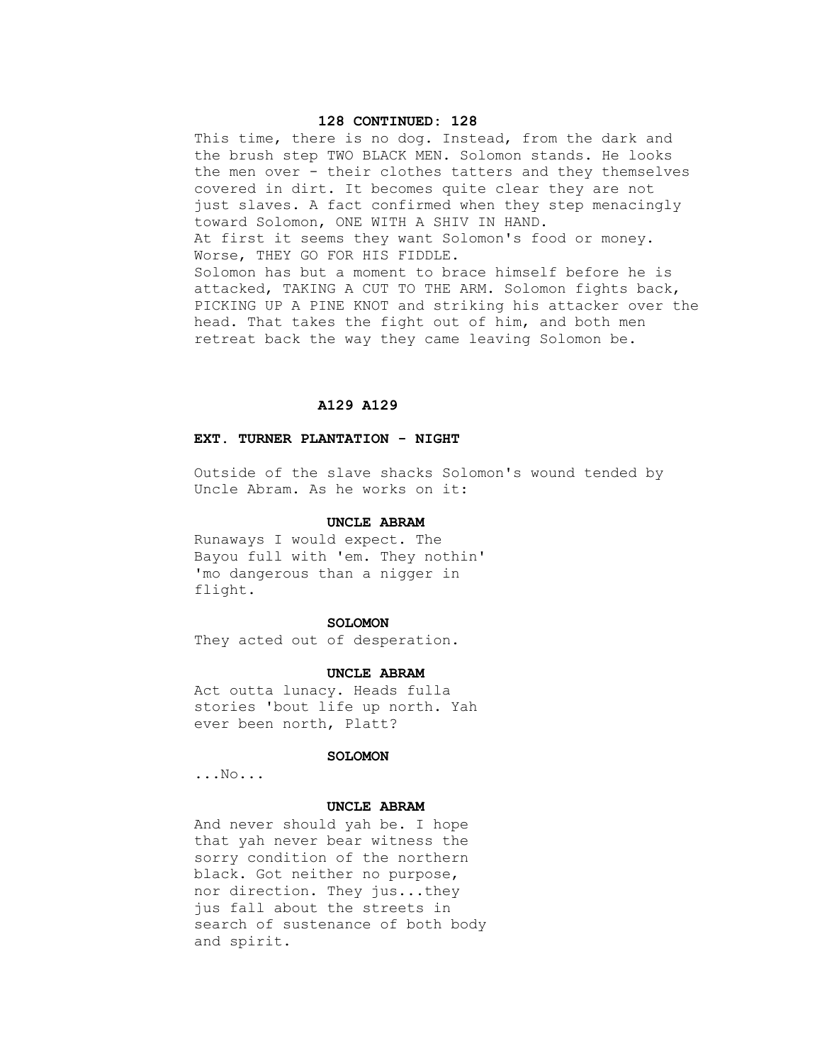**128 CONTINUED: 128**

This time, there is no dog. Instead, from the dark and the brush step TWO BLACK MEN. Solomon stands. He looks the men over - their clothes tatters and they themselves covered in dirt. It becomes quite clear they are not just slaves. A fact confirmed when they step menacingly toward Solomon, ONE WITH A SHIV IN HAND.
At first it seems they want Solomon's food or money. Worse, THEY GO FOR HIS FIDDLE.
Solomon has but a moment to brace himself before he is attacked, TAKING A CUT TO THE ARM. Solomon fights back, PICKING UP A PINE KNOT and striking his attacker over the head. That takes the fight out of him, and both men retreat back the way they came leaving Solomon be.

**A129 A129**

**EXT. TURNER PLANTATION - NIGHT**

Outside of the slave shacks Solomon's wound tended by Uncle Abram. As he works on it:

**UNCLE ABRAM**
Runaways I would expect. The Bayou full with 'em. They nothin' 'mo dangerous than a nigger in flight.

**SOLOMON**
They acted out of desperation.

**UNCLE ABRAM**
Act outta lunacy. Heads fulla stories 'bout life up north. Yah ever been north, Platt?

**SOLOMON**
...No...

**UNCLE ABRAM**
And never should yah be. I hope that yah never bear witness the sorry condition of the northern black. Got neither no purpose, nor direction. They jus...they jus fall about the streets in search of sustenance of both body and spirit.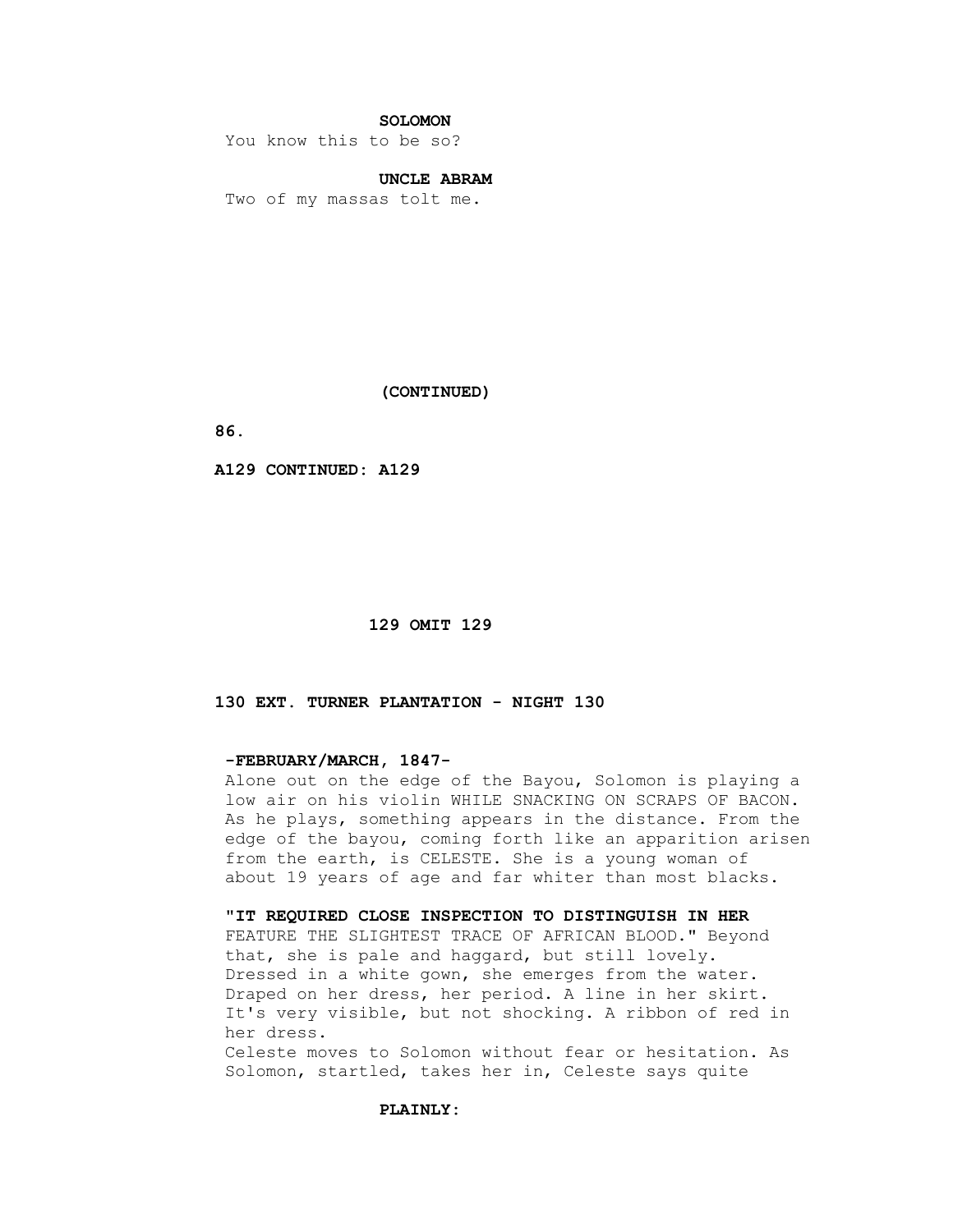**SOLOMON**

You know this to be so?

**UNCLE ABRAM**

Two of my massas tolt me.

**(CONTINUED)**

**A129 CONTINUED: A129**

**129 OMIT 129**

**130 EXT. TURNER PLANTATION - NIGHT 130**

**-FEBRUARY/MARCH, 1847-**

Alone out on the edge of the Bayou, Solomon is playing a low air on his violin WHILE SNACKING ON SCRAPS OF BACON. As he plays, something appears in the distance. From the edge of the bayou, coming forth like an apparition arisen from the earth, is CELESTE. She is a young woman of about 19 years of age and far whiter than most blacks.

**"IT REQUIRED CLOSE INSPECTION TO DISTINGUISH IN HER** FEATURE THE SLIGHTEST TRACE OF AFRICAN BLOOD." Beyond that, she is pale and haggard, but still lovely. Dressed in a white gown, she emerges from the water. Draped on her dress, her period. A line in her skirt. It's very visible, but not shocking. A ribbon of red in her dress.

Celeste moves to Solomon without fear or hesitation. As Solomon, startled, takes her in, Celeste says quite

**PLAINLY:**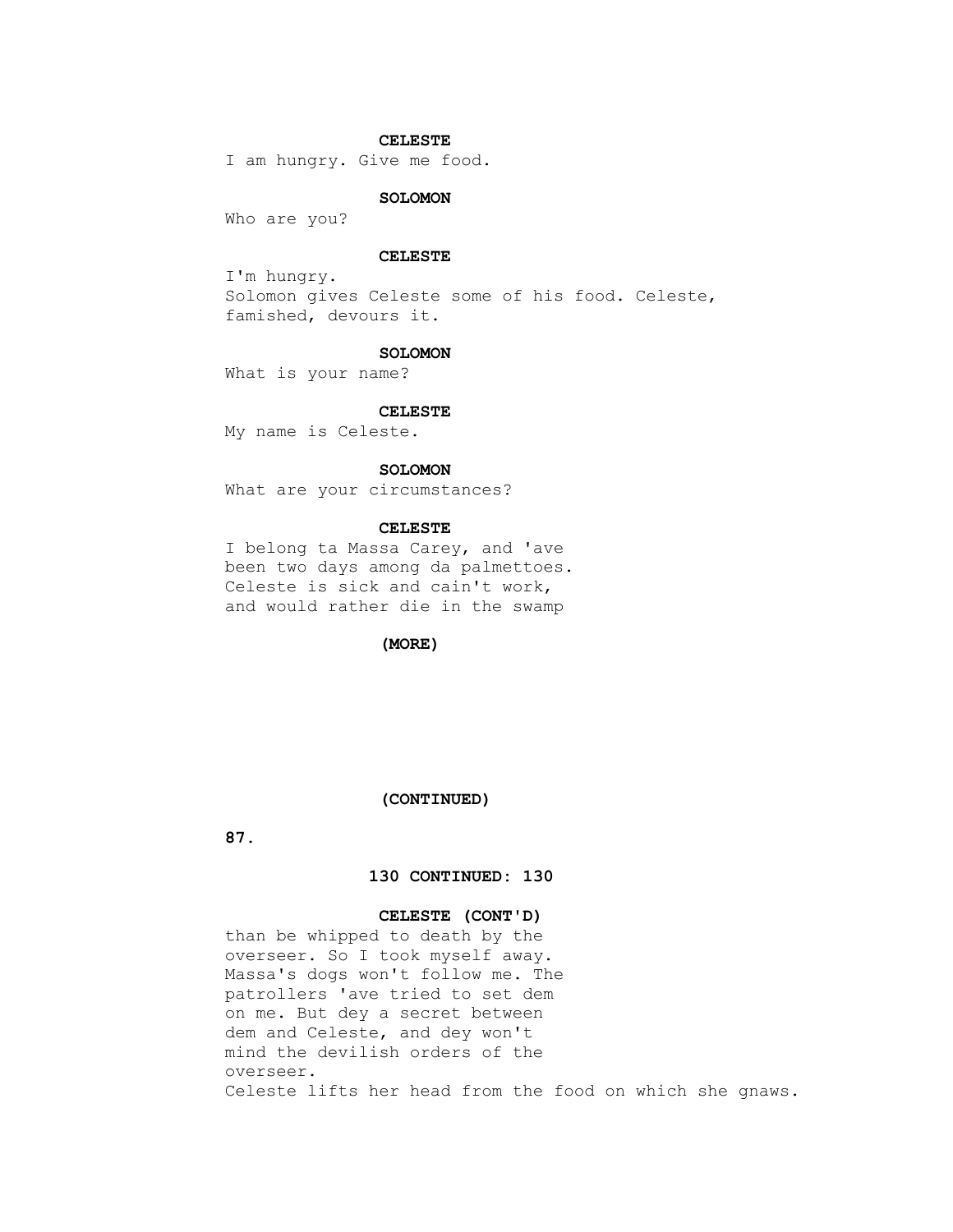**CELESTE**

I am hungry. Give me food.

**SOLOMON**

Who are you?

**CELESTE**

I'm hungry.
Solomon gives Celeste some of his food. Celeste, famished, devours it.

**SOLOMON**

What is your name?

**CELESTE**

My name is Celeste.

**SOLOMON**

What are your circumstances?

**CELESTE**

I belong ta Massa Carey, and 'ave been two days among da palmettoes. Celeste is sick and cain't work, and would rather die in the swamp

**(MORE)**

**(CONTINUED)**

**130 CONTINUED: 130**

**CELESTE (CONT'D)**

than be whipped to death by the overseer. So I took myself away. Massa's dogs won't follow me. The patrollers 'ave tried to set dem on me. But dey a secret between dem and Celeste, and dey won't mind the devilish orders of the overseer.
Celeste lifts her head from the food on which she gnaws.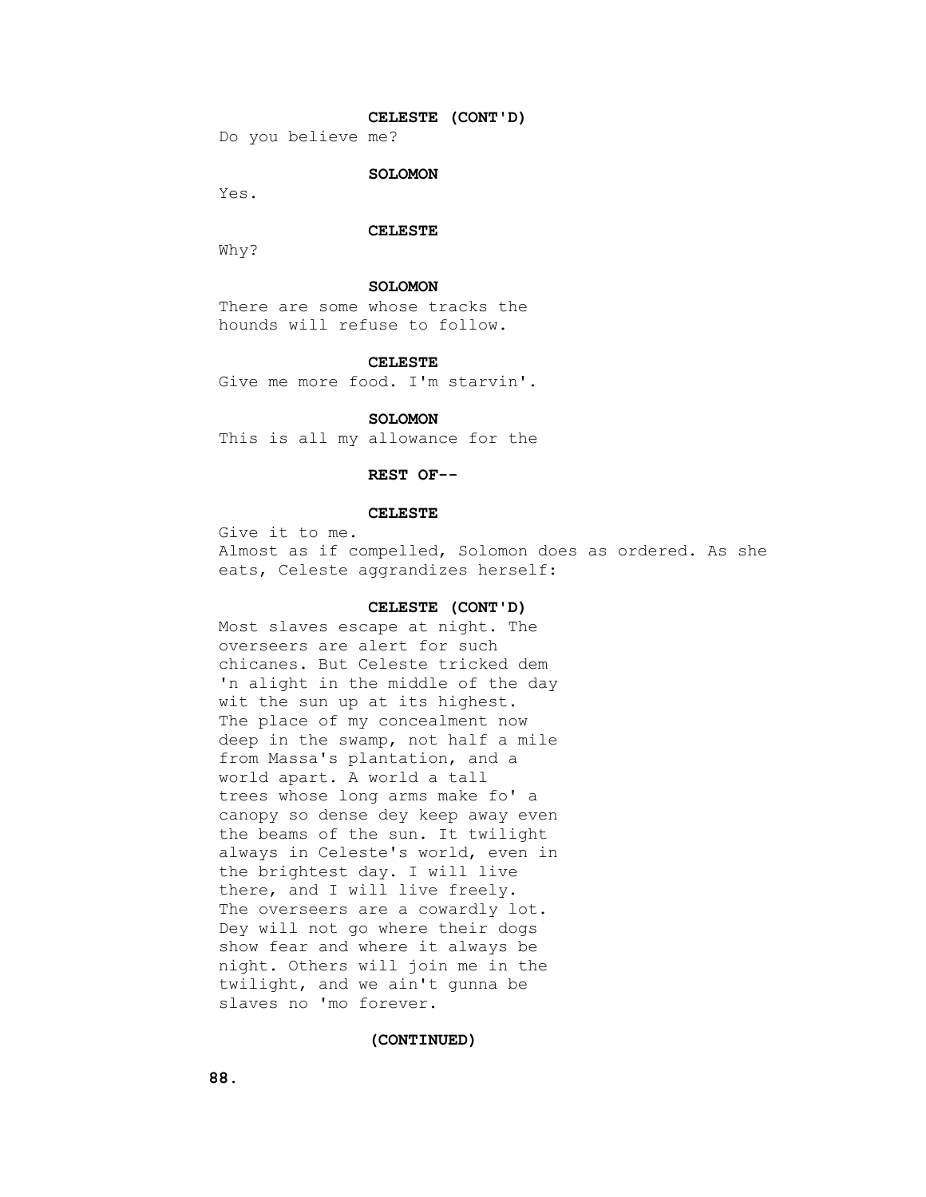**CELESTE (CONT'D)**

Do you believe me?

**SOLOMON**

Yes.

**CELESTE**

Why?

**SOLOMON**

There are some whose tracks the hounds will refuse to follow.

**CELESTE**

Give me more food. I'm starvin'.

**SOLOMON**

This is all my allowance for the

**REST OF--**

**CELESTE**

Give it to me.

Almost as if compelled, Solomon does as ordered. As she eats, Celeste aggrandizes herself:

**CELESTE (CONT'D)**

Most slaves escape at night. The overseers are alert for such chicanes. But Celeste tricked dem 'n alight in the middle of the day wit the sun up at its highest. The place of my concealment now deep in the swamp, not half a mile from Massa's plantation, and a world apart. A world a tall trees whose long arms make fo' a canopy so dense dey keep away even the beams of the sun. It twilight always in Celeste's world, even in the brightest day. I will live there, and I will live freely. The overseers are a cowardly lot. Dey will not go where their dogs show fear and where it always be night. Others will join me in the twilight, and we ain't gunna be slaves no 'mo forever.

**(CONTINUED)**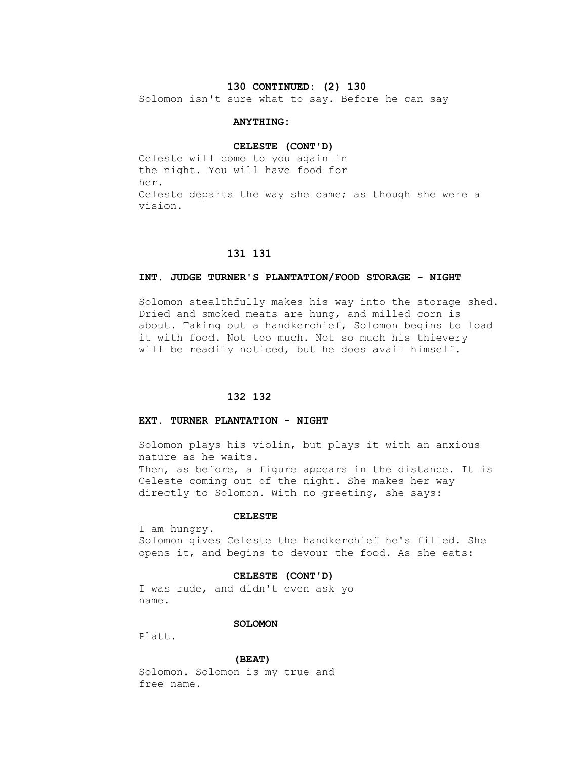**130 CONTINUED: (2) 130**

Solomon isn't sure what to say. Before he can say

**ANYTHING:**

**CELESTE (CONT'D)**

Celeste will come to you again in the night. You will have food for her.

Celeste departs the way she came; as though she were a vision.

**131 131**

**INT. JUDGE TURNER'S PLANTATION/FOOD STORAGE - NIGHT**

Solomon stealthfully makes his way into the storage shed. Dried and smoked meats are hung, and milled corn is about. Taking out a handkerchief, Solomon begins to load it with food. Not too much. Not so much his thievery will be readily noticed, but he does avail himself.

**132 132**

**EXT. TURNER PLANTATION - NIGHT**

Solomon plays his violin, but plays it with an anxious nature as he waits.

Then, as before, a figure appears in the distance. It is Celeste coming out of the night. She makes her way directly to Solomon. With no greeting, she says:

**CELESTE**

I am hungry.

Solomon gives Celeste the handkerchief he's filled. She opens it, and begins to devour the food. As she eats:

**CELESTE (CONT'D)**

I was rude, and didn't even ask yo name.

**SOLOMON**

Platt.

**(BEAT)**

Solomon. Solomon is my true and free name.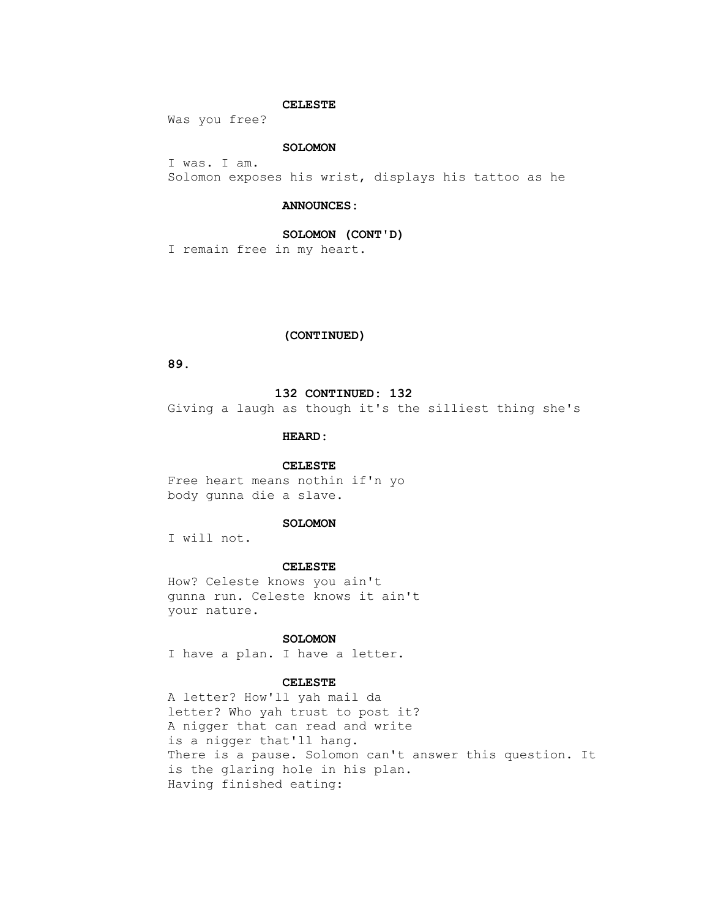**CELESTE**

Was you free?

**SOLOMON**

I was. I am.

Solomon exposes his wrist, displays his tattoo as he

**ANNOUNCES:**

**SOLOMON (CONT'D)**

I remain free in my heart.

**(CONTINUED)**

**132 CONTINUED: 132**

Giving a laugh as though it's the silliest thing she's

**HEARD:**

**CELESTE**

Free heart means nothin if'n yo
body gunna die a slave.

**SOLOMON**

I will not.

**CELESTE**

How? Celeste knows you ain't
gunna run. Celeste knows it ain't
your nature.

**SOLOMON**

I have a plan. I have a letter.

**CELESTE**

A letter? How'll yah mail da
letter? Who yah trust to post it?
A nigger that can read and write
is a nigger that'll hang.

There is a pause. Solomon can't answer this question. It is the glaring hole in his plan.

Having finished eating: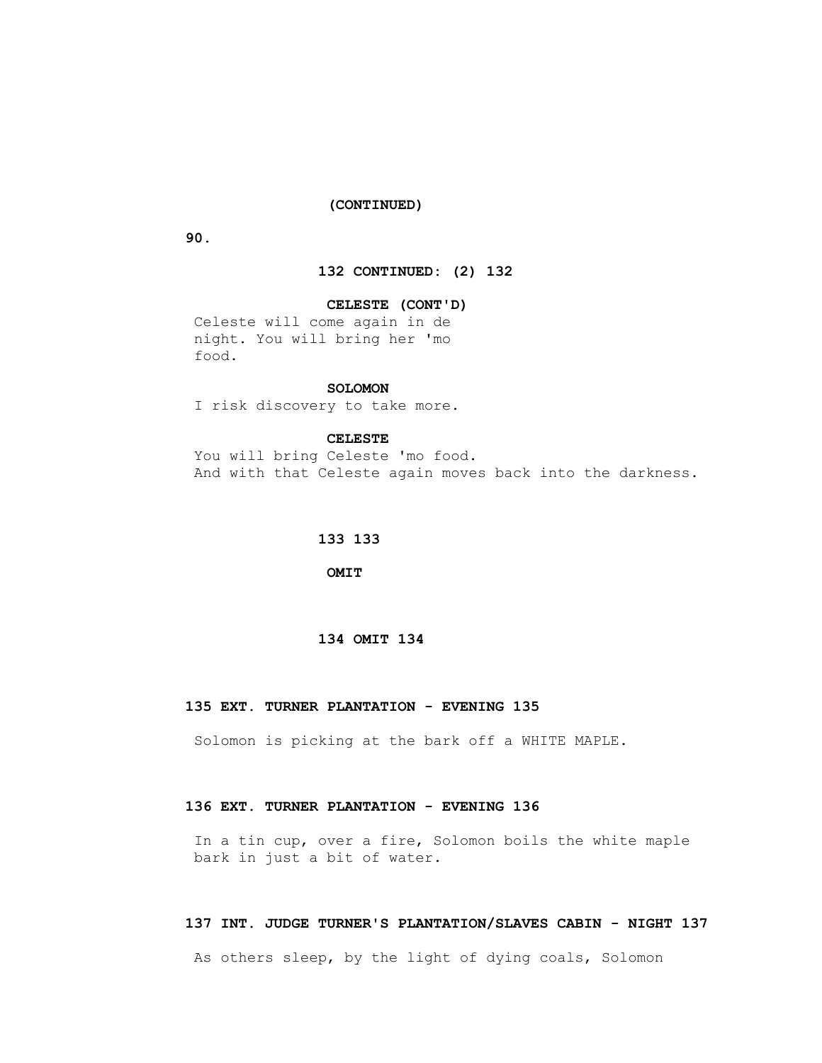(CONTINUED)

132 CONTINUED: (2) 132

**CELESTE (CONT'D)**
Celeste will come again in de
night. You will bring her 'mo
food.

**SOLOMON**
I risk discovery to take more.

**CELESTE**
You will bring Celeste 'mo food.
And with that Celeste again moves back into the darkness.

**133 133**

**OMIT**

**134 OMIT 134**

**135 EXT. TURNER PLANTATION - EVENING 135**

Solomon is picking at the bark off a WHITE MAPLE.

**136 EXT. TURNER PLANTATION - EVENING 136**

In a tin cup, over a fire, Solomon boils the white maple
bark in just a bit of water.

**137 INT. JUDGE TURNER'S PLANTATION/SLAVES CABIN - NIGHT 137**

As others sleep, by the light of dying coals, Solomon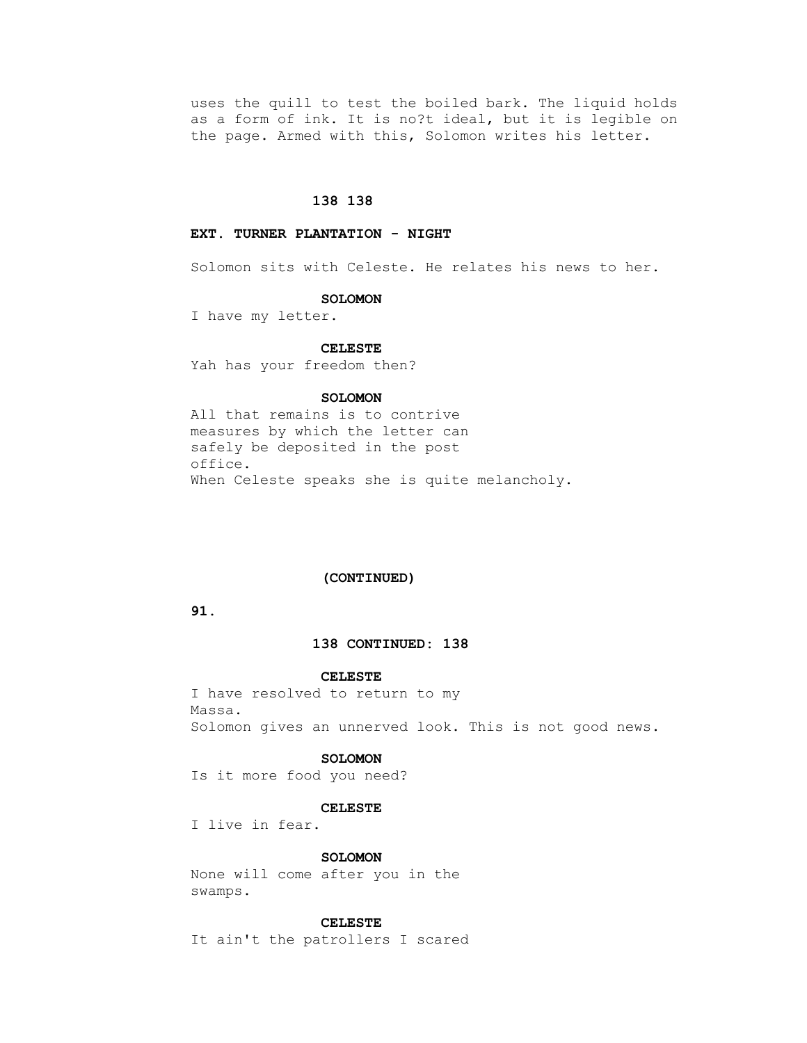uses the quill to test the boiled bark. The liquid holds as a form of ink. It is no?t ideal, but it is legible on the page. Armed with this, Solomon writes his letter.

**138 138**

**EXT. TURNER PLANTATION - NIGHT**

Solomon sits with Celeste. He relates his news to her.

**SOLOMON**

I have my letter.

**CELESTE**

Yah has your freedom then?

**SOLOMON**

All that remains is to contrive measures by which the letter can safely be deposited in the post office.

When Celeste speaks she is quite melancholy.

**(CONTINUED)**

**138 CONTINUED: 138**

**CELESTE**

I have resolved to return to my Massa.

Solomon gives an unnerved look. This is not good news.

**SOLOMON**

Is it more food you need?

**CELESTE**

I live in fear.

**SOLOMON**

None will come after you in the swamps.

**CELESTE**

It ain't the patrollers I scared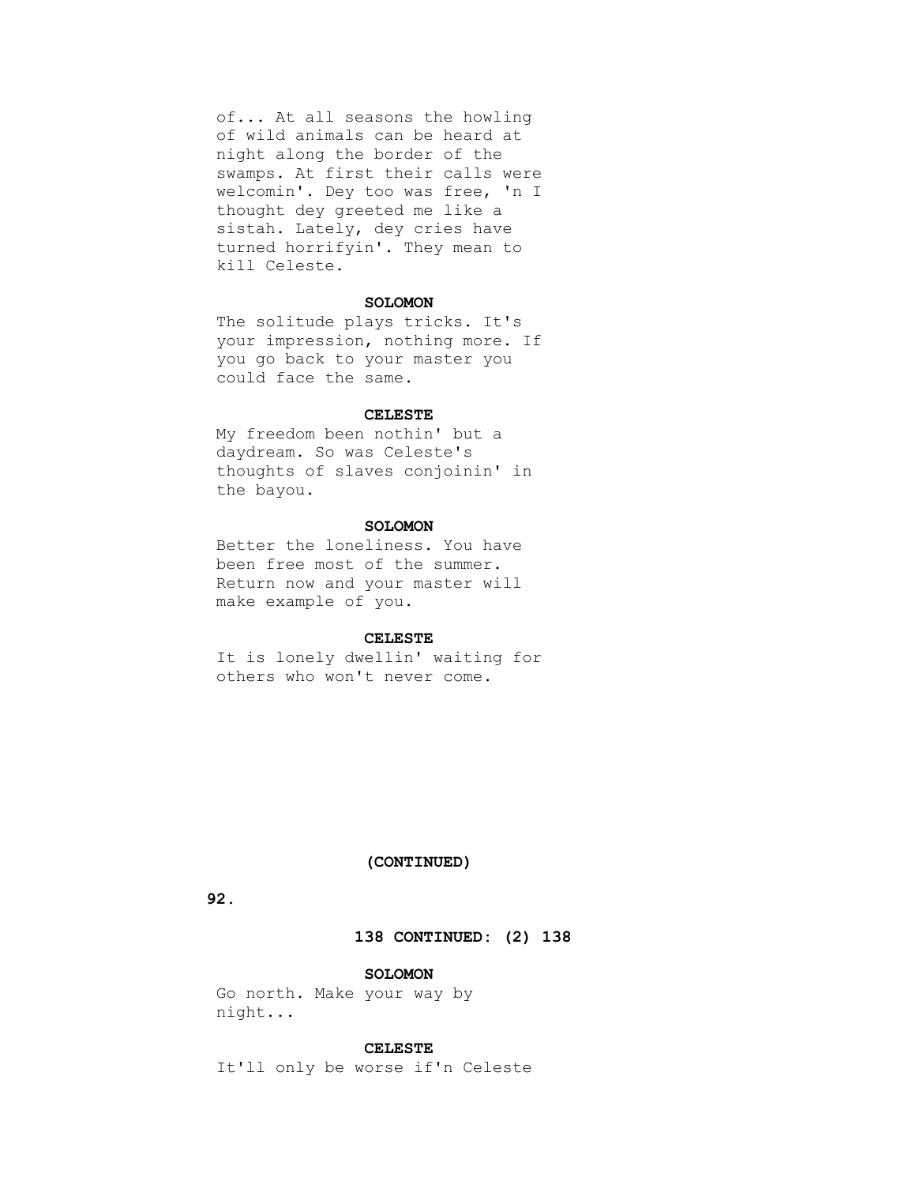of... At all seasons the howling of wild animals can be heard at night along the border of the swamps. At first their calls were welcomin'. Dey too was free, 'n I thought dey greeted me like a sistah. Lately, dey cries have turned horrifyin'. They mean to kill Celeste.

**SOLOMON**

The solitude plays tricks. It's your impression, nothing more. If you go back to your master you could face the same.

**CELESTE**

My freedom been nothin' but a daydream. So was Celeste's thoughts of slaves conjoinin' in the bayou.

**SOLOMON**

Better the loneliness. You have been free most of the summer. Return now and your master will make example of you.

**CELESTE**

It is lonely dwellin' waiting for others who won't never come.

**(CONTINUED)**

**138 CONTINUED: (2) 138**

**SOLOMON**

Go north. Make your way by night...

**CELESTE**

It'll only be worse if'n Celeste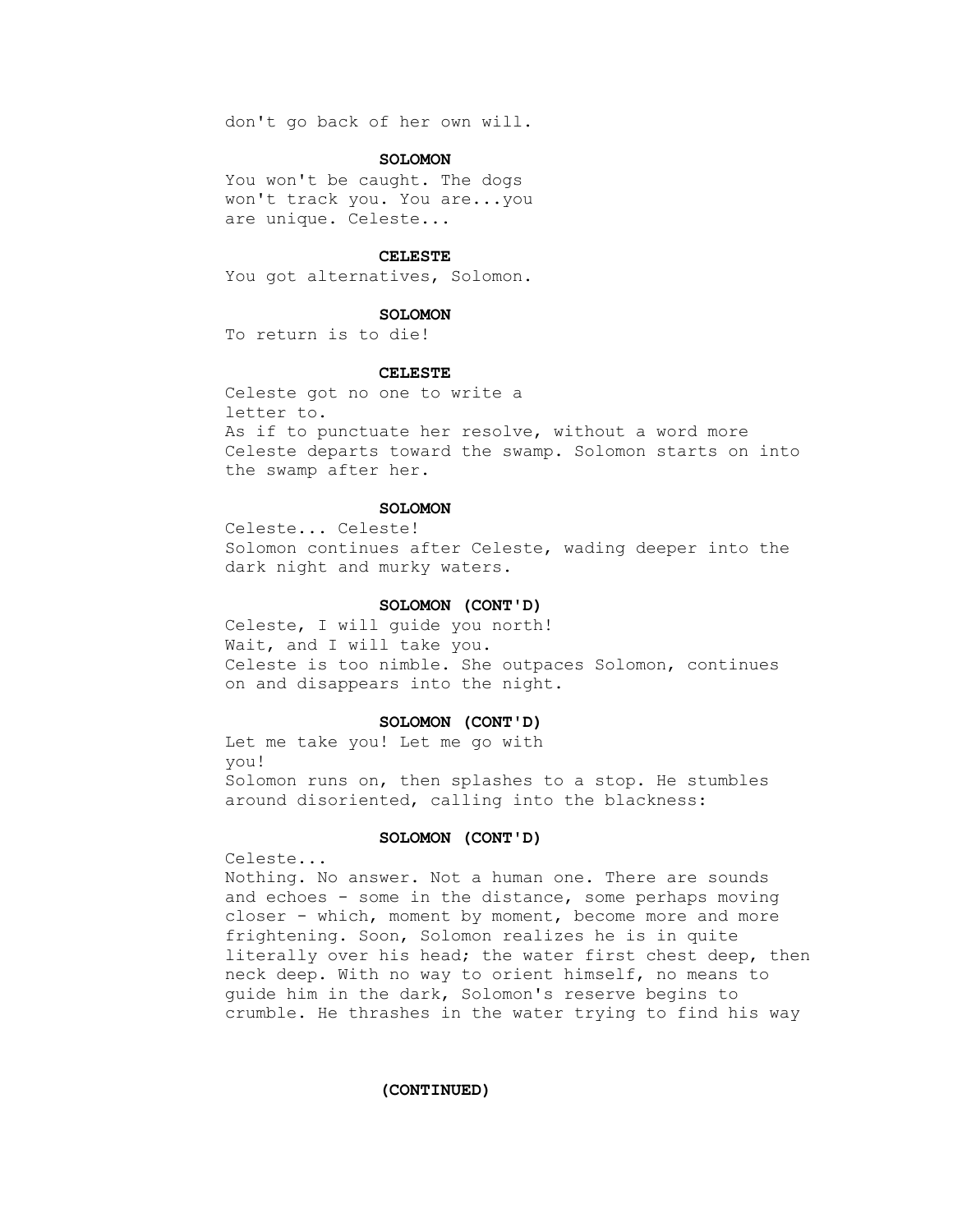don't go back of her own will.

**SOLOMON**

You won't be caught. The dogs won't track you. You are...you are unique. Celeste...

**CELESTE**

You got alternatives, Solomon.

**SOLOMON**

To return is to die!

**CELESTE**

Celeste got no one to write a letter to.

As if to punctuate her resolve, without a word more Celeste departs toward the swamp. Solomon starts on into the swamp after her.

**SOLOMON**

Celeste... Celeste!

Solomon continues after Celeste, wading deeper into the dark night and murky waters.

**SOLOMON (CONT'D)**

Celeste, I will guide you north! Wait, and I will take you.

Celeste is too nimble. She outpaces Solomon, continues on and disappears into the night.

**SOLOMON (CONT'D)**

Let me take you! Let me go with you!

Solomon runs on, then splashes to a stop. He stumbles around disoriented, calling into the blackness:

**SOLOMON (CONT'D)**

Celeste...

Nothing. No answer. Not a human one. There are sounds and echoes - some in the distance, some perhaps moving closer - which, moment by moment, become more and more frightening. Soon, Solomon realizes he is in quite literally over his head; the water first chest deep, then neck deep. With no way to orient himself, no means to guide him in the dark, Solomon's reserve begins to crumble. He thrashes in the water trying to find his way

**(CONTINUED)**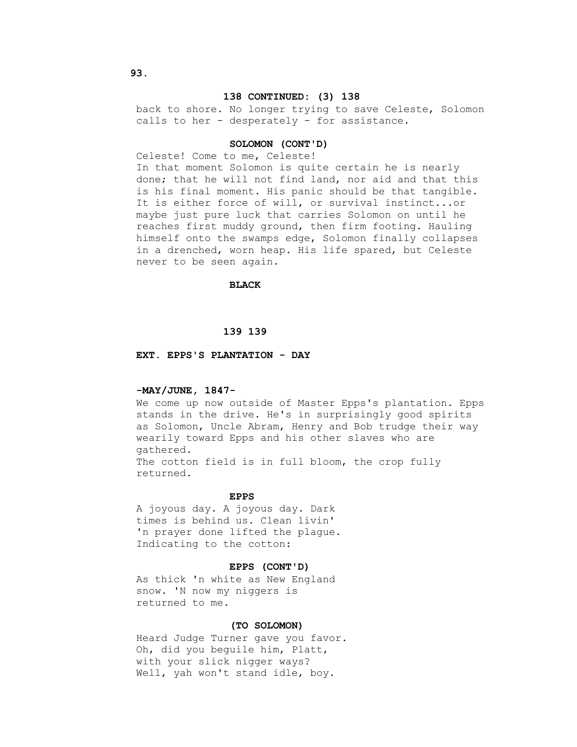**138 CONTINUED: (3) 138**

back to shore. No longer trying to save Celeste, Solomon calls to her - desperately - for assistance.

**SOLOMON (CONT'D)**

Celeste! Come to me, Celeste!

In that moment Solomon is quite certain he is nearly done; that he will not find land, nor aid and that this is his final moment. His panic should be that tangible. It is either force of will, or survival instinct...or maybe just pure luck that carries Solomon on until he reaches first muddy ground, then firm footing. Hauling himself onto the swamps edge, Solomon finally collapses in a drenched, worn heap. His life spared, but Celeste never to be seen again.

**BLACK**

**139 139**

**EXT. EPPS'S PLANTATION - DAY**

**-MAY/JUNE, 1847-**

We come up now outside of Master Epps's plantation. Epps stands in the drive. He's in surprisingly good spirits as Solomon, Uncle Abram, Henry and Bob trudge their way wearily toward Epps and his other slaves who are gathered.

The cotton field is in full bloom, the crop fully returned.

**EPPS**

A joyous day. A joyous day. Dark times is behind us. Clean livin' 'n prayer done lifted the plague.

Indicating to the cotton:

**EPPS (CONT'D)**

As thick 'n white as New England snow. 'N now my niggers is returned to me.

**(TO SOLOMON)**

Heard Judge Turner gave you favor. Oh, did you beguile him, Platt, with your slick nigger ways? Well, yah won't stand idle, boy.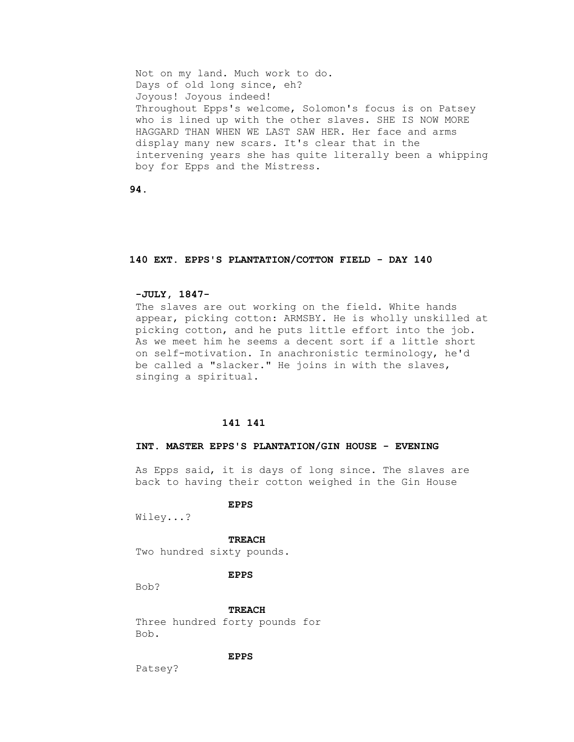Not on my land. Much work to do.
Days of old long since, eh?
Joyous! Joyous indeed!

Throughout Epps's welcome, Solomon's focus is on Patsey who is lined up with the other slaves. SHE IS NOW MORE HAGGARD THAN WHEN WE LAST SAW HER. Her face and arms display many new scars. It's clear that in the intervening years she has quite literally been a whipping boy for Epps and the Mistress.

**140 EXT. EPPS'S PLANTATION/COTTON FIELD - DAY 140**

**-JULY, 1847-**

The slaves are out working on the field. White hands appear, picking cotton: ARMSBY. He is wholly unskilled at picking cotton, and he puts little effort into the job. As we meet him he seems a decent sort if a little short on self-motivation. In anachronistic terminology, he'd be called a "slacker." He joins in with the slaves, singing a spiritual.

**141 141**

**INT. MASTER EPPS'S PLANTATION/GIN HOUSE - EVENING**

As Epps said, it is days of long since. The slaves are back to having their cotton weighed in the Gin House

**EPPS**

Wiley...?

**TREACH**

Two hundred sixty pounds.

**EPPS**

Bob?

**TREACH**

Three hundred forty pounds for Bob.

**EPPS**

Patsey?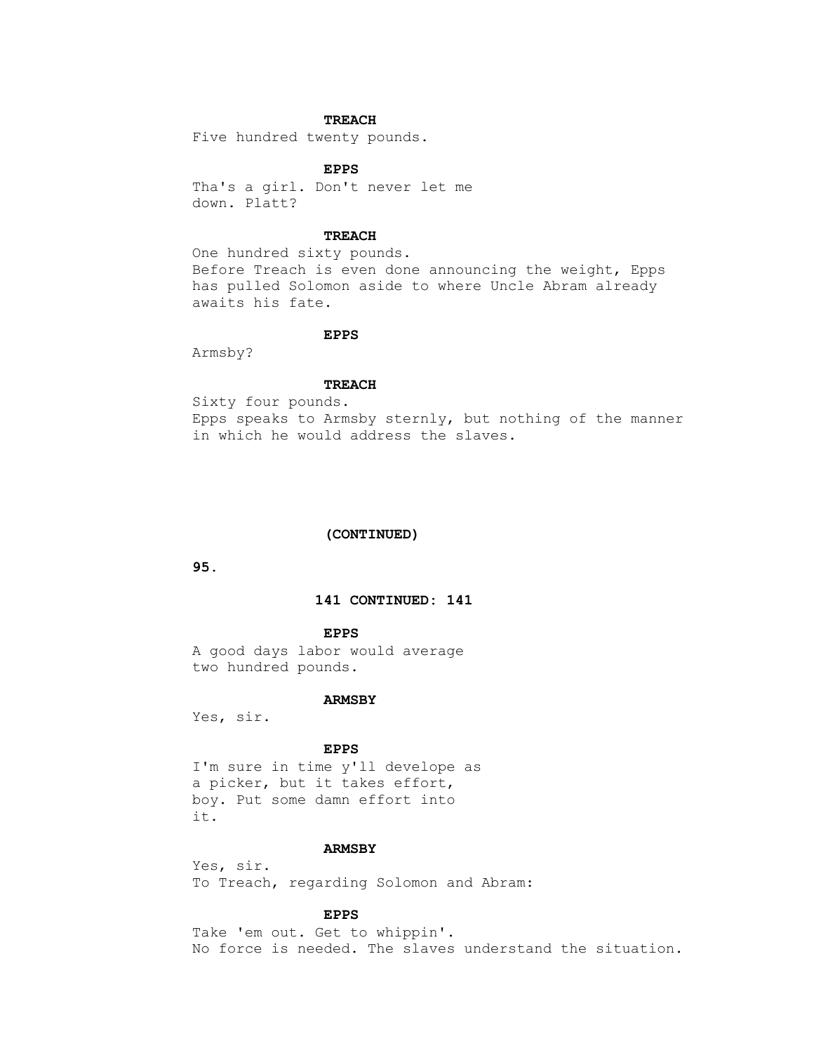**TREACH**

Five hundred twenty pounds.

**EPPS**

Tha's a girl. Don't never let me down. Platt?

**TREACH**

One hundred sixty pounds.

Before Treach is even done announcing the weight, Epps has pulled Solomon aside to where Uncle Abram already awaits his fate.

**EPPS**

Armsby?

**TREACH**

Sixty four pounds.

Epps speaks to Armsby sternly, but nothing of the manner in which he would address the slaves.

**(CONTINUED)**

**141 CONTINUED: 141**

**EPPS**

A good days labor would average two hundred pounds.

**ARMSBY**

Yes, sir.

**EPPS**

I'm sure in time y'll develope as a picker, but it takes effort, boy. Put some damn effort into it.

**ARMSBY**

Yes, sir.

To Treach, regarding Solomon and Abram:

**EPPS**

Take 'em out. Get to whippin'.

No force is needed. The slaves understand the situation.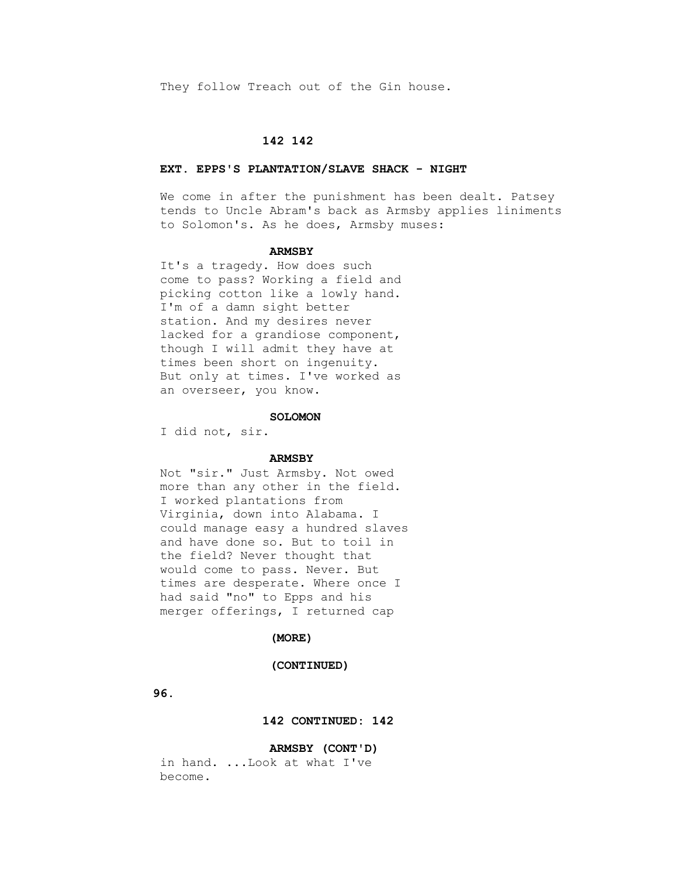They follow Treach out of the Gin house.

**142 142**

**EXT. EPPS'S PLANTATION/SLAVE SHACK - NIGHT**

We come in after the punishment has been dealt. Patsey tends to Uncle Abram's back as Armsby applies liniments to Solomon's. As he does, Armsby muses:

**ARMSBY**

It's a tragedy. How does such come to pass? Working a field and picking cotton like a lowly hand. I'm of a damn sight better station. And my desires never lacked for a grandiose component, though I will admit they have at times been short on ingenuity. But only at times. I've worked as an overseer, you know.

**SOLOMON**

I did not, sir.

**ARMSBY**

Not "sir." Just Armsby. Not owed more than any other in the field. I worked plantations from Virginia, down into Alabama. I could manage easy a hundred slaves and have done so. But to toil in the field? Never thought that would come to pass. Never. But times are desperate. Where once I had said "no" to Epps and his merger offerings, I returned cap

**(MORE)**

**(CONTINUED)**

**142 CONTINUED: 142**

**ARMSBY (CONT'D)**

in hand. ...Look at what I've become.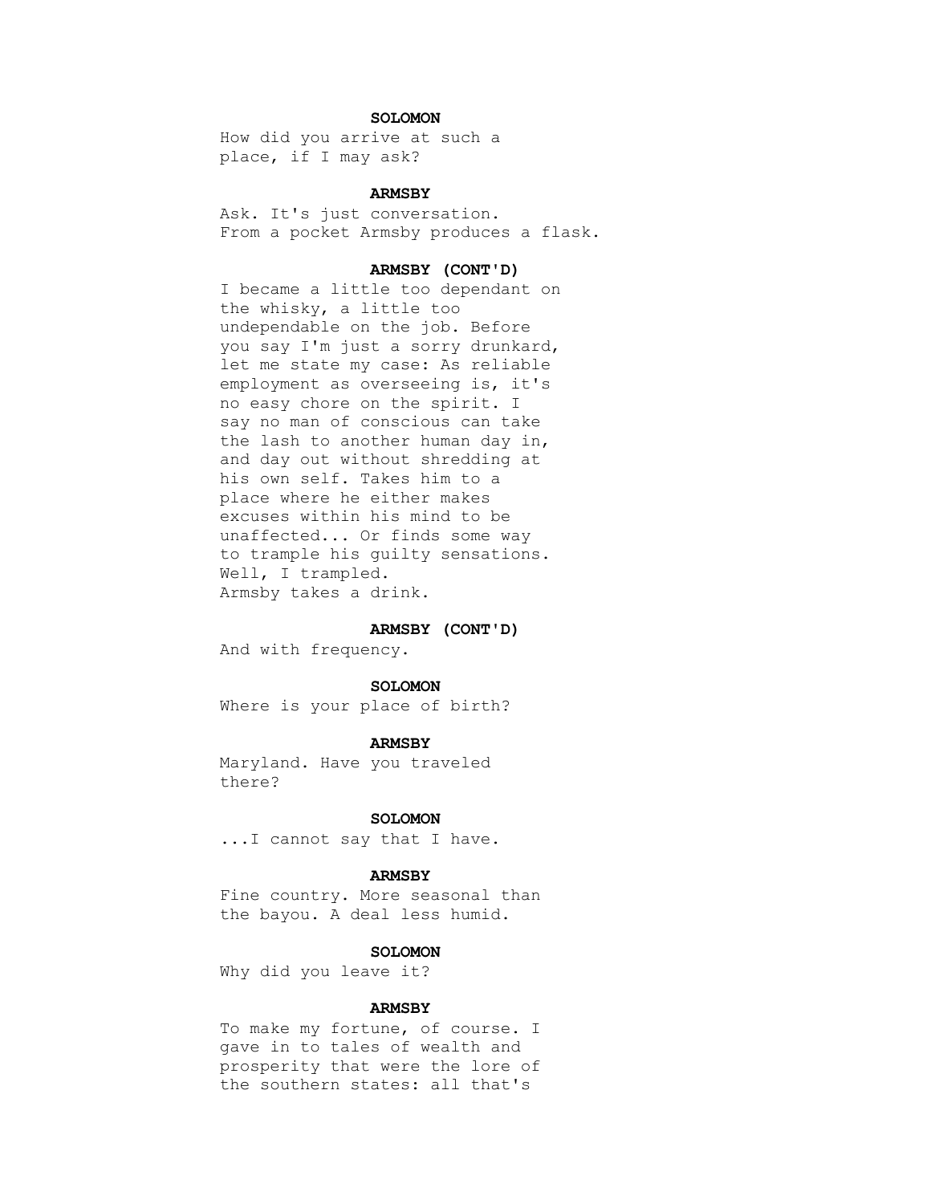**SOLOMON**

How did you arrive at such a place, if I may ask?

**ARMSBY**

Ask. It's just conversation.

From a pocket Armsby produces a flask.

**ARMSBY (CONT'D)**

I became a little too dependant on the whisky, a little too undependable on the job. Before you say I'm just a sorry drunkard, let me state my case: As reliable employment as overseeing is, it's no easy chore on the spirit. I say no man of conscious can take the lash to another human day in, and day out without shredding at his own self. Takes him to a place where he either makes excuses within his mind to be unaffected... Or finds some way to trample his guilty sensations. Well, I trampled.

Armsby takes a drink.

**ARMSBY (CONT'D)**

And with frequency.

**SOLOMON**

Where is your place of birth?

**ARMSBY**

Maryland. Have you traveled there?

**SOLOMON**

...I cannot say that I have.

**ARMSBY**

Fine country. More seasonal than the bayou. A deal less humid.

**SOLOMON**

Why did you leave it?

**ARMSBY**

To make my fortune, of course. I gave in to tales of wealth and prosperity that were the lore of the southern states: all that's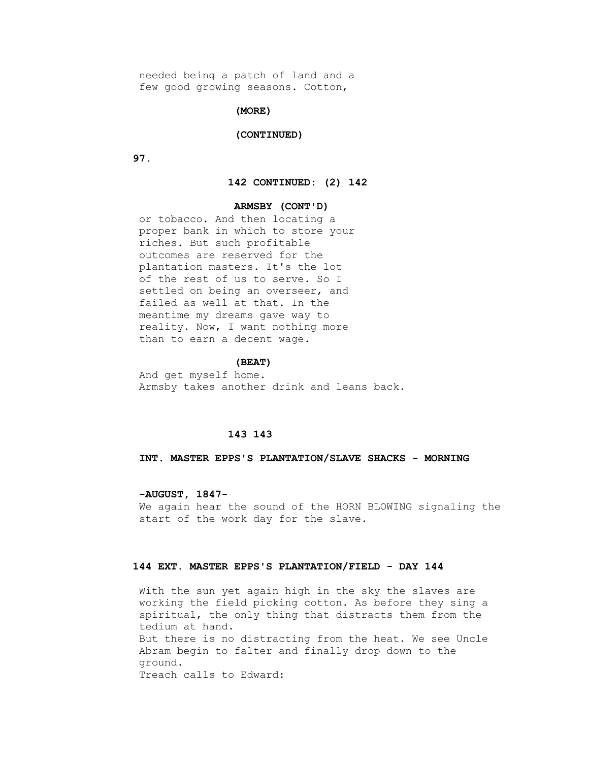needed being a patch of land and a
few good growing seasons. Cotton,

**(MORE)**

**(CONTINUED)**

**142 CONTINUED: (2) 142**

**ARMSBY (CONT'D)**

or tobacco. And then locating a
proper bank in which to store your
riches. But such profitable
outcomes are reserved for the
plantation masters. It's the lot
of the rest of us to serve. So I
settled on being an overseer, and
failed as well at that. In the
meantime my dreams gave way to
reality. Now, I want nothing more
than to earn a decent wage.

**(BEAT)**

And get myself home.

Armsby takes another drink and leans back.

**143 143**

**INT. MASTER EPPS'S PLANTATION/SLAVE SHACKS - MORNING**

**-AUGUST, 1847-**

We again hear the sound of the HORN BLOWING signaling the start of the work day for the slave.

**144 EXT. MASTER EPPS'S PLANTATION/FIELD - DAY 144**

With the sun yet again high in the sky the slaves are working the field picking cotton. As before they sing a spiritual, the only thing that distracts them from the tedium at hand.

But there is no distracting from the heat. We see Uncle Abram begin to falter and finally drop down to the ground.

Treach calls to Edward: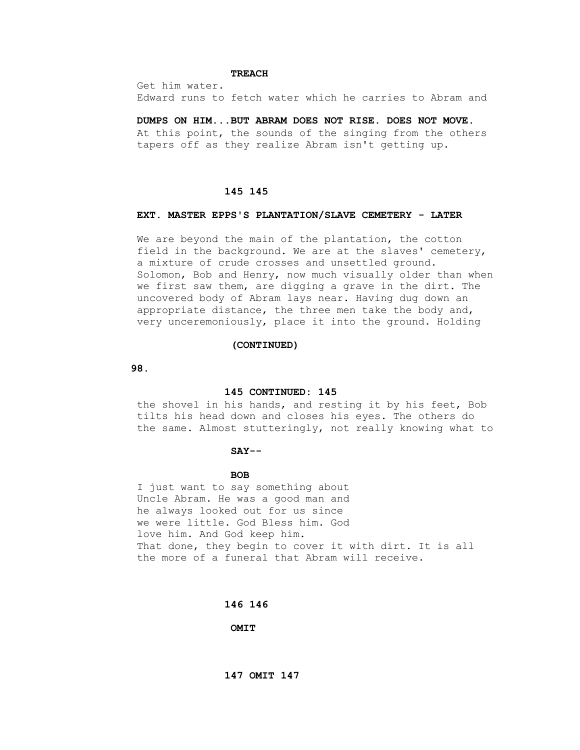**TREACH**

Get him water.

Edward runs to fetch water which he carries to Abram and

**DUMPS ON HIM...BUT ABRAM DOES NOT RISE. DOES NOT MOVE.**

At this point, the sounds of the singing from the others tapers off as they realize Abram isn't getting up.

**145 145**

**EXT. MASTER EPPS'S PLANTATION/SLAVE CEMETERY - LATER**

We are beyond the main of the plantation, the cotton field in the background. We are at the slaves' cemetery, a mixture of crude crosses and unsettled ground. Solomon, Bob and Henry, now much visually older than when we first saw them, are digging a grave in the dirt. The uncovered body of Abram lays near. Having dug down an appropriate distance, the three men take the body and, very unceremoniously, place it into the ground. Holding

**(CONTINUED)**

**145 CONTINUED: 145**

the shovel in his hands, and resting it by his feet, Bob tilts his head down and closes his eyes. The others do the same. Almost stutteringly, not really knowing what to

**SAY--**

**BOB**

I just want to say something about Uncle Abram. He was a good man and he always looked out for us since we were little. God Bless him. God love him. And God keep him.

That done, they begin to cover it with dirt. It is all the more of a funeral that Abram will receive.

**146 146**

**OMIT**

**147 OMIT 147**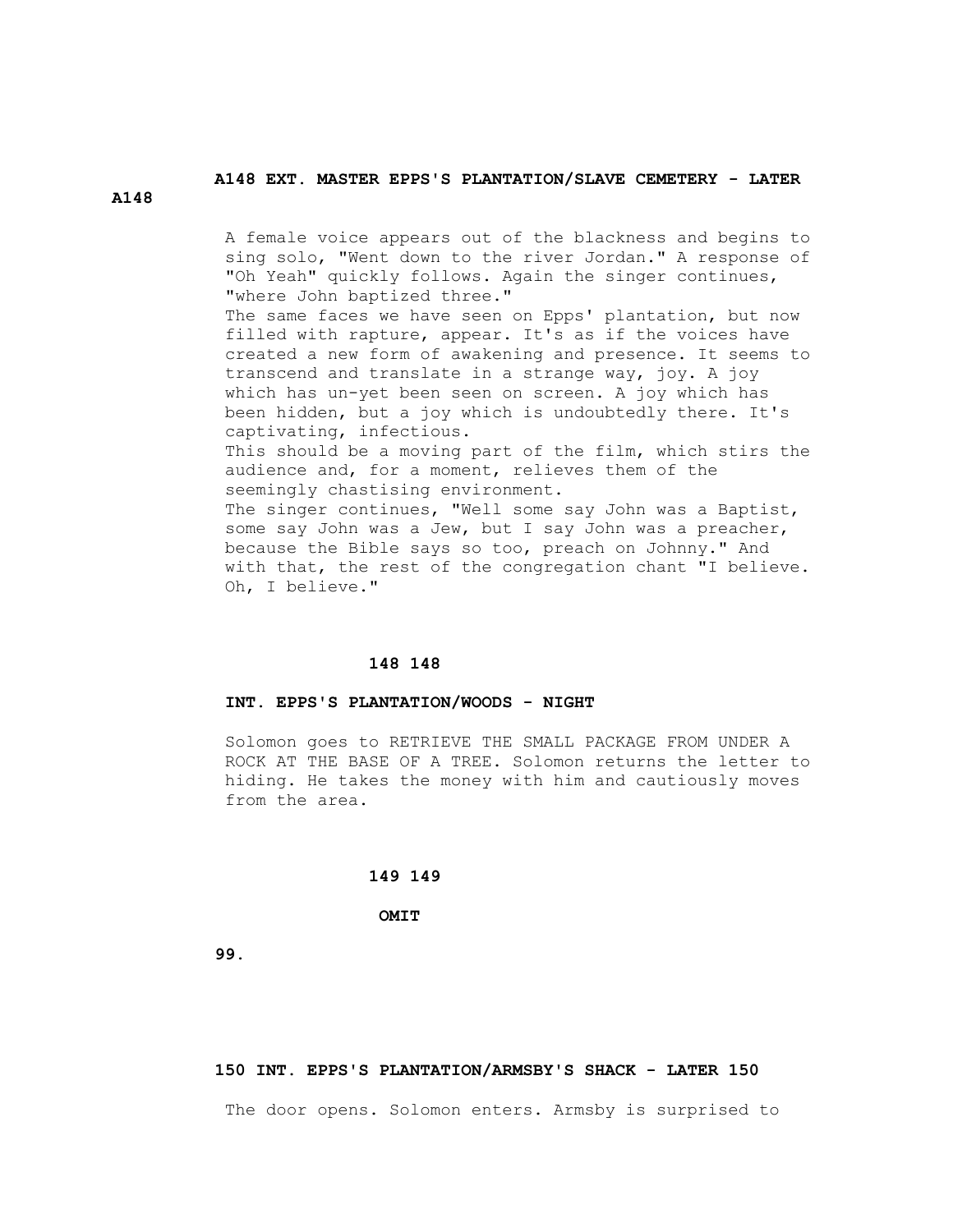**A148 EXT. MASTER EPPS'S PLANTATION/SLAVE CEMETERY - LATER**

**A148**

A female voice appears out of the blackness and begins to sing solo, "Went down to the river Jordan." A response of "Oh Yeah" quickly follows. Again the singer continues, "where John baptized three."

The same faces we have seen on Epps' plantation, but now filled with rapture, appear. It's as if the voices have created a new form of awakening and presence. It seems to transcend and translate in a strange way, joy. A joy which has un-yet been seen on screen. A joy which has been hidden, but a joy which is undoubtedly there. It's captivating, infectious.

This should be a moving part of the film, which stirs the audience and, for a moment, relieves them of the seemingly chastising environment.

The singer continues, "Well some say John was a Baptist, some say John was a Jew, but I say John was a preacher, because the Bible says so too, preach on Johnny." And with that, the rest of the congregation chant "I believe. Oh, I believe."

**148 148**

**INT. EPPS'S PLANTATION/WOODS - NIGHT**

Solomon goes to RETRIEVE THE SMALL PACKAGE FROM UNDER A ROCK AT THE BASE OF A TREE. Solomon returns the letter to hiding. He takes the money with him and cautiously moves from the area.

**149 149**

**OMIT**

**150 INT. EPPS'S PLANTATION/ARMSBY'S SHACK - LATER 150**

The door opens. Solomon enters. Armsby is surprised to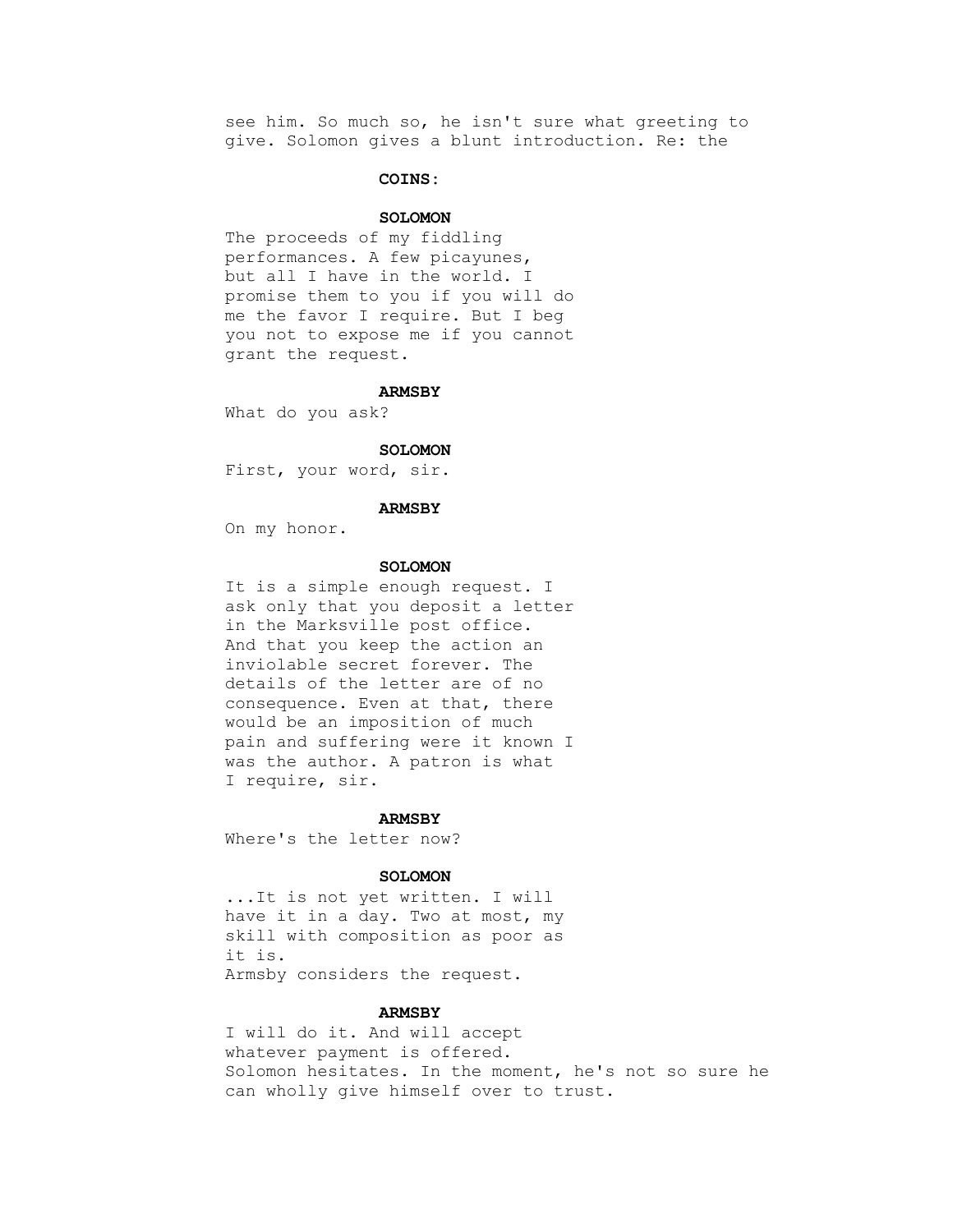see him. So much so, he isn't sure what greeting to give. Solomon gives a blunt introduction. Re: the

**COINS:**

**SOLOMON**

The proceeds of my fiddling performances. A few picayunes, but all I have in the world. I promise them to you if you will do me the favor I require. But I beg you not to expose me if you cannot grant the request.

**ARMSBY**

What do you ask?

**SOLOMON**

First, your word, sir.

**ARMSBY**

On my honor.

**SOLOMON**

It is a simple enough request. I ask only that you deposit a letter in the Marksville post office. And that you keep the action an inviolable secret forever. The details of the letter are of no consequence. Even at that, there would be an imposition of much pain and suffering were it known I was the author. A patron is what I require, sir.

**ARMSBY**

Where's the letter now?

**SOLOMON**

...It is not yet written. I will have it in a day. Two at most, my skill with composition as poor as it is.

Armsby considers the request.

**ARMSBY**

I will do it. And will accept whatever payment is offered.

Solomon hesitates. In the moment, he's not so sure he can wholly give himself over to trust.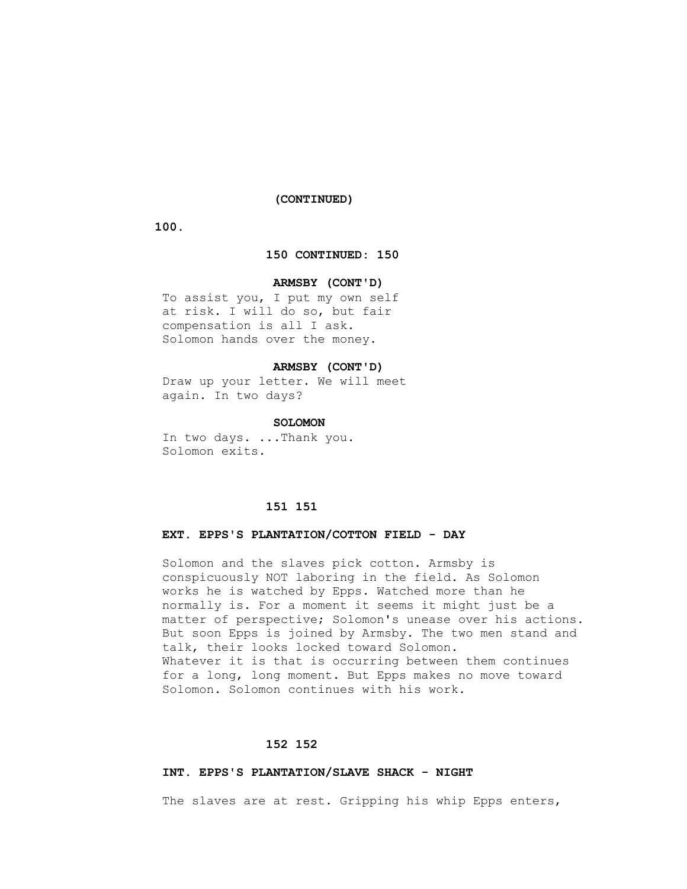**(CONTINUED)**

**150 CONTINUED: 150**

**ARMSBY (CONT'D)**

To assist you, I put my own self at risk. I will do so, but fair compensation is all I ask.

Solomon hands over the money.

**ARMSBY (CONT'D)**

Draw up your letter. We will meet again. In two days?

**SOLOMON**

In two days. ...Thank you.

Solomon exits.

**151 151**

**EXT. EPPS'S PLANTATION/COTTON FIELD - DAY**

Solomon and the slaves pick cotton. Armsby is conspicuously NOT laboring in the field. As Solomon works he is watched by Epps. Watched more than he normally is. For a moment it seems it might just be a matter of perspective; Solomon's unease over his actions. But soon Epps is joined by Armsby. The two men stand and talk, their looks locked toward Solomon.

Whatever it is that is occurring between them continues for a long, long moment. But Epps makes no move toward Solomon. Solomon continues with his work.

**152 152**

**INT. EPPS'S PLANTATION/SLAVE SHACK - NIGHT**

The slaves are at rest. Gripping his whip Epps enters,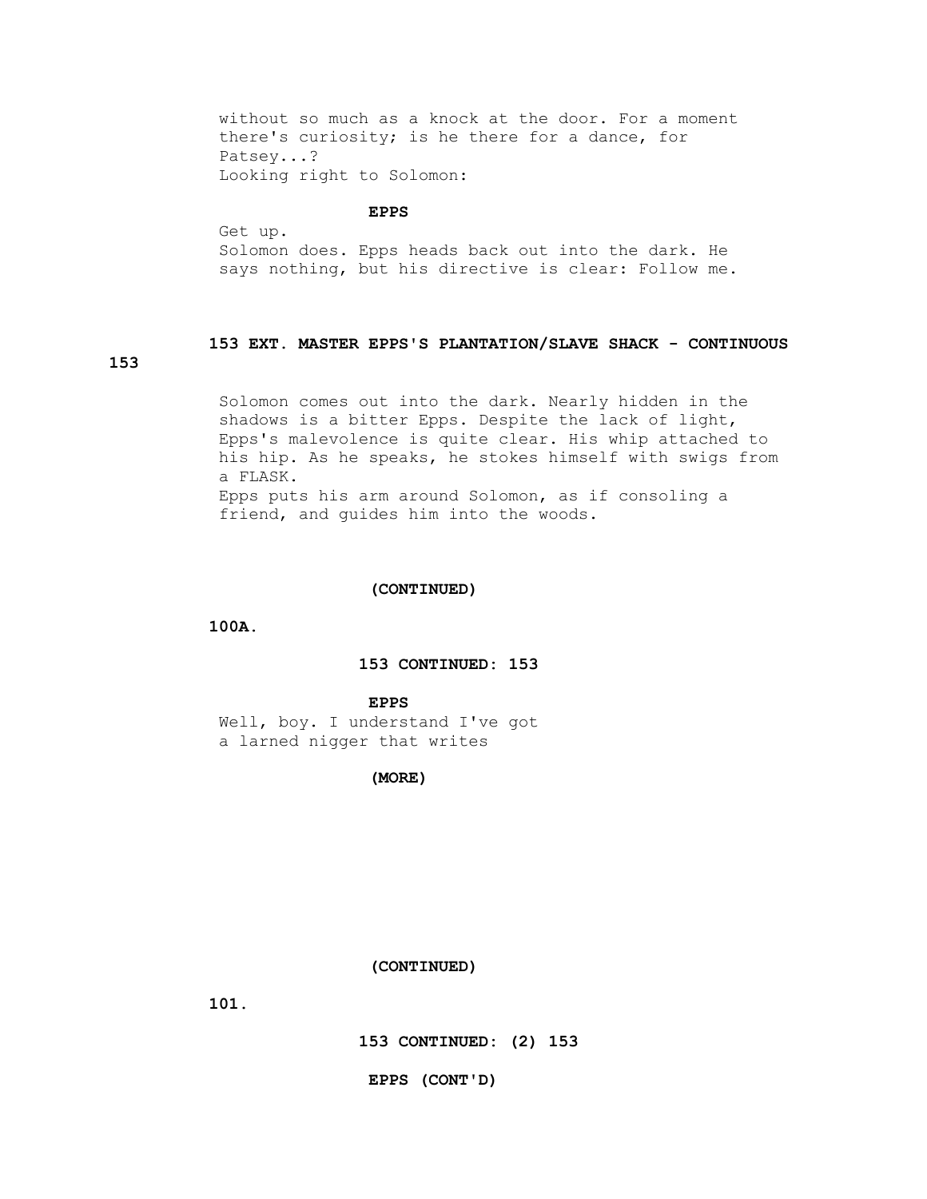without so much as a knock at the door. For a moment there's curiosity; is he there for a dance, for Patsey...?
Looking right to Solomon:

**EPPS**

Get up.
Solomon does. Epps heads back out into the dark. He says nothing, but his directive is clear: Follow me.

**153 EXT. MASTER EPPS'S PLANTATION/SLAVE SHACK - CONTINUOUS 153**

Solomon comes out into the dark. Nearly hidden in the shadows is a bitter Epps. Despite the lack of light, Epps's malevolence is quite clear. His whip attached to his hip. As he speaks, he stokes himself with swigs from a FLASK.
Epps puts his arm around Solomon, as if consoling a friend, and guides him into the woods.

**(CONTINUED)**

**153 CONTINUED: 153**

**EPPS**

Well, boy. I understand I've got a larned nigger that writes

**(MORE)**

**(CONTINUED)**

**153 CONTINUED: (2) 153**

**EPPS (CONT'D)**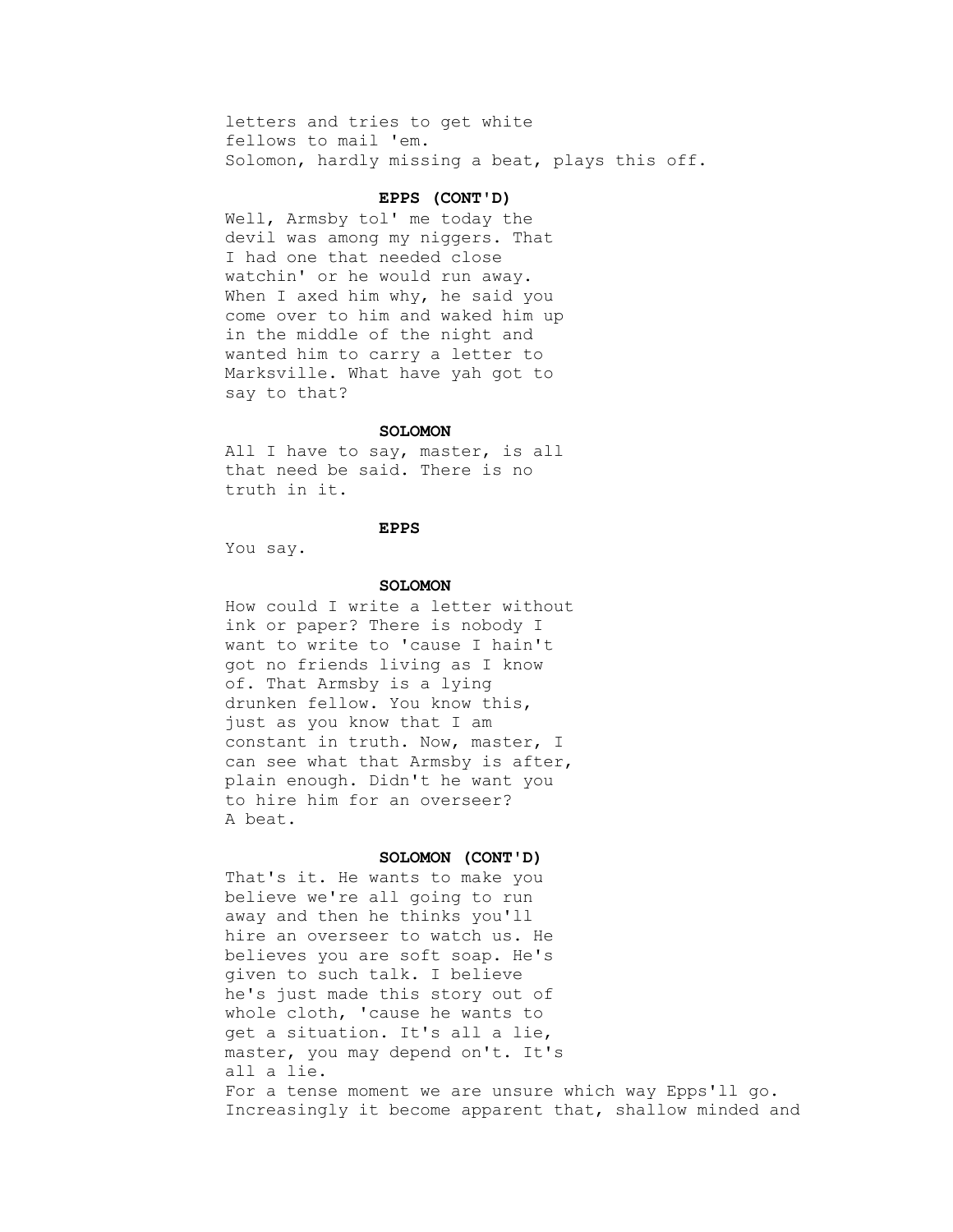letters and tries to get white
fellows to mail 'em.

Solomon, hardly missing a beat, plays this off.

**EPPS (CONT'D)**

Well, Armsby tol' me today the
devil was among my niggers. That
I had one that needed close
watchin' or he would run away.
When I axed him why, he said you
come over to him and waked him up
in the middle of the night and
wanted him to carry a letter to
Marksville. What have yah got to
say to that?

**SOLOMON**

All I have to say, master, is all
that need be said. There is no
truth in it.

**EPPS**

You say.

**SOLOMON**

How could I write a letter without
ink or paper? There is nobody I
want to write to 'cause I hain't
got no friends living as I know
of. That Armsby is a lying
drunken fellow. You know this,
just as you know that I am
constant in truth. Now, master, I
can see what that Armsby is after,
plain enough. Didn't he want you
to hire him for an overseer?

A beat.

**SOLOMON (CONT'D)**

That's it. He wants to make you
believe we're all going to run
away and then he thinks you'll
hire an overseer to watch us. He
believes you are soft soap. He's
given to such talk. I believe
he's just made this story out of
whole cloth, 'cause he wants to
get a situation. It's all a lie,
master, you may depend on't. It's
all a lie.

For a tense moment we are unsure which way Epps'll go.
Increasingly it become apparent that, shallow minded and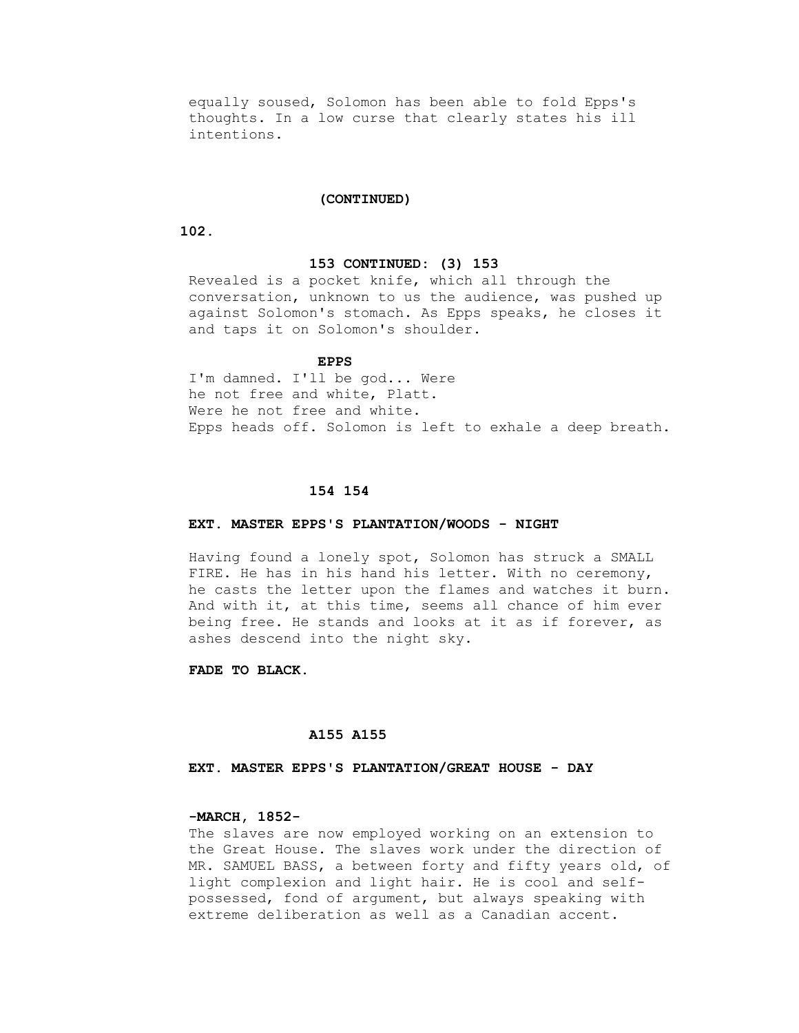equally soused, Solomon has been able to fold Epps's thoughts. In a low curse that clearly states his ill intentions.

(CONTINUED)

**153 CONTINUED: (3) 153**

Revealed is a pocket knife, which all through the conversation, unknown to us the audience, was pushed up against Solomon's stomach. As Epps speaks, he closes it and taps it on Solomon's shoulder.

**EPPS**

I'm damned. I'll be god... Were he not free and white, Platt. Were he not free and white.

Epps heads off. Solomon is left to exhale a deep breath.

**154 154**

**EXT. MASTER EPPS'S PLANTATION/WOODS - NIGHT**

Having found a lonely spot, Solomon has struck a SMALL FIRE. He has in his hand his letter. With no ceremony, he casts the letter upon the flames and watches it burn. And with it, at this time, seems all chance of him ever being free. He stands and looks at it as if forever, as ashes descend into the night sky.

**FADE TO BLACK.**

**A155 A155**

**EXT. MASTER EPPS'S PLANTATION/GREAT HOUSE - DAY**

**-MARCH, 1852-**

The slaves are now employed working on an extension to the Great House. The slaves work under the direction of MR. SAMUEL BASS, a between forty and fifty years old, of light complexion and light hair. He is cool and self-possessed, fond of argument, but always speaking with extreme deliberation as well as a Canadian accent.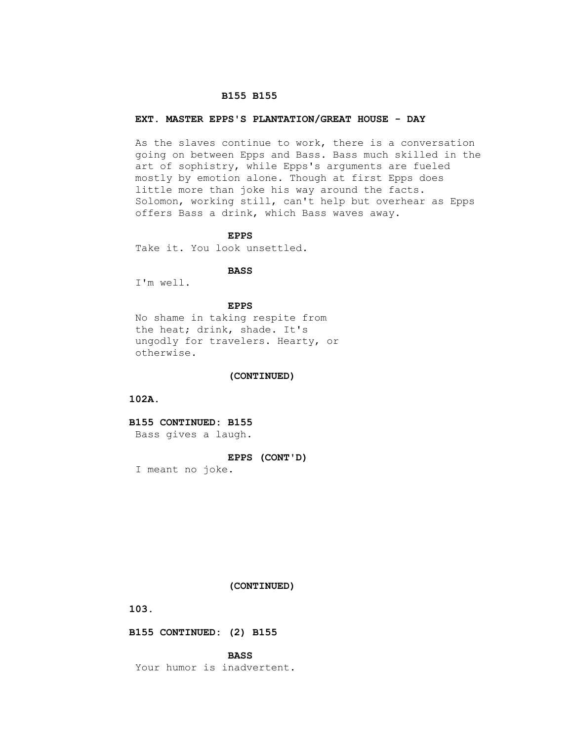**B155 B155**

**EXT. MASTER EPPS'S PLANTATION/GREAT HOUSE - DAY**

As the slaves continue to work, there is a conversation going on between Epps and Bass. Bass much skilled in the art of sophistry, while Epps's arguments are fueled mostly by emotion alone. Though at first Epps does little more than joke his way around the facts. Solomon, working still, can't help but overhear as Epps offers Bass a drink, which Bass waves away.

**EPPS**

Take it. You look unsettled.

**BASS**

I'm well.

**EPPS**

No shame in taking respite from the heat; drink, shade. It's ungodly for travelers. Hearty, or otherwise.

**(CONTINUED)**

**B155 CONTINUED: B155**

Bass gives a laugh.

**EPPS (CONT'D)**

I meant no joke.

**(CONTINUED)**

**B155 CONTINUED: (2) B155**

**BASS**

Your humor is inadvertent.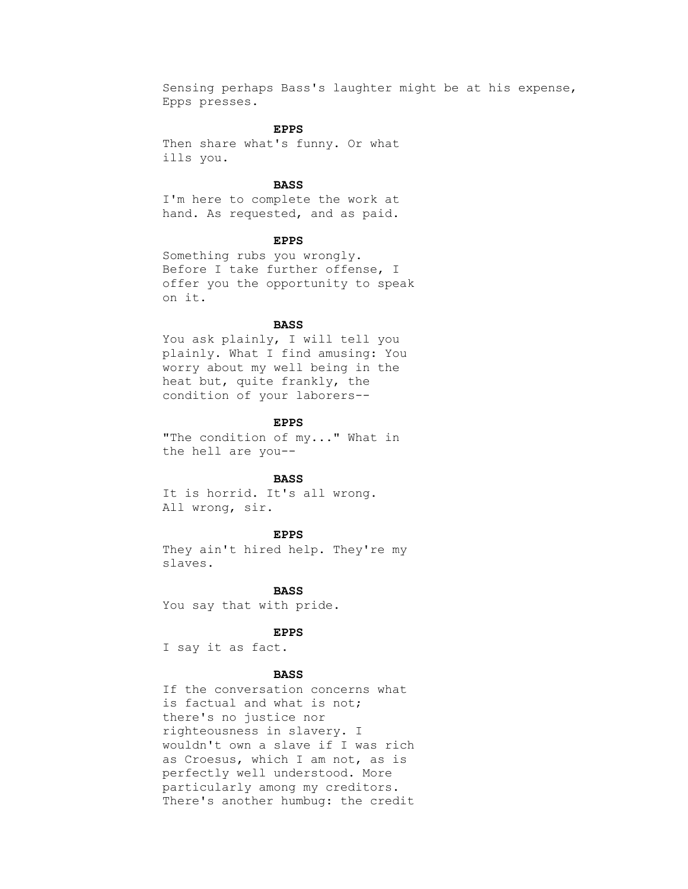Sensing perhaps Bass's laughter might be at his expense, Epps presses.

**EPPS**

Then share what's funny. Or what ills you.

**BASS**

I'm here to complete the work at hand. As requested, and as paid.

**EPPS**

Something rubs you wrongly. Before I take further offense, I offer you the opportunity to speak on it.

**BASS**

You ask plainly, I will tell you plainly. What I find amusing: You worry about my well being in the heat but, quite frankly, the condition of your laborers--

**EPPS**

"The condition of my..." What in the hell are you--

**BASS**

It is horrid. It's all wrong. All wrong, sir.

**EPPS**

They ain't hired help. They're my slaves.

**BASS**

You say that with pride.

**EPPS**

I say it as fact.

**BASS**

If the conversation concerns what is factual and what is not; there's no justice nor righteousness in slavery. I wouldn't own a slave if I was rich as Croesus, which I am not, as is perfectly well understood. More particularly among my creditors. There's another humbug: the credit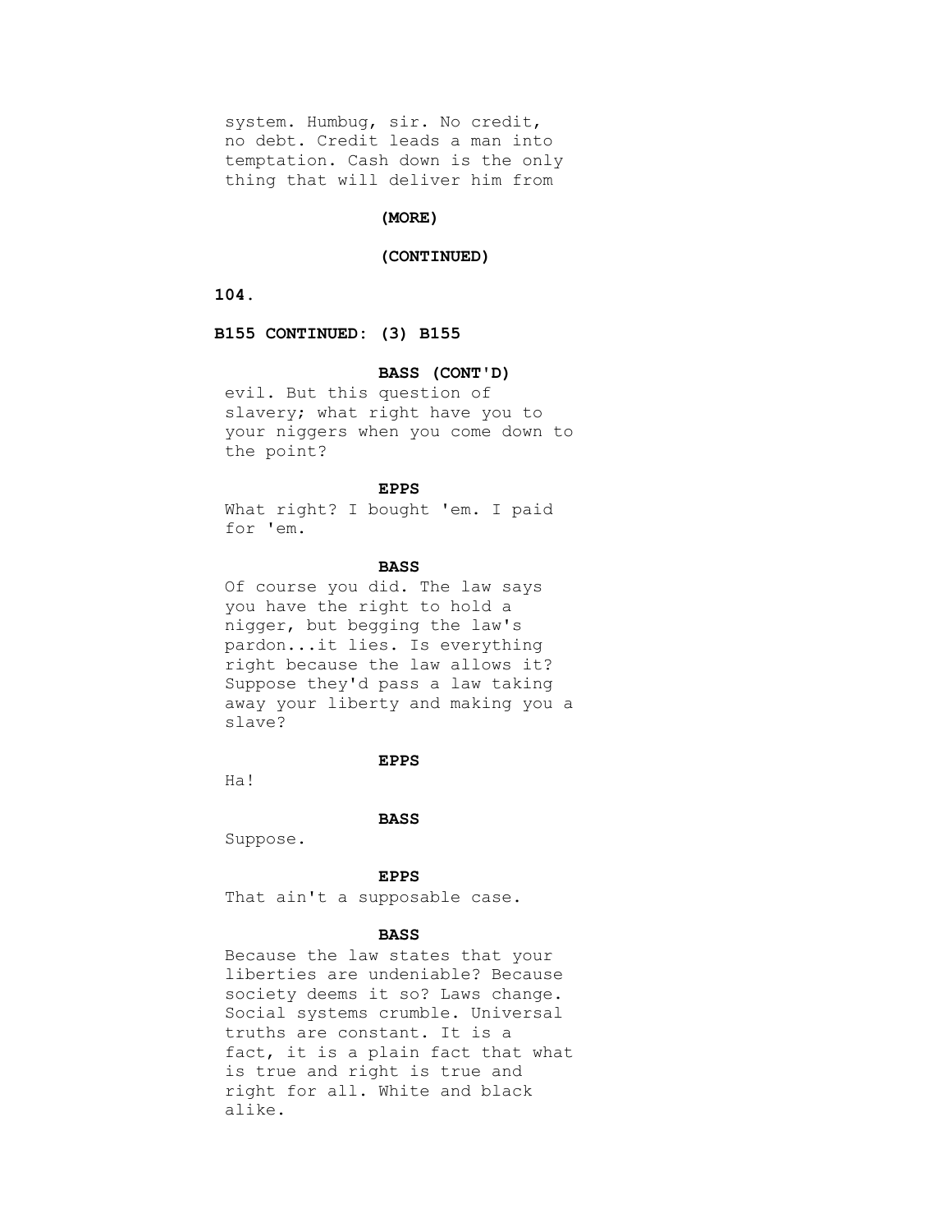system. Humbug, sir. No credit, no debt. Credit leads a man into temptation. Cash down is the only thing that will deliver him from

**(MORE)**

**(CONTINUED)**

**B155 CONTINUED: (3) B155**

**BASS (CONT'D)**

evil. But this question of slavery; what right have you to your niggers when you come down to the point?

**EPPS**

What right? I bought 'em. I paid for 'em.

**BASS**

Of course you did. The law says you have the right to hold a nigger, but begging the law's pardon...it lies. Is everything right because the law allows it? Suppose they'd pass a law taking away your liberty and making you a slave?

**EPPS**

Ha!

**BASS**

Suppose.

**EPPS**

That ain't a supposable case.

**BASS**

Because the law states that your liberties are undeniable? Because society deems it so? Laws change. Social systems crumble. Universal truths are constant. It is a fact, it is a plain fact that what is true and right is true and right for all. White and black alike.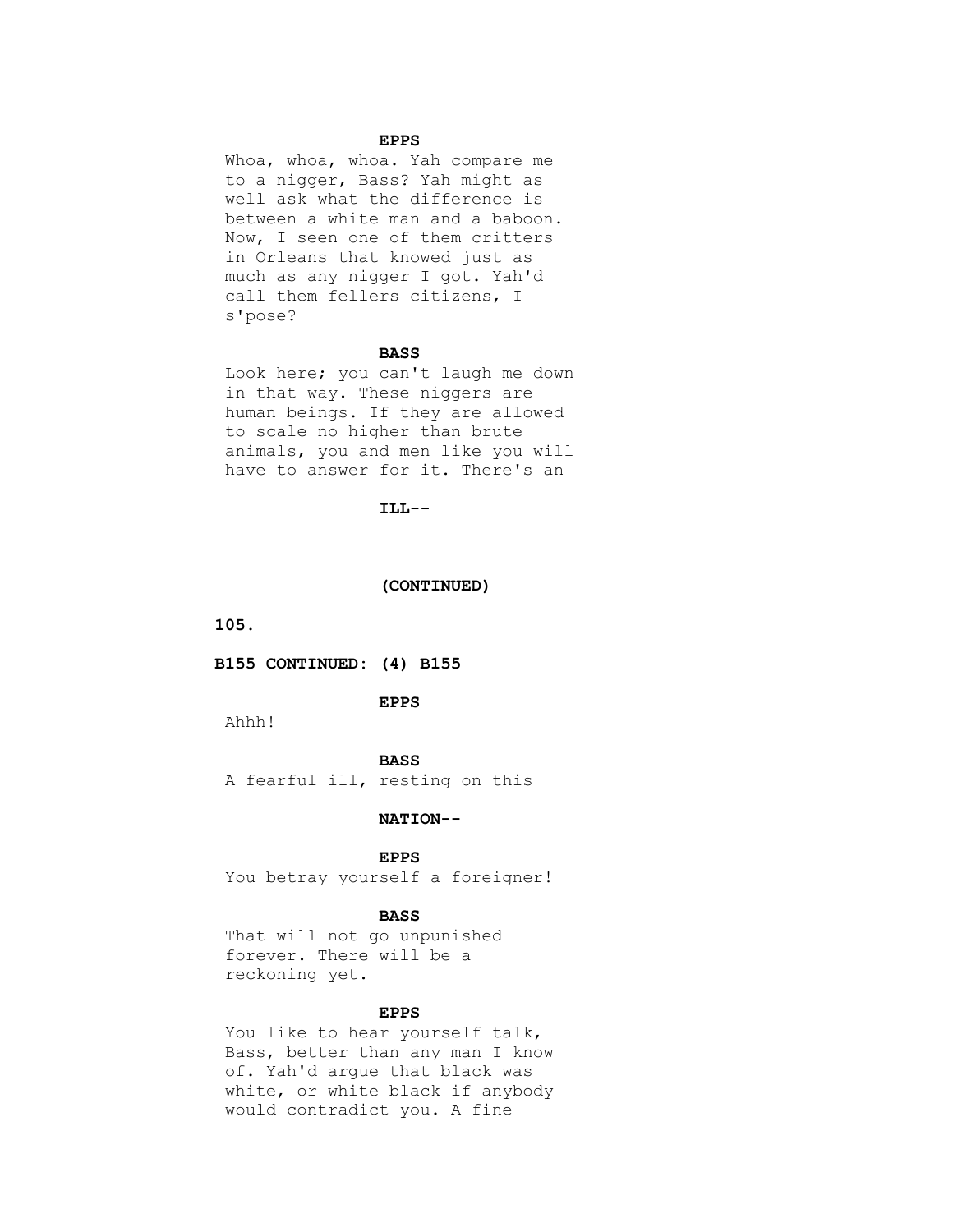**EPPS**

Whoa, whoa, whoa. Yah compare me to a nigger, Bass? Yah might as well ask what the difference is between a white man and a baboon. Now, I seen one of them critters in Orleans that knowed just as much as any nigger I got. Yah'd call them fellers citizens, I s'pose?

**BASS**

Look here; you can't laugh me down in that way. These niggers are human beings. If they are allowed to scale no higher than brute animals, you and men like you will have to answer for it. There's an

**ILL--**

**(CONTINUED)**

**B155 CONTINUED: (4) B155**

**EPPS**

Ahhh!

**BASS**

A fearful ill, resting on this

**NATION--**

**EPPS**

You betray yourself a foreigner!

**BASS**

That will not go unpunished forever. There will be a reckoning yet.

**EPPS**

You like to hear yourself talk, Bass, better than any man I know of. Yah'd argue that black was white, or white black if anybody would contradict you. A fine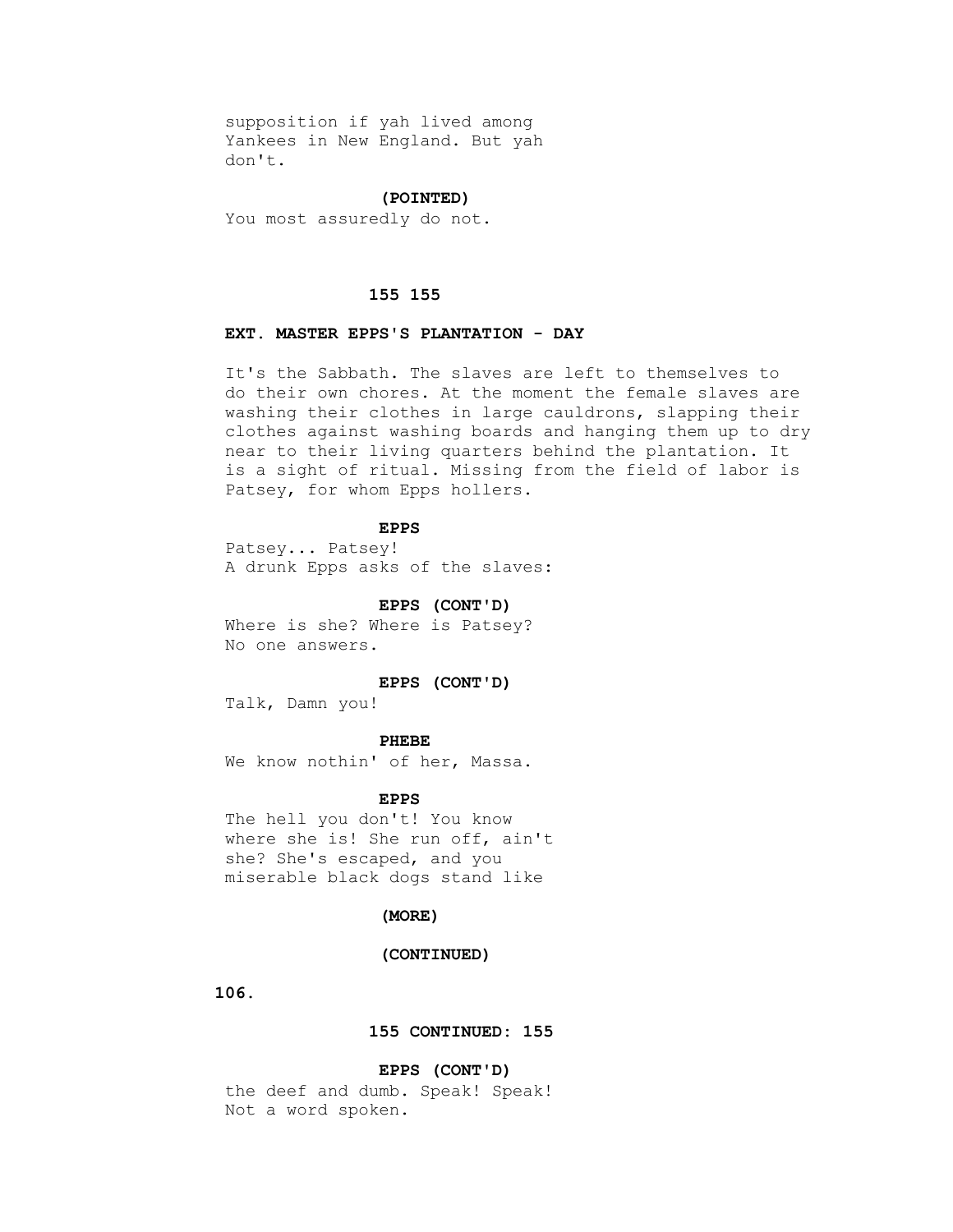supposition if yah lived among Yankees in New England. But yah don't.

**(POINTED)**

You most assuredly do not.

**155 155**

**EXT. MASTER EPPS'S PLANTATION - DAY**

It's the Sabbath. The slaves are left to themselves to do their own chores. At the moment the female slaves are washing their clothes in large cauldrons, slapping their clothes against washing boards and hanging them up to dry near to their living quarters behind the plantation. It is a sight of ritual. Missing from the field of labor is Patsey, for whom Epps hollers.

**EPPS**

Patsey... Patsey!
A drunk Epps asks of the slaves:

**EPPS (CONT'D)**

Where is she? Where is Patsey?
No one answers.

**EPPS (CONT'D)**

Talk, Damn you!

**PHEBE**

We know nothin' of her, Massa.

**EPPS**

The hell you don't! You know where she is! She run off, ain't she? She's escaped, and you miserable black dogs stand like

**(MORE)**

**(CONTINUED)**

**155 CONTINUED: 155**

**EPPS (CONT'D)**

the deef and dumb. Speak! Speak!
Not a word spoken.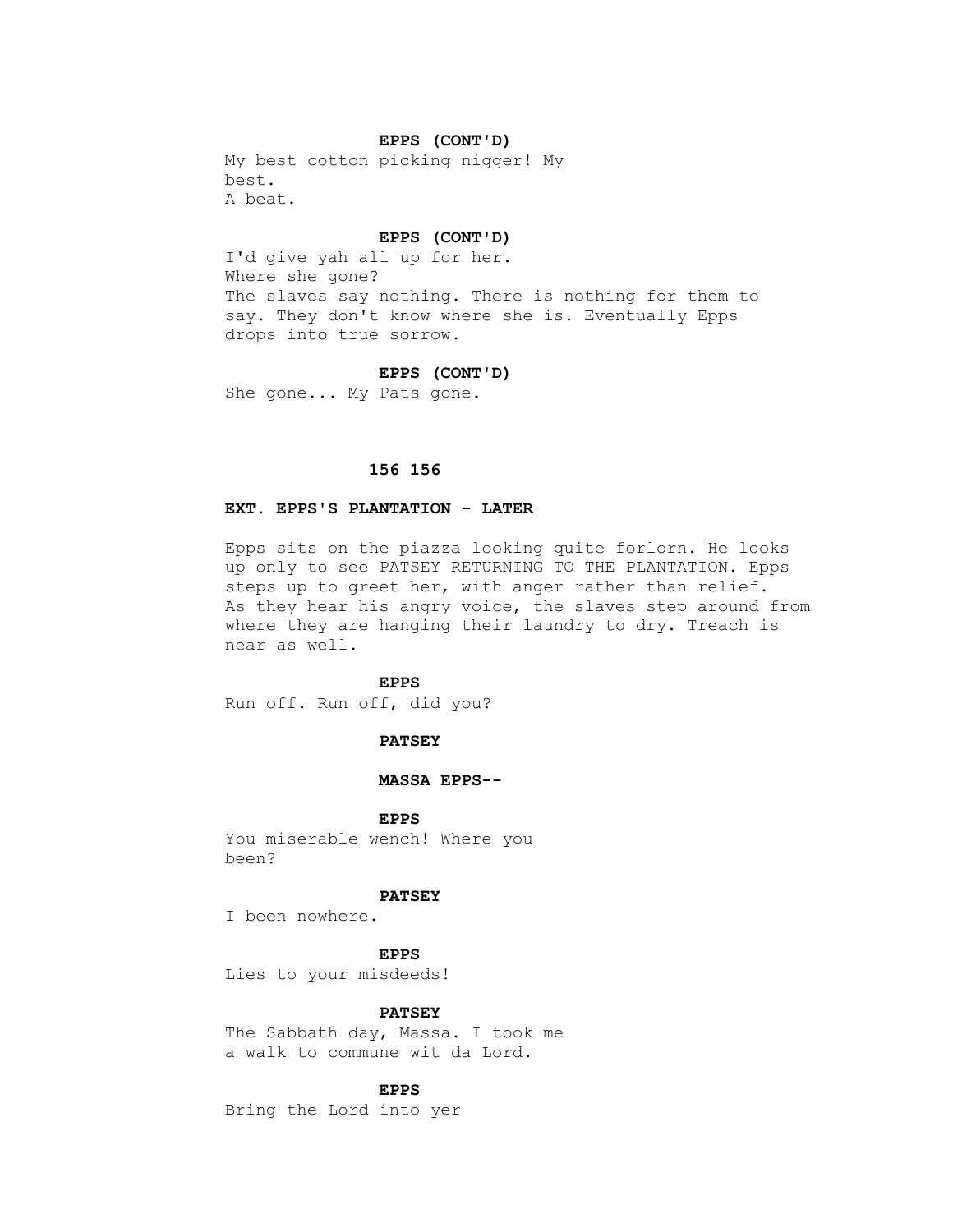**EPPS (CONT'D)**

My best cotton picking nigger! My best.
A beat.

**EPPS (CONT'D)**

I'd give yah all up for her.
Where she gone?
The slaves say nothing. There is nothing for them to say. They don't know where she is. Eventually Epps drops into true sorrow.

**EPPS (CONT'D)**

She gone... My Pats gone.

**156 156**

**EXT. EPPS'S PLANTATION - LATER**

Epps sits on the piazza looking quite forlorn. He looks up only to see PATSEY RETURNING TO THE PLANTATION. Epps steps up to greet her, with anger rather than relief. As they hear his angry voice, the slaves step around from where they are hanging their laundry to dry. Treach is near as well.

**EPPS**

Run off. Run off, did you?

**PATSEY**

**MASSA EPPS--**

**EPPS**

You miserable wench! Where you been?

**PATSEY**

I been nowhere.

**EPPS**

Lies to your misdeeds!

**PATSEY**

The Sabbath day, Massa. I took me a walk to commune wit da Lord.

**EPPS**

Bring the Lord into yer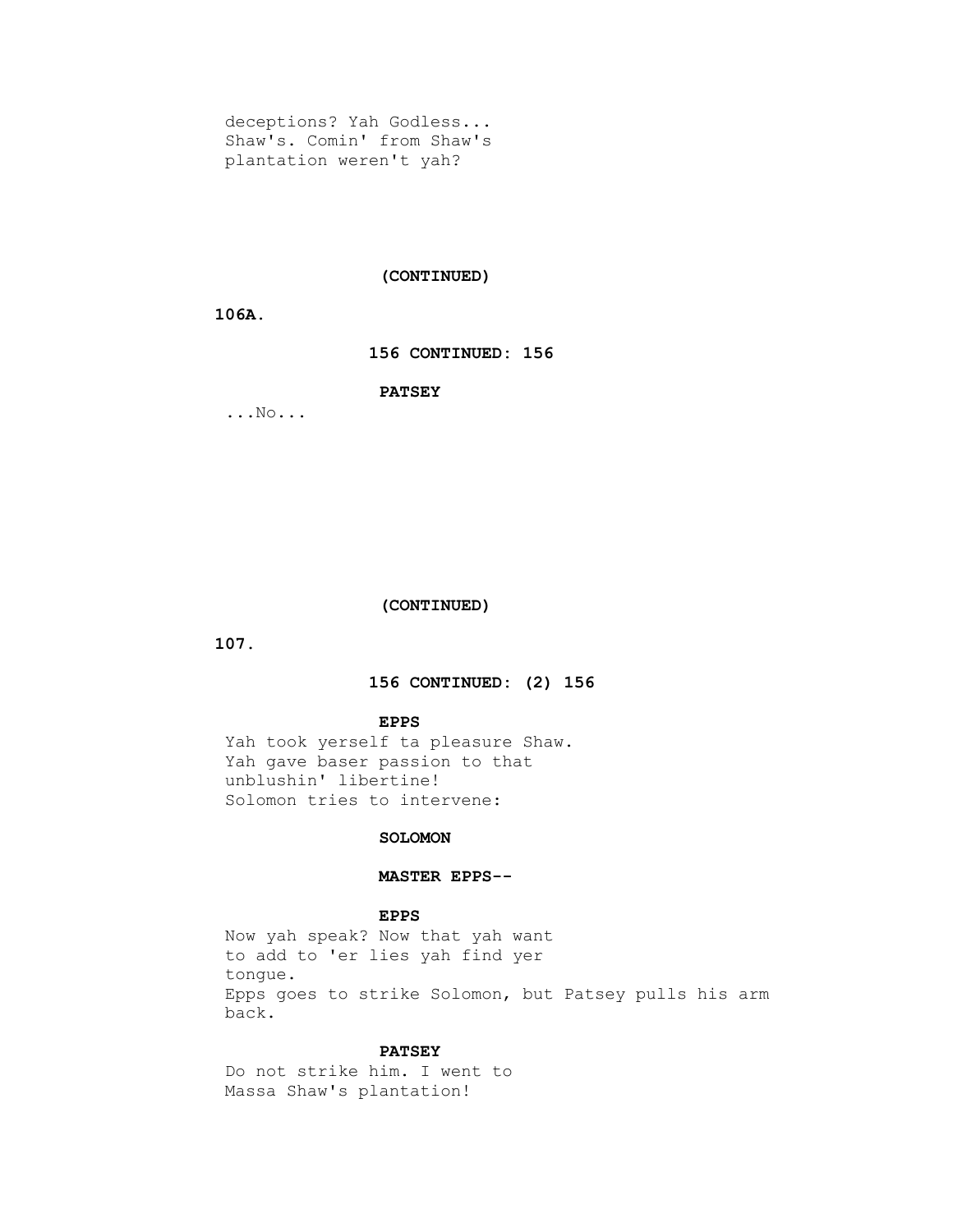deceptions? Yah Godless...
Shaw's. Comin' from Shaw's
plantation weren't yah?

(CONTINUED)

106A.

**156 CONTINUED: 156**

**PATSEY**

...No...

(CONTINUED)

**156 CONTINUED: (2) 156**

**EPPS**

Yah took yerself ta pleasure Shaw.
Yah gave baser passion to that
unblushin' libertine!

Solomon tries to intervene:

**SOLOMON**

**MASTER EPPS--**

**EPPS**

Now yah speak? Now that yah want
to add to 'er lies yah find yer
tongue.

Epps goes to strike Solomon, but Patsey pulls his arm back.

**PATSEY**

Do not strike him. I went to
Massa Shaw's plantation!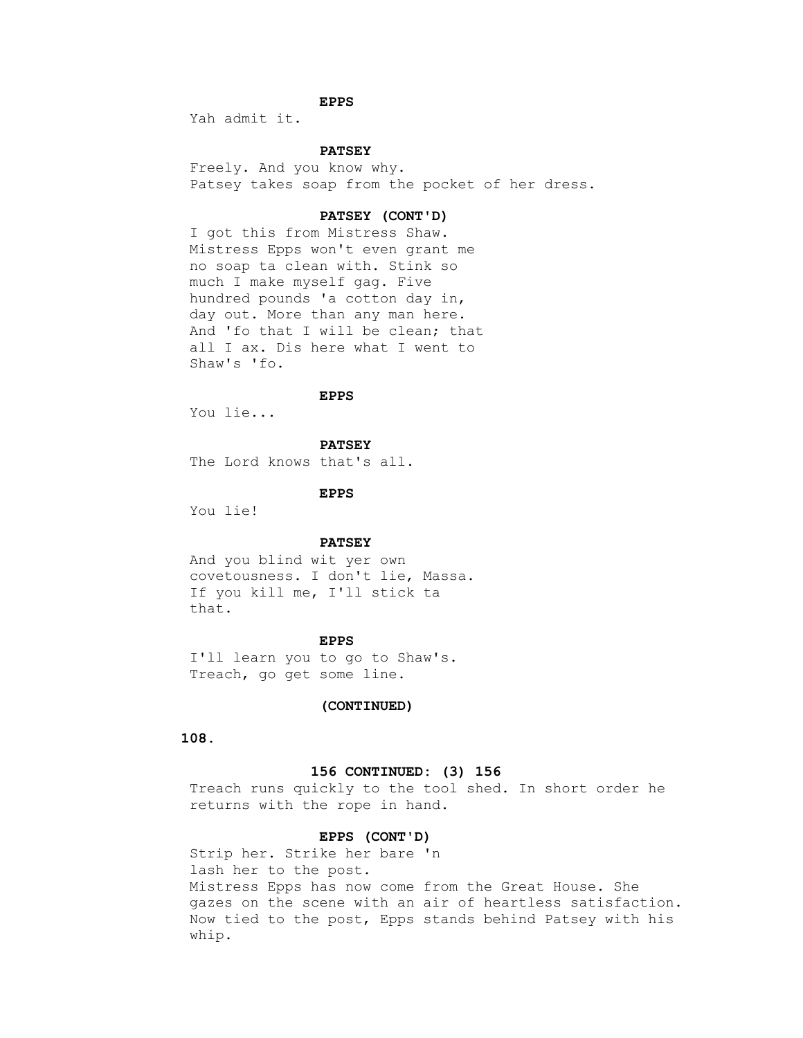**EPPS**

Yah admit it.

**PATSEY**

Freely. And you know why.

Patsey takes soap from the pocket of her dress.

**PATSEY (CONT'D)**

I got this from Mistress Shaw. Mistress Epps won't even grant me no soap ta clean with. Stink so much I make myself gag. Five hundred pounds 'a cotton day in, day out. More than any man here. And 'fo that I will be clean; that all I ax. Dis here what I went to Shaw's 'fo.

**EPPS**

You lie...

**PATSEY**

The Lord knows that's all.

**EPPS**

You lie!

**PATSEY**

And you blind wit yer own covetousness. I don't lie, Massa. If you kill me, I'll stick ta that.

**EPPS**

I'll learn you to go to Shaw's. Treach, go get some line.

**(CONTINUED)**

**156 CONTINUED: (3) 156**

Treach runs quickly to the tool shed. In short order he returns with the rope in hand.

**EPPS (CONT'D)**

Strip her. Strike her bare 'n lash her to the post.

Mistress Epps has now come from the Great House. She gazes on the scene with an air of heartless satisfaction. Now tied to the post, Epps stands behind Patsey with his whip.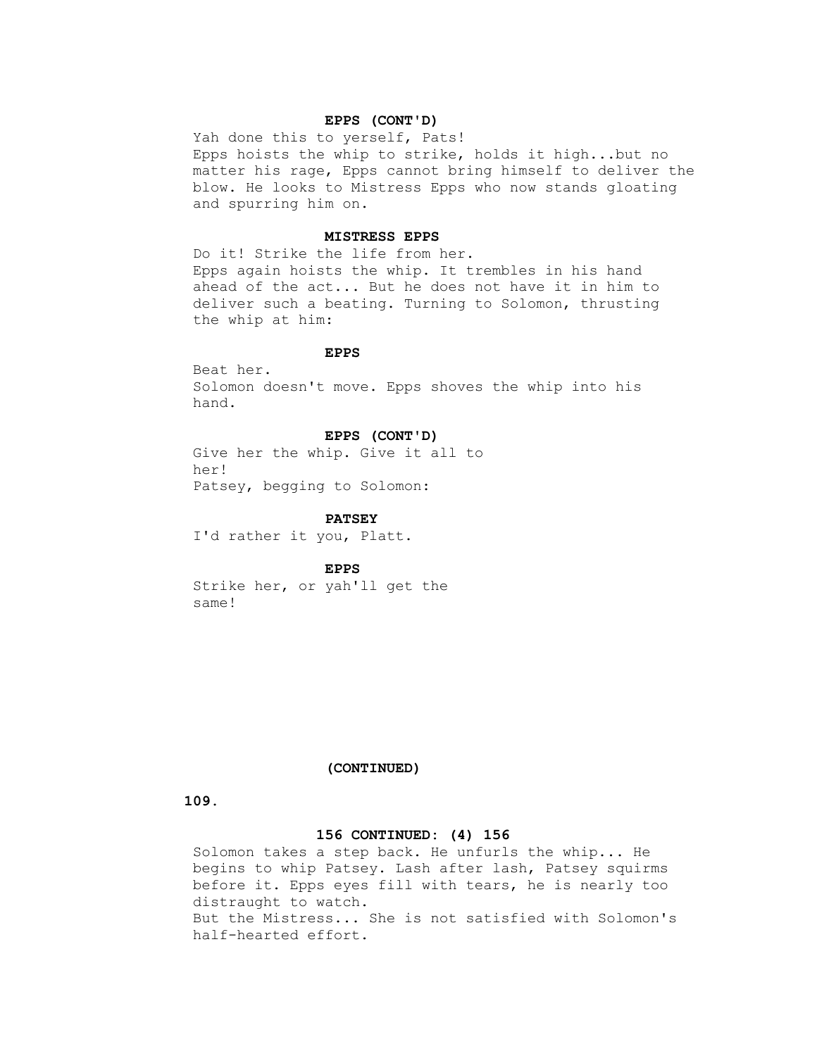**EPPS (CONT'D)**

Yah done this to yerself, Pats!

Epps hoists the whip to strike, holds it high...but no matter his rage, Epps cannot bring himself to deliver the blow. He looks to Mistress Epps who now stands gloating and spurring him on.

**MISTRESS EPPS**

Do it! Strike the life from her.

Epps again hoists the whip. It trembles in his hand ahead of the act... But he does not have it in him to deliver such a beating. Turning to Solomon, thrusting the whip at him:

**EPPS**

Beat her.

Solomon doesn't move. Epps shoves the whip into his hand.

**EPPS (CONT'D)**

Give her the whip. Give it all to her!

Patsey, begging to Solomon:

**PATSEY**

I'd rather it you, Platt.

**EPPS**

Strike her, or yah'll get the same!

**(CONTINUED)**

**156 CONTINUED: (4) 156**

Solomon takes a step back. He unfurls the whip... He begins to whip Patsey. Lash after lash, Patsey squirms before it. Epps eyes fill with tears, he is nearly too distraught to watch.

But the Mistress... She is not satisfied with Solomon's half-hearted effort.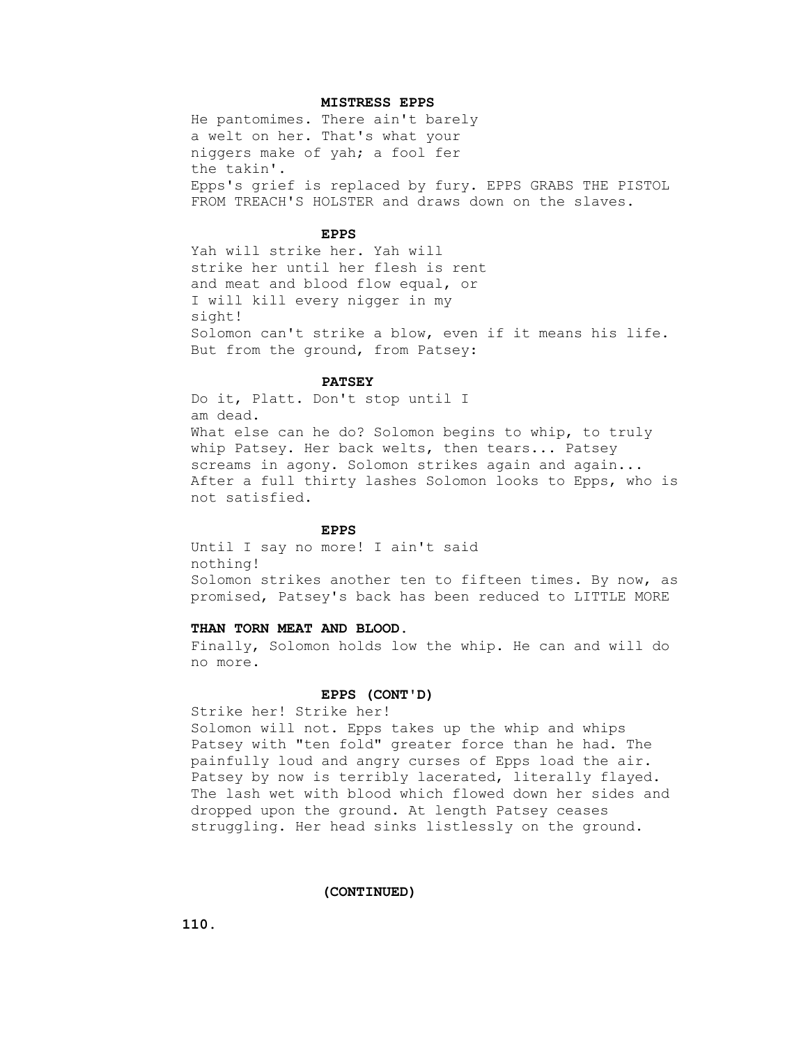**MISTRESS EPPS**

He pantomimes. There ain't barely a welt on her. That's what your niggers make of yah; a fool fer the takin'.

Epps's grief is replaced by fury. EPPS GRABS THE PISTOL FROM TREACH'S HOLSTER and draws down on the slaves.

**EPPS**

Yah will strike her. Yah will strike her until her flesh is rent and meat and blood flow equal, or I will kill every nigger in my sight!

Solomon can't strike a blow, even if it means his life. But from the ground, from Patsey:

**PATSEY**

Do it, Platt. Don't stop until I am dead.

What else can he do? Solomon begins to whip, to truly whip Patsey. Her back welts, then tears... Patsey screams in agony. Solomon strikes again and again... After a full thirty lashes Solomon looks to Epps, who is not satisfied.

**EPPS**

Until I say no more! I ain't said nothing!

Solomon strikes another ten to fifteen times. By now, as promised, Patsey's back has been reduced to LITTLE MORE

**THAN TORN MEAT AND BLOOD.**

Finally, Solomon holds low the whip. He can and will do no more.

**EPPS (CONT'D)**

Strike her! Strike her!

Solomon will not. Epps takes up the whip and whips Patsey with "ten fold" greater force than he had. The painfully loud and angry curses of Epps load the air. Patsey by now is terribly lacerated, literally flayed. The lash wet with blood which flowed down her sides and dropped upon the ground. At length Patsey ceases struggling. Her head sinks listlessly on the ground.

**(CONTINUED)**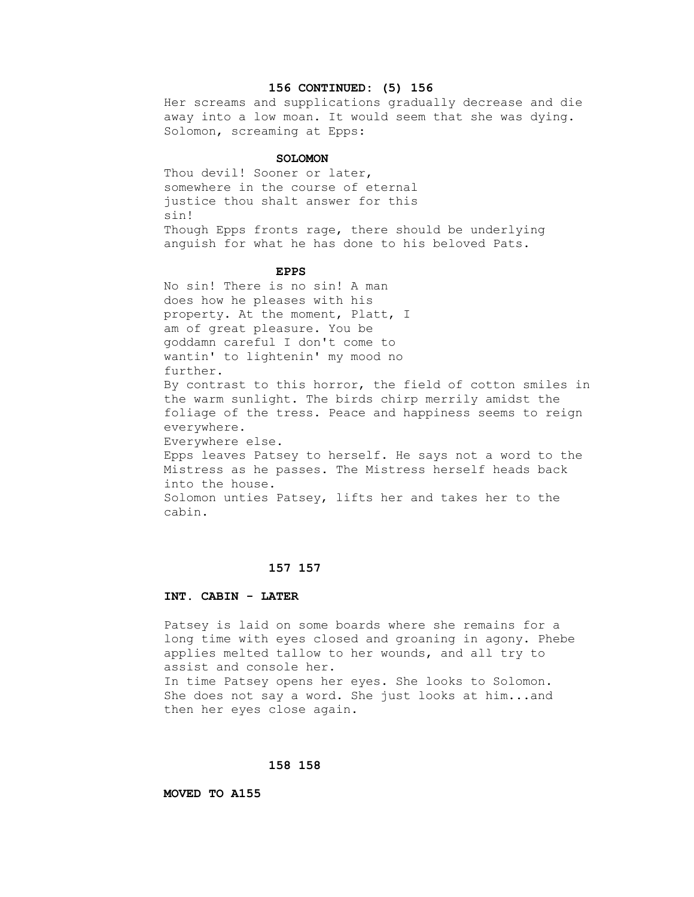**156 CONTINUED: (5) 156**

Her screams and supplications gradually decrease and die away into a low moan. It would seem that she was dying. Solomon, screaming at Epps:

**SOLOMON**

Thou devil! Sooner or later, somewhere in the course of eternal justice thou shalt answer for this sin!

Though Epps fronts rage, there should be underlying anguish for what he has done to his beloved Pats.

**EPPS**

No sin! There is no sin! A man does how he pleases with his property. At the moment, Platt, I am of great pleasure. You be goddamn careful I don't come to wantin' to lightenin' my mood no further.

By contrast to this horror, the field of cotton smiles in the warm sunlight. The birds chirp merrily amidst the foliage of the tress. Peace and happiness seems to reign everywhere.

Everywhere else.

Epps leaves Patsey to herself. He says not a word to the Mistress as he passes. The Mistress herself heads back into the house.

Solomon unties Patsey, lifts her and takes her to the cabin.

**157 157**

**INT. CABIN - LATER**

Patsey is laid on some boards where she remains for a long time with eyes closed and groaning in agony. Phebe applies melted tallow to her wounds, and all try to assist and console her.

In time Patsey opens her eyes. She looks to Solomon. She does not say a word. She just looks at him...and then her eyes close again.

**158 158**

**MOVED TO A155**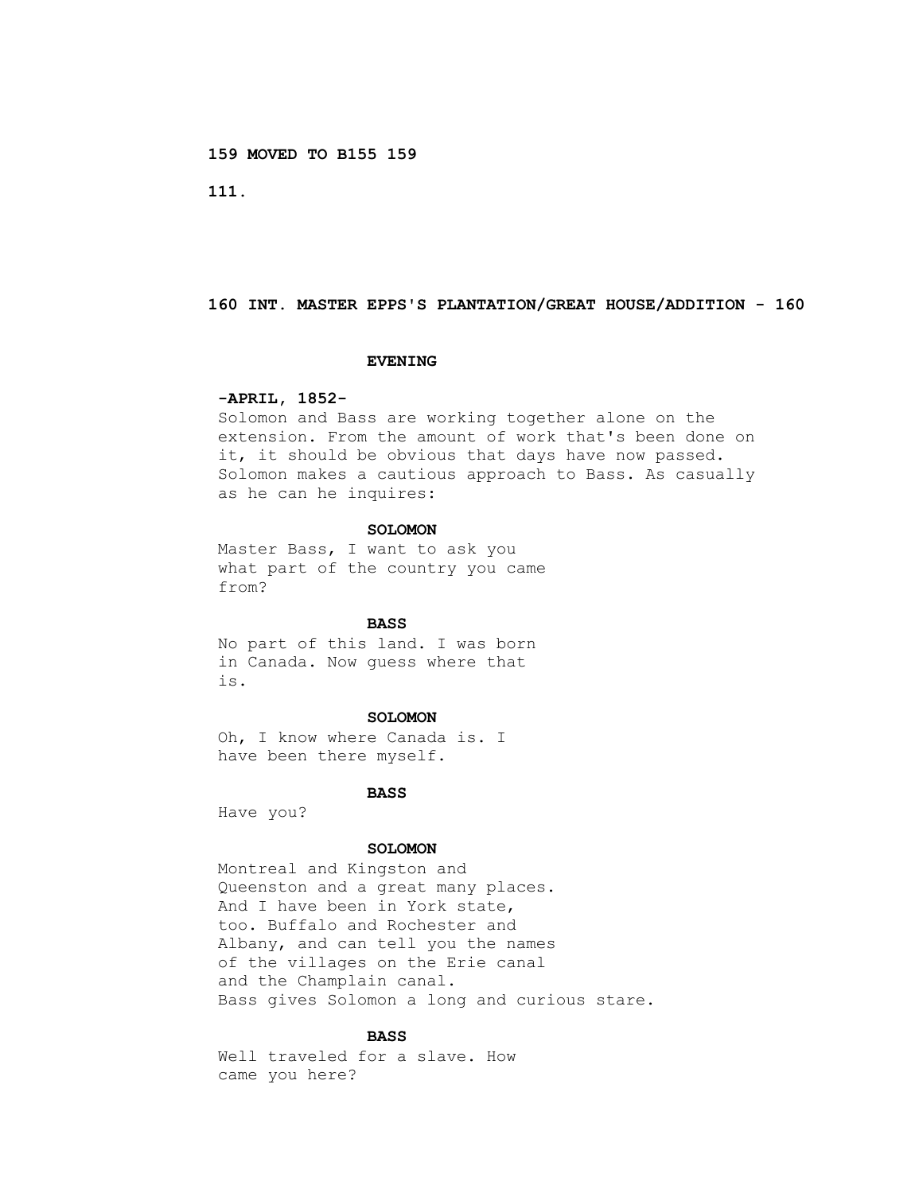**159 MOVED TO B155 159**

**160 INT. MASTER EPPS'S PLANTATION/GREAT HOUSE/ADDITION - 160**

**EVENING**

**-APRIL, 1852-**

Solomon and Bass are working together alone on the extension. From the amount of work that's been done on it, it should be obvious that days have now passed. Solomon makes a cautious approach to Bass. As casually as he can he inquires:

**SOLOMON**

Master Bass, I want to ask you what part of the country you came from?

**BASS**

No part of this land. I was born in Canada. Now guess where that is.

**SOLOMON**

Oh, I know where Canada is. I have been there myself.

**BASS**

Have you?

**SOLOMON**

Montreal and Kingston and Queenston and a great many places. And I have been in York state, too. Buffalo and Rochester and Albany, and can tell you the names of the villages on the Erie canal and the Champlain canal.

Bass gives Solomon a long and curious stare.

**BASS**

Well traveled for a slave. How came you here?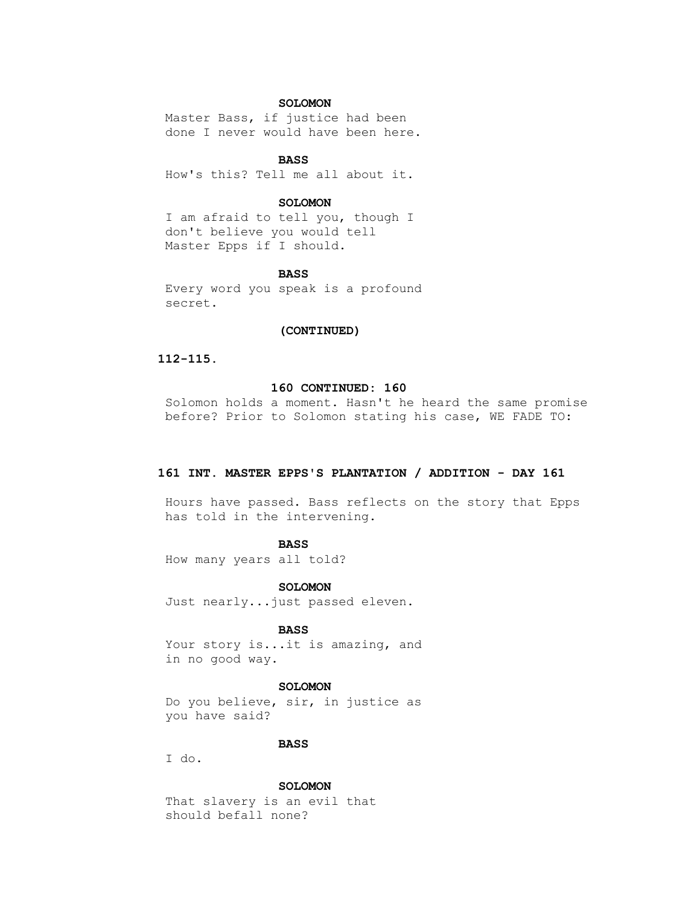**SOLOMON**

Master Bass, if justice had been done I never would have been here.

**BASS**

How's this? Tell me all about it.

**SOLOMON**

I am afraid to tell you, though I don't believe you would tell Master Epps if I should.

**BASS**

Every word you speak is a profound secret.

**(CONTINUED)**

**112-115.**

**160 CONTINUED: 160**

Solomon holds a moment. Hasn't he heard the same promise before? Prior to Solomon stating his case, WE FADE TO:

**161 INT. MASTER EPPS'S PLANTATION / ADDITION - DAY 161**

Hours have passed. Bass reflects on the story that Epps has told in the intervening.

**BASS**

How many years all told?

**SOLOMON**

Just nearly...just passed eleven.

**BASS**

Your story is...it is amazing, and in no good way.

**SOLOMON**

Do you believe, sir, in justice as you have said?

**BASS**

I do.

**SOLOMON**

That slavery is an evil that should befall none?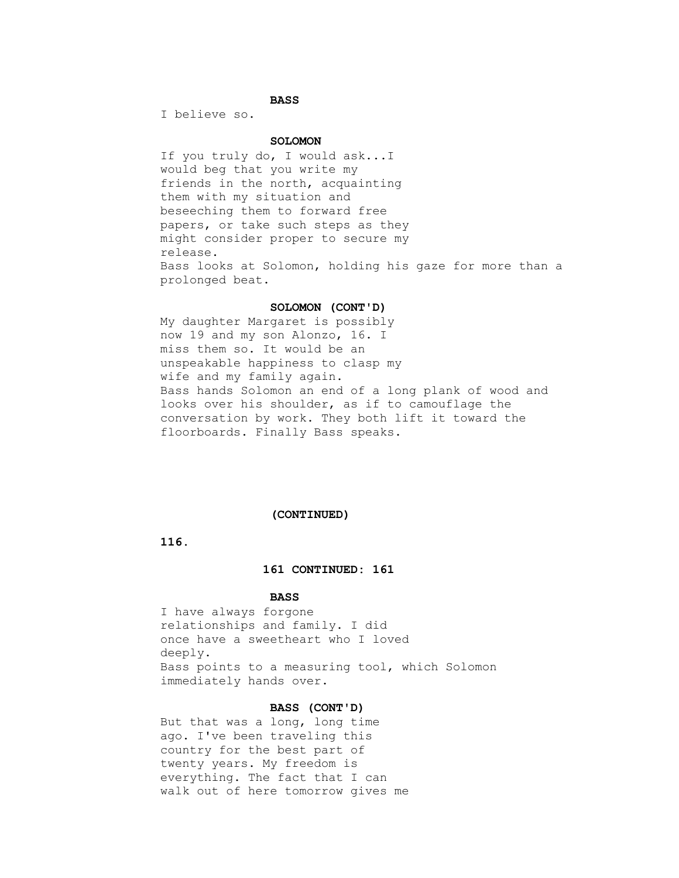**BASS**

I believe so.

**SOLOMON**

If you truly do, I would ask...I would beg that you write my friends in the north, acquainting them with my situation and beseeching them to forward free papers, or take such steps as they might consider proper to secure my release.

Bass looks at Solomon, holding his gaze for more than a prolonged beat.

**SOLOMON (CONT'D)**

My daughter Margaret is possibly now 19 and my son Alonzo, 16. I miss them so. It would be an unspeakable happiness to clasp my wife and my family again.

Bass hands Solomon an end of a long plank of wood and looks over his shoulder, as if to camouflage the conversation by work. They both lift it toward the floorboards. Finally Bass speaks.

**(CONTINUED)**

**161 CONTINUED: 161**

**BASS**

I have always forgone relationships and family. I did once have a sweetheart who I loved deeply.

Bass points to a measuring tool, which Solomon immediately hands over.

**BASS (CONT'D)**

But that was a long, long time ago. I've been traveling this country for the best part of twenty years. My freedom is everything. The fact that I can walk out of here tomorrow gives me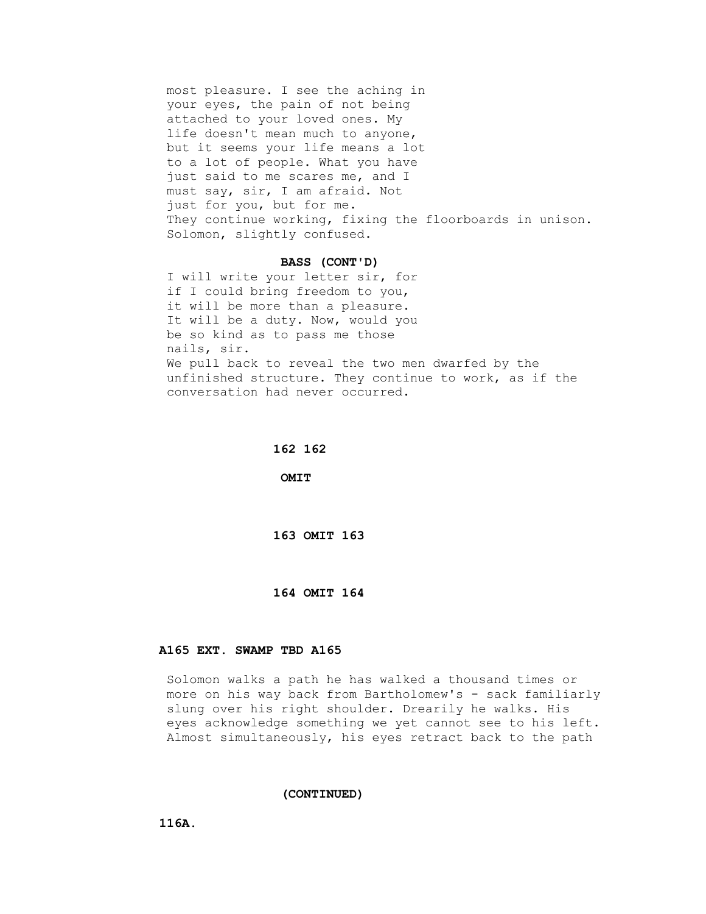most pleasure. I see the aching in
your eyes, the pain of not being
attached to your loved ones. My
life doesn't mean much to anyone,
but it seems your life means a lot
to a lot of people. What you have
just said to me scares me, and I
must say, sir, I am afraid. Not
just for you, but for me.

They continue working, fixing the floorboards in unison. Solomon, slightly confused.

**BASS (CONT'D)**

I will write your letter sir, for
if I could bring freedom to you,
it will be more than a pleasure.
It will be a duty. Now, would you
be so kind as to pass me those
nails, sir.

We pull back to reveal the two men dwarfed by the unfinished structure. They continue to work, as if the conversation had never occurred.

**162 162**

**OMIT**

**163 OMIT 163**

**164 OMIT 164**

**A165 EXT. SWAMP TBD A165**

Solomon walks a path he has walked a thousand times or more on his way back from Bartholomew's - sack familiarly slung over his right shoulder. Drearily he walks. His eyes acknowledge something we yet cannot see to his left. Almost simultaneously, his eyes retract back to the path

**(CONTINUED)**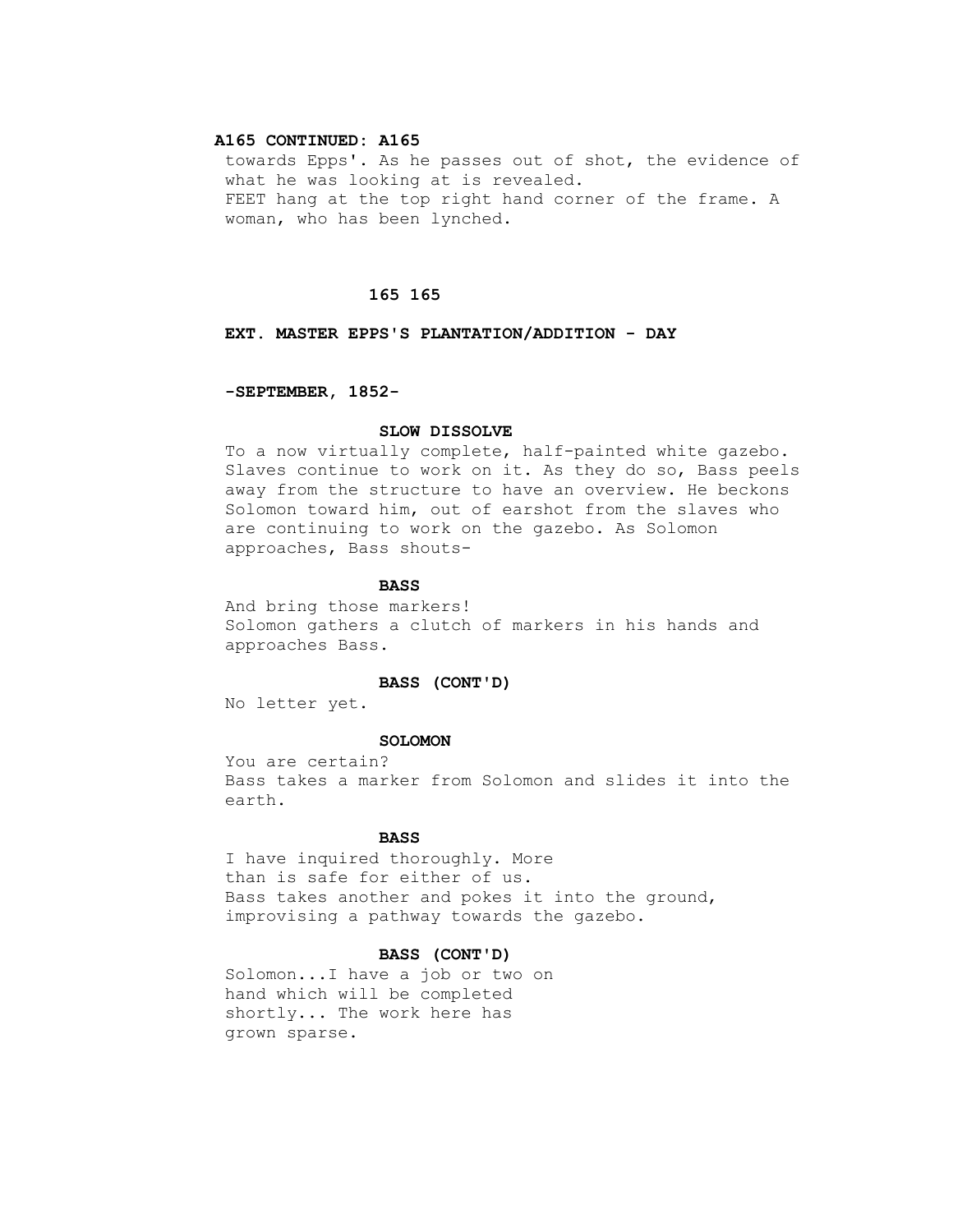**A165 CONTINUED: A165**

towards Epps'. As he passes out of shot, the evidence of what he was looking at is revealed.
FEET hang at the top right hand corner of the frame. A woman, who has been lynched.

**165 165**

**EXT. MASTER EPPS'S PLANTATION/ADDITION - DAY**

**-SEPTEMBER, 1852-**

**SLOW DISSOLVE**

To a now virtually complete, half-painted white gazebo. Slaves continue to work on it. As they do so, Bass peels away from the structure to have an overview. He beckons Solomon toward him, out of earshot from the slaves who are continuing to work on the gazebo. As Solomon approaches, Bass shouts-

**BASS**

And bring those markers!

Solomon gathers a clutch of markers in his hands and approaches Bass.

**BASS (CONT'D)**

No letter yet.

**SOLOMON**

You are certain?

Bass takes a marker from Solomon and slides it into the earth.

**BASS**

I have inquired thoroughly. More than is safe for either of us.

Bass takes another and pokes it into the ground, improvising a pathway towards the gazebo.

**BASS (CONT'D)**

Solomon...I have a job or two on hand which will be completed shortly... The work here has grown sparse.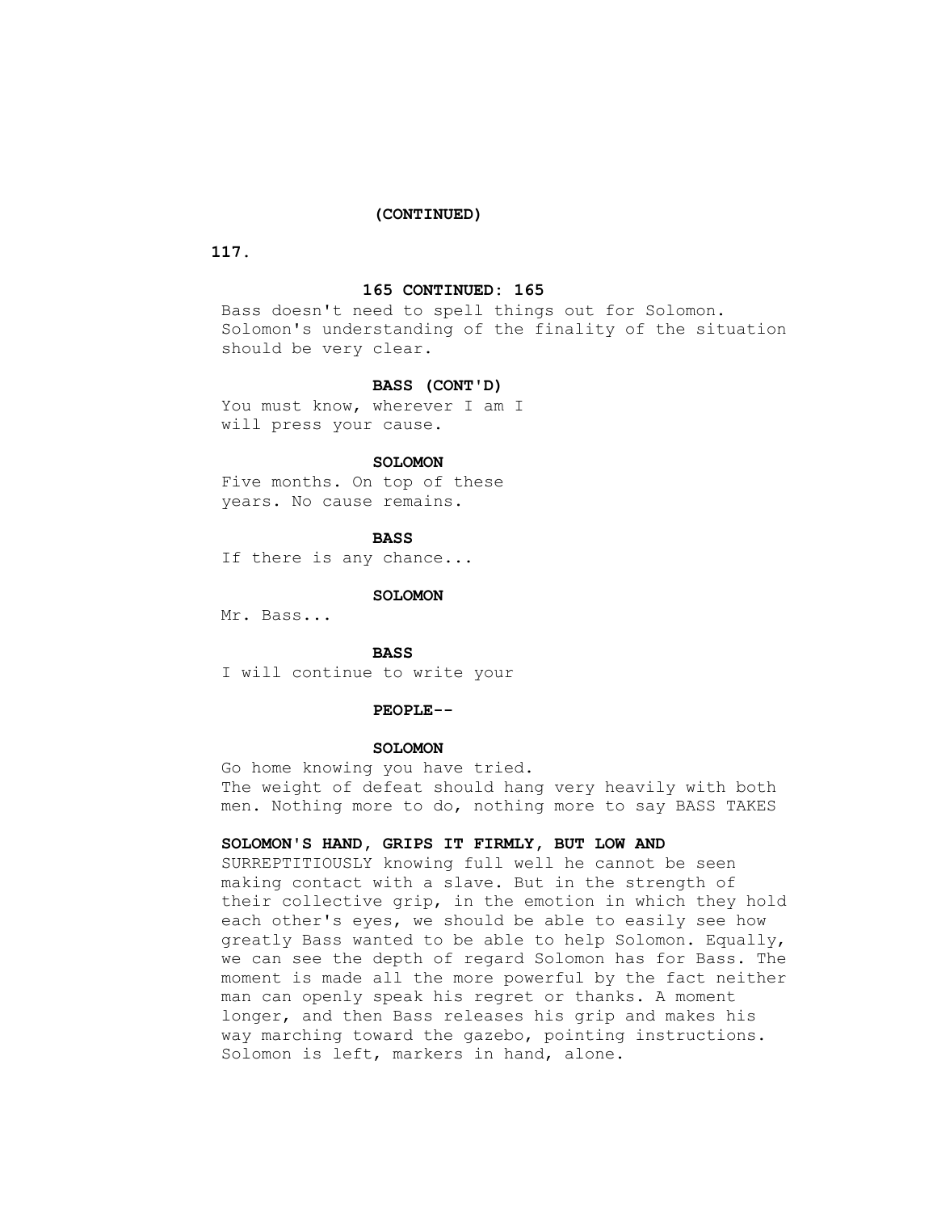(CONTINUED)

**165 CONTINUED: 165**

Bass doesn't need to spell things out for Solomon. Solomon's understanding of the finality of the situation should be very clear.

**BASS (CONT'D)**

You must know, wherever I am I will press your cause.

**SOLOMON**

Five months. On top of these years. No cause remains.

**BASS**

If there is any chance...

**SOLOMON**

Mr. Bass...

**BASS**

I will continue to write your

**PEOPLE--**

**SOLOMON**

Go home knowing you have tried.
The weight of defeat should hang very heavily with both men. Nothing more to do, nothing more to say BASS TAKES

**SOLOMON'S HAND, GRIPS IT FIRMLY, BUT LOW AND** SURREPTITIOUSLY knowing full well he cannot be seen making contact with a slave. But in the strength of their collective grip, in the emotion in which they hold each other's eyes, we should be able to easily see how greatly Bass wanted to be able to help Solomon. Equally, we can see the depth of regard Solomon has for Bass. The moment is made all the more powerful by the fact neither man can openly speak his regret or thanks. A moment longer, and then Bass releases his grip and makes his way marching toward the gazebo, pointing instructions. Solomon is left, markers in hand, alone.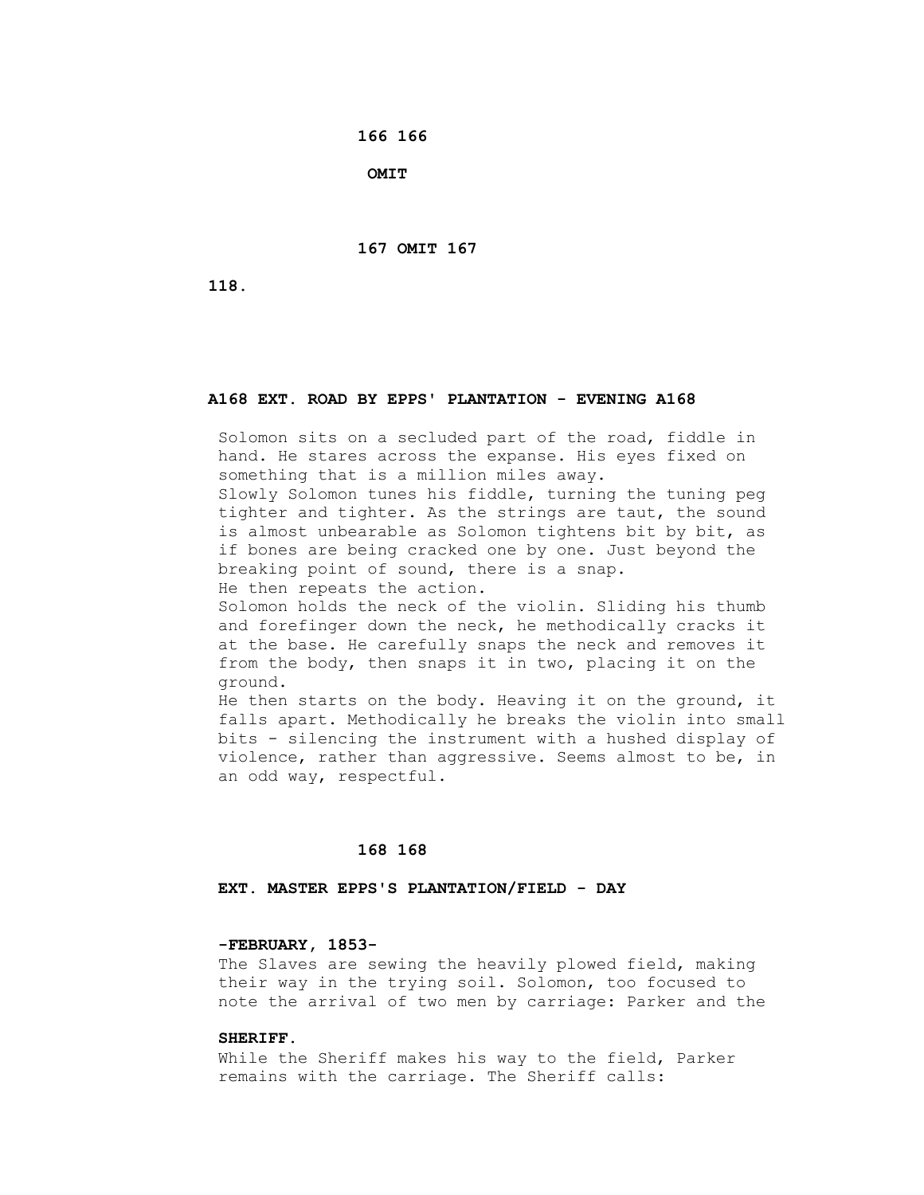**166 166**

**OMIT**

**167 OMIT 167**

**A168 EXT. ROAD BY EPPS' PLANTATION - EVENING A168**

Solomon sits on a secluded part of the road, fiddle in hand. He stares across the expanse. His eyes fixed on something that is a million miles away.
Slowly Solomon tunes his fiddle, turning the tuning peg tighter and tighter. As the strings are taut, the sound is almost unbearable as Solomon tightens bit by bit, as if bones are being cracked one by one. Just beyond the breaking point of sound, there is a snap.
He then repeats the action.
Solomon holds the neck of the violin. Sliding his thumb and forefinger down the neck, he methodically cracks it at the base. He carefully snaps the neck and removes it from the body, then snaps it in two, placing it on the ground.
He then starts on the body. Heaving it on the ground, it falls apart. Methodically he breaks the violin into small bits - silencing the instrument with a hushed display of violence, rather than aggressive. Seems almost to be, in an odd way, respectful.

**168 168**

**EXT. MASTER EPPS'S PLANTATION/FIELD - DAY**

**-FEBRUARY, 1853-**
The Slaves are sewing the heavily plowed field, making their way in the trying soil. Solomon, too focused to note the arrival of two men by carriage: Parker and the

**SHERIFF.**
While the Sheriff makes his way to the field, Parker remains with the carriage. The Sheriff calls: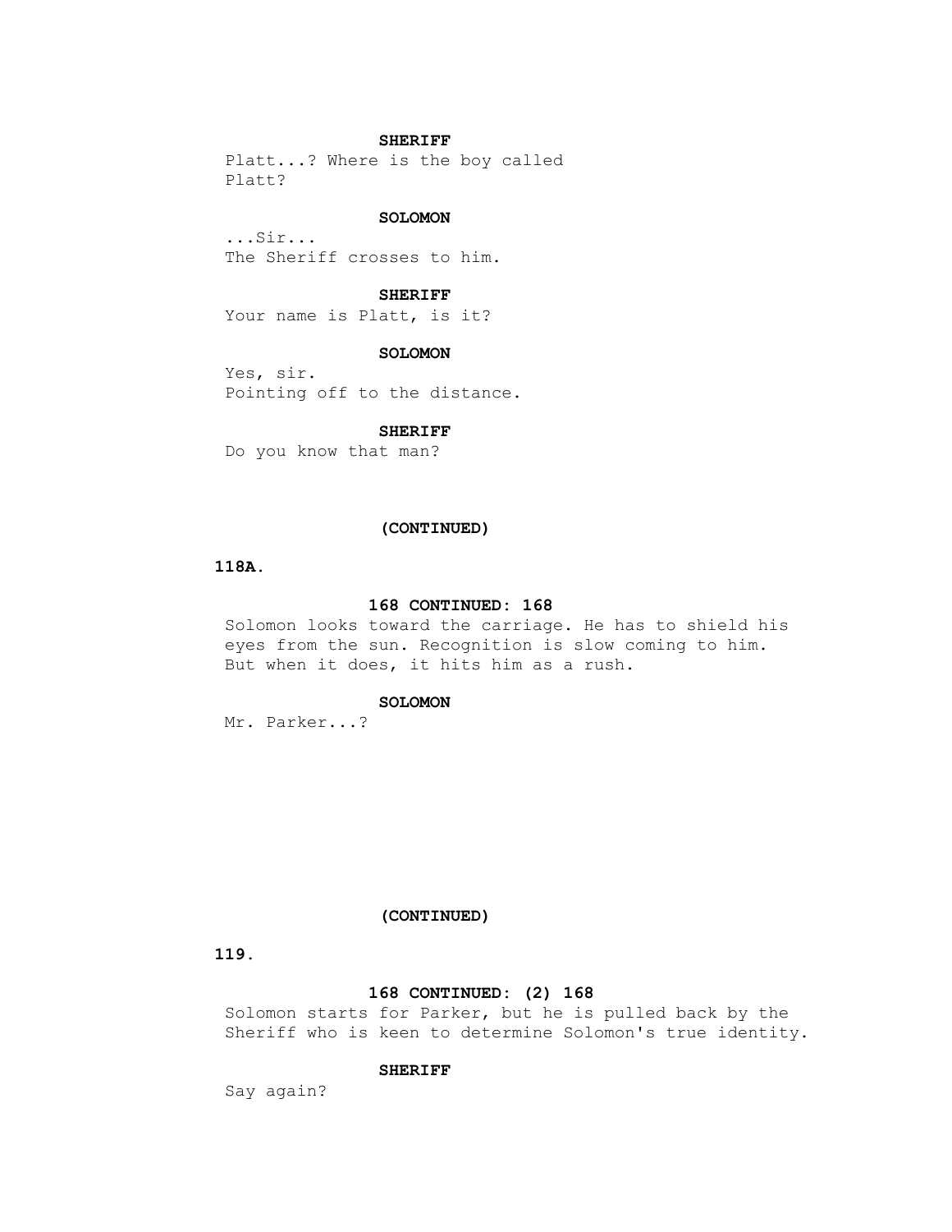**SHERIFF**

Platt...? Where is the boy called Platt?

**SOLOMON**

...Sir...

The Sheriff crosses to him.

**SHERIFF**

Your name is Platt, is it?

**SOLOMON**

Yes, sir.

Pointing off to the distance.

**SHERIFF**

Do you know that man?

**(CONTINUED)**

**118A.**

**168 CONTINUED: 168**

Solomon looks toward the carriage. He has to shield his eyes from the sun. Recognition is slow coming to him. But when it does, it hits him as a rush.

**SOLOMON**

Mr. Parker...?

**(CONTINUED)**

**119.**

**168 CONTINUED: (2) 168**

Solomon starts for Parker, but he is pulled back by the Sheriff who is keen to determine Solomon's true identity.

**SHERIFF**

Say again?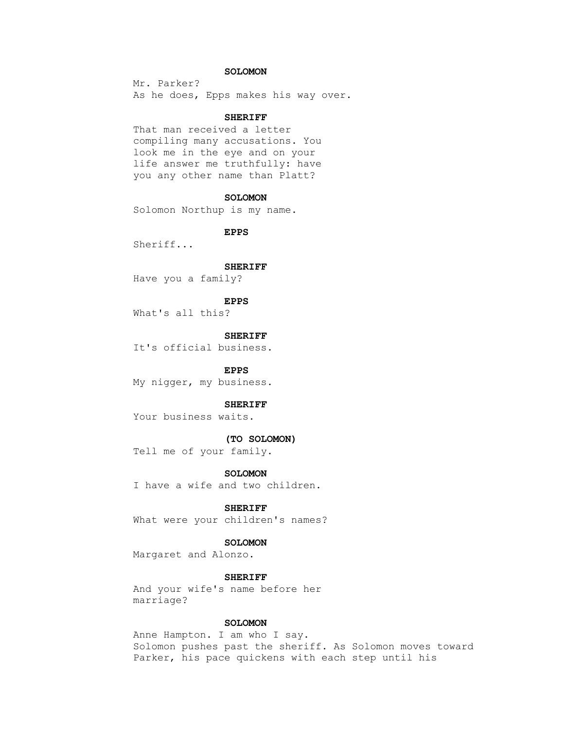**SOLOMON**

Mr. Parker?

As he does, Epps makes his way over.

**SHERIFF**

That man received a letter compiling many accusations. You look me in the eye and on your life answer me truthfully: have you any other name than Platt?

**SOLOMON**

Solomon Northup is my name.

**EPPS**

Sheriff...

**SHERIFF**

Have you a family?

**EPPS**

What's all this?

**SHERIFF**

It's official business.

**EPPS**

My nigger, my business.

**SHERIFF**

Your business waits.

**(TO SOLOMON)**

Tell me of your family.

**SOLOMON**

I have a wife and two children.

**SHERIFF**

What were your children's names?

**SOLOMON**

Margaret and Alonzo.

**SHERIFF**

And your wife's name before her marriage?

**SOLOMON**

Anne Hampton. I am who I say.

Solomon pushes past the sheriff. As Solomon moves toward Parker, his pace quickens with each step until his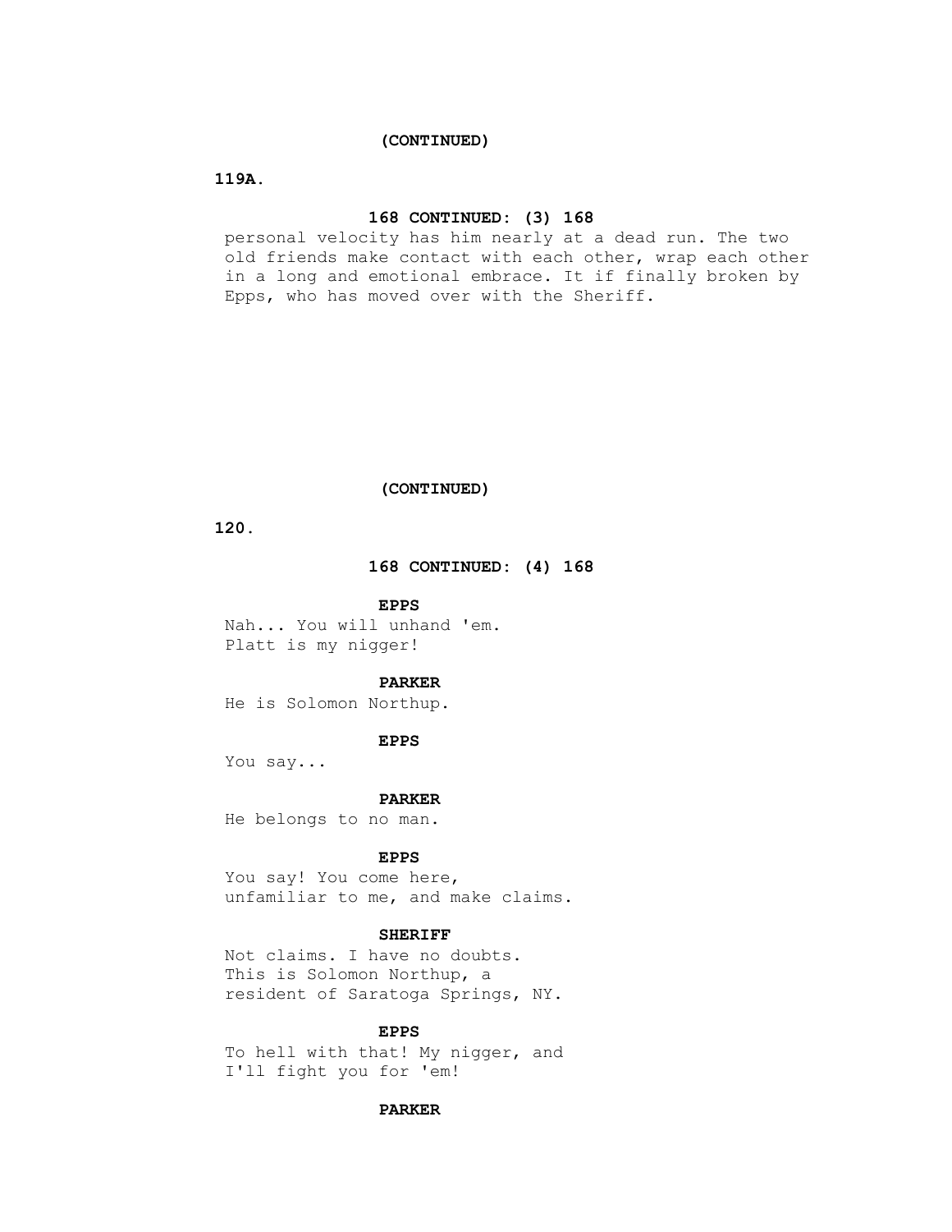(CONTINUED)

168 CONTINUED: (3) 168

personal velocity has him nearly at a dead run. The two old friends make contact with each other, wrap each other in a long and emotional embrace. It if finally broken by Epps, who has moved over with the Sheriff.

(CONTINUED)

168 CONTINUED: (4) 168

**EPPS**

Nah... You will unhand 'em.
Platt is my nigger!

**PARKER**

He is Solomon Northup.

**EPPS**

You say...

**PARKER**

He belongs to no man.

**EPPS**

You say! You come here,
unfamiliar to me, and make claims.

**SHERIFF**

Not claims. I have no doubts.
This is Solomon Northup, a
resident of Saratoga Springs, NY.

**EPPS**

To hell with that! My nigger, and
I'll fight you for 'em!

**PARKER**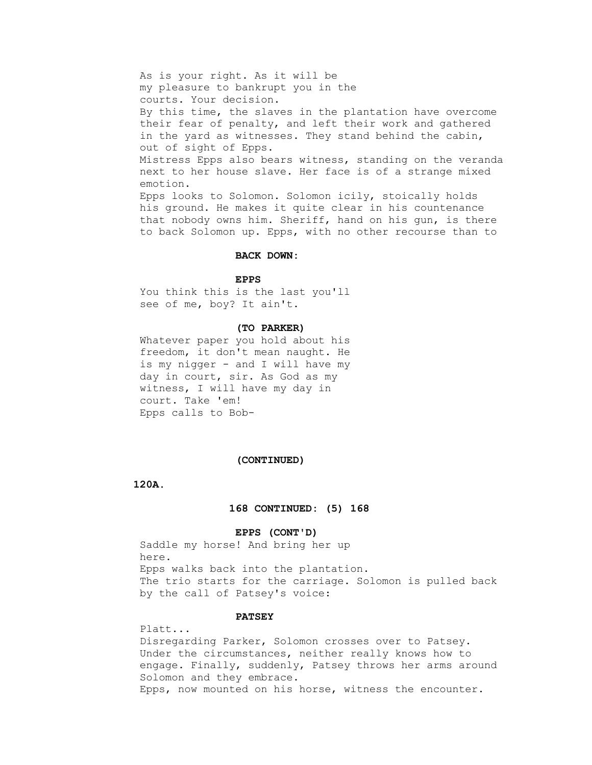As is your right. As it will be
my pleasure to bankrupt you in the
courts. Your decision.

By this time, the slaves in the plantation have overcome their fear of penalty, and left their work and gathered in the yard as witnesses. They stand behind the cabin, out of sight of Epps.

Mistress Epps also bears witness, standing on the veranda next to her house slave. Her face is of a strange mixed emotion.

Epps looks to Solomon. Solomon icily, stoically holds his ground. He makes it quite clear in his countenance that nobody owns him. Sheriff, hand on his gun, is there to back Solomon up. Epps, with no other recourse than to

**BACK DOWN:**

**EPPS**

You think this is the last you'll
see of me, boy? It ain't.

**(TO PARKER)**

Whatever paper you hold about his
freedom, it don't mean naught. He
is my nigger - and I will have my
day in court, sir. As God as my
witness, I will have my day in
court. Take 'em!

Epps calls to Bob-

**(CONTINUED)**

**120A.**

**168 CONTINUED: (5) 168**

**EPPS (CONT'D)**

Saddle my horse! And bring her up
here.

Epps walks back into the plantation.

The trio starts for the carriage. Solomon is pulled back by the call of Patsey's voice:

**PATSEY**

Platt...

Disregarding Parker, Solomon crosses over to Patsey. Under the circumstances, neither really knows how to engage. Finally, suddenly, Patsey throws her arms around Solomon and they embrace.

Epps, now mounted on his horse, witness the encounter.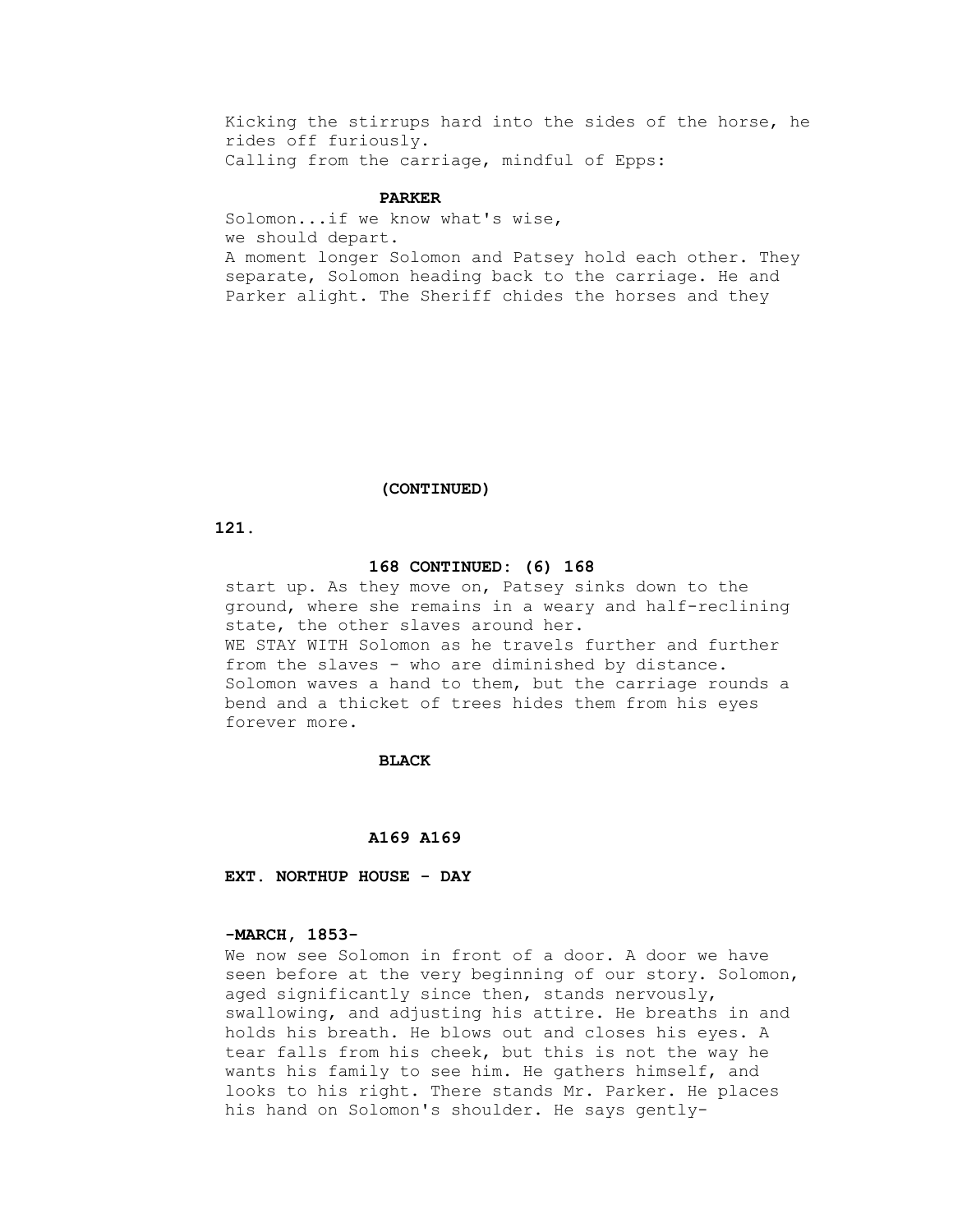Kicking the stirrups hard into the sides of the horse, he rides off furiously.
Calling from the carriage, mindful of Epps:

**PARKER**

Solomon...if we know what's wise,
we should depart.

A moment longer Solomon and Patsey hold each other. They separate, Solomon heading back to the carriage. He and Parker alight. The Sheriff chides the horses and they

**(CONTINUED)**

**168 CONTINUED: (6) 168**

start up. As they move on, Patsey sinks down to the ground, where she remains in a weary and half-reclining state, the other slaves around her.

WE STAY WITH Solomon as he travels further and further from the slaves - who are diminished by distance. Solomon waves a hand to them, but the carriage rounds a bend and a thicket of trees hides them from his eyes forever more.

**BLACK**

**A169 A169**

**EXT. NORTHUP HOUSE - DAY**

**-MARCH, 1853-**

We now see Solomon in front of a door. A door we have seen before at the very beginning of our story. Solomon, aged significantly since then, stands nervously, swallowing, and adjusting his attire. He breaths in and holds his breath. He blows out and closes his eyes. A tear falls from his cheek, but this is not the way he wants his family to see him. He gathers himself, and looks to his right. There stands Mr. Parker. He places his hand on Solomon's shoulder. He says gently-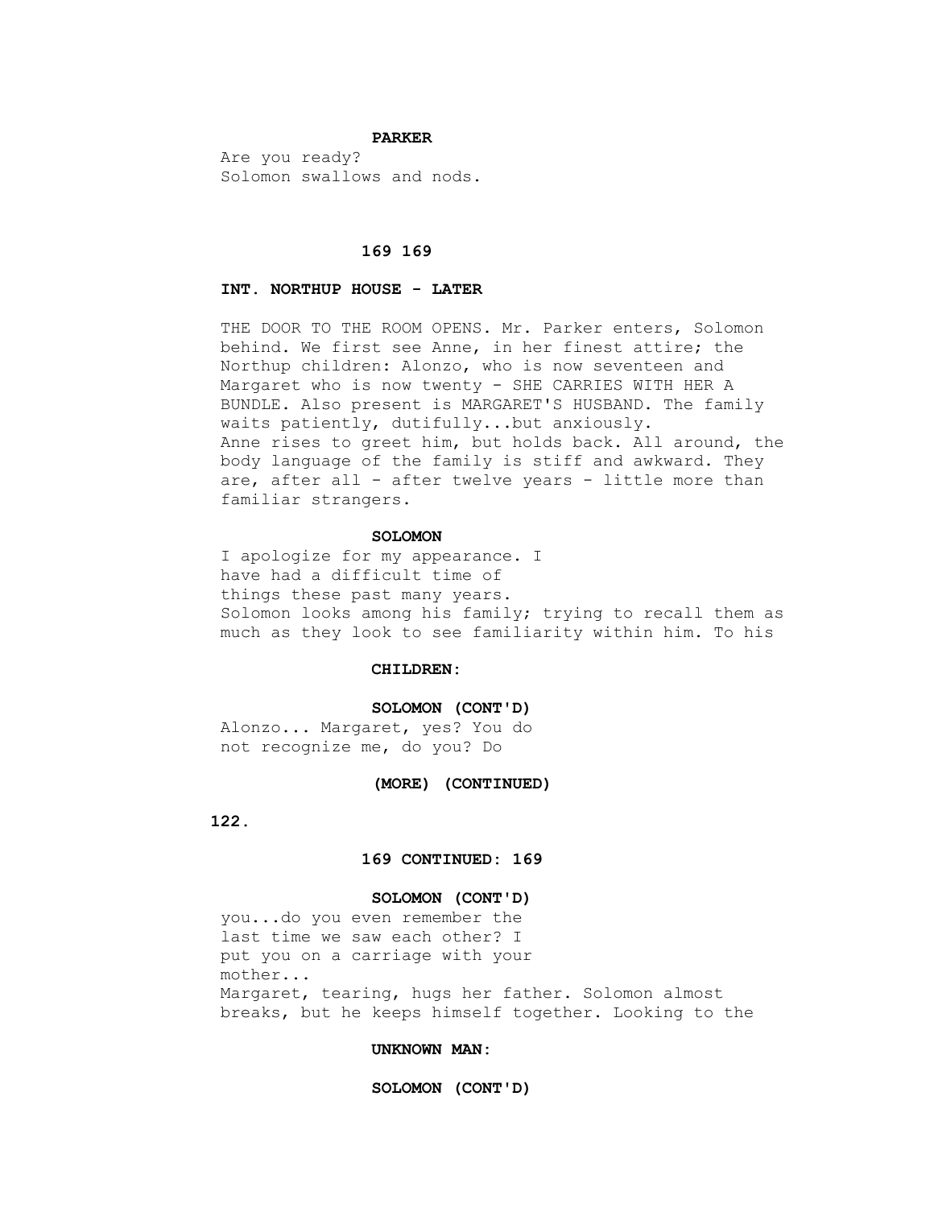**PARKER**

Are you ready?

Solomon swallows and nods.

**169 169**

**INT. NORTHUP HOUSE - LATER**

THE DOOR TO THE ROOM OPENS. Mr. Parker enters, Solomon behind. We first see Anne, in her finest attire; the Northup children: Alonzo, who is now seventeen and Margaret who is now twenty - SHE CARRIES WITH HER A BUNDLE. Also present is MARGARET'S HUSBAND. The family waits patiently, dutifully...but anxiously.

Anne rises to greet him, but holds back. All around, the body language of the family is stiff and awkward. They are, after all - after twelve years - little more than familiar strangers.

**SOLOMON**

I apologize for my appearance. I have had a difficult time of things these past many years.

Solomon looks among his family; trying to recall them as much as they look to see familiarity within him. To his

**CHILDREN:**

**SOLOMON (CONT'D)**

Alonzo... Margaret, yes? You do not recognize me, do you? Do

**(MORE) (CONTINUED)**

**169 CONTINUED: 169**

**SOLOMON (CONT'D)**

you...do you even remember the last time we saw each other? I put you on a carriage with your mother...

Margaret, tearing, hugs her father. Solomon almost breaks, but he keeps himself together. Looking to the

**UNKNOWN MAN:**

**SOLOMON (CONT'D)**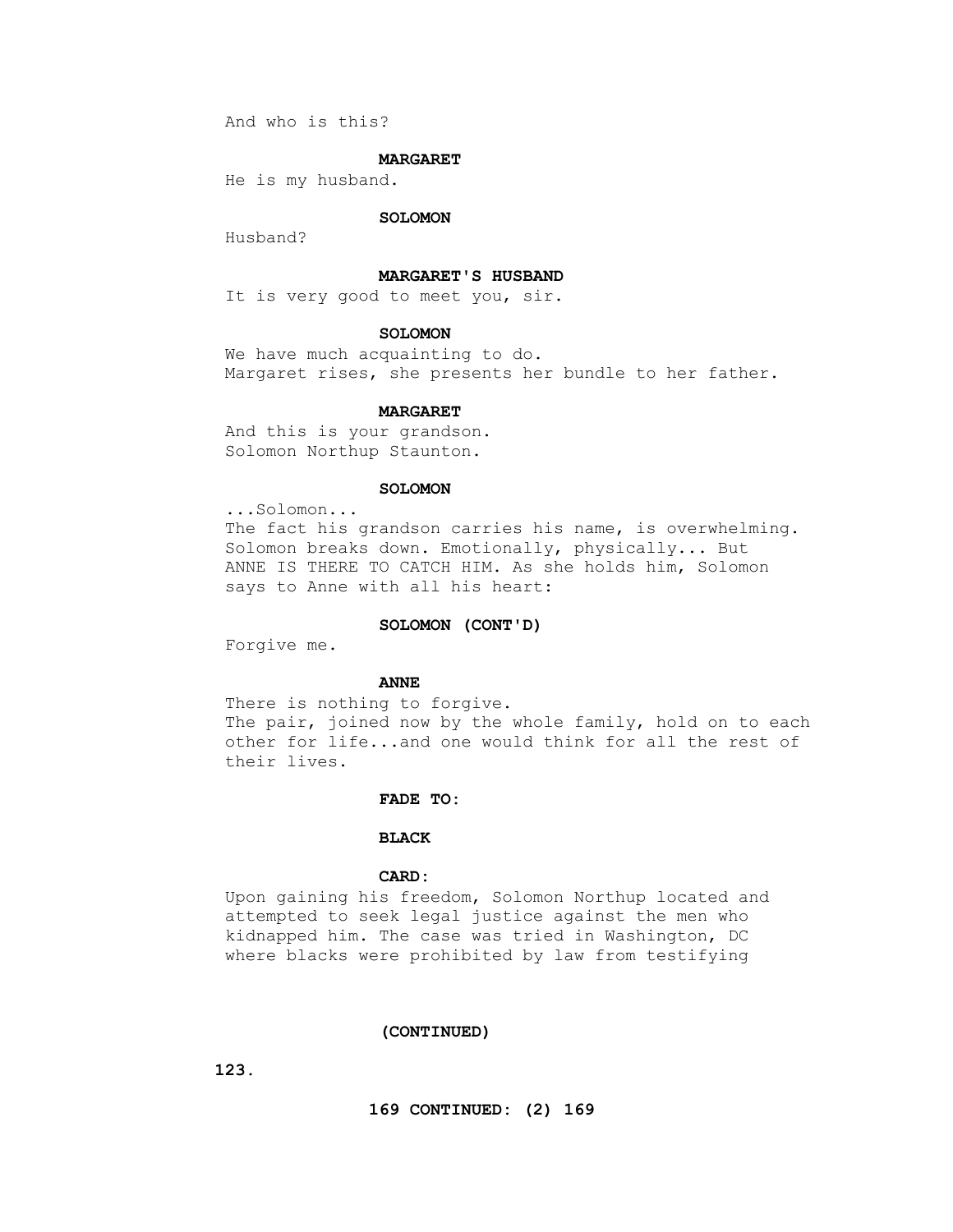And who is this?

**MARGARET**

He is my husband.

**SOLOMON**

Husband?

**MARGARET'S HUSBAND**

It is very good to meet you, sir.

**SOLOMON**

We have much acquainting to do.

Margaret rises, she presents her bundle to her father.

**MARGARET**

And this is your grandson.
Solomon Northup Staunton.

**SOLOMON**

...Solomon...

The fact his grandson carries his name, is overwhelming. Solomon breaks down. Emotionally, physically... But ANNE IS THERE TO CATCH HIM. As she holds him, Solomon says to Anne with all his heart:

**SOLOMON (CONT'D)**

Forgive me.

**ANNE**

There is nothing to forgive.

The pair, joined now by the whole family, hold on to each other for life...and one would think for all the rest of their lives.

**FADE TO:**

**BLACK**

**CARD:**

Upon gaining his freedom, Solomon Northup located and attempted to seek legal justice against the men who kidnapped him. The case was tried in Washington, DC where blacks were prohibited by law from testifying

**(CONTINUED)**

**169 CONTINUED: (2) 169**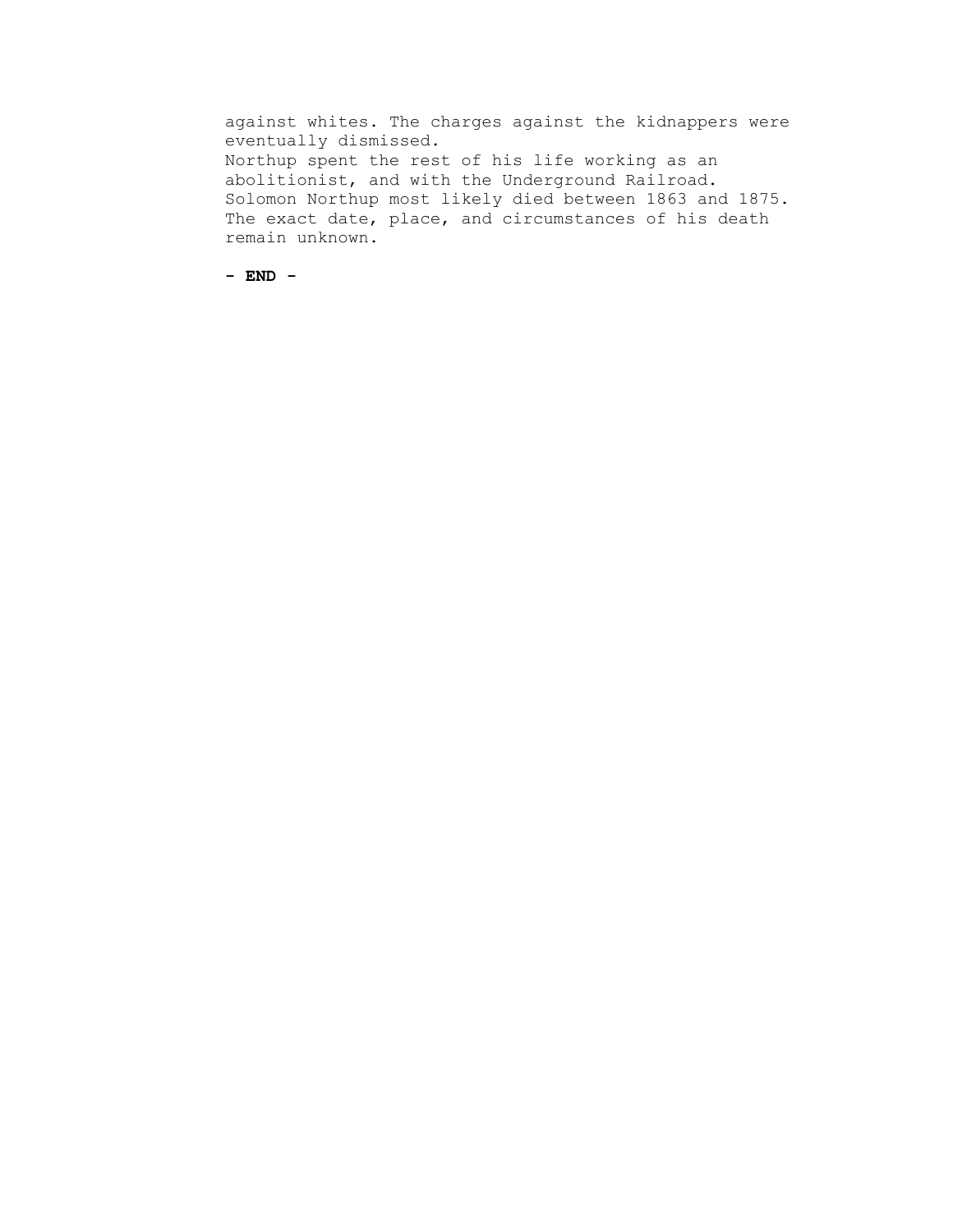against whites. The charges against the kidnappers were eventually dismissed.
Northup spent the rest of his life working as an abolitionist, and with the Underground Railroad.
Solomon Northup most likely died between 1863 and 1875. The exact date, place, and circumstances of his death remain unknown.

**- END -**